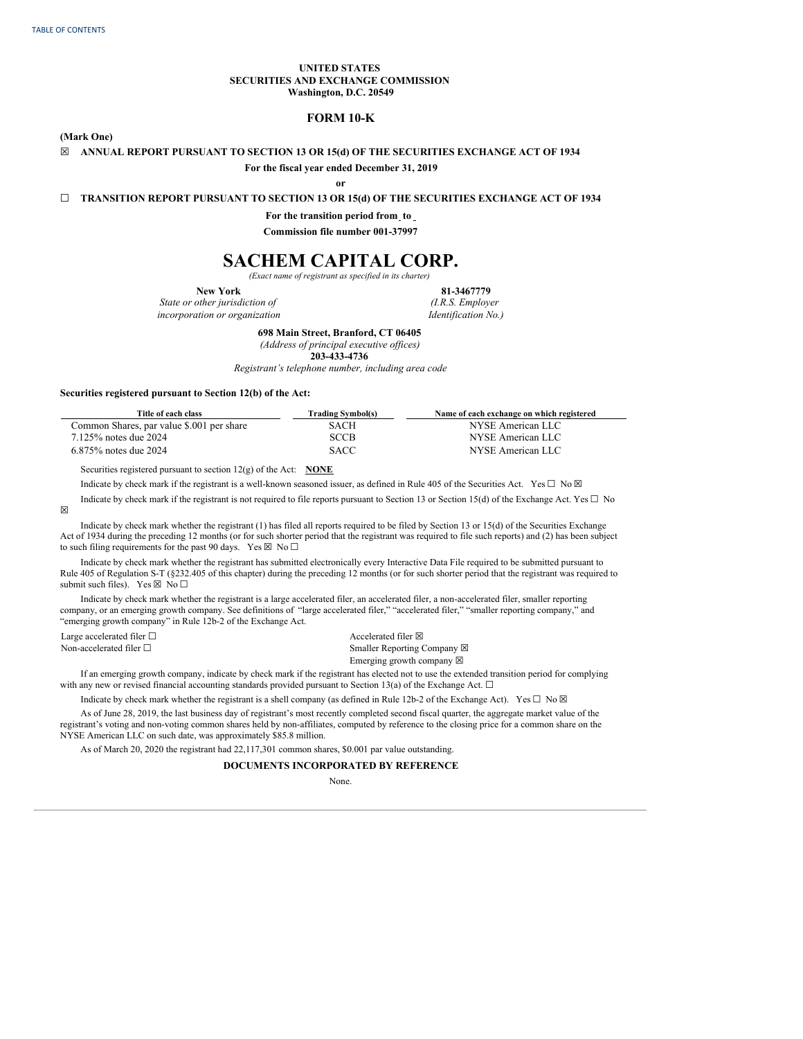TABLE OF CONTENTS

**UNITED STATES**
**SECURITIES AND EXCHANGE COMMISSION**
**Washington, D.C. 20549**

## FORM 10-K

**(Mark One)**

☒ **ANNUAL REPORT PURSUANT TO SECTION 13 OR 15(d) OF THE SECURITIES EXCHANGE ACT OF 1934**

**For the fiscal year ended December 31, 2019**

**or**

☐ **TRANSITION REPORT PURSUANT TO SECTION 13 OR 15(d) OF THE SECURITIES EXCHANGE ACT OF 1934**

**For the transition period from to**

**Commission file number 001-37997**

# SACHEM CAPITAL CORP.

*(Exact name of registrant as specified in its charter)*

| **New York** | **81-3467779** |
|---|---|
| *State or other jurisdiction of incorporation or organization* | *(I.R.S. Employer Identification No.)* |

**698 Main Street, Branford, CT 06405**
*(Address of principal executive offices)*
**203-433-4736**
*Registrant's telephone number, including area code*

**Securities registered pursuant to Section 12(b) of the Act:**

| Title of each class | Trading Symbol(s) | Name of each exchange on which registered |
|---|---|---|
| Common Shares, par value $.001 per share | SACH | NYSE American LLC |
| 7.125% notes due 2024 | SCCB | NYSE American LLC |
| 6.875% notes due 2024 | SACC | NYSE American LLC |

Securities registered pursuant to section 12(g) of the Act: **NONE**

Indicate by check mark if the registrant is a well-known seasoned issuer, as defined in Rule 405 of the Securities Act. Yes ☐ No ☒

Indicate by check mark if the registrant is not required to file reports pursuant to Section 13 or Section 15(d) of the Exchange Act. Yes ☐ No ☒

Indicate by check mark whether the registrant (1) has filed all reports required to be filed by Section 13 or 15(d) of the Securities Exchange Act of 1934 during the preceding 12 months (or for such shorter period that the registrant was required to file such reports) and (2) has been subject to such filing requirements for the past 90 days. Yes ☒ No ☐

Indicate by check mark whether the registrant has submitted electronically every Interactive Data File required to be submitted pursuant to Rule 405 of Regulation S-T (§232.405 of this chapter) during the preceding 12 months (or for such shorter period that the registrant was required to submit such files). Yes ☒ No ☐

Indicate by check mark whether the registrant is a large accelerated filer, an accelerated filer, a non-accelerated filer, smaller reporting company, or an emerging growth company. See definitions of "large accelerated filer," "accelerated filer," "smaller reporting company," and "emerging growth company" in Rule 12b-2 of the Exchange Act.

| | |
|---|---|
| Large accelerated filer ☐ | Accelerated filer ☒ |
| Non-accelerated filer ☐ | Smaller Reporting Company ☒ |
| | Emerging growth company ☒ |

If an emerging growth company, indicate by check mark if the registrant has elected not to use the extended transition period for complying with any new or revised financial accounting standards provided pursuant to Section 13(a) of the Exchange Act. ☐

Indicate by check mark whether the registrant is a shell company (as defined in Rule 12b-2 of the Exchange Act). Yes ☐ No ☒

As of June 28, 2019, the last business day of registrant's most recently completed second fiscal quarter, the aggregate market value of the registrant's voting and non-voting common shares held by non-affiliates, computed by reference to the closing price for a common share on the NYSE American LLC on such date, was approximately $85.8 million.

As of March 20, 2020 the registrant had 22,117,301 common shares, $0.001 par value outstanding.

**DOCUMENTS INCORPORATED BY REFERENCE**

None.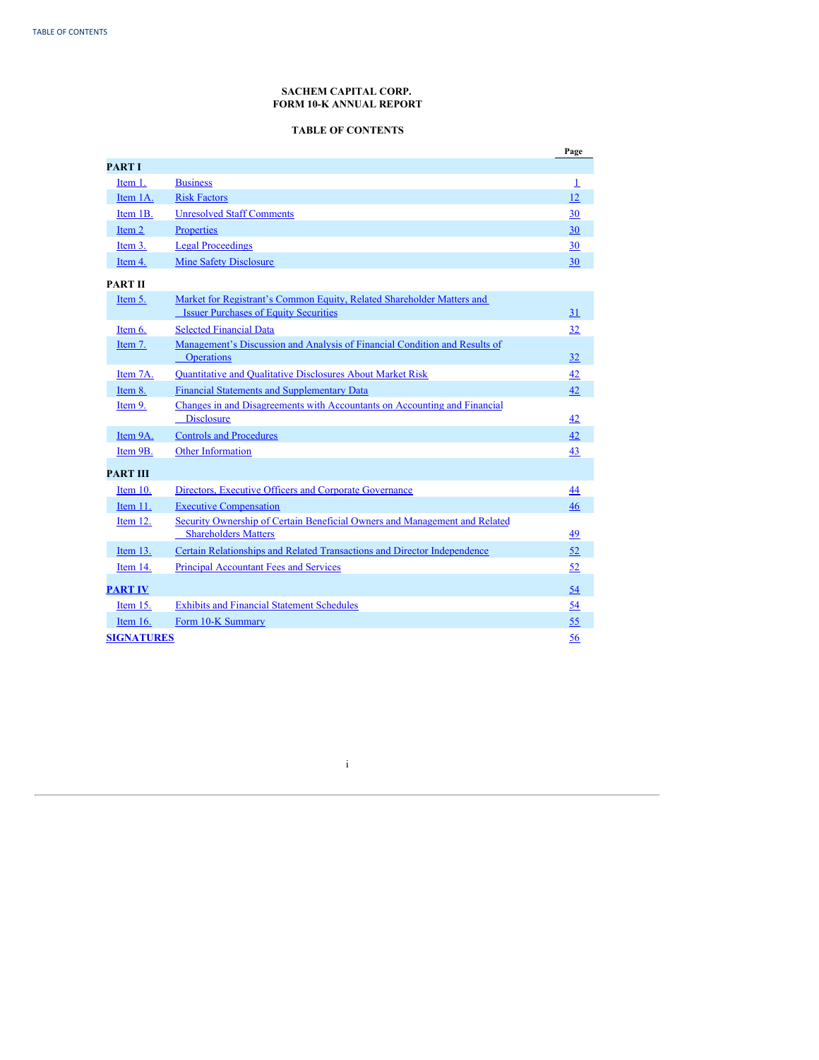**SACHEM CAPITAL CORP.**
**FORM 10-K ANNUAL REPORT**

**TABLE OF CONTENTS**

| | | Page |
|---|---|---|
| **PART I** | | |
| Item 1. | Business | 1 |
| Item 1A. | Risk Factors | 12 |
| Item 1B. | Unresolved Staff Comments | 30 |
| Item 2 | Properties | 30 |
| Item 3. | Legal Proceedings | 30 |
| Item 4. | Mine Safety Disclosure | 30 |
| **PART II** | | |
| Item 5. | Market for Registrant's Common Equity, Related Shareholder Matters and Issuer Purchases of Equity Securities | 31 |
| Item 6. | Selected Financial Data | 32 |
| Item 7. | Management's Discussion and Analysis of Financial Condition and Results of Operations | 32 |
| Item 7A. | Quantitative and Qualitative Disclosures About Market Risk | 42 |
| Item 8. | Financial Statements and Supplementary Data | 42 |
| Item 9. | Changes in and Disagreements with Accountants on Accounting and Financial Disclosure | 42 |
| Item 9A. | Controls and Procedures | 42 |
| Item 9B. | Other Information | 43 |
| **PART III** | | |
| Item 10. | Directors, Executive Officers and Corporate Governance | 44 |
| Item 11. | Executive Compensation | 46 |
| Item 12. | Security Ownership of Certain Beneficial Owners and Management and Related Shareholders Matters | 49 |
| Item 13. | Certain Relationships and Related Transactions and Director Independence | 52 |
| Item 14. | Principal Accountant Fees and Services | 52 |
| **PART IV** | | 54 |
| Item 15. | Exhibits and Financial Statement Schedules | 54 |
| Item 16. | Form 10-K Summary | 55 |
| **SIGNATURES** | | 56 |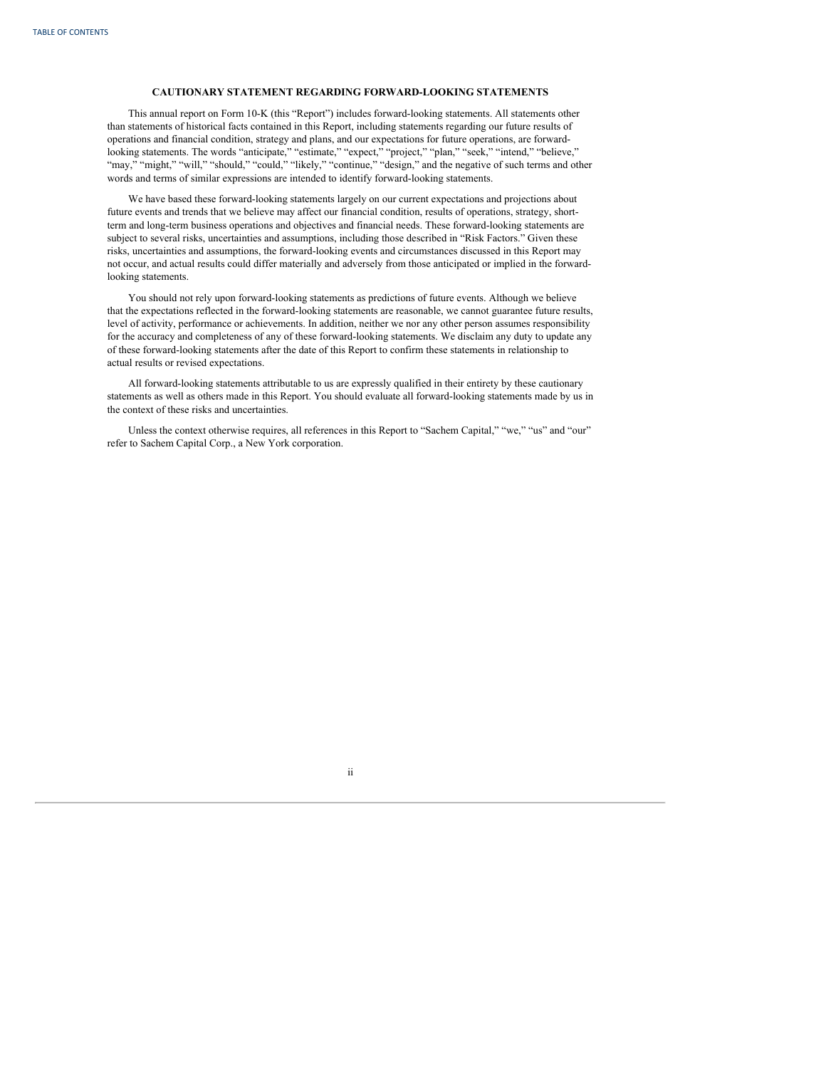## CAUTIONARY STATEMENT REGARDING FORWARD-LOOKING STATEMENTS

This annual report on Form 10-K (this "Report") includes forward-looking statements. All statements other than statements of historical facts contained in this Report, including statements regarding our future results of operations and financial condition, strategy and plans, and our expectations for future operations, are forward-looking statements. The words "anticipate," "estimate," "expect," "project," "plan," "seek," "intend," "believe," "may," "might," "will," "should," "could," "likely," "continue," "design," and the negative of such terms and other words and terms of similar expressions are intended to identify forward-looking statements.

We have based these forward-looking statements largely on our current expectations and projections about future events and trends that we believe may affect our financial condition, results of operations, strategy, short-term and long-term business operations and objectives and financial needs. These forward-looking statements are subject to several risks, uncertainties and assumptions, including those described in "Risk Factors." Given these risks, uncertainties and assumptions, the forward-looking events and circumstances discussed in this Report may not occur, and actual results could differ materially and adversely from those anticipated or implied in the forward-looking statements.

You should not rely upon forward-looking statements as predictions of future events. Although we believe that the expectations reflected in the forward-looking statements are reasonable, we cannot guarantee future results, level of activity, performance or achievements. In addition, neither we nor any other person assumes responsibility for the accuracy and completeness of any of these forward-looking statements. We disclaim any duty to update any of these forward-looking statements after the date of this Report to confirm these statements in relationship to actual results or revised expectations.

All forward-looking statements attributable to us are expressly qualified in their entirety by these cautionary statements as well as others made in this Report. You should evaluate all forward-looking statements made by us in the context of these risks and uncertainties.

Unless the context otherwise requires, all references in this Report to "Sachem Capital," "we," "us" and "our" refer to Sachem Capital Corp., a New York corporation.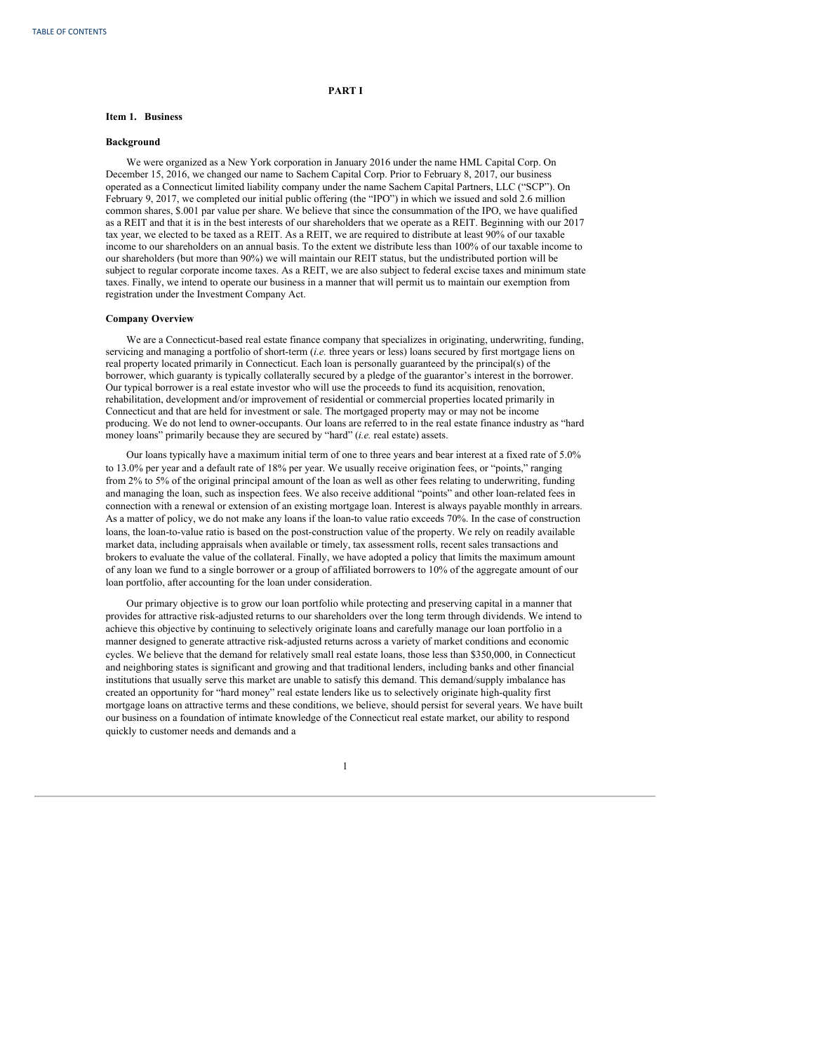# PART I

## Item 1. Business

### Background

We were organized as a New York corporation in January 2016 under the name HML Capital Corp. On December 15, 2016, we changed our name to Sachem Capital Corp. Prior to February 8, 2017, our business operated as a Connecticut limited liability company under the name Sachem Capital Partners, LLC ("SCP"). On February 9, 2017, we completed our initial public offering (the "IPO") in which we issued and sold 2.6 million common shares, $.001 par value per share. We believe that since the consummation of the IPO, we have qualified as a REIT and that it is in the best interests of our shareholders that we operate as a REIT. Beginning with our 2017 tax year, we elected to be taxed as a REIT. As a REIT, we are required to distribute at least 90% of our taxable income to our shareholders on an annual basis. To the extent we distribute less than 100% of our taxable income to our shareholders (but more than 90%) we will maintain our REIT status, but the undistributed portion will be subject to regular corporate income taxes. As a REIT, we are also subject to federal excise taxes and minimum state taxes. Finally, we intend to operate our business in a manner that will permit us to maintain our exemption from registration under the Investment Company Act.

### Company Overview

We are a Connecticut-based real estate finance company that specializes in originating, underwriting, funding, servicing and managing a portfolio of short-term (*i.e.* three years or less) loans secured by first mortgage liens on real property located primarily in Connecticut. Each loan is personally guaranteed by the principal(s) of the borrower, which guaranty is typically collaterally secured by a pledge of the guarantor's interest in the borrower. Our typical borrower is a real estate investor who will use the proceeds to fund its acquisition, renovation, rehabilitation, development and/or improvement of residential or commercial properties located primarily in Connecticut and that are held for investment or sale. The mortgaged property may or may not be income producing. We do not lend to owner-occupants. Our loans are referred to in the real estate finance industry as "hard money loans" primarily because they are secured by "hard" (*i.e.* real estate) assets.

Our loans typically have a maximum initial term of one to three years and bear interest at a fixed rate of 5.0% to 13.0% per year and a default rate of 18% per year. We usually receive origination fees, or "points," ranging from 2% to 5% of the original principal amount of the loan as well as other fees relating to underwriting, funding and managing the loan, such as inspection fees. We also receive additional "points" and other loan-related fees in connection with a renewal or extension of an existing mortgage loan. Interest is always payable monthly in arrears. As a matter of policy, we do not make any loans if the loan-to value ratio exceeds 70%. In the case of construction loans, the loan-to-value ratio is based on the post-construction value of the property. We rely on readily available market data, including appraisals when available or timely, tax assessment rolls, recent sales transactions and brokers to evaluate the value of the collateral. Finally, we have adopted a policy that limits the maximum amount of any loan we fund to a single borrower or a group of affiliated borrowers to 10% of the aggregate amount of our loan portfolio, after accounting for the loan under consideration.

Our primary objective is to grow our loan portfolio while protecting and preserving capital in a manner that provides for attractive risk-adjusted returns to our shareholders over the long term through dividends. We intend to achieve this objective by continuing to selectively originate loans and carefully manage our loan portfolio in a manner designed to generate attractive risk-adjusted returns across a variety of market conditions and economic cycles. We believe that the demand for relatively small real estate loans, those less than $350,000, in Connecticut and neighboring states is significant and growing and that traditional lenders, including banks and other financial institutions that usually serve this market are unable to satisfy this demand. This demand/supply imbalance has created an opportunity for "hard money" real estate lenders like us to selectively originate high-quality first mortgage loans on attractive terms and these conditions, we believe, should persist for several years. We have built our business on a foundation of intimate knowledge of the Connecticut real estate market, our ability to respond quickly to customer needs and demands and a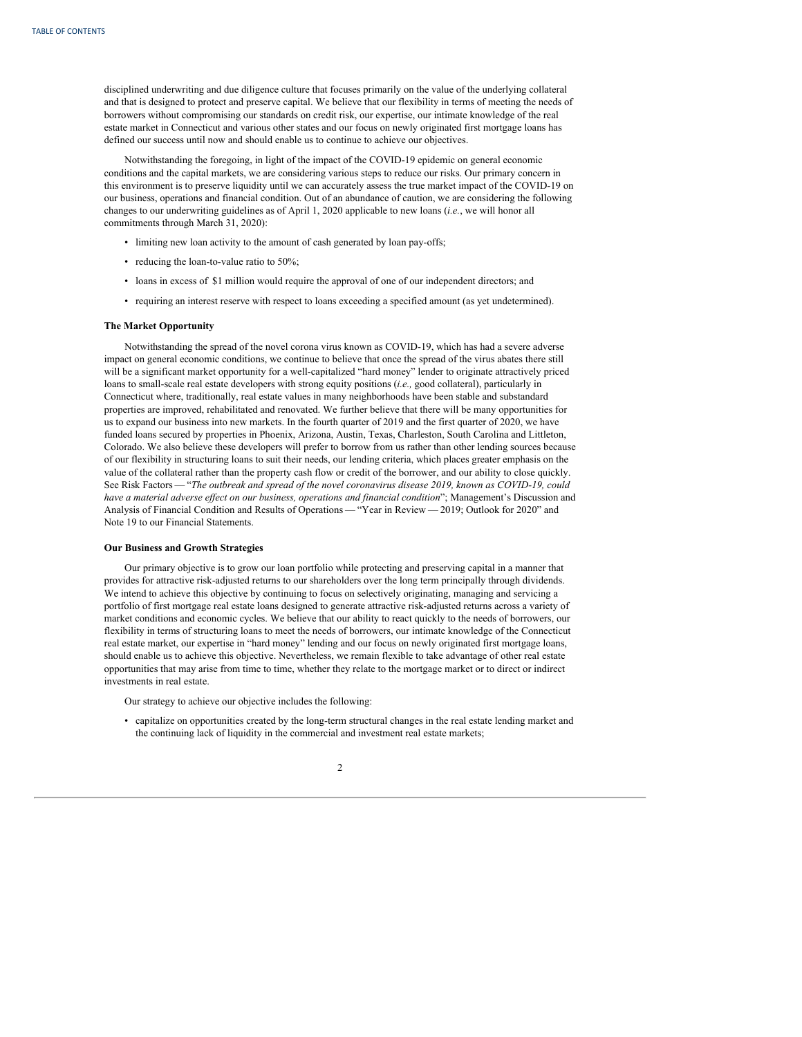disciplined underwriting and due diligence culture that focuses primarily on the value of the underlying collateral and that is designed to protect and preserve capital. We believe that our flexibility in terms of meeting the needs of borrowers without compromising our standards on credit risk, our expertise, our intimate knowledge of the real estate market in Connecticut and various other states and our focus on newly originated first mortgage loans has defined our success until now and should enable us to continue to achieve our objectives.

Notwithstanding the foregoing, in light of the impact of the COVID-19 epidemic on general economic conditions and the capital markets, we are considering various steps to reduce our risks. Our primary concern in this environment is to preserve liquidity until we can accurately assess the true market impact of the COVID-19 on our business, operations and financial condition. Out of an abundance of caution, we are considering the following changes to our underwriting guidelines as of April 1, 2020 applicable to new loans (*i.e.*, we will honor all commitments through March 31, 2020):

- limiting new loan activity to the amount of cash generated by loan pay-offs;
- reducing the loan-to-value ratio to 50%;
- loans in excess of $1 million would require the approval of one of our independent directors; and
- requiring an interest reserve with respect to loans exceeding a specified amount (as yet undetermined).

**The Market Opportunity**

Notwithstanding the spread of the novel corona virus known as COVID-19, which has had a severe adverse impact on general economic conditions, we continue to believe that once the spread of the virus abates there still will be a significant market opportunity for a well-capitalized "hard money" lender to originate attractively priced loans to small-scale real estate developers with strong equity positions (*i.e.,* good collateral), particularly in Connecticut where, traditionally, real estate values in many neighborhoods have been stable and substandard properties are improved, rehabilitated and renovated. We further believe that there will be many opportunities for us to expand our business into new markets. In the fourth quarter of 2019 and the first quarter of 2020, we have funded loans secured by properties in Phoenix, Arizona, Austin, Texas, Charleston, South Carolina and Littleton, Colorado. We also believe these developers will prefer to borrow from us rather than other lending sources because of our flexibility in structuring loans to suit their needs, our lending criteria, which places greater emphasis on the value of the collateral rather than the property cash flow or credit of the borrower, and our ability to close quickly. See Risk Factors — "*The outbreak and spread of the novel coronavirus disease 2019, known as COVID-19, could have a material adverse effect on our business, operations and financial condition*"; Management's Discussion and Analysis of Financial Condition and Results of Operations — "Year in Review — 2019; Outlook for 2020" and Note 19 to our Financial Statements.

**Our Business and Growth Strategies**

Our primary objective is to grow our loan portfolio while protecting and preserving capital in a manner that provides for attractive risk-adjusted returns to our shareholders over the long term principally through dividends. We intend to achieve this objective by continuing to focus on selectively originating, managing and servicing a portfolio of first mortgage real estate loans designed to generate attractive risk-adjusted returns across a variety of market conditions and economic cycles. We believe that our ability to react quickly to the needs of borrowers, our flexibility in terms of structuring loans to meet the needs of borrowers, our intimate knowledge of the Connecticut real estate market, our expertise in "hard money" lending and our focus on newly originated first mortgage loans, should enable us to achieve this objective. Nevertheless, we remain flexible to take advantage of other real estate opportunities that may arise from time to time, whether they relate to the mortgage market or to direct or indirect investments in real estate.

Our strategy to achieve our objective includes the following:

- capitalize on opportunities created by the long-term structural changes in the real estate lending market and the continuing lack of liquidity in the commercial and investment real estate markets;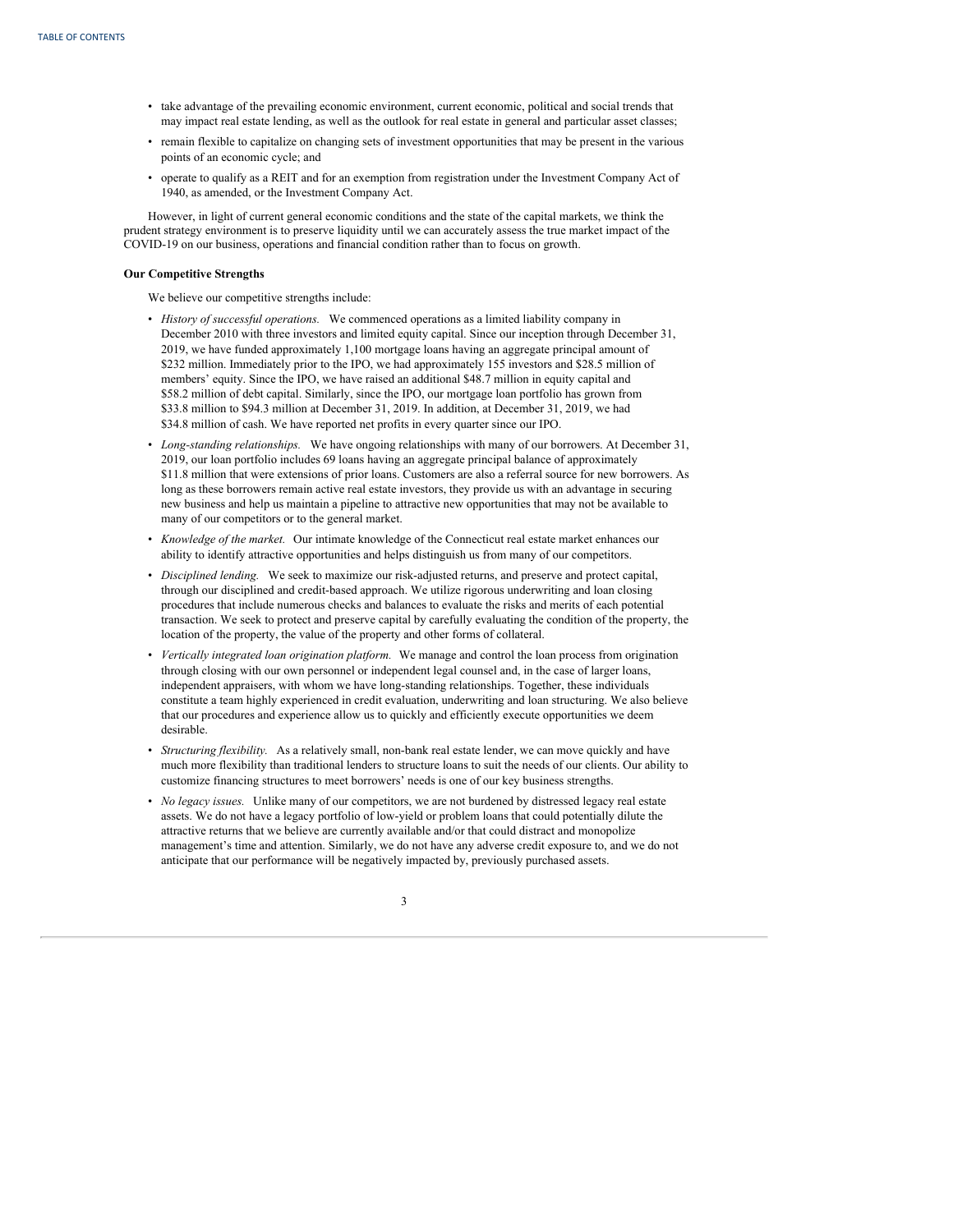- take advantage of the prevailing economic environment, current economic, political and social trends that may impact real estate lending, as well as the outlook for real estate in general and particular asset classes;
- remain flexible to capitalize on changing sets of investment opportunities that may be present in the various points of an economic cycle; and
- operate to qualify as a REIT and for an exemption from registration under the Investment Company Act of 1940, as amended, or the Investment Company Act.

However, in light of current general economic conditions and the state of the capital markets, we think the prudent strategy environment is to preserve liquidity until we can accurately assess the true market impact of the COVID-19 on our business, operations and financial condition rather than to focus on growth.

**Our Competitive Strengths**

We believe our competitive strengths include:

- *History of successful operations.* We commenced operations as a limited liability company in December 2010 with three investors and limited equity capital. Since our inception through December 31, 2019, we have funded approximately 1,100 mortgage loans having an aggregate principal amount of $232 million. Immediately prior to the IPO, we had approximately 155 investors and $28.5 million of members' equity. Since the IPO, we have raised an additional $48.7 million in equity capital and $58.2 million of debt capital. Similarly, since the IPO, our mortgage loan portfolio has grown from $33.8 million to $94.3 million at December 31, 2019. In addition, at December 31, 2019, we had $34.8 million of cash. We have reported net profits in every quarter since our IPO.
- *Long-standing relationships.* We have ongoing relationships with many of our borrowers. At December 31, 2019, our loan portfolio includes 69 loans having an aggregate principal balance of approximately $11.8 million that were extensions of prior loans. Customers are also a referral source for new borrowers. As long as these borrowers remain active real estate investors, they provide us with an advantage in securing new business and help us maintain a pipeline to attractive new opportunities that may not be available to many of our competitors or to the general market.
- *Knowledge of the market.* Our intimate knowledge of the Connecticut real estate market enhances our ability to identify attractive opportunities and helps distinguish us from many of our competitors.
- *Disciplined lending.* We seek to maximize our risk-adjusted returns, and preserve and protect capital, through our disciplined and credit-based approach. We utilize rigorous underwriting and loan closing procedures that include numerous checks and balances to evaluate the risks and merits of each potential transaction. We seek to protect and preserve capital by carefully evaluating the condition of the property, the location of the property, the value of the property and other forms of collateral.
- *Vertically integrated loan origination platform.* We manage and control the loan process from origination through closing with our own personnel or independent legal counsel and, in the case of larger loans, independent appraisers, with whom we have long-standing relationships. Together, these individuals constitute a team highly experienced in credit evaluation, underwriting and loan structuring. We also believe that our procedures and experience allow us to quickly and efficiently execute opportunities we deem desirable.
- *Structuring flexibility.* As a relatively small, non-bank real estate lender, we can move quickly and have much more flexibility than traditional lenders to structure loans to suit the needs of our clients. Our ability to customize financing structures to meet borrowers' needs is one of our key business strengths.
- *No legacy issues.* Unlike many of our competitors, we are not burdened by distressed legacy real estate assets. We do not have a legacy portfolio of low-yield or problem loans that could potentially dilute the attractive returns that we believe are currently available and/or that could distract and monopolize management's time and attention. Similarly, we do not have any adverse credit exposure to, and we do not anticipate that our performance will be negatively impacted by, previously purchased assets.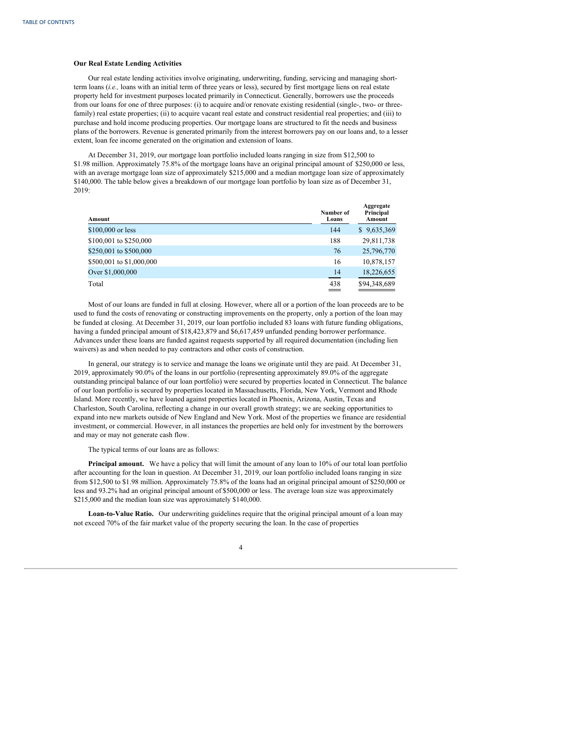**Our Real Estate Lending Activities**

Our real estate lending activities involve originating, underwriting, funding, servicing and managing short-term loans (*i.e.,* loans with an initial term of three years or less), secured by first mortgage liens on real estate property held for investment purposes located primarily in Connecticut. Generally, borrowers use the proceeds from our loans for one of three purposes: (i) to acquire and/or renovate existing residential (single-, two- or three-family) real estate properties; (ii) to acquire vacant real estate and construct residential real properties; and (iii) to purchase and hold income producing properties. Our mortgage loans are structured to fit the needs and business plans of the borrowers. Revenue is generated primarily from the interest borrowers pay on our loans and, to a lesser extent, loan fee income generated on the origination and extension of loans.

At December 31, 2019, our mortgage loan portfolio included loans ranging in size from $12,500 to $1.98 million. Approximately 75.8% of the mortgage loans have an original principal amount of $250,000 or less, with an average mortgage loan size of approximately $215,000 and a median mortgage loan size of approximately $140,000. The table below gives a breakdown of our mortgage loan portfolio by loan size as of December 31, 2019:

| Amount | Number of Loans | Aggregate Principal Amount |
|---|---|---|
| $100,000 or less | 144 | $ 9,635,369 |
| $100,001 to $250,000 | 188 | 29,811,738 |
| $250,001 to $500,000 | 76 | 25,796,770 |
| $500,001 to $1,000,000 | 16 | 10,878,157 |
| Over $1,000,000 | 14 | 18,226,655 |
| Total | 438 | $94,348,689 |

Most of our loans are funded in full at closing. However, where all or a portion of the loan proceeds are to be used to fund the costs of renovating or constructing improvements on the property, only a portion of the loan may be funded at closing. At December 31, 2019, our loan portfolio included 83 loans with future funding obligations, having a funded principal amount of $18,423,879 and $6,617,459 unfunded pending borrower performance. Advances under these loans are funded against requests supported by all required documentation (including lien waivers) as and when needed to pay contractors and other costs of construction.

In general, our strategy is to service and manage the loans we originate until they are paid. At December 31, 2019, approximately 90.0% of the loans in our portfolio (representing approximately 89.0% of the aggregate outstanding principal balance of our loan portfolio) were secured by properties located in Connecticut. The balance of our loan portfolio is secured by properties located in Massachusetts, Florida, New York, Vermont and Rhode Island. More recently, we have loaned against properties located in Phoenix, Arizona, Austin, Texas and Charleston, South Carolina, reflecting a change in our overall growth strategy; we are seeking opportunities to expand into new markets outside of New England and New York. Most of the properties we finance are residential investment, or commercial. However, in all instances the properties are held only for investment by the borrowers and may or may not generate cash flow.

The typical terms of our loans are as follows:

**Principal amount.** We have a policy that will limit the amount of any loan to 10% of our total loan portfolio after accounting for the loan in question. At December 31, 2019, our loan portfolio included loans ranging in size from $12,500 to $1.98 million. Approximately 75.8% of the loans had an original principal amount of $250,000 or less and 93.2% had an original principal amount of $500,000 or less. The average loan size was approximately $215,000 and the median loan size was approximately $140,000.

**Loan-to-Value Ratio.** Our underwriting guidelines require that the original principal amount of a loan may not exceed 70% of the fair market value of the property securing the loan. In the case of properties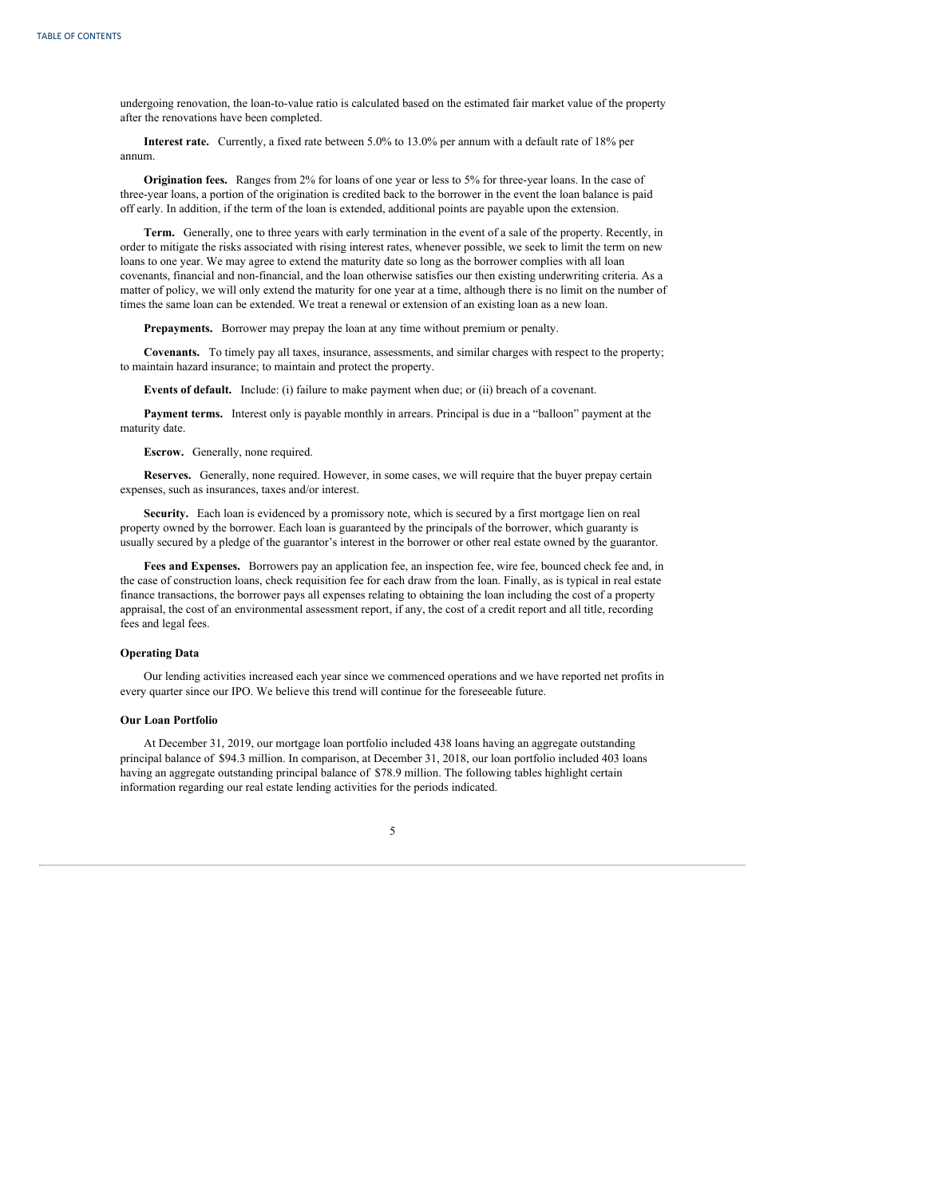undergoing renovation, the loan-to-value ratio is calculated based on the estimated fair market value of the property after the renovations have been completed.

**Interest rate.** Currently, a fixed rate between 5.0% to 13.0% per annum with a default rate of 18% per annum.

**Origination fees.** Ranges from 2% for loans of one year or less to 5% for three-year loans. In the case of three-year loans, a portion of the origination is credited back to the borrower in the event the loan balance is paid off early. In addition, if the term of the loan is extended, additional points are payable upon the extension.

**Term.** Generally, one to three years with early termination in the event of a sale of the property. Recently, in order to mitigate the risks associated with rising interest rates, whenever possible, we seek to limit the term on new loans to one year. We may agree to extend the maturity date so long as the borrower complies with all loan covenants, financial and non-financial, and the loan otherwise satisfies our then existing underwriting criteria. As a matter of policy, we will only extend the maturity for one year at a time, although there is no limit on the number of times the same loan can be extended. We treat a renewal or extension of an existing loan as a new loan.

**Prepayments.** Borrower may prepay the loan at any time without premium or penalty.

**Covenants.** To timely pay all taxes, insurance, assessments, and similar charges with respect to the property; to maintain hazard insurance; to maintain and protect the property.

**Events of default.** Include: (i) failure to make payment when due; or (ii) breach of a covenant.

**Payment terms.** Interest only is payable monthly in arrears. Principal is due in a "balloon" payment at the maturity date.

**Escrow.** Generally, none required.

**Reserves.** Generally, none required. However, in some cases, we will require that the buyer prepay certain expenses, such as insurances, taxes and/or interest.

**Security.** Each loan is evidenced by a promissory note, which is secured by a first mortgage lien on real property owned by the borrower. Each loan is guaranteed by the principals of the borrower, which guaranty is usually secured by a pledge of the guarantor's interest in the borrower or other real estate owned by the guarantor.

**Fees and Expenses.** Borrowers pay an application fee, an inspection fee, wire fee, bounced check fee and, in the case of construction loans, check requisition fee for each draw from the loan. Finally, as is typical in real estate finance transactions, the borrower pays all expenses relating to obtaining the loan including the cost of a property appraisal, the cost of an environmental assessment report, if any, the cost of a credit report and all title, recording fees and legal fees.

### Operating Data

Our lending activities increased each year since we commenced operations and we have reported net profits in every quarter since our IPO. We believe this trend will continue for the foreseeable future.

### Our Loan Portfolio

At December 31, 2019, our mortgage loan portfolio included 438 loans having an aggregate outstanding principal balance of $94.3 million. In comparison, at December 31, 2018, our loan portfolio included 403 loans having an aggregate outstanding principal balance of $78.9 million. The following tables highlight certain information regarding our real estate lending activities for the periods indicated.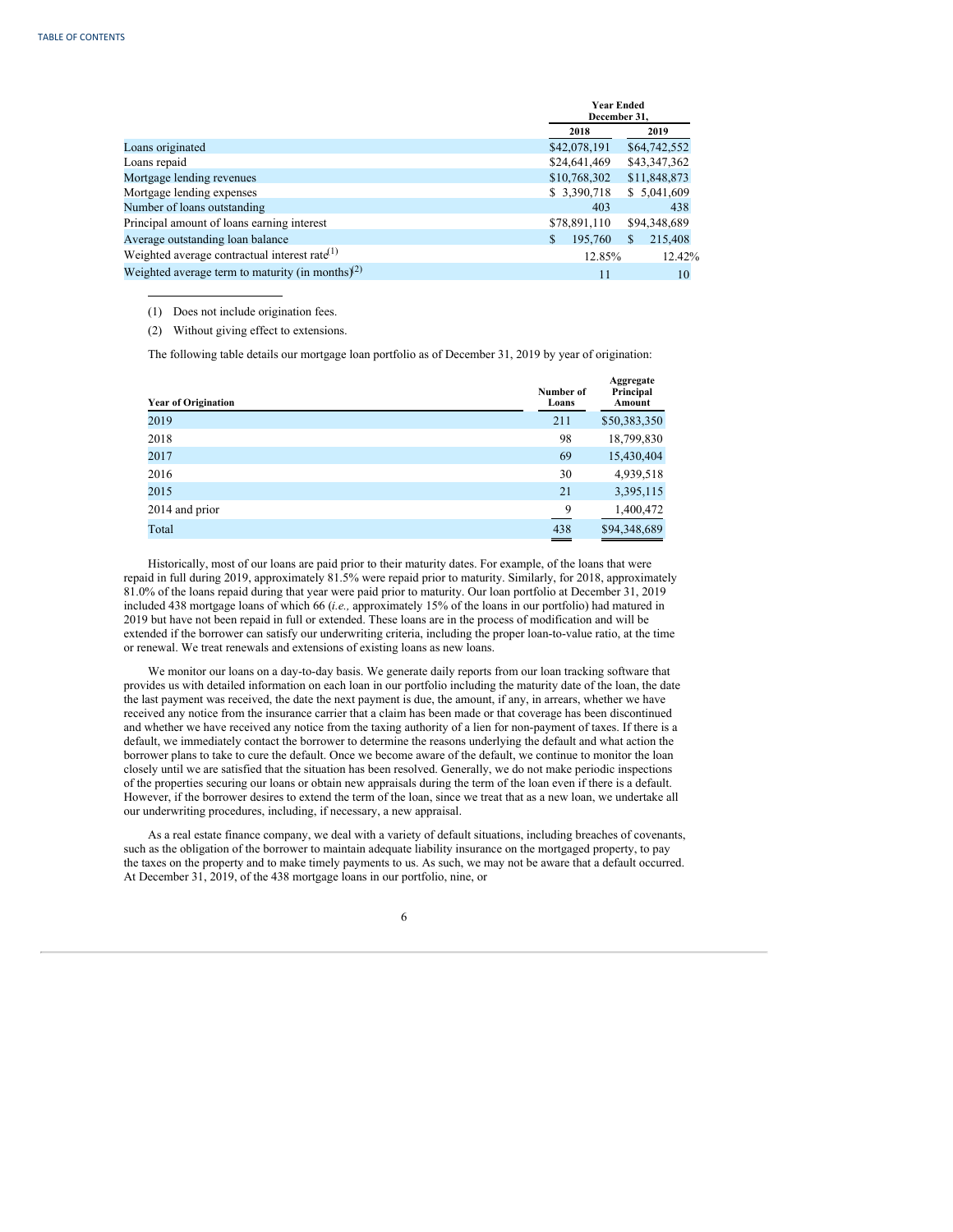| | Year Ended December 31, | |
|---|---|---|
| | 2018 | 2019 |
| Loans originated | $42,078,191 | $64,742,552 |
| Loans repaid | $24,641,469 | $43,347,362 |
| Mortgage lending revenues | $10,768,302 | $11,848,873 |
| Mortgage lending expenses | $ 3,390,718 | $ 5,041,609 |
| Number of loans outstanding | 403 | 438 |
| Principal amount of loans earning interest | $78,891,110 | $94,348,689 |
| Average outstanding loan balance | $ 195,760 | $ 215,408 |
| Weighted average contractual interest rate[(1)] | 12.85% | 12.42% |
| Weighted average term to maturity (in months)[(2)] | 11 | 10 |

(1) Does not include origination fees.

(2) Without giving effect to extensions.

The following table details our mortgage loan portfolio as of December 31, 2019 by year of origination:

| Year of Origination | Number of Loans | Aggregate Principal Amount |
|---|---|---|
| 2019 | 211 | $50,383,350 |
| 2018 | 98 | 18,799,830 |
| 2017 | 69 | 15,430,404 |
| 2016 | 30 | 4,939,518 |
| 2015 | 21 | 3,395,115 |
| 2014 and prior | 9 | 1,400,472 |
| Total | 438 | $94,348,689 |

Historically, most of our loans are paid prior to their maturity dates. For example, of the loans that were repaid in full during 2019, approximately 81.5% were repaid prior to maturity. Similarly, for 2018, approximately 81.0% of the loans repaid during that year were paid prior to maturity. Our loan portfolio at December 31, 2019 included 438 mortgage loans of which 66 (*i.e.,* approximately 15% of the loans in our portfolio) had matured in 2019 but have not been repaid in full or extended. These loans are in the process of modification and will be extended if the borrower can satisfy our underwriting criteria, including the proper loan-to-value ratio, at the time or renewal. We treat renewals and extensions of existing loans as new loans.

We monitor our loans on a day-to-day basis. We generate daily reports from our loan tracking software that provides us with detailed information on each loan in our portfolio including the maturity date of the loan, the date the last payment was received, the date the next payment is due, the amount, if any, in arrears, whether we have received any notice from the insurance carrier that a claim has been made or that coverage has been discontinued and whether we have received any notice from the taxing authority of a lien for non-payment of taxes. If there is a default, we immediately contact the borrower to determine the reasons underlying the default and what action the borrower plans to take to cure the default. Once we become aware of the default, we continue to monitor the loan closely until we are satisfied that the situation has been resolved. Generally, we do not make periodic inspections of the properties securing our loans or obtain new appraisals during the term of the loan even if there is a default. However, if the borrower desires to extend the term of the loan, since we treat that as a new loan, we undertake all our underwriting procedures, including, if necessary, a new appraisal.

As a real estate finance company, we deal with a variety of default situations, including breaches of covenants, such as the obligation of the borrower to maintain adequate liability insurance on the mortgaged property, to pay the taxes on the property and to make timely payments to us. As such, we may not be aware that a default occurred. At December 31, 2019, of the 438 mortgage loans in our portfolio, nine, or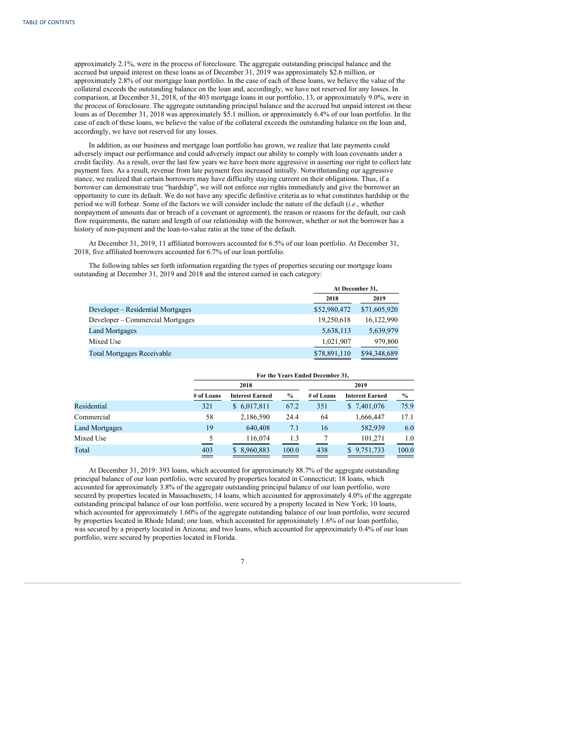approximately 2.1%, were in the process of foreclosure. The aggregate outstanding principal balance and the accrued but unpaid interest on these loans as of December 31, 2019 was approximately $2.6 million, or approximately 2.8% of our mortgage loan portfolio. In the case of each of these loans, we believe the value of the collateral exceeds the outstanding balance on the loan and, accordingly, we have not reserved for any losses. In comparison, at December 31, 2018, of the 403 mortgage loans in our portfolio, 13, or approximately 9.0%, were in the process of foreclosure. The aggregate outstanding principal balance and the accrued but unpaid interest on these loans as of December 31, 2018 was approximately $5.1 million, or approximately 6.4% of our loan portfolio. In the case of each of these loans, we believe the value of the collateral exceeds the outstanding balance on the loan and, accordingly, we have not reserved for any losses.

In addition, as our business and mortgage loan portfolio has grown, we realize that late payments could adversely impact our performance and could adversely impact our ability to comply with loan covenants under a credit facility. As a result, over the last few years we have been more aggressive in asserting our right to collect late payment fees. As a result, revenue from late payment fees increased initially. Notwithstanding our aggressive stance, we realized that certain borrowers may have difficulty staying current on their obligations. Thus, if a borrower can demonstrate true "hardship", we will not enforce our rights immediately and give the borrower an opportunity to cure its default. We do not have any specific definitive criteria as to what constitutes hardship or the period we will forbear. Some of the factors we will consider include the nature of the default (*i.e.*, whether nonpayment of amounts due or breach of a covenant or agreement), the reason or reasons for the default, our cash flow requirements, the nature and length of our relationship with the borrower, whether or not the borrower has a history of non-payment and the loan-to-value ratio at the time of the default.

At December 31, 2019, 11 affiliated borrowers accounted for 6.5% of our loan portfolio. At December 31, 2018, five affiliated borrowers accounted for 6.7% of our loan portfolio.

The following tables set forth information regarding the types of properties securing our mortgage loans outstanding at December 31, 2019 and 2018 and the interest earned in each category:

| | At December 31, | |
|---|---|---|
| | 2018 | 2019 |
| Developer – Residential Mortgages | $52,980,472 | $71,605,920 |
| Developer – Commercial Mortgages | 19,250,618 | 16,122,990 |
| Land Mortgages | 5,638,113 | 5,639,979 |
| Mixed Use | 1,021,907 | 979,800 |
| Total Mortgages Receivable | $78,891,110 | $94,348,689 |

| | For the Years Ended December 31, | | | | | |
|---|---|---|---|---|---|---|
| | 2018 | | | 2019 | | |
| | # of Loans | Interest Earned | % | # of Loans | Interest Earned | % |
| Residential | 321 | $ 6,017,811 | 67.2 | 351 | $ 7,401,076 | 75.9 |
| Commercial | 58 | 2,186,590 | 24.4 | 64 | 1,666,447 | 17.1 |
| Land Mortgages | 19 | 640,408 | 7.1 | 16 | 582,939 | 6.0 |
| Mixed Use | 5 | 116,074 | 1.3 | 7 | 101,271 | 1.0 |
| Total | 403 | $ 8,960,883 | 100.0 | 438 | $ 9,751,733 | 100.0 |

At December 31, 2019: 393 loans, which accounted for approximately 88.7% of the aggregate outstanding principal balance of our loan portfolio, were secured by properties located in Connecticut; 18 loans, which accounted for approximately 3.8% of the aggregate outstanding principal balance of our loan portfolio, were secured by properties located in Massachusetts; 14 loans, which accounted for approximately 4.0% of the aggregate outstanding principal balance of our loan portfolio, were secured by a property located in New York; 10 loans, which accounted for approximately 1.60% of the aggregate outstanding balance of our loan portfolio, were secured by properties located in Rhode Island; one loan, which accounted for approximately 1.6% of our loan portfolio, was secured by a property located in Arizona; and two loans, which accounted for approximately 0.4% of our loan portfolio, were secured by properties located in Florida.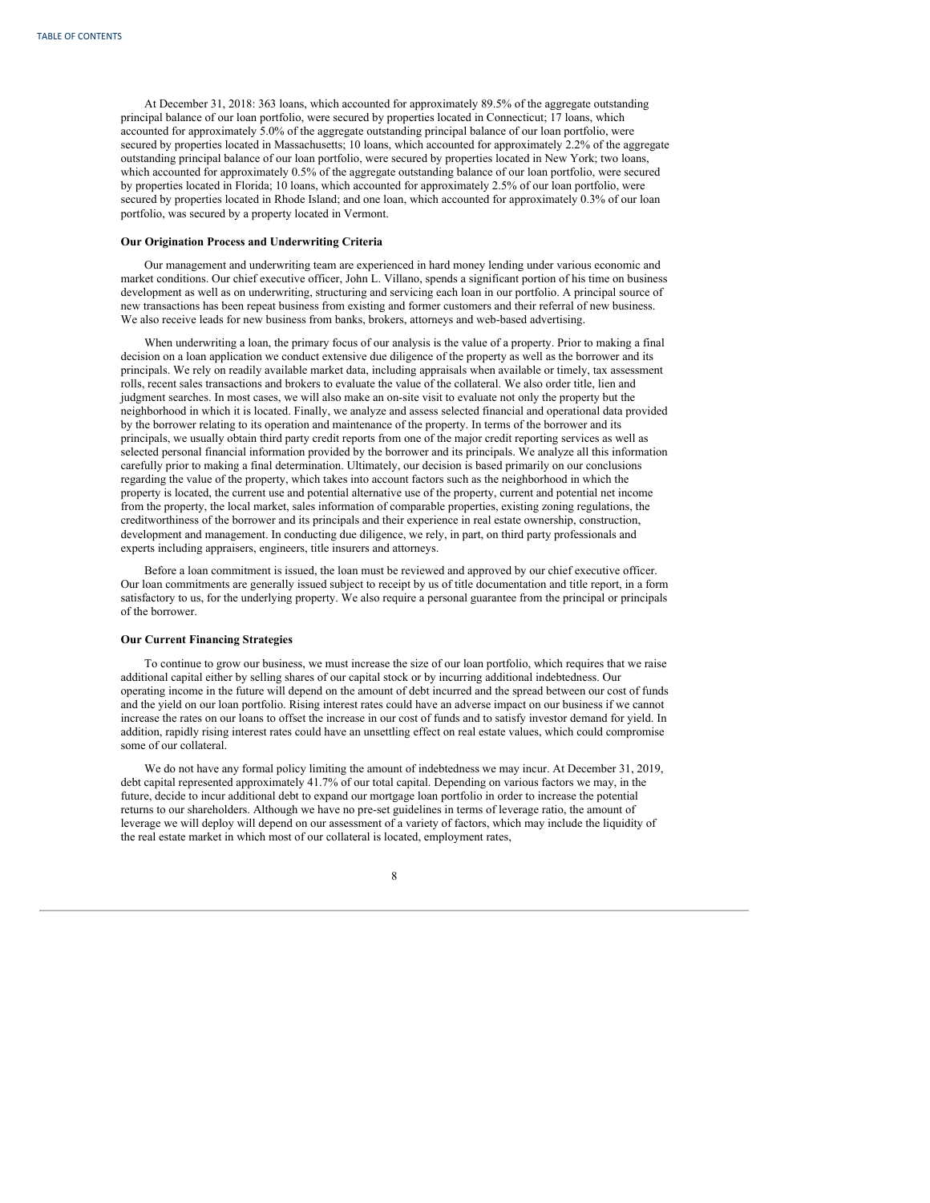At December 31, 2018: 363 loans, which accounted for approximately 89.5% of the aggregate outstanding principal balance of our loan portfolio, were secured by properties located in Connecticut; 17 loans, which accounted for approximately 5.0% of the aggregate outstanding principal balance of our loan portfolio, were secured by properties located in Massachusetts; 10 loans, which accounted for approximately 2.2% of the aggregate outstanding principal balance of our loan portfolio, were secured by properties located in New York; two loans, which accounted for approximately 0.5% of the aggregate outstanding balance of our loan portfolio, were secured by properties located in Florida; 10 loans, which accounted for approximately 2.5% of our loan portfolio, were secured by properties located in Rhode Island; and one loan, which accounted for approximately 0.3% of our loan portfolio, was secured by a property located in Vermont.

**Our Origination Process and Underwriting Criteria**

Our management and underwriting team are experienced in hard money lending under various economic and market conditions. Our chief executive officer, John L. Villano, spends a significant portion of his time on business development as well as on underwriting, structuring and servicing each loan in our portfolio. A principal source of new transactions has been repeat business from existing and former customers and their referral of new business. We also receive leads for new business from banks, brokers, attorneys and web-based advertising.

When underwriting a loan, the primary focus of our analysis is the value of a property. Prior to making a final decision on a loan application we conduct extensive due diligence of the property as well as the borrower and its principals. We rely on readily available market data, including appraisals when available or timely, tax assessment rolls, recent sales transactions and brokers to evaluate the value of the collateral. We also order title, lien and judgment searches. In most cases, we will also make an on-site visit to evaluate not only the property but the neighborhood in which it is located. Finally, we analyze and assess selected financial and operational data provided by the borrower relating to its operation and maintenance of the property. In terms of the borrower and its principals, we usually obtain third party credit reports from one of the major credit reporting services as well as selected personal financial information provided by the borrower and its principals. We analyze all this information carefully prior to making a final determination. Ultimately, our decision is based primarily on our conclusions regarding the value of the property, which takes into account factors such as the neighborhood in which the property is located, the current use and potential alternative use of the property, current and potential net income from the property, the local market, sales information of comparable properties, existing zoning regulations, the creditworthiness of the borrower and its principals and their experience in real estate ownership, construction, development and management. In conducting due diligence, we rely, in part, on third party professionals and experts including appraisers, engineers, title insurers and attorneys.

Before a loan commitment is issued, the loan must be reviewed and approved by our chief executive officer. Our loan commitments are generally issued subject to receipt by us of title documentation and title report, in a form satisfactory to us, for the underlying property. We also require a personal guarantee from the principal or principals of the borrower.

**Our Current Financing Strategies**

To continue to grow our business, we must increase the size of our loan portfolio, which requires that we raise additional capital either by selling shares of our capital stock or by incurring additional indebtedness. Our operating income in the future will depend on the amount of debt incurred and the spread between our cost of funds and the yield on our loan portfolio. Rising interest rates could have an adverse impact on our business if we cannot increase the rates on our loans to offset the increase in our cost of funds and to satisfy investor demand for yield. In addition, rapidly rising interest rates could have an unsettling effect on real estate values, which could compromise some of our collateral.

We do not have any formal policy limiting the amount of indebtedness we may incur. At December 31, 2019, debt capital represented approximately 41.7% of our total capital. Depending on various factors we may, in the future, decide to incur additional debt to expand our mortgage loan portfolio in order to increase the potential returns to our shareholders. Although we have no pre-set guidelines in terms of leverage ratio, the amount of leverage we will deploy will depend on our assessment of a variety of factors, which may include the liquidity of the real estate market in which most of our collateral is located, employment rates,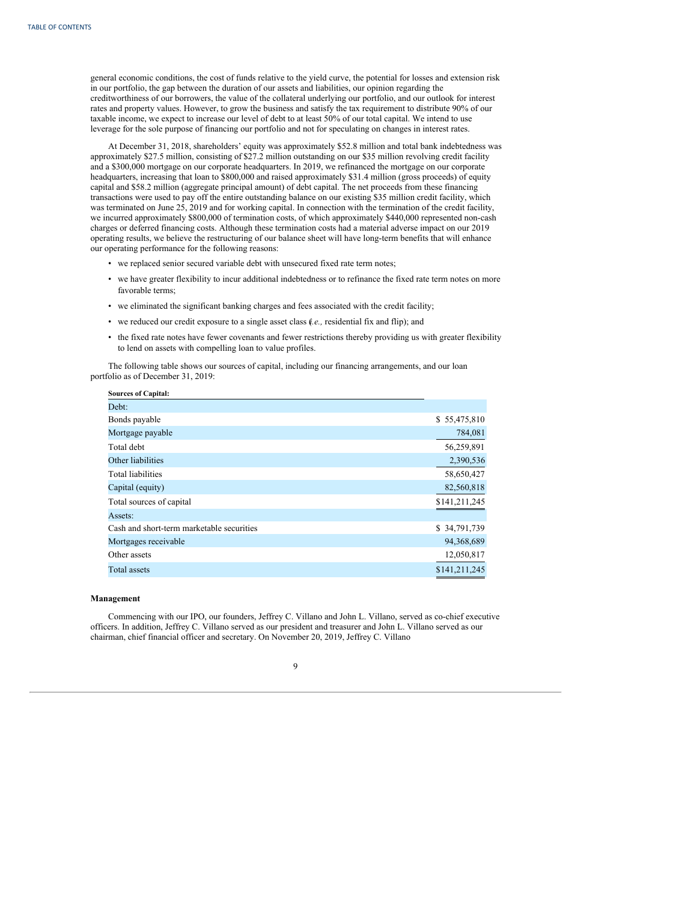general economic conditions, the cost of funds relative to the yield curve, the potential for losses and extension risk in our portfolio, the gap between the duration of our assets and liabilities, our opinion regarding the creditworthiness of our borrowers, the value of the collateral underlying our portfolio, and our outlook for interest rates and property values. However, to grow the business and satisfy the tax requirement to distribute 90% of our taxable income, we expect to increase our level of debt to at least 50% of our total capital. We intend to use leverage for the sole purpose of financing our portfolio and not for speculating on changes in interest rates.

At December 31, 2018, shareholders' equity was approximately $52.8 million and total bank indebtedness was approximately $27.5 million, consisting of $27.2 million outstanding on our $35 million revolving credit facility and a $300,000 mortgage on our corporate headquarters. In 2019, we refinanced the mortgage on our corporate headquarters, increasing that loan to $800,000 and raised approximately $31.4 million (gross proceeds) of equity capital and $58.2 million (aggregate principal amount) of debt capital. The net proceeds from these financing transactions were used to pay off the entire outstanding balance on our existing $35 million credit facility, which was terminated on June 25, 2019 and for working capital. In connection with the termination of the credit facility, we incurred approximately $800,000 of termination costs, of which approximately $440,000 represented non-cash charges or deferred financing costs. Although these termination costs had a material adverse impact on our 2019 operating results, we believe the restructuring of our balance sheet will have long-term benefits that will enhance our operating performance for the following reasons:

- we replaced senior secured variable debt with unsecured fixed rate term notes;
- we have greater flexibility to incur additional indebtedness or to refinance the fixed rate term notes on more favorable terms;
- we eliminated the significant banking charges and fees associated with the credit facility;
- we reduced our credit exposure to a single asset class (*i.e.,* residential fix and flip); and
- the fixed rate notes have fewer covenants and fewer restrictions thereby providing us with greater flexibility to lend on assets with compelling loan to value profiles.

The following table shows our sources of capital, including our financing arrangements, and our loan portfolio as of December 31, 2019:

| **Sources of Capital:** | |
|---|---|
| Debt: | |
| Bonds payable | $ 55,475,810 |
| Mortgage payable | 784,081 |
| Total debt | 56,259,891 |
| Other liabilities | 2,390,536 |
| Total liabilities | 58,650,427 |
| Capital (equity) | 82,560,818 |
| Total sources of capital | $141,211,245 |
| Assets: | |
| Cash and short-term marketable securities | $ 34,791,739 |
| Mortgages receivable | 94,368,689 |
| Other assets | 12,050,817 |
| Total assets | $141,211,245 |

**Management**

Commencing with our IPO, our founders, Jeffrey C. Villano and John L. Villano, served as co-chief executive officers. In addition, Jeffrey C. Villano served as our president and treasurer and John L. Villano served as our chairman, chief financial officer and secretary. On November 20, 2019, Jeffrey C. Villano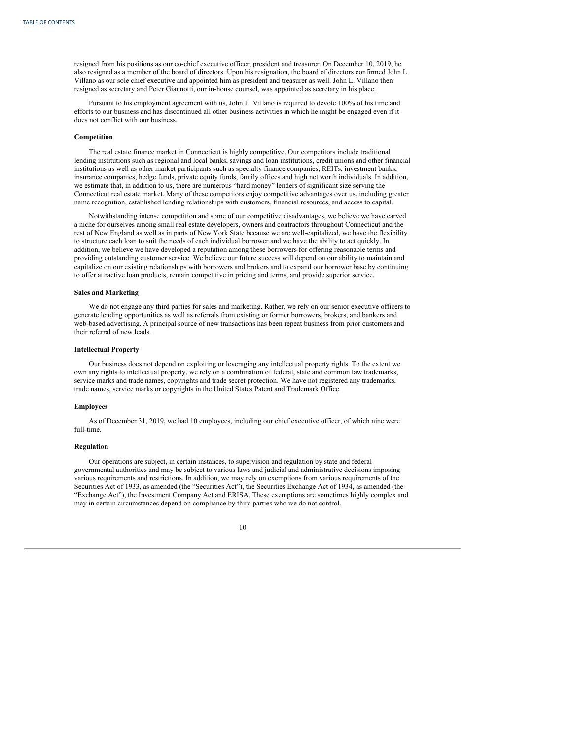resigned from his positions as our co-chief executive officer, president and treasurer. On December 10, 2019, he also resigned as a member of the board of directors. Upon his resignation, the board of directors confirmed John L. Villano as our sole chief executive and appointed him as president and treasurer as well. John L. Villano then resigned as secretary and Peter Giannotti, our in-house counsel, was appointed as secretary in his place.

Pursuant to his employment agreement with us, John L. Villano is required to devote 100% of his time and efforts to our business and has discontinued all other business activities in which he might be engaged even if it does not conflict with our business.

**Competition**

The real estate finance market in Connecticut is highly competitive. Our competitors include traditional lending institutions such as regional and local banks, savings and loan institutions, credit unions and other financial institutions as well as other market participants such as specialty finance companies, REITs, investment banks, insurance companies, hedge funds, private equity funds, family offices and high net worth individuals. In addition, we estimate that, in addition to us, there are numerous "hard money" lenders of significant size serving the Connecticut real estate market. Many of these competitors enjoy competitive advantages over us, including greater name recognition, established lending relationships with customers, financial resources, and access to capital.

Notwithstanding intense competition and some of our competitive disadvantages, we believe we have carved a niche for ourselves among small real estate developers, owners and contractors throughout Connecticut and the rest of New England as well as in parts of New York State because we are well-capitalized, we have the flexibility to structure each loan to suit the needs of each individual borrower and we have the ability to act quickly. In addition, we believe we have developed a reputation among these borrowers for offering reasonable terms and providing outstanding customer service. We believe our future success will depend on our ability to maintain and capitalize on our existing relationships with borrowers and brokers and to expand our borrower base by continuing to offer attractive loan products, remain competitive in pricing and terms, and provide superior service.

**Sales and Marketing**

We do not engage any third parties for sales and marketing. Rather, we rely on our senior executive officers to generate lending opportunities as well as referrals from existing or former borrowers, brokers, and bankers and web-based advertising. A principal source of new transactions has been repeat business from prior customers and their referral of new leads.

**Intellectual Property**

Our business does not depend on exploiting or leveraging any intellectual property rights. To the extent we own any rights to intellectual property, we rely on a combination of federal, state and common law trademarks, service marks and trade names, copyrights and trade secret protection. We have not registered any trademarks, trade names, service marks or copyrights in the United States Patent and Trademark Office.

**Employees**

As of December 31, 2019, we had 10 employees, including our chief executive officer, of which nine were full-time.

**Regulation**

Our operations are subject, in certain instances, to supervision and regulation by state and federal governmental authorities and may be subject to various laws and judicial and administrative decisions imposing various requirements and restrictions. In addition, we may rely on exemptions from various requirements of the Securities Act of 1933, as amended (the "Securities Act"), the Securities Exchange Act of 1934, as amended (the "Exchange Act"), the Investment Company Act and ERISA. These exemptions are sometimes highly complex and may in certain circumstances depend on compliance by third parties who we do not control.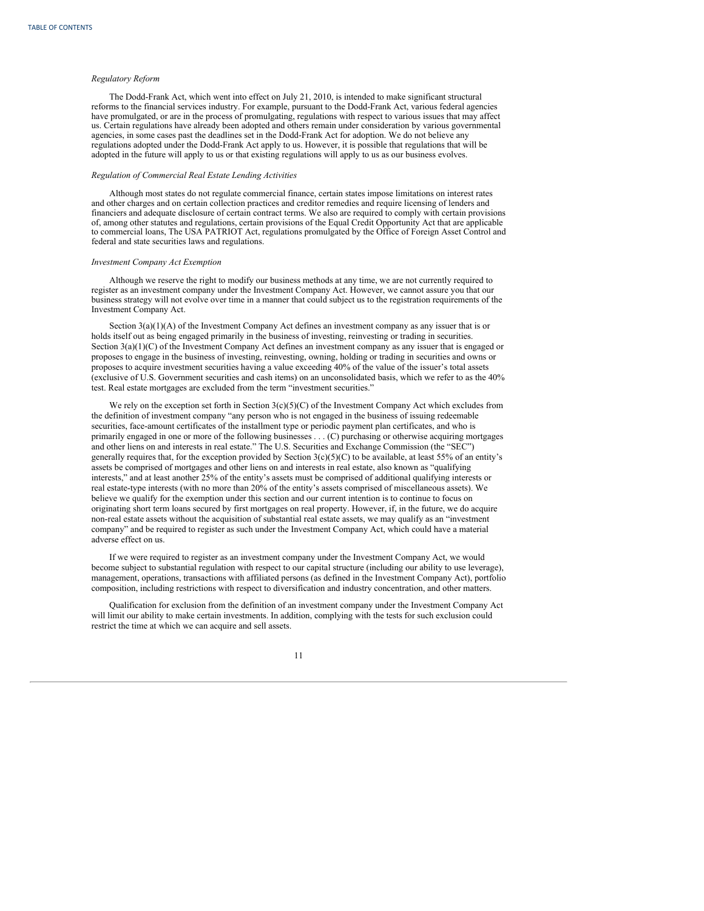*Regulatory Reform*

The Dodd-Frank Act, which went into effect on July 21, 2010, is intended to make significant structural reforms to the financial services industry. For example, pursuant to the Dodd-Frank Act, various federal agencies have promulgated, or are in the process of promulgating, regulations with respect to various issues that may affect us. Certain regulations have already been adopted and others remain under consideration by various governmental agencies, in some cases past the deadlines set in the Dodd-Frank Act for adoption. We do not believe any regulations adopted under the Dodd-Frank Act apply to us. However, it is possible that regulations that will be adopted in the future will apply to us or that existing regulations will apply to us as our business evolves.

*Regulation of Commercial Real Estate Lending Activities*

Although most states do not regulate commercial finance, certain states impose limitations on interest rates and other charges and on certain collection practices and creditor remedies and require licensing of lenders and financiers and adequate disclosure of certain contract terms. We also are required to comply with certain provisions of, among other statutes and regulations, certain provisions of the Equal Credit Opportunity Act that are applicable to commercial loans, The USA PATRIOT Act, regulations promulgated by the Office of Foreign Asset Control and federal and state securities laws and regulations.

*Investment Company Act Exemption*

Although we reserve the right to modify our business methods at any time, we are not currently required to register as an investment company under the Investment Company Act. However, we cannot assure you that our business strategy will not evolve over time in a manner that could subject us to the registration requirements of the Investment Company Act.

Section 3(a)(1)(A) of the Investment Company Act defines an investment company as any issuer that is or holds itself out as being engaged primarily in the business of investing, reinvesting or trading in securities. Section 3(a)(1)(C) of the Investment Company Act defines an investment company as any issuer that is engaged or proposes to engage in the business of investing, reinvesting, owning, holding or trading in securities and owns or proposes to acquire investment securities having a value exceeding 40% of the value of the issuer's total assets (exclusive of U.S. Government securities and cash items) on an unconsolidated basis, which we refer to as the 40% test. Real estate mortgages are excluded from the term "investment securities."

We rely on the exception set forth in Section 3(c)(5)(C) of the Investment Company Act which excludes from the definition of investment company "any person who is not engaged in the business of issuing redeemable securities, face-amount certificates of the installment type or periodic payment plan certificates, and who is primarily engaged in one or more of the following businesses . . . (C) purchasing or otherwise acquiring mortgages and other liens on and interests in real estate." The U.S. Securities and Exchange Commission (the "SEC") generally requires that, for the exception provided by Section 3(c)(5)(C) to be available, at least 55% of an entity's assets be comprised of mortgages and other liens on and interests in real estate, also known as "qualifying interests," and at least another 25% of the entity's assets must be comprised of additional qualifying interests or real estate-type interests (with no more than 20% of the entity's assets comprised of miscellaneous assets). We believe we qualify for the exemption under this section and our current intention is to continue to focus on originating short term loans secured by first mortgages on real property. However, if, in the future, we do acquire non-real estate assets without the acquisition of substantial real estate assets, we may qualify as an "investment company" and be required to register as such under the Investment Company Act, which could have a material adverse effect on us.

If we were required to register as an investment company under the Investment Company Act, we would become subject to substantial regulation with respect to our capital structure (including our ability to use leverage), management, operations, transactions with affiliated persons (as defined in the Investment Company Act), portfolio composition, including restrictions with respect to diversification and industry concentration, and other matters.

Qualification for exclusion from the definition of an investment company under the Investment Company Act will limit our ability to make certain investments. In addition, complying with the tests for such exclusion could restrict the time at which we can acquire and sell assets.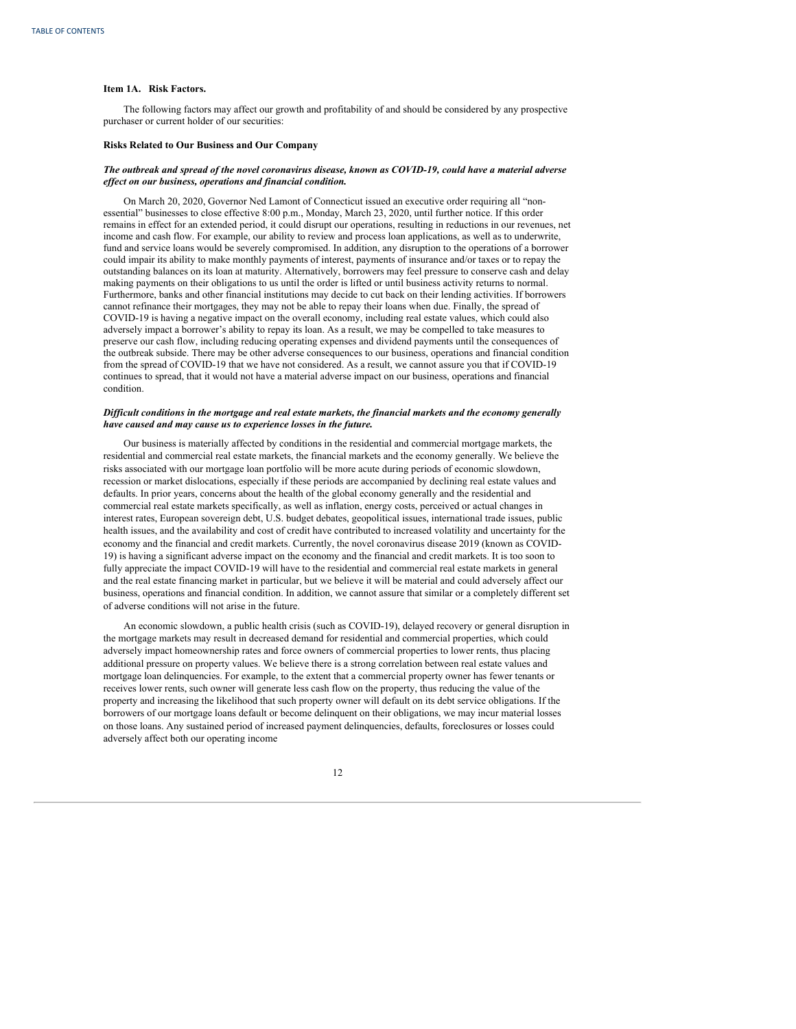### Item 1A. Risk Factors.

The following factors may affect our growth and profitability of and should be considered by any prospective purchaser or current holder of our securities:

**Risks Related to Our Business and Our Company**

***The outbreak and spread of the novel coronavirus disease, known as COVID-19, could have a material adverse effect on our business, operations and financial condition.***

On March 20, 2020, Governor Ned Lamont of Connecticut issued an executive order requiring all "non-essential" businesses to close effective 8:00 p.m., Monday, March 23, 2020, until further notice. If this order remains in effect for an extended period, it could disrupt our operations, resulting in reductions in our revenues, net income and cash flow. For example, our ability to review and process loan applications, as well as to underwrite, fund and service loans would be severely compromised. In addition, any disruption to the operations of a borrower could impair its ability to make monthly payments of interest, payments of insurance and/or taxes or to repay the outstanding balances on its loan at maturity. Alternatively, borrowers may feel pressure to conserve cash and delay making payments on their obligations to us until the order is lifted or until business activity returns to normal. Furthermore, banks and other financial institutions may decide to cut back on their lending activities. If borrowers cannot refinance their mortgages, they may not be able to repay their loans when due. Finally, the spread of COVID-19 is having a negative impact on the overall economy, including real estate values, which could also adversely impact a borrower's ability to repay its loan. As a result, we may be compelled to take measures to preserve our cash flow, including reducing operating expenses and dividend payments until the consequences of the outbreak subside. There may be other adverse consequences to our business, operations and financial condition from the spread of COVID-19 that we have not considered. As a result, we cannot assure you that if COVID-19 continues to spread, that it would not have a material adverse impact on our business, operations and financial condition.

***Difficult conditions in the mortgage and real estate markets, the financial markets and the economy generally have caused and may cause us to experience losses in the future.***

Our business is materially affected by conditions in the residential and commercial mortgage markets, the residential and commercial real estate markets, the financial markets and the economy generally. We believe the risks associated with our mortgage loan portfolio will be more acute during periods of economic slowdown, recession or market dislocations, especially if these periods are accompanied by declining real estate values and defaults. In prior years, concerns about the health of the global economy generally and the residential and commercial real estate markets specifically, as well as inflation, energy costs, perceived or actual changes in interest rates, European sovereign debt, U.S. budget debates, geopolitical issues, international trade issues, public health issues, and the availability and cost of credit have contributed to increased volatility and uncertainty for the economy and the financial and credit markets. Currently, the novel coronavirus disease 2019 (known as COVID-19) is having a significant adverse impact on the economy and the financial and credit markets. It is too soon to fully appreciate the impact COVID-19 will have to the residential and commercial real estate markets in general and the real estate financing market in particular, but we believe it will be material and could adversely affect our business, operations and financial condition. In addition, we cannot assure that similar or a completely different set of adverse conditions will not arise in the future.

An economic slowdown, a public health crisis (such as COVID-19), delayed recovery or general disruption in the mortgage markets may result in decreased demand for residential and commercial properties, which could adversely impact homeownership rates and force owners of commercial properties to lower rents, thus placing additional pressure on property values. We believe there is a strong correlation between real estate values and mortgage loan delinquencies. For example, to the extent that a commercial property owner has fewer tenants or receives lower rents, such owner will generate less cash flow on the property, thus reducing the value of the property and increasing the likelihood that such property owner will default on its debt service obligations. If the borrowers of our mortgage loans default or become delinquent on their obligations, we may incur material losses on those loans. Any sustained period of increased payment delinquencies, defaults, foreclosures or losses could adversely affect both our operating income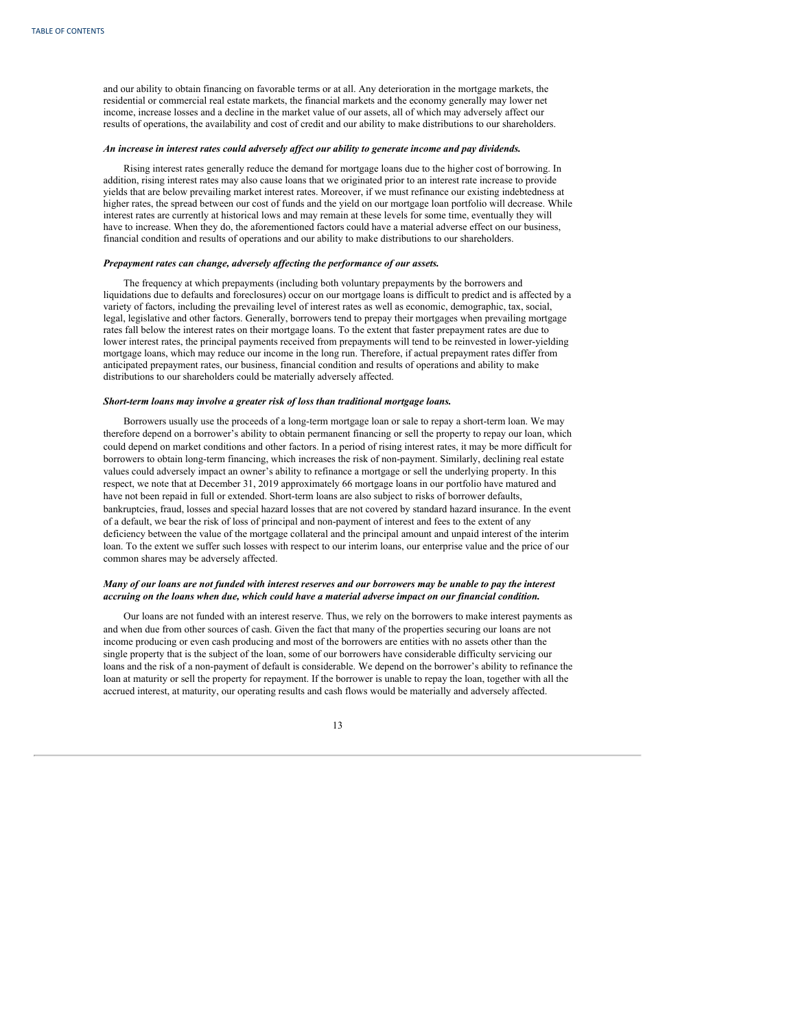and our ability to obtain financing on favorable terms or at all. Any deterioration in the mortgage markets, the residential or commercial real estate markets, the financial markets and the economy generally may lower net income, increase losses and a decline in the market value of our assets, all of which may adversely affect our results of operations, the availability and cost of credit and our ability to make distributions to our shareholders.

***An increase in interest rates could adversely affect our ability to generate income and pay dividends.***

Rising interest rates generally reduce the demand for mortgage loans due to the higher cost of borrowing. In addition, rising interest rates may also cause loans that we originated prior to an interest rate increase to provide yields that are below prevailing market interest rates. Moreover, if we must refinance our existing indebtedness at higher rates, the spread between our cost of funds and the yield on our mortgage loan portfolio will decrease. While interest rates are currently at historical lows and may remain at these levels for some time, eventually they will have to increase. When they do, the aforementioned factors could have a material adverse effect on our business, financial condition and results of operations and our ability to make distributions to our shareholders.

***Prepayment rates can change, adversely affecting the performance of our assets.***

The frequency at which prepayments (including both voluntary prepayments by the borrowers and liquidations due to defaults and foreclosures) occur on our mortgage loans is difficult to predict and is affected by a variety of factors, including the prevailing level of interest rates as well as economic, demographic, tax, social, legal, legislative and other factors. Generally, borrowers tend to prepay their mortgages when prevailing mortgage rates fall below the interest rates on their mortgage loans. To the extent that faster prepayment rates are due to lower interest rates, the principal payments received from prepayments will tend to be reinvested in lower-yielding mortgage loans, which may reduce our income in the long run. Therefore, if actual prepayment rates differ from anticipated prepayment rates, our business, financial condition and results of operations and ability to make distributions to our shareholders could be materially adversely affected.

***Short-term loans may involve a greater risk of loss than traditional mortgage loans.***

Borrowers usually use the proceeds of a long-term mortgage loan or sale to repay a short-term loan. We may therefore depend on a borrower's ability to obtain permanent financing or sell the property to repay our loan, which could depend on market conditions and other factors. In a period of rising interest rates, it may be more difficult for borrowers to obtain long-term financing, which increases the risk of non-payment. Similarly, declining real estate values could adversely impact an owner's ability to refinance a mortgage or sell the underlying property. In this respect, we note that at December 31, 2019 approximately 66 mortgage loans in our portfolio have matured and have not been repaid in full or extended. Short-term loans are also subject to risks of borrower defaults, bankruptcies, fraud, losses and special hazard losses that are not covered by standard hazard insurance. In the event of a default, we bear the risk of loss of principal and non-payment of interest and fees to the extent of any deficiency between the value of the mortgage collateral and the principal amount and unpaid interest of the interim loan. To the extent we suffer such losses with respect to our interim loans, our enterprise value and the price of our common shares may be adversely affected.

***Many of our loans are not funded with interest reserves and our borrowers may be unable to pay the interest accruing on the loans when due, which could have a material adverse impact on our financial condition.***

Our loans are not funded with an interest reserve. Thus, we rely on the borrowers to make interest payments as and when due from other sources of cash. Given the fact that many of the properties securing our loans are not income producing or even cash producing and most of the borrowers are entities with no assets other than the single property that is the subject of the loan, some of our borrowers have considerable difficulty servicing our loans and the risk of a non-payment of default is considerable. We depend on the borrower's ability to refinance the loan at maturity or sell the property for repayment. If the borrower is unable to repay the loan, together with all the accrued interest, at maturity, our operating results and cash flows would be materially and adversely affected.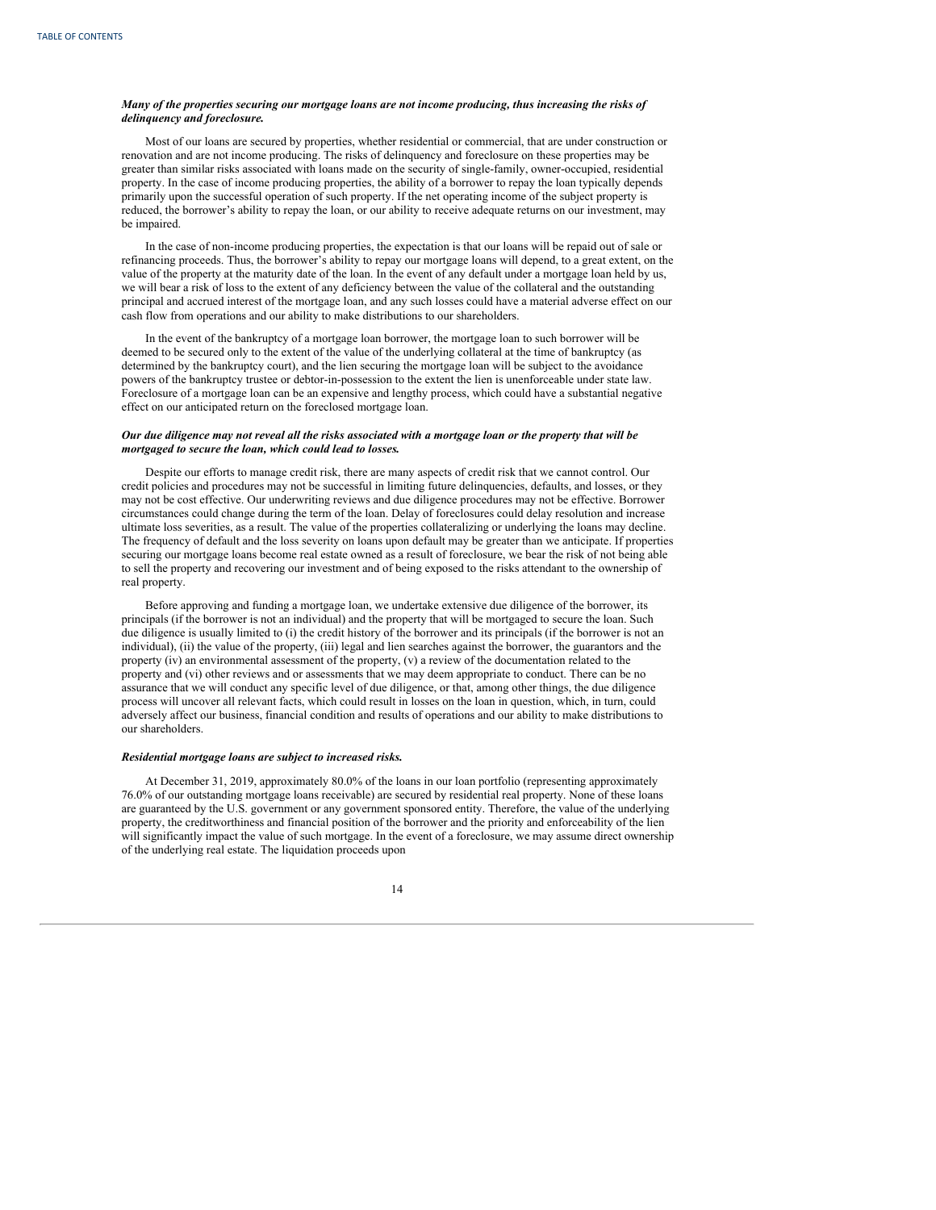***Many of the properties securing our mortgage loans are not income producing, thus increasing the risks of delinquency and foreclosure.***

Most of our loans are secured by properties, whether residential or commercial, that are under construction or renovation and are not income producing. The risks of delinquency and foreclosure on these properties may be greater than similar risks associated with loans made on the security of single-family, owner-occupied, residential property. In the case of income producing properties, the ability of a borrower to repay the loan typically depends primarily upon the successful operation of such property. If the net operating income of the subject property is reduced, the borrower's ability to repay the loan, or our ability to receive adequate returns on our investment, may be impaired.

In the case of non-income producing properties, the expectation is that our loans will be repaid out of sale or refinancing proceeds. Thus, the borrower's ability to repay our mortgage loans will depend, to a great extent, on the value of the property at the maturity date of the loan. In the event of any default under a mortgage loan held by us, we will bear a risk of loss to the extent of any deficiency between the value of the collateral and the outstanding principal and accrued interest of the mortgage loan, and any such losses could have a material adverse effect on our cash flow from operations and our ability to make distributions to our shareholders.

In the event of the bankruptcy of a mortgage loan borrower, the mortgage loan to such borrower will be deemed to be secured only to the extent of the value of the underlying collateral at the time of bankruptcy (as determined by the bankruptcy court), and the lien securing the mortgage loan will be subject to the avoidance powers of the bankruptcy trustee or debtor-in-possession to the extent the lien is unenforceable under state law. Foreclosure of a mortgage loan can be an expensive and lengthy process, which could have a substantial negative effect on our anticipated return on the foreclosed mortgage loan.

***Our due diligence may not reveal all the risks associated with a mortgage loan or the property that will be mortgaged to secure the loan, which could lead to losses.***

Despite our efforts to manage credit risk, there are many aspects of credit risk that we cannot control. Our credit policies and procedures may not be successful in limiting future delinquencies, defaults, and losses, or they may not be cost effective. Our underwriting reviews and due diligence procedures may not be effective. Borrower circumstances could change during the term of the loan. Delay of foreclosures could delay resolution and increase ultimate loss severities, as a result. The value of the properties collateralizing or underlying the loans may decline. The frequency of default and the loss severity on loans upon default may be greater than we anticipate. If properties securing our mortgage loans become real estate owned as a result of foreclosure, we bear the risk of not being able to sell the property and recovering our investment and of being exposed to the risks attendant to the ownership of real property.

Before approving and funding a mortgage loan, we undertake extensive due diligence of the borrower, its principals (if the borrower is not an individual) and the property that will be mortgaged to secure the loan. Such due diligence is usually limited to (i) the credit history of the borrower and its principals (if the borrower is not an individual), (ii) the value of the property, (iii) legal and lien searches against the borrower, the guarantors and the property (iv) an environmental assessment of the property, (v) a review of the documentation related to the property and (vi) other reviews and or assessments that we may deem appropriate to conduct. There can be no assurance that we will conduct any specific level of due diligence, or that, among other things, the due diligence process will uncover all relevant facts, which could result in losses on the loan in question, which, in turn, could adversely affect our business, financial condition and results of operations and our ability to make distributions to our shareholders.

***Residential mortgage loans are subject to increased risks.***

At December 31, 2019, approximately 80.0% of the loans in our loan portfolio (representing approximately 76.0% of our outstanding mortgage loans receivable) are secured by residential real property. None of these loans are guaranteed by the U.S. government or any government sponsored entity. Therefore, the value of the underlying property, the creditworthiness and financial position of the borrower and the priority and enforceability of the lien will significantly impact the value of such mortgage. In the event of a foreclosure, we may assume direct ownership of the underlying real estate. The liquidation proceeds upon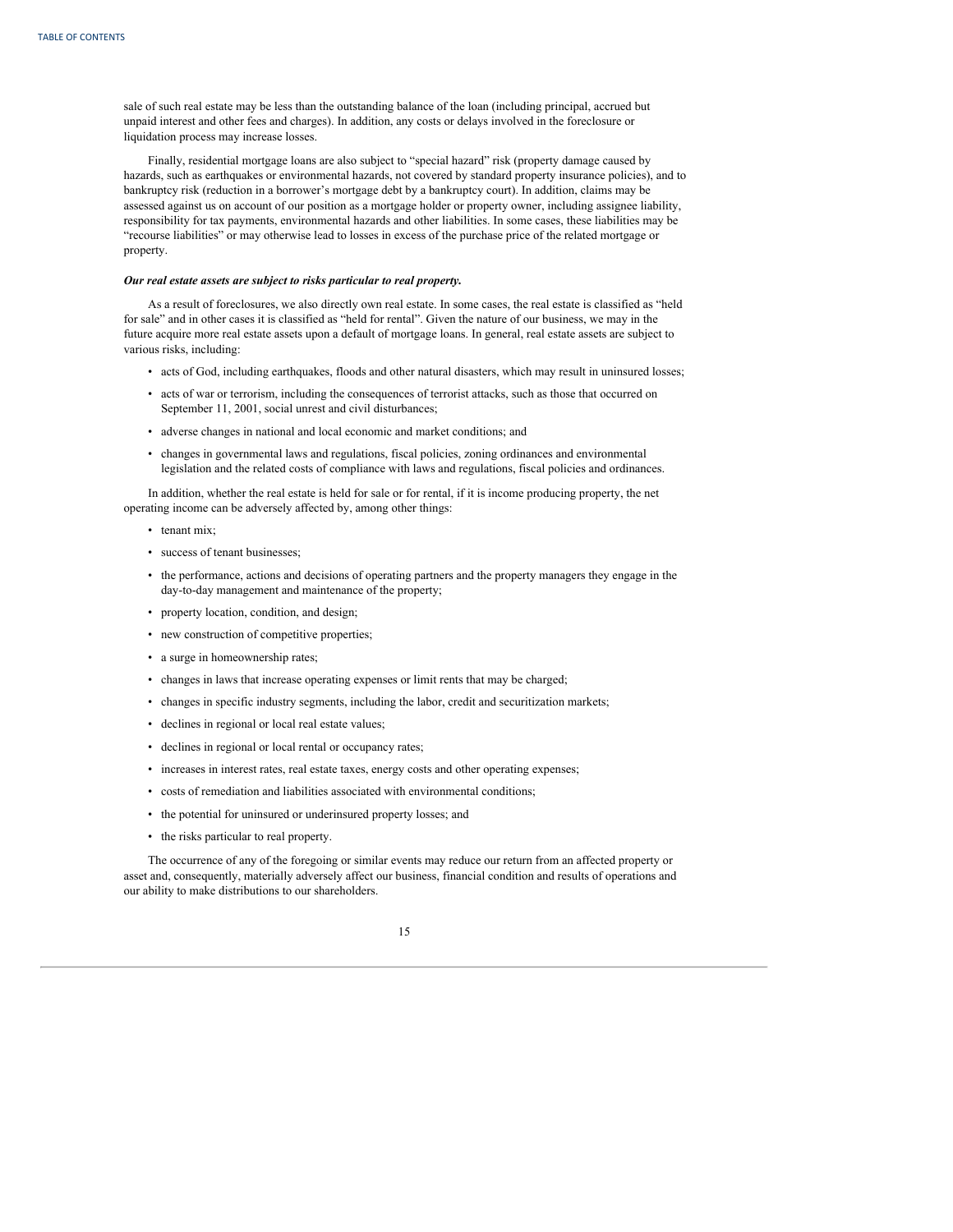sale of such real estate may be less than the outstanding balance of the loan (including principal, accrued but unpaid interest and other fees and charges). In addition, any costs or delays involved in the foreclosure or liquidation process may increase losses.

Finally, residential mortgage loans are also subject to "special hazard" risk (property damage caused by hazards, such as earthquakes or environmental hazards, not covered by standard property insurance policies), and to bankruptcy risk (reduction in a borrower's mortgage debt by a bankruptcy court). In addition, claims may be assessed against us on account of our position as a mortgage holder or property owner, including assignee liability, responsibility for tax payments, environmental hazards and other liabilities. In some cases, these liabilities may be "recourse liabilities" or may otherwise lead to losses in excess of the purchase price of the related mortgage or property.

***Our real estate assets are subject to risks particular to real property.***

As a result of foreclosures, we also directly own real estate. In some cases, the real estate is classified as "held for sale" and in other cases it is classified as "held for rental". Given the nature of our business, we may in the future acquire more real estate assets upon a default of mortgage loans. In general, real estate assets are subject to various risks, including:

- acts of God, including earthquakes, floods and other natural disasters, which may result in uninsured losses;
- acts of war or terrorism, including the consequences of terrorist attacks, such as those that occurred on September 11, 2001, social unrest and civil disturbances;
- adverse changes in national and local economic and market conditions; and
- changes in governmental laws and regulations, fiscal policies, zoning ordinances and environmental legislation and the related costs of compliance with laws and regulations, fiscal policies and ordinances.

In addition, whether the real estate is held for sale or for rental, if it is income producing property, the net operating income can be adversely affected by, among other things:

- tenant mix;
- success of tenant businesses;
- the performance, actions and decisions of operating partners and the property managers they engage in the day-to-day management and maintenance of the property;
- property location, condition, and design;
- new construction of competitive properties;
- a surge in homeownership rates;
- changes in laws that increase operating expenses or limit rents that may be charged;
- changes in specific industry segments, including the labor, credit and securitization markets;
- declines in regional or local real estate values;
- declines in regional or local rental or occupancy rates;
- increases in interest rates, real estate taxes, energy costs and other operating expenses;
- costs of remediation and liabilities associated with environmental conditions;
- the potential for uninsured or underinsured property losses; and
- the risks particular to real property.

The occurrence of any of the foregoing or similar events may reduce our return from an affected property or asset and, consequently, materially adversely affect our business, financial condition and results of operations and our ability to make distributions to our shareholders.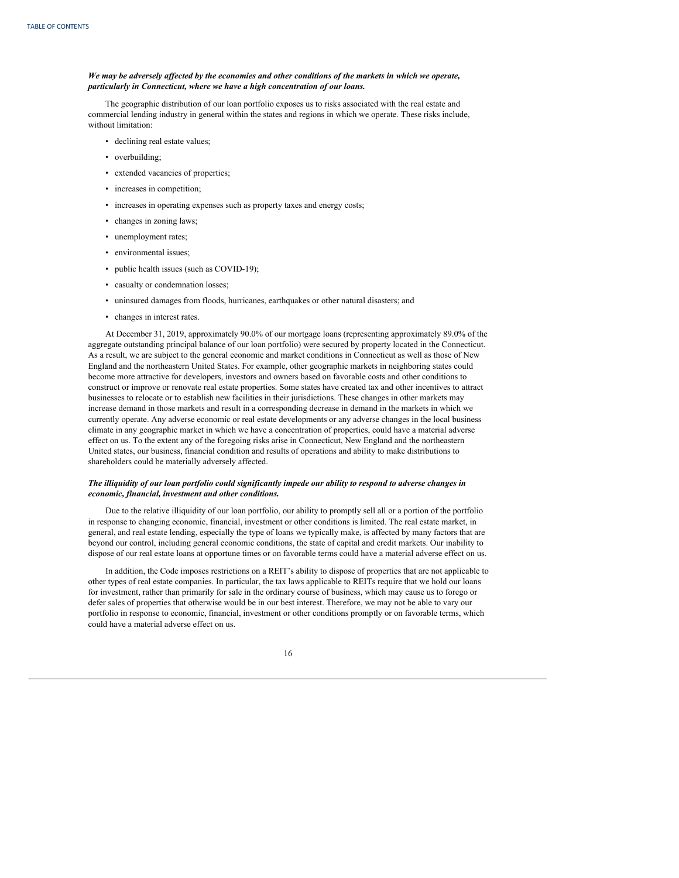***We may be adversely affected by the economies and other conditions of the markets in which we operate, particularly in Connecticut, where we have a high concentration of our loans.***

The geographic distribution of our loan portfolio exposes us to risks associated with the real estate and commercial lending industry in general within the states and regions in which we operate. These risks include, without limitation:

- declining real estate values;
- overbuilding;
- extended vacancies of properties;
- increases in competition;
- increases in operating expenses such as property taxes and energy costs;
- changes in zoning laws;
- unemployment rates;
- environmental issues;
- public health issues (such as COVID-19);
- casualty or condemnation losses;
- uninsured damages from floods, hurricanes, earthquakes or other natural disasters; and
- changes in interest rates.

At December 31, 2019, approximately 90.0% of our mortgage loans (representing approximately 89.0% of the aggregate outstanding principal balance of our loan portfolio) were secured by property located in the Connecticut. As a result, we are subject to the general economic and market conditions in Connecticut as well as those of New England and the northeastern United States. For example, other geographic markets in neighboring states could become more attractive for developers, investors and owners based on favorable costs and other conditions to construct or improve or renovate real estate properties. Some states have created tax and other incentives to attract businesses to relocate or to establish new facilities in their jurisdictions. These changes in other markets may increase demand in those markets and result in a corresponding decrease in demand in the markets in which we currently operate. Any adverse economic or real estate developments or any adverse changes in the local business climate in any geographic market in which we have a concentration of properties, could have a material adverse effect on us. To the extent any of the foregoing risks arise in Connecticut, New England and the northeastern United states, our business, financial condition and results of operations and ability to make distributions to shareholders could be materially adversely affected.

***The illiquidity of our loan portfolio could significantly impede our ability to respond to adverse changes in economic, financial, investment and other conditions.***

Due to the relative illiquidity of our loan portfolio, our ability to promptly sell all or a portion of the portfolio in response to changing economic, financial, investment or other conditions is limited. The real estate market, in general, and real estate lending, especially the type of loans we typically make, is affected by many factors that are beyond our control, including general economic conditions, the state of capital and credit markets. Our inability to dispose of our real estate loans at opportune times or on favorable terms could have a material adverse effect on us.

In addition, the Code imposes restrictions on a REIT's ability to dispose of properties that are not applicable to other types of real estate companies. In particular, the tax laws applicable to REITs require that we hold our loans for investment, rather than primarily for sale in the ordinary course of business, which may cause us to forego or defer sales of properties that otherwise would be in our best interest. Therefore, we may not be able to vary our portfolio in response to economic, financial, investment or other conditions promptly or on favorable terms, which could have a material adverse effect on us.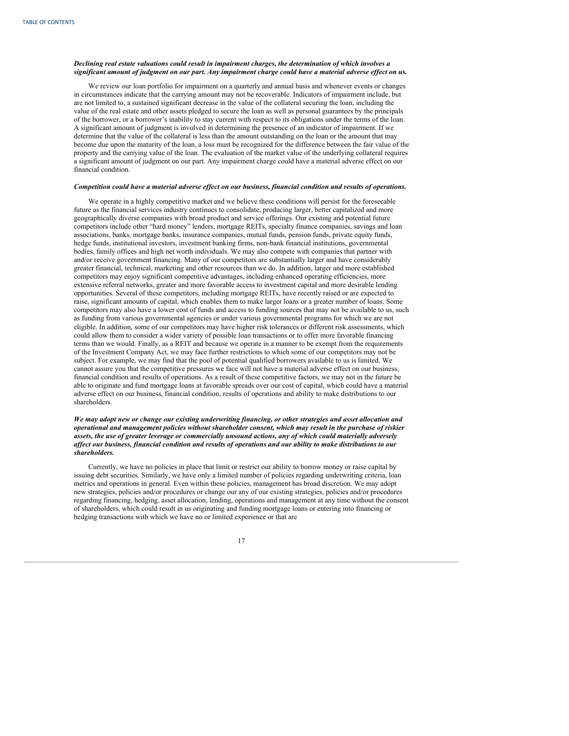***Declining real estate valuations could result in impairment charges, the determination of which involves a significant amount of judgment on our part. Any impairment charge could have a material adverse effect on us.***

We review our loan portfolio for impairment on a quarterly and annual basis and whenever events or changes in circumstances indicate that the carrying amount may not be recoverable. Indicators of impairment include, but are not limited to, a sustained significant decrease in the value of the collateral securing the loan, including the value of the real estate and other assets pledged to secure the loan as well as personal guarantees by the principals of the borrower, or a borrower's inability to stay current with respect to its obligations under the terms of the loan. A significant amount of judgment is involved in determining the presence of an indicator of impairment. If we determine that the value of the collateral is less than the amount outstanding on the loan or the amount that may become due upon the maturity of the loan, a loss must be recognized for the difference between the fair value of the property and the carrying value of the loan. The evaluation of the market value of the underlying collateral requires a significant amount of judgment on our part. Any impairment charge could have a material adverse effect on our financial condition.

***Competition could have a material adverse effect on our business, financial condition and results of operations.***

We operate in a highly competitive market and we believe these conditions will persist for the foreseeable future as the financial services industry continues to consolidate, producing larger, better capitalized and more geographically diverse companies with broad product and service offerings. Our existing and potential future competitors include other "hard money" lenders, mortgage REITs, specialty finance companies, savings and loan associations, banks, mortgage banks, insurance companies, mutual funds, pension funds, private equity funds, hedge funds, institutional investors, investment banking firms, non-bank financial institutions, governmental bodies, family offices and high net worth individuals. We may also compete with companies that partner with and/or receive government financing. Many of our competitors are substantially larger and have considerably greater financial, technical, marketing and other resources than we do. In addition, larger and more established competitors may enjoy significant competitive advantages, including enhanced operating efficiencies, more extensive referral networks, greater and more favorable access to investment capital and more desirable lending opportunities. Several of these competitors, including mortgage REITs, have recently raised or are expected to raise, significant amounts of capital, which enables them to make larger loans or a greater number of loans. Some competitors may also have a lower cost of funds and access to funding sources that may not be available to us, such as funding from various governmental agencies or under various governmental programs for which we are not eligible. In addition, some of our competitors may have higher risk tolerances or different risk assessments, which could allow them to consider a wider variety of possible loan transactions or to offer more favorable financing terms than we would. Finally, as a REIT and because we operate in a manner to be exempt from the requirements of the Investment Company Act, we may face further restrictions to which some of our competitors may not be subject. For example, we may find that the pool of potential qualified borrowers available to us is limited. We cannot assure you that the competitive pressures we face will not have a material adverse effect on our business, financial condition and results of operations. As a result of these competitive factors, we may not in the future be able to originate and fund mortgage loans at favorable spreads over our cost of capital, which could have a material adverse effect on our business, financial condition, results of operations and ability to make distributions to our shareholders.

***We may adopt new or change our existing underwriting financing, or other strategies and asset allocation and operational and management policies without shareholder consent, which may result in the purchase of riskier assets, the use of greater leverage or commercially unsound actions, any of which could materially adversely affect our business, financial condition and results of operations and our ability to make distributions to our shareholders.***

Currently, we have no policies in place that limit or restrict our ability to borrow money or raise capital by issuing debt securities. Similarly, we have only a limited number of policies regarding underwriting criteria, loan metrics and operations in general. Even within these policies, management has broad discretion. We may adopt new strategies, policies and/or procedures or change our any of our existing strategies, policies and/or procedures regarding financing, hedging, asset allocation, lending, operations and management at any time without the consent of shareholders, which could result in us originating and funding mortgage loans or entering into financing or hedging transactions with which we have no or limited experience or that are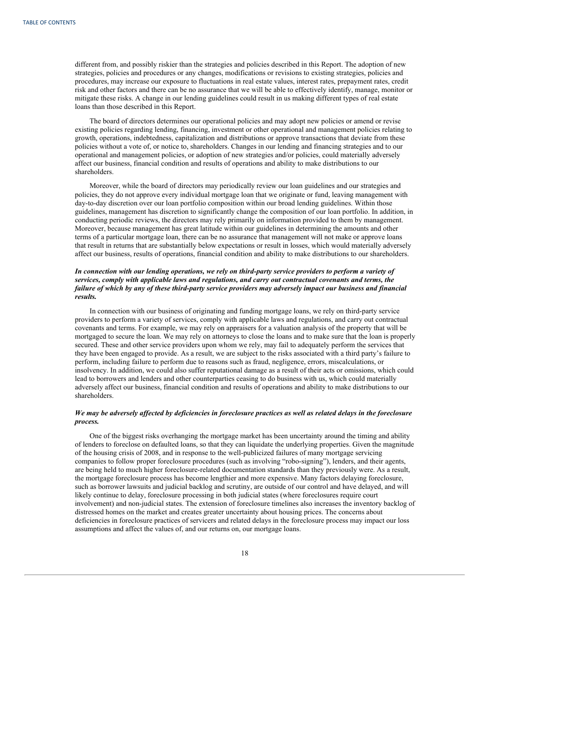different from, and possibly riskier than the strategies and policies described in this Report. The adoption of new strategies, policies and procedures or any changes, modifications or revisions to existing strategies, policies and procedures, may increase our exposure to fluctuations in real estate values, interest rates, prepayment rates, credit risk and other factors and there can be no assurance that we will be able to effectively identify, manage, monitor or mitigate these risks. A change in our lending guidelines could result in us making different types of real estate loans than those described in this Report.

The board of directors determines our operational policies and may adopt new policies or amend or revise existing policies regarding lending, financing, investment or other operational and management policies relating to growth, operations, indebtedness, capitalization and distributions or approve transactions that deviate from these policies without a vote of, or notice to, shareholders. Changes in our lending and financing strategies and to our operational and management policies, or adoption of new strategies and/or policies, could materially adversely affect our business, financial condition and results of operations and ability to make distributions to our shareholders.

Moreover, while the board of directors may periodically review our loan guidelines and our strategies and policies, they do not approve every individual mortgage loan that we originate or fund, leaving management with day-to-day discretion over our loan portfolio composition within our broad lending guidelines. Within those guidelines, management has discretion to significantly change the composition of our loan portfolio. In addition, in conducting periodic reviews, the directors may rely primarily on information provided to them by management. Moreover, because management has great latitude within our guidelines in determining the amounts and other terms of a particular mortgage loan, there can be no assurance that management will not make or approve loans that result in returns that are substantially below expectations or result in losses, which would materially adversely affect our business, results of operations, financial condition and ability to make distributions to our shareholders.

***In connection with our lending operations, we rely on third-party service providers to perform a variety of services, comply with applicable laws and regulations, and carry out our contractual covenants and terms, the failure of which by any of these third-party service providers may adversely impact our business and financial results.***

In connection with our business of originating and funding mortgage loans, we rely on third-party service providers to perform a variety of services, comply with applicable laws and regulations, and carry out contractual covenants and terms. For example, we may rely on appraisers for a valuation analysis of the property that will be mortgaged to secure the loan. We may rely on attorneys to close the loans and to make sure that the loan is properly secured. These and other service providers upon whom we rely, may fail to adequately perform the services that they have been engaged to provide. As a result, we are subject to the risks associated with a third party's failure to perform, including failure to perform due to reasons such as fraud, negligence, errors, miscalculations, or insolvency. In addition, we could also suffer reputational damage as a result of their acts or omissions, which could lead to borrowers and lenders and other counterparties ceasing to do business with us, which could materially adversely affect our business, financial condition and results of operations and ability to make distributions to our shareholders.

***We may be adversely affected by deficiencies in foreclosure practices as well as related delays in the foreclosure process.***

One of the biggest risks overhanging the mortgage market has been uncertainty around the timing and ability of lenders to foreclose on defaulted loans, so that they can liquidate the underlying properties. Given the magnitude of the housing crisis of 2008, and in response to the well-publicized failures of many mortgage servicing companies to follow proper foreclosure procedures (such as involving "robo-signing"), lenders, and their agents, are being held to much higher foreclosure-related documentation standards than they previously were. As a result, the mortgage foreclosure process has become lengthier and more expensive. Many factors delaying foreclosure, such as borrower lawsuits and judicial backlog and scrutiny, are outside of our control and have delayed, and will likely continue to delay, foreclosure processing in both judicial states (where foreclosures require court involvement) and non-judicial states. The extension of foreclosure timelines also increases the inventory backlog of distressed homes on the market and creates greater uncertainty about housing prices. The concerns about deficiencies in foreclosure practices of servicers and related delays in the foreclosure process may impact our loss assumptions and affect the values of, and our returns on, our mortgage loans.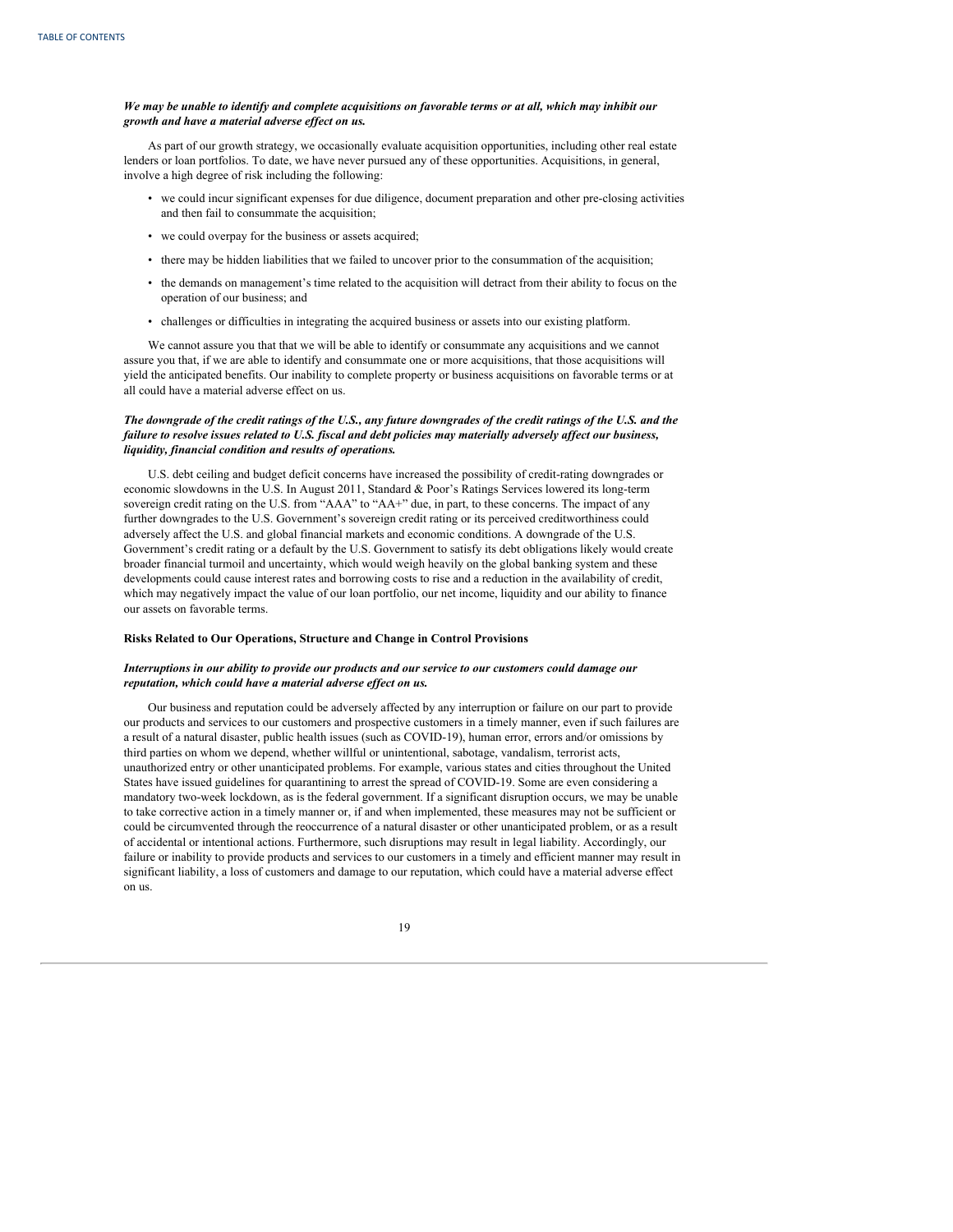***We may be unable to identify and complete acquisitions on favorable terms or at all, which may inhibit our growth and have a material adverse effect on us.***

As part of our growth strategy, we occasionally evaluate acquisition opportunities, including other real estate lenders or loan portfolios. To date, we have never pursued any of these opportunities. Acquisitions, in general, involve a high degree of risk including the following:

- we could incur significant expenses for due diligence, document preparation and other pre-closing activities and then fail to consummate the acquisition;
- we could overpay for the business or assets acquired;
- there may be hidden liabilities that we failed to uncover prior to the consummation of the acquisition;
- the demands on management's time related to the acquisition will detract from their ability to focus on the operation of our business; and
- challenges or difficulties in integrating the acquired business or assets into our existing platform.

We cannot assure you that that we will be able to identify or consummate any acquisitions and we cannot assure you that, if we are able to identify and consummate one or more acquisitions, that those acquisitions will yield the anticipated benefits. Our inability to complete property or business acquisitions on favorable terms or at all could have a material adverse effect on us.

***The downgrade of the credit ratings of the U.S., any future downgrades of the credit ratings of the U.S. and the failure to resolve issues related to U.S. fiscal and debt policies may materially adversely affect our business, liquidity, financial condition and results of operations.***

U.S. debt ceiling and budget deficit concerns have increased the possibility of credit-rating downgrades or economic slowdowns in the U.S. In August 2011, Standard & Poor's Ratings Services lowered its long-term sovereign credit rating on the U.S. from "AAA" to "AA+" due, in part, to these concerns. The impact of any further downgrades to the U.S. Government's sovereign credit rating or its perceived creditworthiness could adversely affect the U.S. and global financial markets and economic conditions. A downgrade of the U.S. Government's credit rating or a default by the U.S. Government to satisfy its debt obligations likely would create broader financial turmoil and uncertainty, which would weigh heavily on the global banking system and these developments could cause interest rates and borrowing costs to rise and a reduction in the availability of credit, which may negatively impact the value of our loan portfolio, our net income, liquidity and our ability to finance our assets on favorable terms.

**Risks Related to Our Operations, Structure and Change in Control Provisions**

***Interruptions in our ability to provide our products and our service to our customers could damage our reputation, which could have a material adverse effect on us.***

Our business and reputation could be adversely affected by any interruption or failure on our part to provide our products and services to our customers and prospective customers in a timely manner, even if such failures are a result of a natural disaster, public health issues (such as COVID-19), human error, errors and/or omissions by third parties on whom we depend, whether willful or unintentional, sabotage, vandalism, terrorist acts, unauthorized entry or other unanticipated problems. For example, various states and cities throughout the United States have issued guidelines for quarantining to arrest the spread of COVID-19. Some are even considering a mandatory two-week lockdown, as is the federal government. If a significant disruption occurs, we may be unable to take corrective action in a timely manner or, if and when implemented, these measures may not be sufficient or could be circumvented through the reoccurrence of a natural disaster or other unanticipated problem, or as a result of accidental or intentional actions. Furthermore, such disruptions may result in legal liability. Accordingly, our failure or inability to provide products and services to our customers in a timely and efficient manner may result in significant liability, a loss of customers and damage to our reputation, which could have a material adverse effect on us.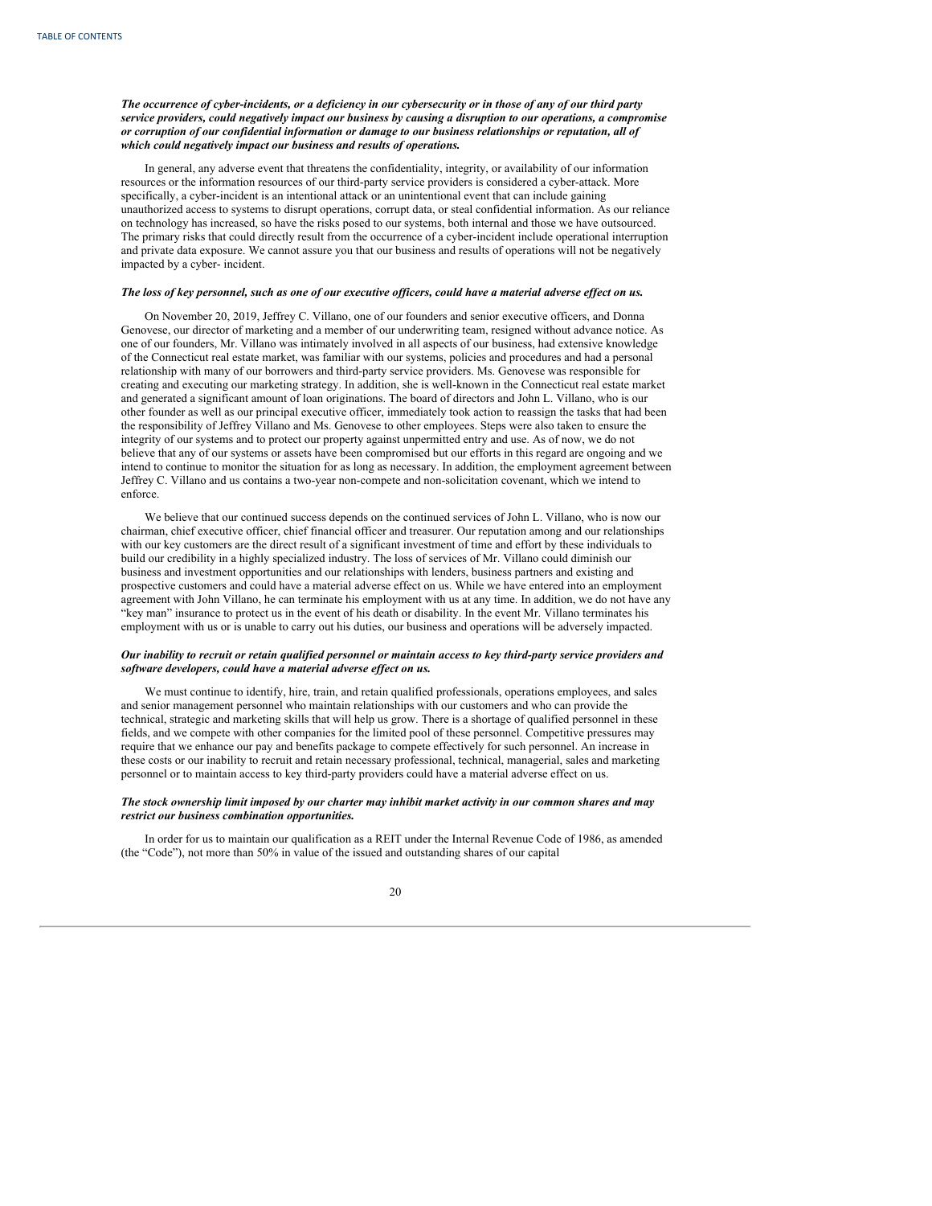***The occurrence of cyber-incidents, or a deficiency in our cybersecurity or in those of any of our third party service providers, could negatively impact our business by causing a disruption to our operations, a compromise or corruption of our confidential information or damage to our business relationships or reputation, all of which could negatively impact our business and results of operations.***

In general, any adverse event that threatens the confidentiality, integrity, or availability of our information resources or the information resources of our third-party service providers is considered a cyber-attack. More specifically, a cyber-incident is an intentional attack or an unintentional event that can include gaining unauthorized access to systems to disrupt operations, corrupt data, or steal confidential information. As our reliance on technology has increased, so have the risks posed to our systems, both internal and those we have outsourced. The primary risks that could directly result from the occurrence of a cyber-incident include operational interruption and private data exposure. We cannot assure you that our business and results of operations will not be negatively impacted by a cyber- incident.

***The loss of key personnel, such as one of our executive officers, could have a material adverse effect on us.***

On November 20, 2019, Jeffrey C. Villano, one of our founders and senior executive officers, and Donna Genovese, our director of marketing and a member of our underwriting team, resigned without advance notice. As one of our founders, Mr. Villano was intimately involved in all aspects of our business, had extensive knowledge of the Connecticut real estate market, was familiar with our systems, policies and procedures and had a personal relationship with many of our borrowers and third-party service providers. Ms. Genovese was responsible for creating and executing our marketing strategy. In addition, she is well-known in the Connecticut real estate market and generated a significant amount of loan originations. The board of directors and John L. Villano, who is our other founder as well as our principal executive officer, immediately took action to reassign the tasks that had been the responsibility of Jeffrey Villano and Ms. Genovese to other employees. Steps were also taken to ensure the integrity of our systems and to protect our property against unpermitted entry and use. As of now, we do not believe that any of our systems or assets have been compromised but our efforts in this regard are ongoing and we intend to continue to monitor the situation for as long as necessary. In addition, the employment agreement between Jeffrey C. Villano and us contains a two-year non-compete and non-solicitation covenant, which we intend to enforce.

We believe that our continued success depends on the continued services of John L. Villano, who is now our chairman, chief executive officer, chief financial officer and treasurer. Our reputation among and our relationships with our key customers are the direct result of a significant investment of time and effort by these individuals to build our credibility in a highly specialized industry. The loss of services of Mr. Villano could diminish our business and investment opportunities and our relationships with lenders, business partners and existing and prospective customers and could have a material adverse effect on us. While we have entered into an employment agreement with John Villano, he can terminate his employment with us at any time. In addition, we do not have any "key man" insurance to protect us in the event of his death or disability. In the event Mr. Villano terminates his employment with us or is unable to carry out his duties, our business and operations will be adversely impacted.

***Our inability to recruit or retain qualified personnel or maintain access to key third-party service providers and software developers, could have a material adverse effect on us.***

We must continue to identify, hire, train, and retain qualified professionals, operations employees, and sales and senior management personnel who maintain relationships with our customers and who can provide the technical, strategic and marketing skills that will help us grow. There is a shortage of qualified personnel in these fields, and we compete with other companies for the limited pool of these personnel. Competitive pressures may require that we enhance our pay and benefits package to compete effectively for such personnel. An increase in these costs or our inability to recruit and retain necessary professional, technical, managerial, sales and marketing personnel or to maintain access to key third-party providers could have a material adverse effect on us.

***The stock ownership limit imposed by our charter may inhibit market activity in our common shares and may restrict our business combination opportunities.***

In order for us to maintain our qualification as a REIT under the Internal Revenue Code of 1986, as amended (the "Code"), not more than 50% in value of the issued and outstanding shares of our capital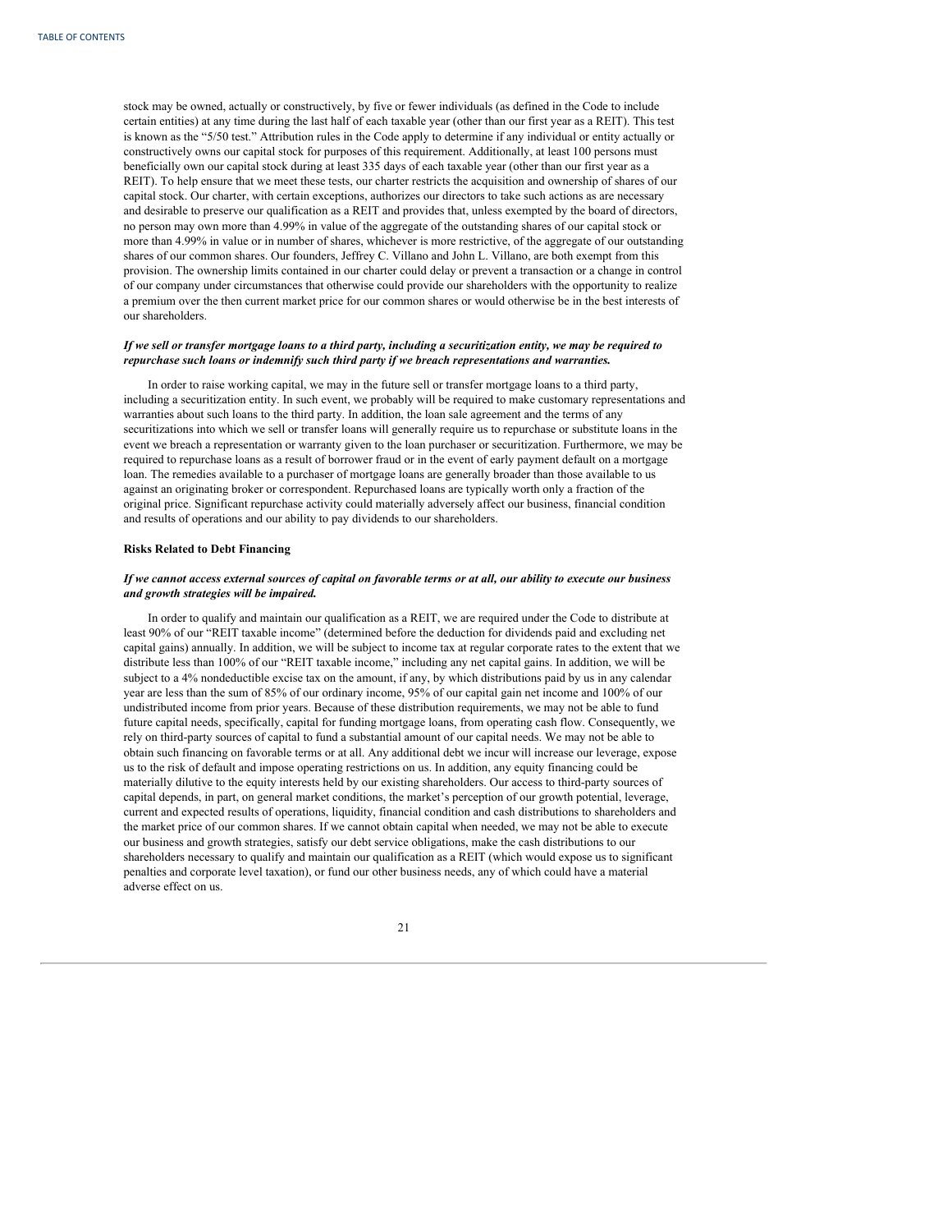stock may be owned, actually or constructively, by five or fewer individuals (as defined in the Code to include certain entities) at any time during the last half of each taxable year (other than our first year as a REIT). This test is known as the "5/50 test." Attribution rules in the Code apply to determine if any individual or entity actually or constructively owns our capital stock for purposes of this requirement. Additionally, at least 100 persons must beneficially own our capital stock during at least 335 days of each taxable year (other than our first year as a REIT). To help ensure that we meet these tests, our charter restricts the acquisition and ownership of shares of our capital stock. Our charter, with certain exceptions, authorizes our directors to take such actions as are necessary and desirable to preserve our qualification as a REIT and provides that, unless exempted by the board of directors, no person may own more than 4.99% in value of the aggregate of the outstanding shares of our capital stock or more than 4.99% in value or in number of shares, whichever is more restrictive, of the aggregate of our outstanding shares of our common shares. Our founders, Jeffrey C. Villano and John L. Villano, are both exempt from this provision. The ownership limits contained in our charter could delay or prevent a transaction or a change in control of our company under circumstances that otherwise could provide our shareholders with the opportunity to realize a premium over the then current market price for our common shares or would otherwise be in the best interests of our shareholders.

***If we sell or transfer mortgage loans to a third party, including a securitization entity, we may be required to repurchase such loans or indemnify such third party if we breach representations and warranties.***

In order to raise working capital, we may in the future sell or transfer mortgage loans to a third party, including a securitization entity. In such event, we probably will be required to make customary representations and warranties about such loans to the third party. In addition, the loan sale agreement and the terms of any securitizations into which we sell or transfer loans will generally require us to repurchase or substitute loans in the event we breach a representation or warranty given to the loan purchaser or securitization. Furthermore, we may be required to repurchase loans as a result of borrower fraud or in the event of early payment default on a mortgage loan. The remedies available to a purchaser of mortgage loans are generally broader than those available to us against an originating broker or correspondent. Repurchased loans are typically worth only a fraction of the original price. Significant repurchase activity could materially adversely affect our business, financial condition and results of operations and our ability to pay dividends to our shareholders.

**Risks Related to Debt Financing**

***If we cannot access external sources of capital on favorable terms or at all, our ability to execute our business and growth strategies will be impaired.***

In order to qualify and maintain our qualification as a REIT, we are required under the Code to distribute at least 90% of our "REIT taxable income" (determined before the deduction for dividends paid and excluding net capital gains) annually. In addition, we will be subject to income tax at regular corporate rates to the extent that we distribute less than 100% of our "REIT taxable income," including any net capital gains. In addition, we will be subject to a 4% nondeductible excise tax on the amount, if any, by which distributions paid by us in any calendar year are less than the sum of 85% of our ordinary income, 95% of our capital gain net income and 100% of our undistributed income from prior years. Because of these distribution requirements, we may not be able to fund future capital needs, specifically, capital for funding mortgage loans, from operating cash flow. Consequently, we rely on third-party sources of capital to fund a substantial amount of our capital needs. We may not be able to obtain such financing on favorable terms or at all. Any additional debt we incur will increase our leverage, expose us to the risk of default and impose operating restrictions on us. In addition, any equity financing could be materially dilutive to the equity interests held by our existing shareholders. Our access to third-party sources of capital depends, in part, on general market conditions, the market's perception of our growth potential, leverage, current and expected results of operations, liquidity, financial condition and cash distributions to shareholders and the market price of our common shares. If we cannot obtain capital when needed, we may not be able to execute our business and growth strategies, satisfy our debt service obligations, make the cash distributions to our shareholders necessary to qualify and maintain our qualification as a REIT (which would expose us to significant penalties and corporate level taxation), or fund our other business needs, any of which could have a material adverse effect on us.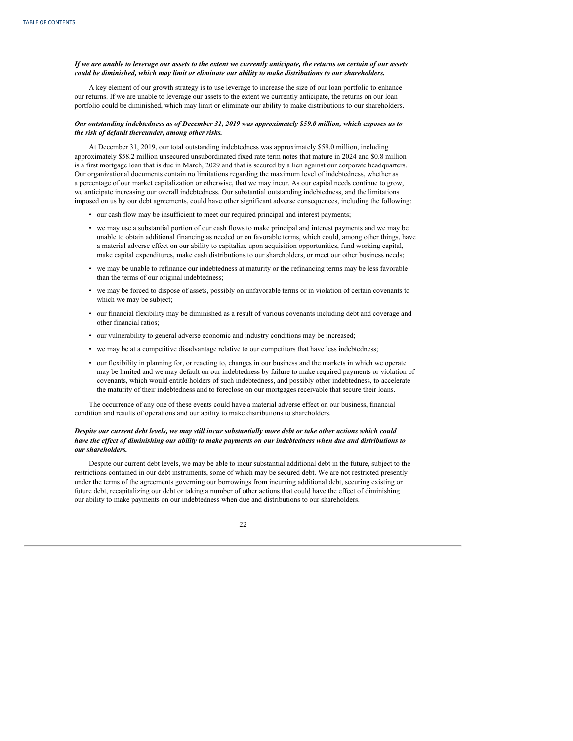***If we are unable to leverage our assets to the extent we currently anticipate, the returns on certain of our assets could be diminished, which may limit or eliminate our ability to make distributions to our shareholders.***

A key element of our growth strategy is to use leverage to increase the size of our loan portfolio to enhance our returns. If we are unable to leverage our assets to the extent we currently anticipate, the returns on our loan portfolio could be diminished, which may limit or eliminate our ability to make distributions to our shareholders.

***Our outstanding indebtedness as of December 31, 2019 was approximately $59.0 million, which exposes us to the risk of default thereunder, among other risks.***

At December 31, 2019, our total outstanding indebtedness was approximately $59.0 million, including approximately $58.2 million unsecured unsubordinated fixed rate term notes that mature in 2024 and $0.8 million is a first mortgage loan that is due in March, 2029 and that is secured by a lien against our corporate headquarters. Our organizational documents contain no limitations regarding the maximum level of indebtedness, whether as a percentage of our market capitalization or otherwise, that we may incur. As our capital needs continue to grow, we anticipate increasing our overall indebtedness. Our substantial outstanding indebtedness, and the limitations imposed on us by our debt agreements, could have other significant adverse consequences, including the following:

- our cash flow may be insufficient to meet our required principal and interest payments;
- we may use a substantial portion of our cash flows to make principal and interest payments and we may be unable to obtain additional financing as needed or on favorable terms, which could, among other things, have a material adverse effect on our ability to capitalize upon acquisition opportunities, fund working capital, make capital expenditures, make cash distributions to our shareholders, or meet our other business needs;
- we may be unable to refinance our indebtedness at maturity or the refinancing terms may be less favorable than the terms of our original indebtedness;
- we may be forced to dispose of assets, possibly on unfavorable terms or in violation of certain covenants to which we may be subject;
- our financial flexibility may be diminished as a result of various covenants including debt and coverage and other financial ratios;
- our vulnerability to general adverse economic and industry conditions may be increased;
- we may be at a competitive disadvantage relative to our competitors that have less indebtedness;
- our flexibility in planning for, or reacting to, changes in our business and the markets in which we operate may be limited and we may default on our indebtedness by failure to make required payments or violation of covenants, which would entitle holders of such indebtedness, and possibly other indebtedness, to accelerate the maturity of their indebtedness and to foreclose on our mortgages receivable that secure their loans.

The occurrence of any one of these events could have a material adverse effect on our business, financial condition and results of operations and our ability to make distributions to shareholders.

***Despite our current debt levels, we may still incur substantially more debt or take other actions which could have the effect of diminishing our ability to make payments on our indebtedness when due and distributions to our shareholders.***

Despite our current debt levels, we may be able to incur substantial additional debt in the future, subject to the restrictions contained in our debt instruments, some of which may be secured debt. We are not restricted presently under the terms of the agreements governing our borrowings from incurring additional debt, securing existing or future debt, recapitalizing our debt or taking a number of other actions that could have the effect of diminishing our ability to make payments on our indebtedness when due and distributions to our shareholders.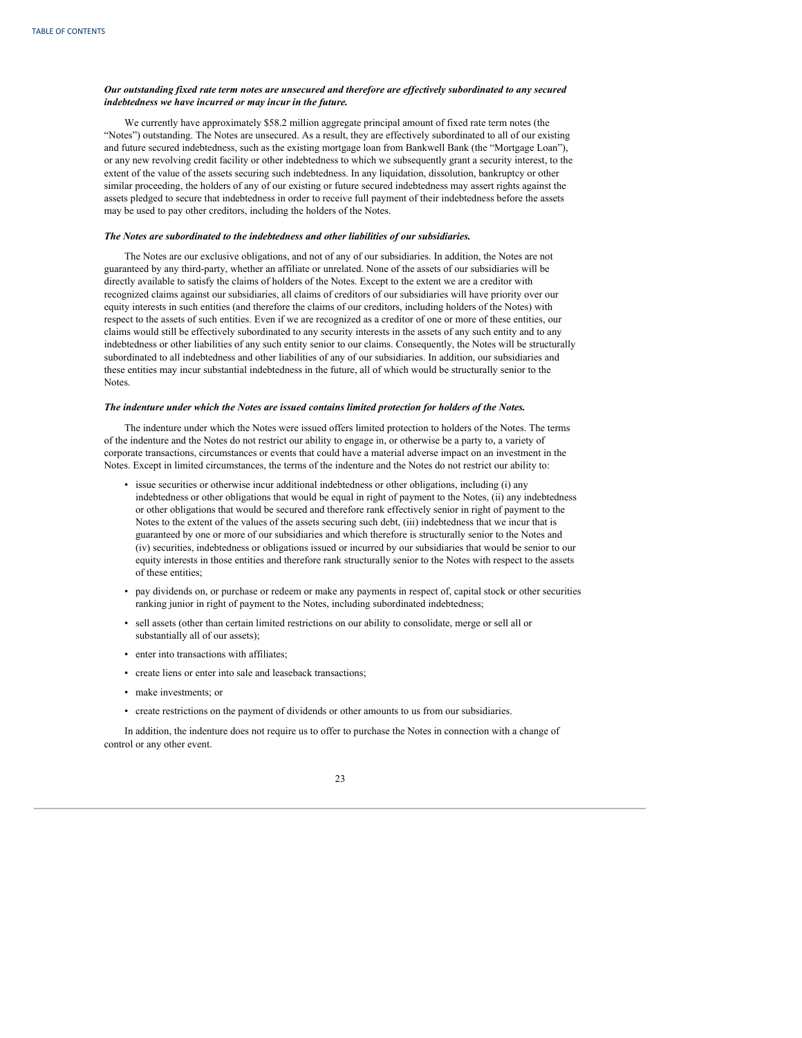***Our outstanding fixed rate term notes are unsecured and therefore are effectively subordinated to any secured indebtedness we have incurred or may incur in the future.***

We currently have approximately $58.2 million aggregate principal amount of fixed rate term notes (the "Notes") outstanding. The Notes are unsecured. As a result, they are effectively subordinated to all of our existing and future secured indebtedness, such as the existing mortgage loan from Bankwell Bank (the "Mortgage Loan"), or any new revolving credit facility or other indebtedness to which we subsequently grant a security interest, to the extent of the value of the assets securing such indebtedness. In any liquidation, dissolution, bankruptcy or other similar proceeding, the holders of any of our existing or future secured indebtedness may assert rights against the assets pledged to secure that indebtedness in order to receive full payment of their indebtedness before the assets may be used to pay other creditors, including the holders of the Notes.

***The Notes are subordinated to the indebtedness and other liabilities of our subsidiaries.***

The Notes are our exclusive obligations, and not of any of our subsidiaries. In addition, the Notes are not guaranteed by any third-party, whether an affiliate or unrelated. None of the assets of our subsidiaries will be directly available to satisfy the claims of holders of the Notes. Except to the extent we are a creditor with recognized claims against our subsidiaries, all claims of creditors of our subsidiaries will have priority over our equity interests in such entities (and therefore the claims of our creditors, including holders of the Notes) with respect to the assets of such entities. Even if we are recognized as a creditor of one or more of these entities, our claims would still be effectively subordinated to any security interests in the assets of any such entity and to any indebtedness or other liabilities of any such entity senior to our claims. Consequently, the Notes will be structurally subordinated to all indebtedness and other liabilities of any of our subsidiaries. In addition, our subsidiaries and these entities may incur substantial indebtedness in the future, all of which would be structurally senior to the Notes.

***The indenture under which the Notes are issued contains limited protection for holders of the Notes.***

The indenture under which the Notes were issued offers limited protection to holders of the Notes. The terms of the indenture and the Notes do not restrict our ability to engage in, or otherwise be a party to, a variety of corporate transactions, circumstances or events that could have a material adverse impact on an investment in the Notes. Except in limited circumstances, the terms of the indenture and the Notes do not restrict our ability to:

- issue securities or otherwise incur additional indebtedness or other obligations, including (i) any indebtedness or other obligations that would be equal in right of payment to the Notes, (ii) any indebtedness or other obligations that would be secured and therefore rank effectively senior in right of payment to the Notes to the extent of the values of the assets securing such debt, (iii) indebtedness that we incur that is guaranteed by one or more of our subsidiaries and which therefore is structurally senior to the Notes and (iv) securities, indebtedness or obligations issued or incurred by our subsidiaries that would be senior to our equity interests in those entities and therefore rank structurally senior to the Notes with respect to the assets of these entities;
- pay dividends on, or purchase or redeem or make any payments in respect of, capital stock or other securities ranking junior in right of payment to the Notes, including subordinated indebtedness;
- sell assets (other than certain limited restrictions on our ability to consolidate, merge or sell all or substantially all of our assets);
- enter into transactions with affiliates;
- create liens or enter into sale and leaseback transactions;
- make investments; or
- create restrictions on the payment of dividends or other amounts to us from our subsidiaries.

In addition, the indenture does not require us to offer to purchase the Notes in connection with a change of control or any other event.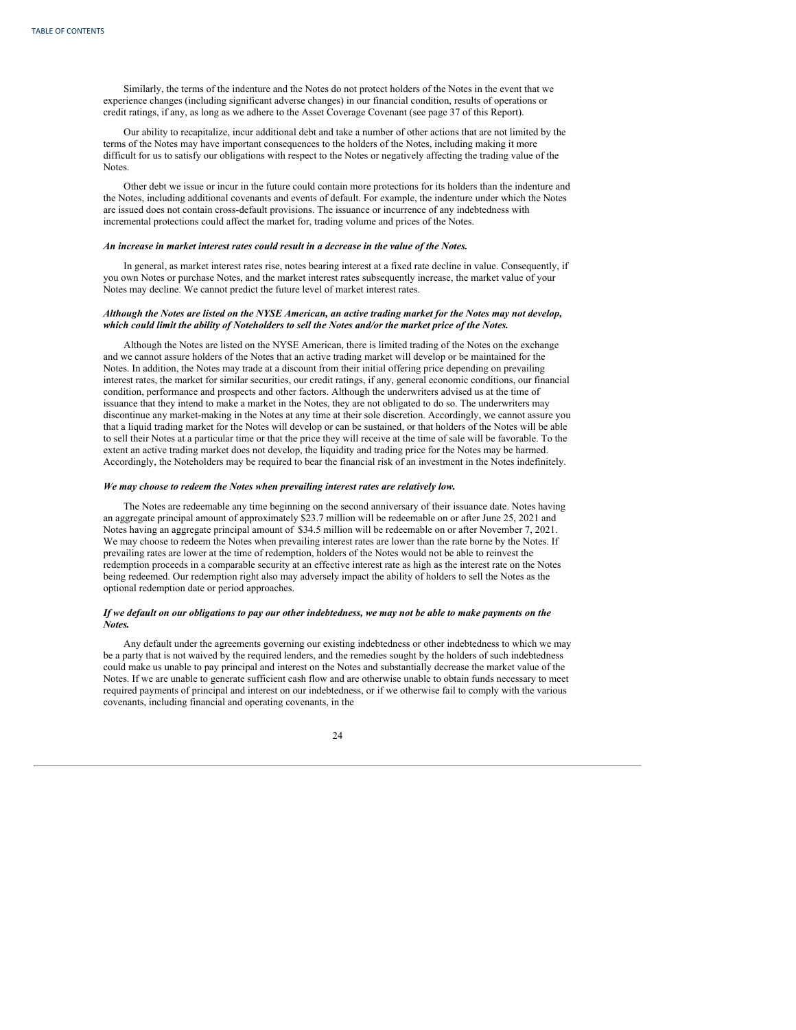Similarly, the terms of the indenture and the Notes do not protect holders of the Notes in the event that we experience changes (including significant adverse changes) in our financial condition, results of operations or credit ratings, if any, as long as we adhere to the Asset Coverage Covenant (see page 37 of this Report).

Our ability to recapitalize, incur additional debt and take a number of other actions that are not limited by the terms of the Notes may have important consequences to the holders of the Notes, including making it more difficult for us to satisfy our obligations with respect to the Notes or negatively affecting the trading value of the Notes.

Other debt we issue or incur in the future could contain more protections for its holders than the indenture and the Notes, including additional covenants and events of default. For example, the indenture under which the Notes are issued does not contain cross-default provisions. The issuance or incurrence of any indebtedness with incremental protections could affect the market for, trading volume and prices of the Notes.

***An increase in market interest rates could result in a decrease in the value of the Notes.***

In general, as market interest rates rise, notes bearing interest at a fixed rate decline in value. Consequently, if you own Notes or purchase Notes, and the market interest rates subsequently increase, the market value of your Notes may decline. We cannot predict the future level of market interest rates.

***Although the Notes are listed on the NYSE American, an active trading market for the Notes may not develop, which could limit the ability of Noteholders to sell the Notes and/or the market price of the Notes.***

Although the Notes are listed on the NYSE American, there is limited trading of the Notes on the exchange and we cannot assure holders of the Notes that an active trading market will develop or be maintained for the Notes. In addition, the Notes may trade at a discount from their initial offering price depending on prevailing interest rates, the market for similar securities, our credit ratings, if any, general economic conditions, our financial condition, performance and prospects and other factors. Although the underwriters advised us at the time of issuance that they intend to make a market in the Notes, they are not obligated to do so. The underwriters may discontinue any market-making in the Notes at any time at their sole discretion. Accordingly, we cannot assure you that a liquid trading market for the Notes will develop or can be sustained, or that holders of the Notes will be able to sell their Notes at a particular time or that the price they will receive at the time of sale will be favorable. To the extent an active trading market does not develop, the liquidity and trading price for the Notes may be harmed. Accordingly, the Noteholders may be required to bear the financial risk of an investment in the Notes indefinitely.

***We may choose to redeem the Notes when prevailing interest rates are relatively low.***

The Notes are redeemable any time beginning on the second anniversary of their issuance date. Notes having an aggregate principal amount of approximately $23.7 million will be redeemable on or after June 25, 2021 and Notes having an aggregate principal amount of $34.5 million will be redeemable on or after November 7, 2021. We may choose to redeem the Notes when prevailing interest rates are lower than the rate borne by the Notes. If prevailing rates are lower at the time of redemption, holders of the Notes would not be able to reinvest the redemption proceeds in a comparable security at an effective interest rate as high as the interest rate on the Notes being redeemed. Our redemption right also may adversely impact the ability of holders to sell the Notes as the optional redemption date or period approaches.

***If we default on our obligations to pay our other indebtedness, we may not be able to make payments on the Notes.***

Any default under the agreements governing our existing indebtedness or other indebtedness to which we may be a party that is not waived by the required lenders, and the remedies sought by the holders of such indebtedness could make us unable to pay principal and interest on the Notes and substantially decrease the market value of the Notes. If we are unable to generate sufficient cash flow and are otherwise unable to obtain funds necessary to meet required payments of principal and interest on our indebtedness, or if we otherwise fail to comply with the various covenants, including financial and operating covenants, in the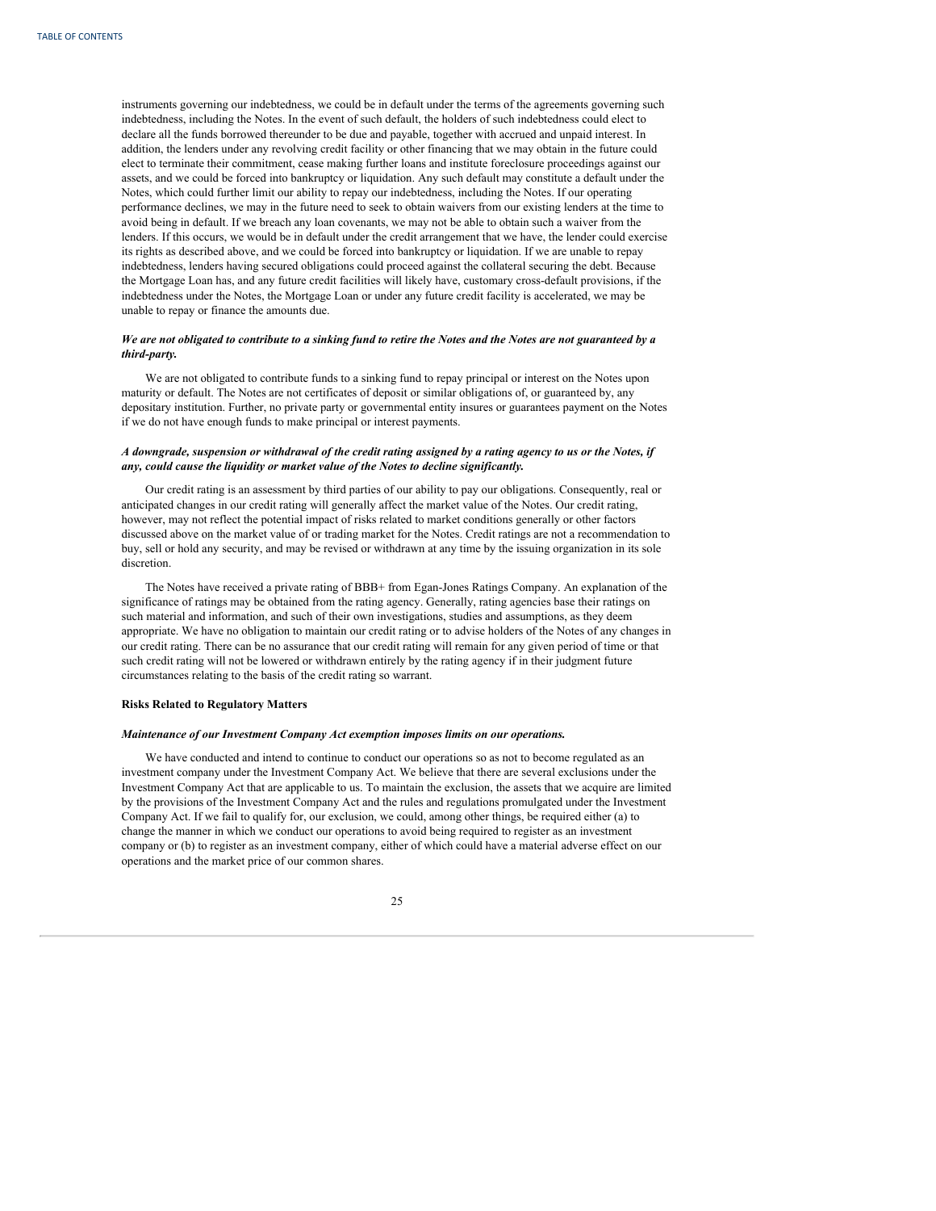instruments governing our indebtedness, we could be in default under the terms of the agreements governing such indebtedness, including the Notes. In the event of such default, the holders of such indebtedness could elect to declare all the funds borrowed thereunder to be due and payable, together with accrued and unpaid interest. In addition, the lenders under any revolving credit facility or other financing that we may obtain in the future could elect to terminate their commitment, cease making further loans and institute foreclosure proceedings against our assets, and we could be forced into bankruptcy or liquidation. Any such default may constitute a default under the Notes, which could further limit our ability to repay our indebtedness, including the Notes. If our operating performance declines, we may in the future need to seek to obtain waivers from our existing lenders at the time to avoid being in default. If we breach any loan covenants, we may not be able to obtain such a waiver from the lenders. If this occurs, we would be in default under the credit arrangement that we have, the lender could exercise its rights as described above, and we could be forced into bankruptcy or liquidation. If we are unable to repay indebtedness, lenders having secured obligations could proceed against the collateral securing the debt. Because the Mortgage Loan has, and any future credit facilities will likely have, customary cross-default provisions, if the indebtedness under the Notes, the Mortgage Loan or under any future credit facility is accelerated, we may be unable to repay or finance the amounts due.

***We are not obligated to contribute to a sinking fund to retire the Notes and the Notes are not guaranteed by a third-party.***

We are not obligated to contribute funds to a sinking fund to repay principal or interest on the Notes upon maturity or default. The Notes are not certificates of deposit or similar obligations of, or guaranteed by, any depositary institution. Further, no private party or governmental entity insures or guarantees payment on the Notes if we do not have enough funds to make principal or interest payments.

***A downgrade, suspension or withdrawal of the credit rating assigned by a rating agency to us or the Notes, if any, could cause the liquidity or market value of the Notes to decline significantly.***

Our credit rating is an assessment by third parties of our ability to pay our obligations. Consequently, real or anticipated changes in our credit rating will generally affect the market value of the Notes. Our credit rating, however, may not reflect the potential impact of risks related to market conditions generally or other factors discussed above on the market value of or trading market for the Notes. Credit ratings are not a recommendation to buy, sell or hold any security, and may be revised or withdrawn at any time by the issuing organization in its sole discretion.

The Notes have received a private rating of BBB+ from Egan-Jones Ratings Company. An explanation of the significance of ratings may be obtained from the rating agency. Generally, rating agencies base their ratings on such material and information, and such of their own investigations, studies and assumptions, as they deem appropriate. We have no obligation to maintain our credit rating or to advise holders of the Notes of any changes in our credit rating. There can be no assurance that our credit rating will remain for any given period of time or that such credit rating will not be lowered or withdrawn entirely by the rating agency if in their judgment future circumstances relating to the basis of the credit rating so warrant.

**Risks Related to Regulatory Matters**

***Maintenance of our Investment Company Act exemption imposes limits on our operations.***

We have conducted and intend to continue to conduct our operations so as not to become regulated as an investment company under the Investment Company Act. We believe that there are several exclusions under the Investment Company Act that are applicable to us. To maintain the exclusion, the assets that we acquire are limited by the provisions of the Investment Company Act and the rules and regulations promulgated under the Investment Company Act. If we fail to qualify for, our exclusion, we could, among other things, be required either (a) to change the manner in which we conduct our operations to avoid being required to register as an investment company or (b) to register as an investment company, either of which could have a material adverse effect on our operations and the market price of our common shares.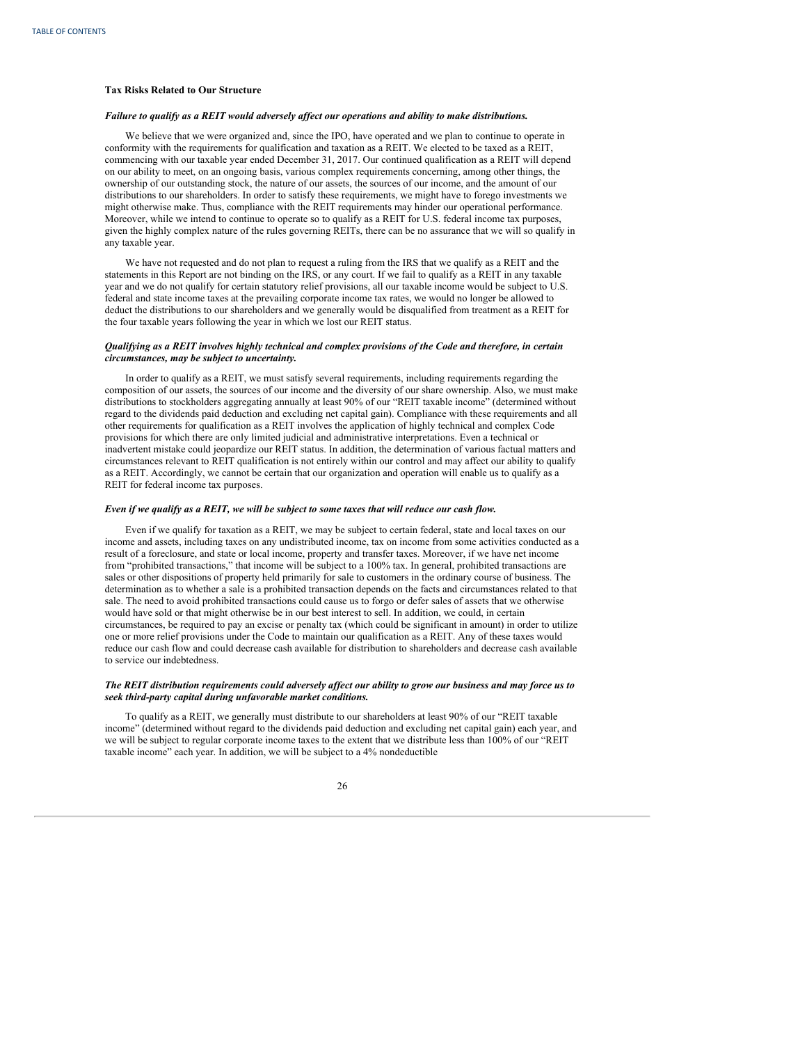### Tax Risks Related to Our Structure

***Failure to qualify as a REIT would adversely affect our operations and ability to make distributions.***

We believe that we were organized and, since the IPO, have operated and we plan to continue to operate in conformity with the requirements for qualification and taxation as a REIT. We elected to be taxed as a REIT, commencing with our taxable year ended December 31, 2017. Our continued qualification as a REIT will depend on our ability to meet, on an ongoing basis, various complex requirements concerning, among other things, the ownership of our outstanding stock, the nature of our assets, the sources of our income, and the amount of our distributions to our shareholders. In order to satisfy these requirements, we might have to forego investments we might otherwise make. Thus, compliance with the REIT requirements may hinder our operational performance. Moreover, while we intend to continue to operate so to qualify as a REIT for U.S. federal income tax purposes, given the highly complex nature of the rules governing REITs, there can be no assurance that we will so qualify in any taxable year.

We have not requested and do not plan to request a ruling from the IRS that we qualify as a REIT and the statements in this Report are not binding on the IRS, or any court. If we fail to qualify as a REIT in any taxable year and we do not qualify for certain statutory relief provisions, all our taxable income would be subject to U.S. federal and state income taxes at the prevailing corporate income tax rates, we would no longer be allowed to deduct the distributions to our shareholders and we generally would be disqualified from treatment as a REIT for the four taxable years following the year in which we lost our REIT status.

***Qualifying as a REIT involves highly technical and complex provisions of the Code and therefore, in certain circumstances, may be subject to uncertainty.***

In order to qualify as a REIT, we must satisfy several requirements, including requirements regarding the composition of our assets, the sources of our income and the diversity of our share ownership. Also, we must make distributions to stockholders aggregating annually at least 90% of our "REIT taxable income" (determined without regard to the dividends paid deduction and excluding net capital gain). Compliance with these requirements and all other requirements for qualification as a REIT involves the application of highly technical and complex Code provisions for which there are only limited judicial and administrative interpretations. Even a technical or inadvertent mistake could jeopardize our REIT status. In addition, the determination of various factual matters and circumstances relevant to REIT qualification is not entirely within our control and may affect our ability to qualify as a REIT. Accordingly, we cannot be certain that our organization and operation will enable us to qualify as a REIT for federal income tax purposes.

***Even if we qualify as a REIT, we will be subject to some taxes that will reduce our cash flow.***

Even if we qualify for taxation as a REIT, we may be subject to certain federal, state and local taxes on our income and assets, including taxes on any undistributed income, tax on income from some activities conducted as a result of a foreclosure, and state or local income, property and transfer taxes. Moreover, if we have net income from "prohibited transactions," that income will be subject to a 100% tax. In general, prohibited transactions are sales or other dispositions of property held primarily for sale to customers in the ordinary course of business. The determination as to whether a sale is a prohibited transaction depends on the facts and circumstances related to that sale. The need to avoid prohibited transactions could cause us to forgo or defer sales of assets that we otherwise would have sold or that might otherwise be in our best interest to sell. In addition, we could, in certain circumstances, be required to pay an excise or penalty tax (which could be significant in amount) in order to utilize one or more relief provisions under the Code to maintain our qualification as a REIT. Any of these taxes would reduce our cash flow and could decrease cash available for distribution to shareholders and decrease cash available to service our indebtedness.

***The REIT distribution requirements could adversely affect our ability to grow our business and may force us to seek third-party capital during unfavorable market conditions.***

To qualify as a REIT, we generally must distribute to our shareholders at least 90% of our "REIT taxable income" (determined without regard to the dividends paid deduction and excluding net capital gain) each year, and we will be subject to regular corporate income taxes to the extent that we distribute less than 100% of our "REIT taxable income" each year. In addition, we will be subject to a 4% nondeductible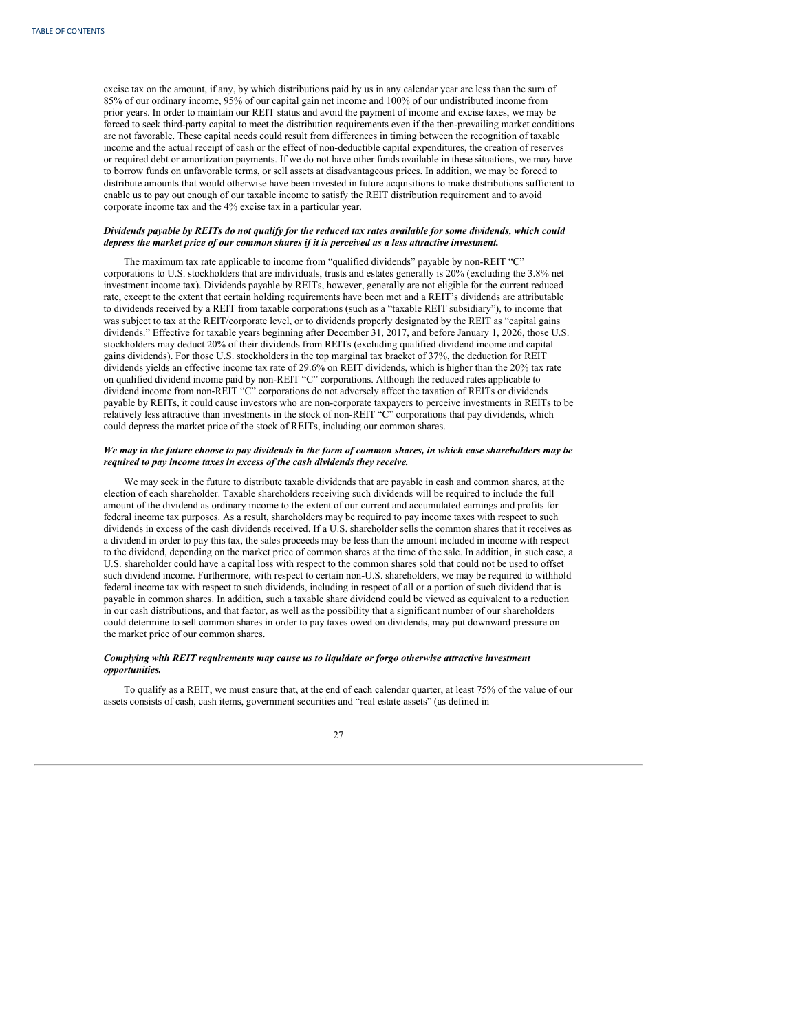excise tax on the amount, if any, by which distributions paid by us in any calendar year are less than the sum of 85% of our ordinary income, 95% of our capital gain net income and 100% of our undistributed income from prior years. In order to maintain our REIT status and avoid the payment of income and excise taxes, we may be forced to seek third-party capital to meet the distribution requirements even if the then-prevailing market conditions are not favorable. These capital needs could result from differences in timing between the recognition of taxable income and the actual receipt of cash or the effect of non-deductible capital expenditures, the creation of reserves or required debt or amortization payments. If we do not have other funds available in these situations, we may have to borrow funds on unfavorable terms, or sell assets at disadvantageous prices. In addition, we may be forced to distribute amounts that would otherwise have been invested in future acquisitions to make distributions sufficient to enable us to pay out enough of our taxable income to satisfy the REIT distribution requirement and to avoid corporate income tax and the 4% excise tax in a particular year.

***Dividends payable by REITs do not qualify for the reduced tax rates available for some dividends, which could depress the market price of our common shares if it is perceived as a less attractive investment.***

The maximum tax rate applicable to income from "qualified dividends" payable by non-REIT "C" corporations to U.S. stockholders that are individuals, trusts and estates generally is 20% (excluding the 3.8% net investment income tax). Dividends payable by REITs, however, generally are not eligible for the current reduced rate, except to the extent that certain holding requirements have been met and a REIT's dividends are attributable to dividends received by a REIT from taxable corporations (such as a "taxable REIT subsidiary"), to income that was subject to tax at the REIT/corporate level, or to dividends properly designated by the REIT as "capital gains dividends." Effective for taxable years beginning after December 31, 2017, and before January 1, 2026, those U.S. stockholders may deduct 20% of their dividends from REITs (excluding qualified dividend income and capital gains dividends). For those U.S. stockholders in the top marginal tax bracket of 37%, the deduction for REIT dividends yields an effective income tax rate of 29.6% on REIT dividends, which is higher than the 20% tax rate on qualified dividend income paid by non-REIT "C" corporations. Although the reduced rates applicable to dividend income from non-REIT "C" corporations do not adversely affect the taxation of REITs or dividends payable by REITs, it could cause investors who are non-corporate taxpayers to perceive investments in REITs to be relatively less attractive than investments in the stock of non-REIT "C" corporations that pay dividends, which could depress the market price of the stock of REITs, including our common shares.

***We may in the future choose to pay dividends in the form of common shares, in which case shareholders may be required to pay income taxes in excess of the cash dividends they receive.***

We may seek in the future to distribute taxable dividends that are payable in cash and common shares, at the election of each shareholder. Taxable shareholders receiving such dividends will be required to include the full amount of the dividend as ordinary income to the extent of our current and accumulated earnings and profits for federal income tax purposes. As a result, shareholders may be required to pay income taxes with respect to such dividends in excess of the cash dividends received. If a U.S. shareholder sells the common shares that it receives as a dividend in order to pay this tax, the sales proceeds may be less than the amount included in income with respect to the dividend, depending on the market price of common shares at the time of the sale. In addition, in such case, a U.S. shareholder could have a capital loss with respect to the common shares sold that could not be used to offset such dividend income. Furthermore, with respect to certain non-U.S. shareholders, we may be required to withhold federal income tax with respect to such dividends, including in respect of all or a portion of such dividend that is payable in common shares. In addition, such a taxable share dividend could be viewed as equivalent to a reduction in our cash distributions, and that factor, as well as the possibility that a significant number of our shareholders could determine to sell common shares in order to pay taxes owed on dividends, may put downward pressure on the market price of our common shares.

***Complying with REIT requirements may cause us to liquidate or forgo otherwise attractive investment opportunities.***

To qualify as a REIT, we must ensure that, at the end of each calendar quarter, at least 75% of the value of our assets consists of cash, cash items, government securities and "real estate assets" (as defined in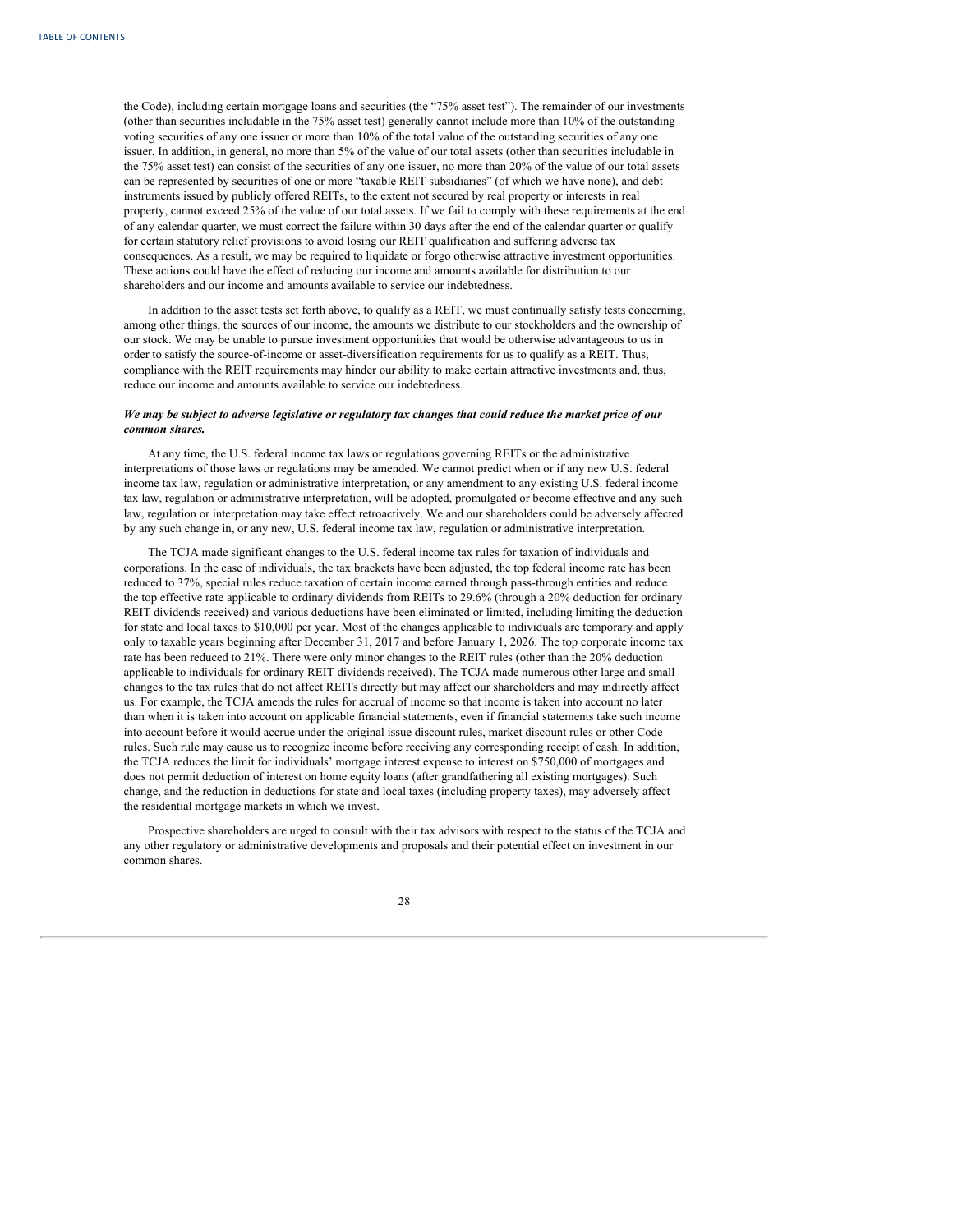the Code), including certain mortgage loans and securities (the “75% asset test”). The remainder of our investments (other than securities includable in the 75% asset test) generally cannot include more than 10% of the outstanding voting securities of any one issuer or more than 10% of the total value of the outstanding securities of any one issuer. In addition, in general, no more than 5% of the value of our total assets (other than securities includable in the 75% asset test) can consist of the securities of any one issuer, no more than 20% of the value of our total assets can be represented by securities of one or more “taxable REIT subsidiaries” (of which we have none), and debt instruments issued by publicly offered REITs, to the extent not secured by real property or interests in real property, cannot exceed 25% of the value of our total assets. If we fail to comply with these requirements at the end of any calendar quarter, we must correct the failure within 30 days after the end of the calendar quarter or qualify for certain statutory relief provisions to avoid losing our REIT qualification and suffering adverse tax consequences. As a result, we may be required to liquidate or forgo otherwise attractive investment opportunities. These actions could have the effect of reducing our income and amounts available for distribution to our shareholders and our income and amounts available to service our indebtedness.

In addition to the asset tests set forth above, to qualify as a REIT, we must continually satisfy tests concerning, among other things, the sources of our income, the amounts we distribute to our stockholders and the ownership of our stock. We may be unable to pursue investment opportunities that would be otherwise advantageous to us in order to satisfy the source-of-income or asset-diversification requirements for us to qualify as a REIT. Thus, compliance with the REIT requirements may hinder our ability to make certain attractive investments and, thus, reduce our income and amounts available to service our indebtedness.

***We may be subject to adverse legislative or regulatory tax changes that could reduce the market price of our common shares.***

At any time, the U.S. federal income tax laws or regulations governing REITs or the administrative interpretations of those laws or regulations may be amended. We cannot predict when or if any new U.S. federal income tax law, regulation or administrative interpretation, or any amendment to any existing U.S. federal income tax law, regulation or administrative interpretation, will be adopted, promulgated or become effective and any such law, regulation or interpretation may take effect retroactively. We and our shareholders could be adversely affected by any such change in, or any new, U.S. federal income tax law, regulation or administrative interpretation.

The TCJA made significant changes to the U.S. federal income tax rules for taxation of individuals and corporations. In the case of individuals, the tax brackets have been adjusted, the top federal income rate has been reduced to 37%, special rules reduce taxation of certain income earned through pass-through entities and reduce the top effective rate applicable to ordinary dividends from REITs to 29.6% (through a 20% deduction for ordinary REIT dividends received) and various deductions have been eliminated or limited, including limiting the deduction for state and local taxes to $10,000 per year. Most of the changes applicable to individuals are temporary and apply only to taxable years beginning after December 31, 2017 and before January 1, 2026. The top corporate income tax rate has been reduced to 21%. There were only minor changes to the REIT rules (other than the 20% deduction applicable to individuals for ordinary REIT dividends received). The TCJA made numerous other large and small changes to the tax rules that do not affect REITs directly but may affect our shareholders and may indirectly affect us. For example, the TCJA amends the rules for accrual of income so that income is taken into account no later than when it is taken into account on applicable financial statements, even if financial statements take such income into account before it would accrue under the original issue discount rules, market discount rules or other Code rules. Such rule may cause us to recognize income before receiving any corresponding receipt of cash. In addition, the TCJA reduces the limit for individuals’ mortgage interest expense to interest on $750,000 of mortgages and does not permit deduction of interest on home equity loans (after grandfathering all existing mortgages). Such change, and the reduction in deductions for state and local taxes (including property taxes), may adversely affect the residential mortgage markets in which we invest.

Prospective shareholders are urged to consult with their tax advisors with respect to the status of the TCJA and any other regulatory or administrative developments and proposals and their potential effect on investment in our common shares.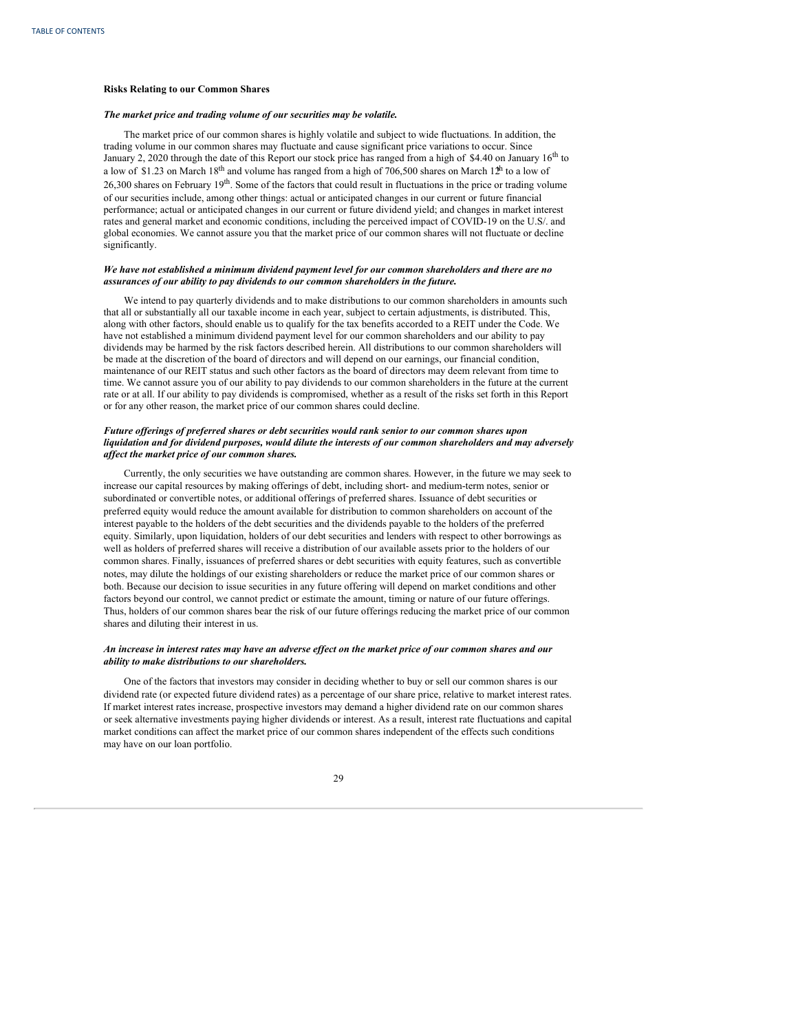### Risks Relating to our Common Shares

***The market price and trading volume of our securities may be volatile.***

The market price of our common shares is highly volatile and subject to wide fluctuations. In addition, the trading volume in our common shares may fluctuate and cause significant price variations to occur. Since January 2, 2020 through the date of this Report our stock price has ranged from a high of $4.40 on January 16th to a low of $1.23 on March 18th and volume has ranged from a high of 706,500 shares on March 12th to a low of 26,300 shares on February 19th. Some of the factors that could result in fluctuations in the price or trading volume of our securities include, among other things: actual or anticipated changes in our current or future financial performance; actual or anticipated changes in our current or future dividend yield; and changes in market interest rates and general market and economic conditions, including the perceived impact of COVID-19 on the U.S/. and global economies. We cannot assure you that the market price of our common shares will not fluctuate or decline significantly.

***We have not established a minimum dividend payment level for our common shareholders and there are no assurances of our ability to pay dividends to our common shareholders in the future.***

We intend to pay quarterly dividends and to make distributions to our common shareholders in amounts such that all or substantially all our taxable income in each year, subject to certain adjustments, is distributed. This, along with other factors, should enable us to qualify for the tax benefits accorded to a REIT under the Code. We have not established a minimum dividend payment level for our common shareholders and our ability to pay dividends may be harmed by the risk factors described herein. All distributions to our common shareholders will be made at the discretion of the board of directors and will depend on our earnings, our financial condition, maintenance of our REIT status and such other factors as the board of directors may deem relevant from time to time. We cannot assure you of our ability to pay dividends to our common shareholders in the future at the current rate or at all. If our ability to pay dividends is compromised, whether as a result of the risks set forth in this Report or for any other reason, the market price of our common shares could decline.

***Future offerings of preferred shares or debt securities would rank senior to our common shares upon liquidation and for dividend purposes, would dilute the interests of our common shareholders and may adversely affect the market price of our common shares.***

Currently, the only securities we have outstanding are common shares. However, in the future we may seek to increase our capital resources by making offerings of debt, including short- and medium-term notes, senior or subordinated or convertible notes, or additional offerings of preferred shares. Issuance of debt securities or preferred equity would reduce the amount available for distribution to common shareholders on account of the interest payable to the holders of the debt securities and the dividends payable to the holders of the preferred equity. Similarly, upon liquidation, holders of our debt securities and lenders with respect to other borrowings as well as holders of preferred shares will receive a distribution of our available assets prior to the holders of our common shares. Finally, issuances of preferred shares or debt securities with equity features, such as convertible notes, may dilute the holdings of our existing shareholders or reduce the market price of our common shares or both. Because our decision to issue securities in any future offering will depend on market conditions and other factors beyond our control, we cannot predict or estimate the amount, timing or nature of our future offerings. Thus, holders of our common shares bear the risk of our future offerings reducing the market price of our common shares and diluting their interest in us.

***An increase in interest rates may have an adverse effect on the market price of our common shares and our ability to make distributions to our shareholders.***

One of the factors that investors may consider in deciding whether to buy or sell our common shares is our dividend rate (or expected future dividend rates) as a percentage of our share price, relative to market interest rates. If market interest rates increase, prospective investors may demand a higher dividend rate on our common shares or seek alternative investments paying higher dividends or interest. As a result, interest rate fluctuations and capital market conditions can affect the market price of our common shares independent of the effects such conditions may have on our loan portfolio.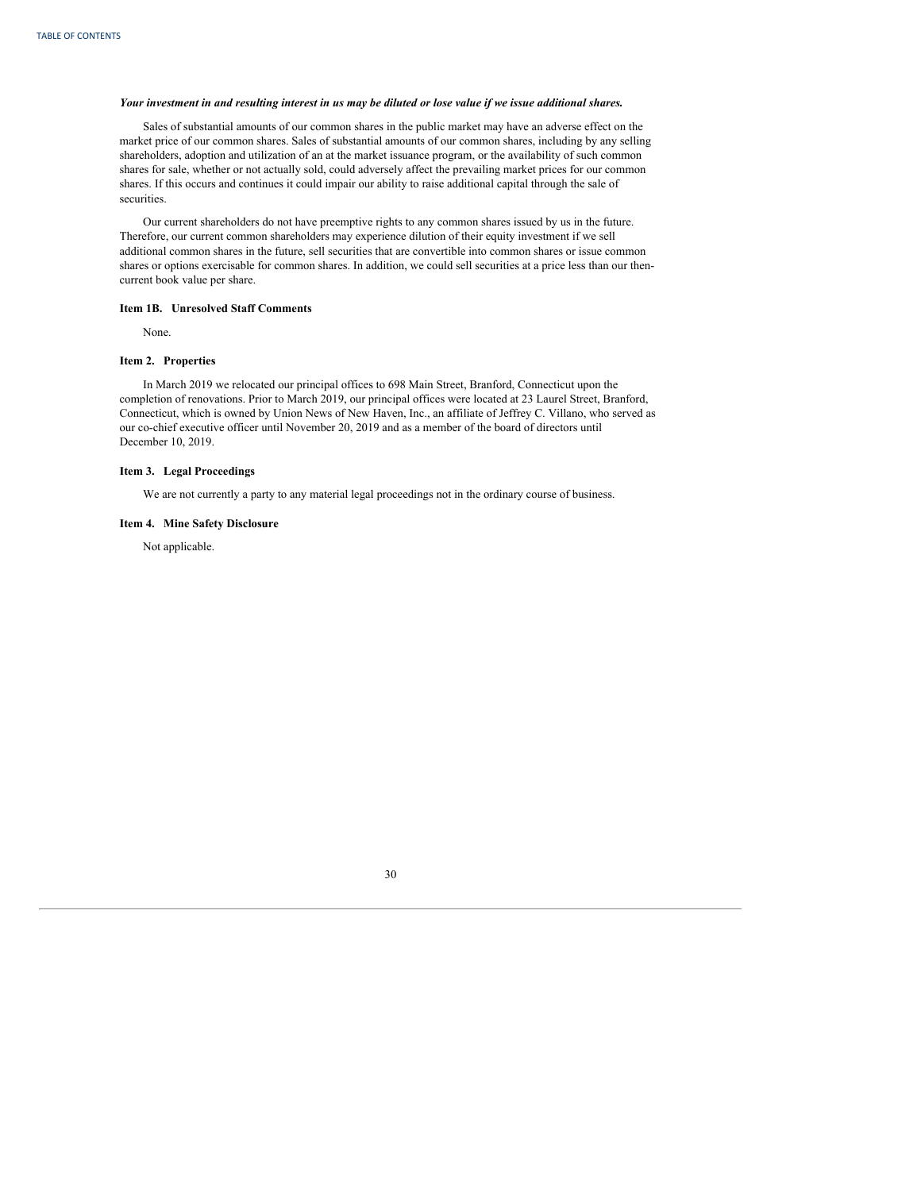***Your investment in and resulting interest in us may be diluted or lose value if we issue additional shares.***

Sales of substantial amounts of our common shares in the public market may have an adverse effect on the market price of our common shares. Sales of substantial amounts of our common shares, including by any selling shareholders, adoption and utilization of an at the market issuance program, or the availability of such common shares for sale, whether or not actually sold, could adversely affect the prevailing market prices for our common shares. If this occurs and continues it could impair our ability to raise additional capital through the sale of securities.

Our current shareholders do not have preemptive rights to any common shares issued by us in the future. Therefore, our current common shareholders may experience dilution of their equity investment if we sell additional common shares in the future, sell securities that are convertible into common shares or issue common shares or options exercisable for common shares. In addition, we could sell securities at a price less than our then-current book value per share.

## Item 1B. Unresolved Staff Comments

None.

## Item 2. Properties

In March 2019 we relocated our principal offices to 698 Main Street, Branford, Connecticut upon the completion of renovations. Prior to March 2019, our principal offices were located at 23 Laurel Street, Branford, Connecticut, which is owned by Union News of New Haven, Inc., an affiliate of Jeffrey C. Villano, who served as our co-chief executive officer until November 20, 2019 and as a member of the board of directors until December 10, 2019.

## Item 3. Legal Proceedings

We are not currently a party to any material legal proceedings not in the ordinary course of business.

## Item 4. Mine Safety Disclosure

Not applicable.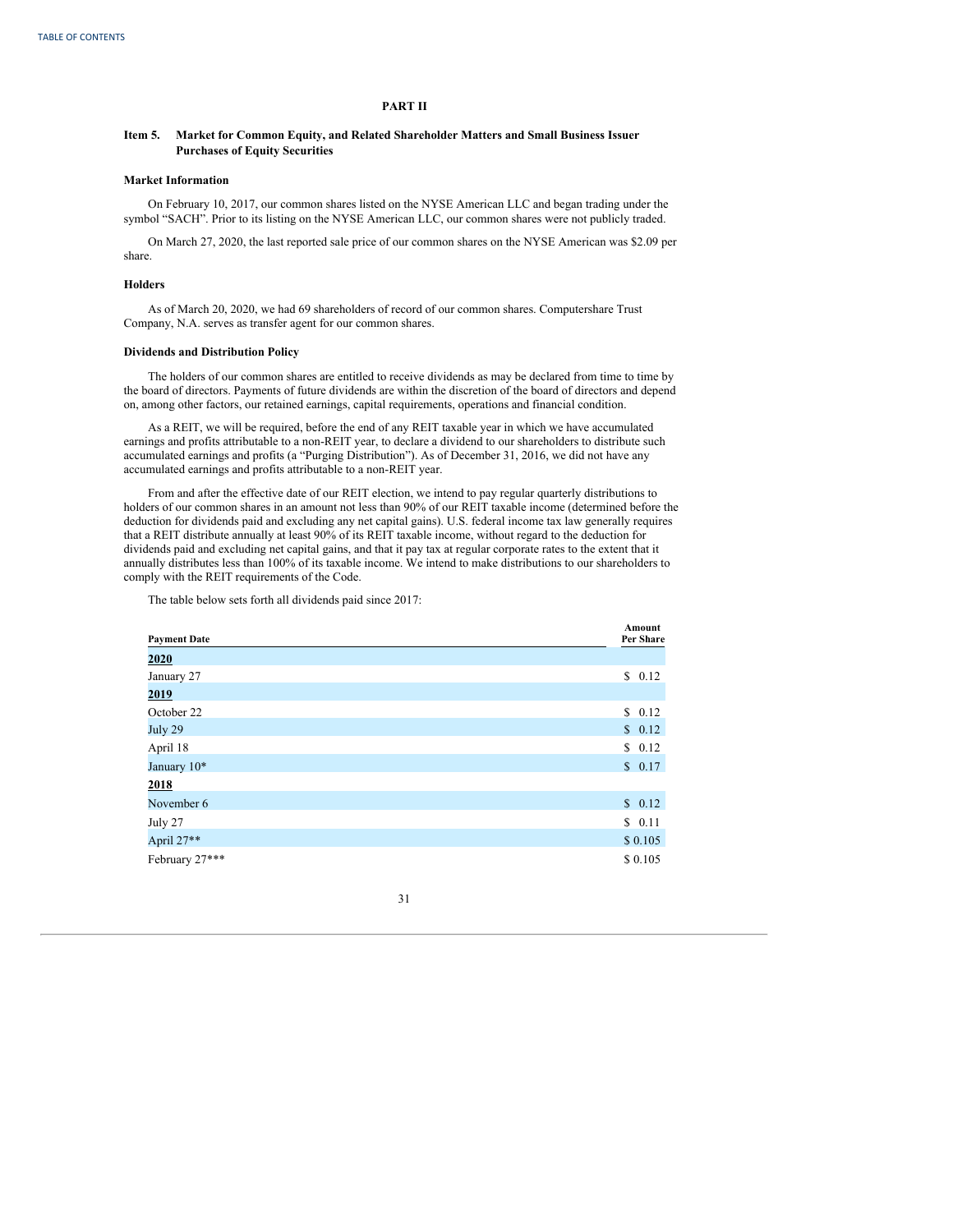# PART II

## Item 5. Market for Common Equity, and Related Shareholder Matters and Small Business Issuer Purchases of Equity Securities

### Market Information

On February 10, 2017, our common shares listed on the NYSE American LLC and began trading under the symbol "SACH". Prior to its listing on the NYSE American LLC, our common shares were not publicly traded.

On March 27, 2020, the last reported sale price of our common shares on the NYSE American was $2.09 per share.

### Holders

As of March 20, 2020, we had 69 shareholders of record of our common shares. Computershare Trust Company, N.A. serves as transfer agent for our common shares.

### Dividends and Distribution Policy

The holders of our common shares are entitled to receive dividends as may be declared from time to time by the board of directors. Payments of future dividends are within the discretion of the board of directors and depend on, among other factors, our retained earnings, capital requirements, operations and financial condition.

As a REIT, we will be required, before the end of any REIT taxable year in which we have accumulated earnings and profits attributable to a non-REIT year, to declare a dividend to our shareholders to distribute such accumulated earnings and profits (a "Purging Distribution"). As of December 31, 2016, we did not have any accumulated earnings and profits attributable to a non-REIT year.

From and after the effective date of our REIT election, we intend to pay regular quarterly distributions to holders of our common shares in an amount not less than 90% of our REIT taxable income (determined before the deduction for dividends paid and excluding any net capital gains). U.S. federal income tax law generally requires that a REIT distribute annually at least 90% of its REIT taxable income, without regard to the deduction for dividends paid and excluding net capital gains, and that it pay tax at regular corporate rates to the extent that it annually distributes less than 100% of its taxable income. We intend to make distributions to our shareholders to comply with the REIT requirements of the Code.

The table below sets forth all dividends paid since 2017:

| Payment Date | Amount Per Share |
|---|---|
| **2020** | |
| January 27 | $ 0.12 |
| **2019** | |
| October 22 | $ 0.12 |
| July 29 | $ 0.12 |
| April 18 | $ 0.12 |
| January 10* | $ 0.17 |
| **2018** | |
| November 6 | $ 0.12 |
| July 27 | $ 0.11 |
| April 27** | $ 0.105 |
| February 27*** | $ 0.105 |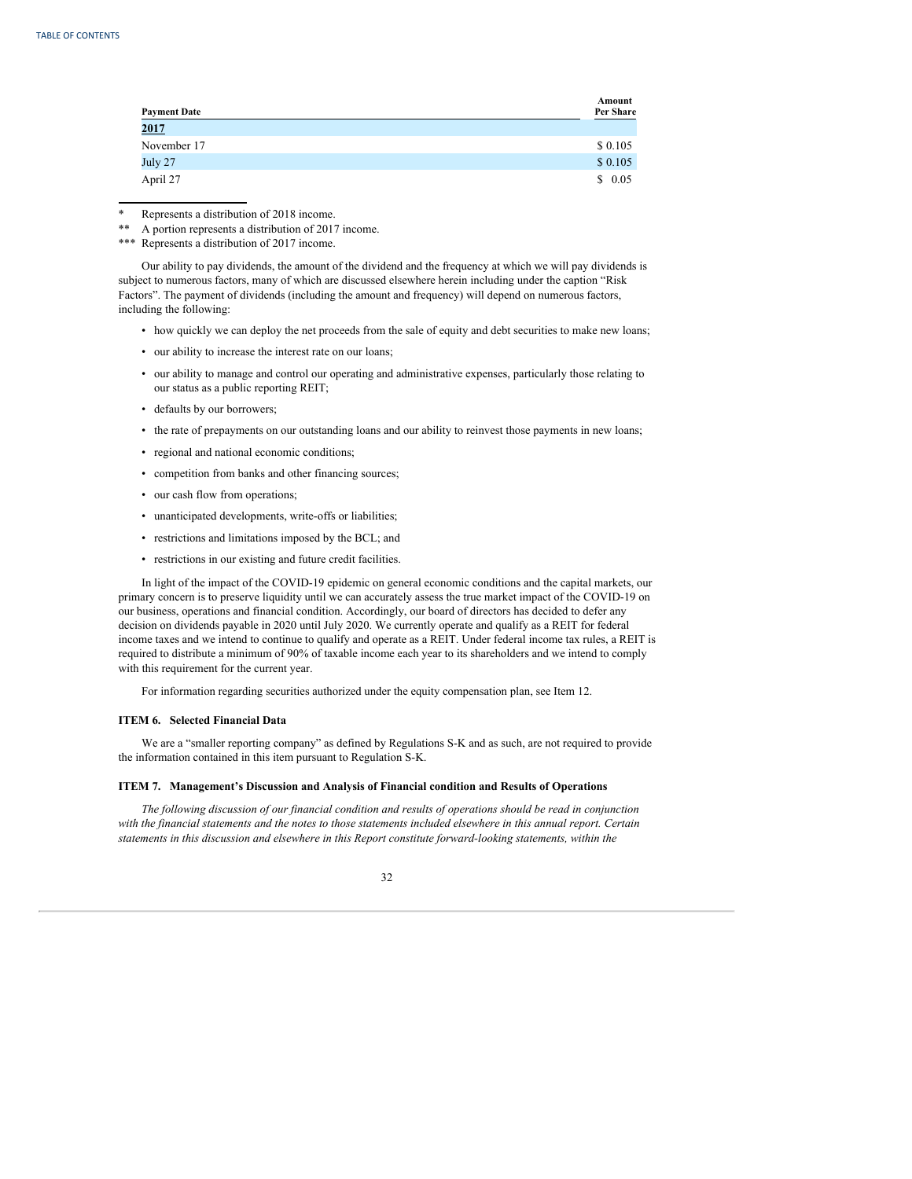| Payment Date | Amount Per Share |
|---|---|
| **2017** | |
| November 17 | $ 0.105 |
| July 27 | $ 0.105 |
| April 27 | $ 0.05 |

---

\* Represents a distribution of 2018 income.

\*\* A portion represents a distribution of 2017 income.

\*\*\* Represents a distribution of 2017 income.

Our ability to pay dividends, the amount of the dividend and the frequency at which we will pay dividends is subject to numerous factors, many of which are discussed elsewhere herein including under the caption “Risk Factors”. The payment of dividends (including the amount and frequency) will depend on numerous factors, including the following:

- how quickly we can deploy the net proceeds from the sale of equity and debt securities to make new loans;
- our ability to increase the interest rate on our loans;
- our ability to manage and control our operating and administrative expenses, particularly those relating to our status as a public reporting REIT;
- defaults by our borrowers;
- the rate of prepayments on our outstanding loans and our ability to reinvest those payments in new loans;
- regional and national economic conditions;
- competition from banks and other financing sources;
- our cash flow from operations;
- unanticipated developments, write-offs or liabilities;
- restrictions and limitations imposed by the BCL; and
- restrictions in our existing and future credit facilities.

In light of the impact of the COVID-19 epidemic on general economic conditions and the capital markets, our primary concern is to preserve liquidity until we can accurately assess the true market impact of the COVID-19 on our business, operations and financial condition. Accordingly, our board of directors has decided to defer any decision on dividends payable in 2020 until July 2020. We currently operate and qualify as a REIT for federal income taxes and we intend to continue to qualify and operate as a REIT. Under federal income tax rules, a REIT is required to distribute a minimum of 90% of taxable income each year to its shareholders and we intend to comply with this requirement for the current year.

For information regarding securities authorized under the equity compensation plan, see Item 12.

### ITEM 6. Selected Financial Data

We are a “smaller reporting company” as defined by Regulations S-K and as such, are not required to provide the information contained in this item pursuant to Regulation S-K.

### ITEM 7. Management’s Discussion and Analysis of Financial condition and Results of Operations

*The following discussion of our financial condition and results of operations should be read in conjunction with the financial statements and the notes to those statements included elsewhere in this annual report. Certain statements in this discussion and elsewhere in this Report constitute forward-looking statements, within the*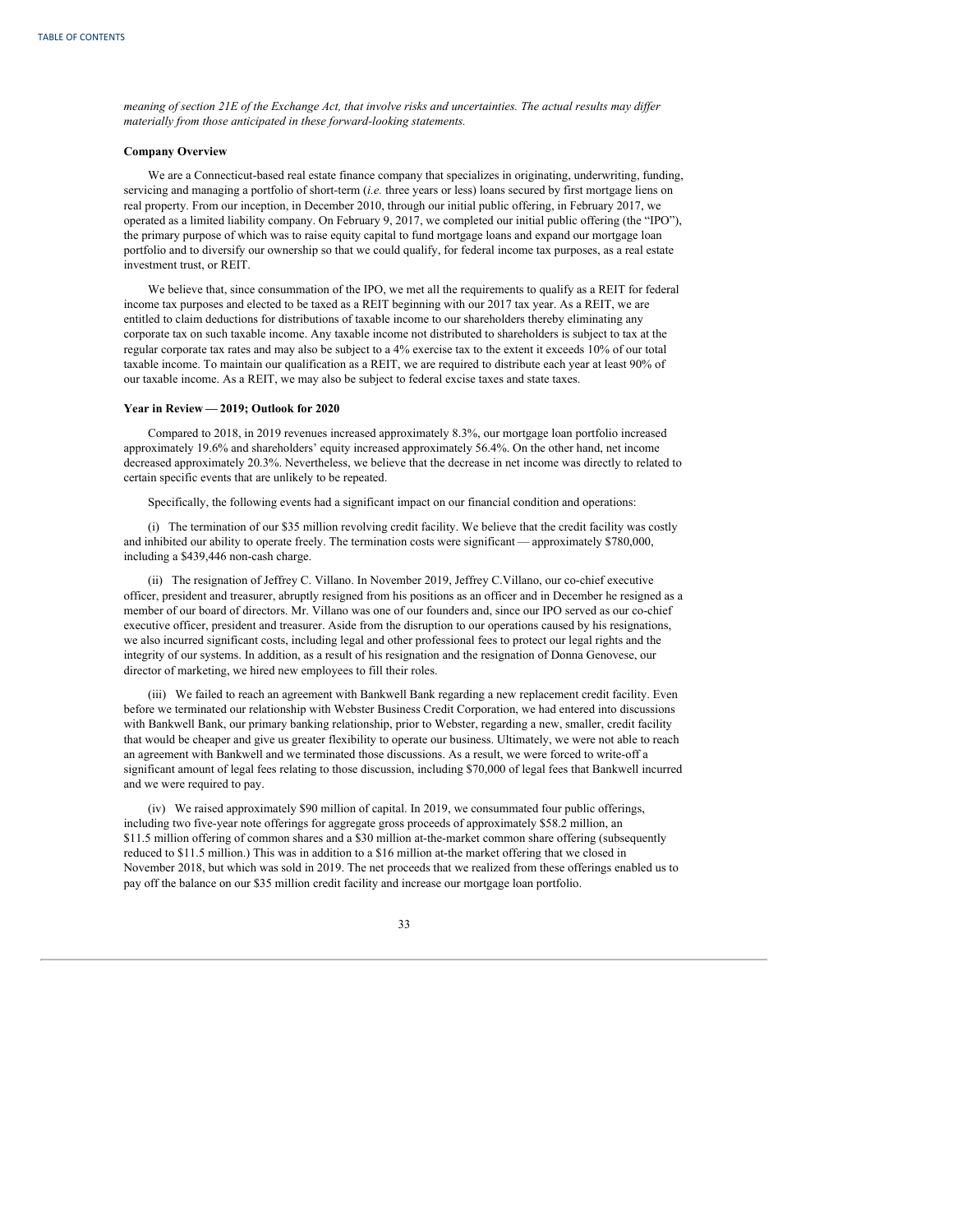*meaning of section 21E of the Exchange Act, that involve risks and uncertainties. The actual results may differ materially from those anticipated in these forward-looking statements.*

**Company Overview**

We are a Connecticut-based real estate finance company that specializes in originating, underwriting, funding, servicing and managing a portfolio of short-term (*i.e.* three years or less) loans secured by first mortgage liens on real property. From our inception, in December 2010, through our initial public offering, in February 2017, we operated as a limited liability company. On February 9, 2017, we completed our initial public offering (the "IPO"), the primary purpose of which was to raise equity capital to fund mortgage loans and expand our mortgage loan portfolio and to diversify our ownership so that we could qualify, for federal income tax purposes, as a real estate investment trust, or REIT.

We believe that, since consummation of the IPO, we met all the requirements to qualify as a REIT for federal income tax purposes and elected to be taxed as a REIT beginning with our 2017 tax year. As a REIT, we are entitled to claim deductions for distributions of taxable income to our shareholders thereby eliminating any corporate tax on such taxable income. Any taxable income not distributed to shareholders is subject to tax at the regular corporate tax rates and may also be subject to a 4% exercise tax to the extent it exceeds 10% of our total taxable income. To maintain our qualification as a REIT, we are required to distribute each year at least 90% of our taxable income. As a REIT, we may also be subject to federal excise taxes and state taxes.

**Year in Review — 2019; Outlook for 2020**

Compared to 2018, in 2019 revenues increased approximately 8.3%, our mortgage loan portfolio increased approximately 19.6% and shareholders' equity increased approximately 56.4%. On the other hand, net income decreased approximately 20.3%. Nevertheless, we believe that the decrease in net income was directly to related to certain specific events that are unlikely to be repeated.

Specifically, the following events had a significant impact on our financial condition and operations:

(i) The termination of our $35 million revolving credit facility. We believe that the credit facility was costly and inhibited our ability to operate freely. The termination costs were significant — approximately $780,000, including a $439,446 non-cash charge.

(ii) The resignation of Jeffrey C. Villano. In November 2019, Jeffrey C.Villano, our co-chief executive officer, president and treasurer, abruptly resigned from his positions as an officer and in December he resigned as a member of our board of directors. Mr. Villano was one of our founders and, since our IPO served as our co-chief executive officer, president and treasurer. Aside from the disruption to our operations caused by his resignations, we also incurred significant costs, including legal and other professional fees to protect our legal rights and the integrity of our systems. In addition, as a result of his resignation and the resignation of Donna Genovese, our director of marketing, we hired new employees to fill their roles.

(iii) We failed to reach an agreement with Bankwell Bank regarding a new replacement credit facility. Even before we terminated our relationship with Webster Business Credit Corporation, we had entered into discussions with Bankwell Bank, our primary banking relationship, prior to Webster, regarding a new, smaller, credit facility that would be cheaper and give us greater flexibility to operate our business. Ultimately, we were not able to reach an agreement with Bankwell and we terminated those discussions. As a result, we were forced to write-off a significant amount of legal fees relating to those discussion, including $70,000 of legal fees that Bankwell incurred and we were required to pay.

(iv) We raised approximately $90 million of capital. In 2019, we consummated four public offerings, including two five-year note offerings for aggregate gross proceeds of approximately $58.2 million, an $11.5 million offering of common shares and a $30 million at-the-market common share offering (subsequently reduced to $11.5 million.) This was in addition to a $16 million at-the market offering that we closed in November 2018, but which was sold in 2019. The net proceeds that we realized from these offerings enabled us to pay off the balance on our $35 million credit facility and increase our mortgage loan portfolio.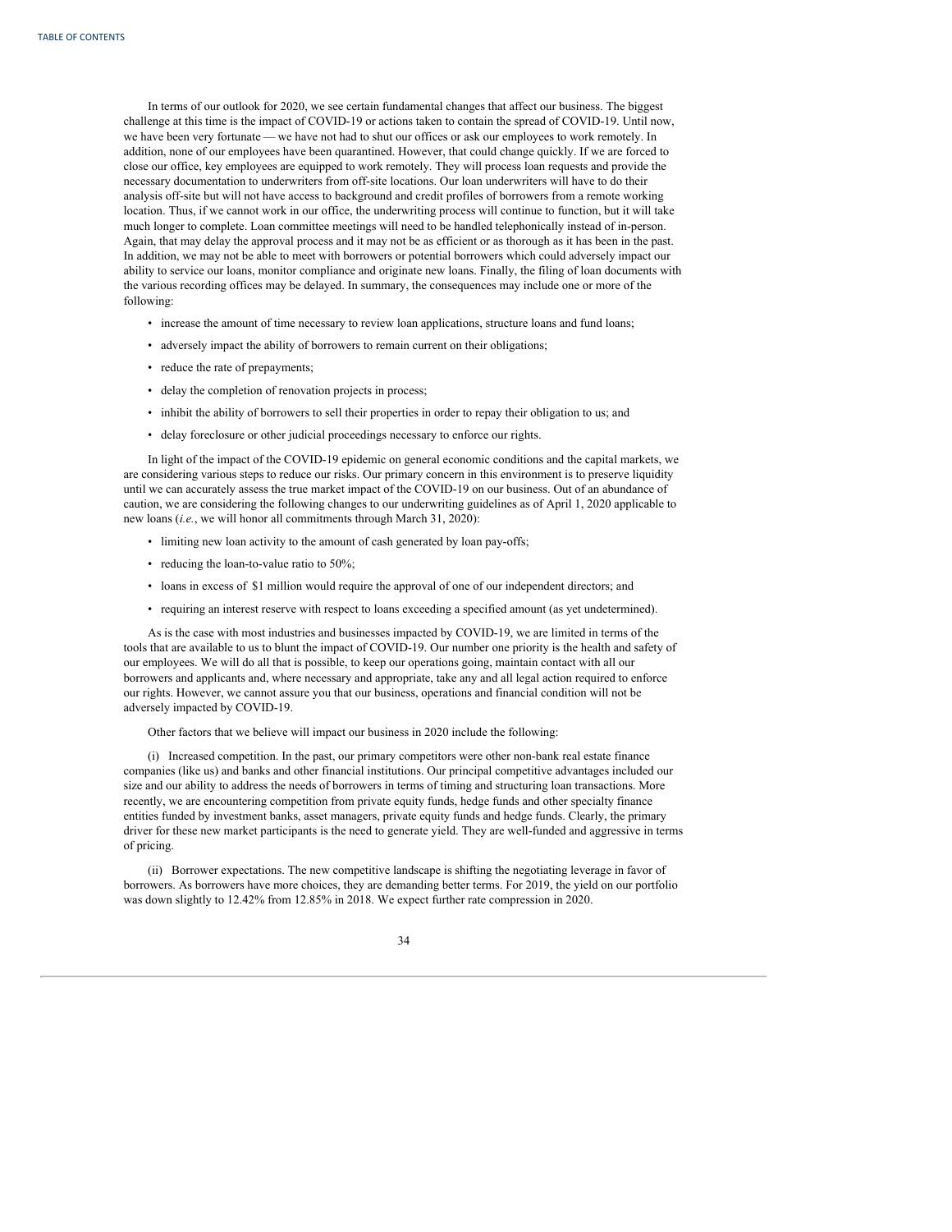In terms of our outlook for 2020, we see certain fundamental changes that affect our business. The biggest challenge at this time is the impact of COVID-19 or actions taken to contain the spread of COVID-19. Until now, we have been very fortunate — we have not had to shut our offices or ask our employees to work remotely. In addition, none of our employees have been quarantined. However, that could change quickly. If we are forced to close our office, key employees are equipped to work remotely. They will process loan requests and provide the necessary documentation to underwriters from off-site locations. Our loan underwriters will have to do their analysis off-site but will not have access to background and credit profiles of borrowers from a remote working location. Thus, if we cannot work in our office, the underwriting process will continue to function, but it will take much longer to complete. Loan committee meetings will need to be handled telephonically instead of in-person. Again, that may delay the approval process and it may not be as efficient or as thorough as it has been in the past. In addition, we may not be able to meet with borrowers or potential borrowers which could adversely impact our ability to service our loans, monitor compliance and originate new loans. Finally, the filing of loan documents with the various recording offices may be delayed. In summary, the consequences may include one or more of the following:

- increase the amount of time necessary to review loan applications, structure loans and fund loans;
- adversely impact the ability of borrowers to remain current on their obligations;
- reduce the rate of prepayments;
- delay the completion of renovation projects in process;
- inhibit the ability of borrowers to sell their properties in order to repay their obligation to us; and
- delay foreclosure or other judicial proceedings necessary to enforce our rights.

In light of the impact of the COVID-19 epidemic on general economic conditions and the capital markets, we are considering various steps to reduce our risks. Our primary concern in this environment is to preserve liquidity until we can accurately assess the true market impact of the COVID-19 on our business. Out of an abundance of caution, we are considering the following changes to our underwriting guidelines as of April 1, 2020 applicable to new loans (*i.e.*, we will honor all commitments through March 31, 2020):

- limiting new loan activity to the amount of cash generated by loan pay-offs;
- reducing the loan-to-value ratio to 50%;
- loans in excess of $1 million would require the approval of one of our independent directors; and
- requiring an interest reserve with respect to loans exceeding a specified amount (as yet undetermined).

As is the case with most industries and businesses impacted by COVID-19, we are limited in terms of the tools that are available to us to blunt the impact of COVID-19. Our number one priority is the health and safety of our employees. We will do all that is possible, to keep our operations going, maintain contact with all our borrowers and applicants and, where necessary and appropriate, take any and all legal action required to enforce our rights. However, we cannot assure you that our business, operations and financial condition will not be adversely impacted by COVID-19.

Other factors that we believe will impact our business in 2020 include the following:

(i) Increased competition. In the past, our primary competitors were other non-bank real estate finance companies (like us) and banks and other financial institutions. Our principal competitive advantages included our size and our ability to address the needs of borrowers in terms of timing and structuring loan transactions. More recently, we are encountering competition from private equity funds, hedge funds and other specialty finance entities funded by investment banks, asset managers, private equity funds and hedge funds. Clearly, the primary driver for these new market participants is the need to generate yield. They are well-funded and aggressive in terms of pricing.

(ii) Borrower expectations. The new competitive landscape is shifting the negotiating leverage in favor of borrowers. As borrowers have more choices, they are demanding better terms. For 2019, the yield on our portfolio was down slightly to 12.42% from 12.85% in 2018. We expect further rate compression in 2020.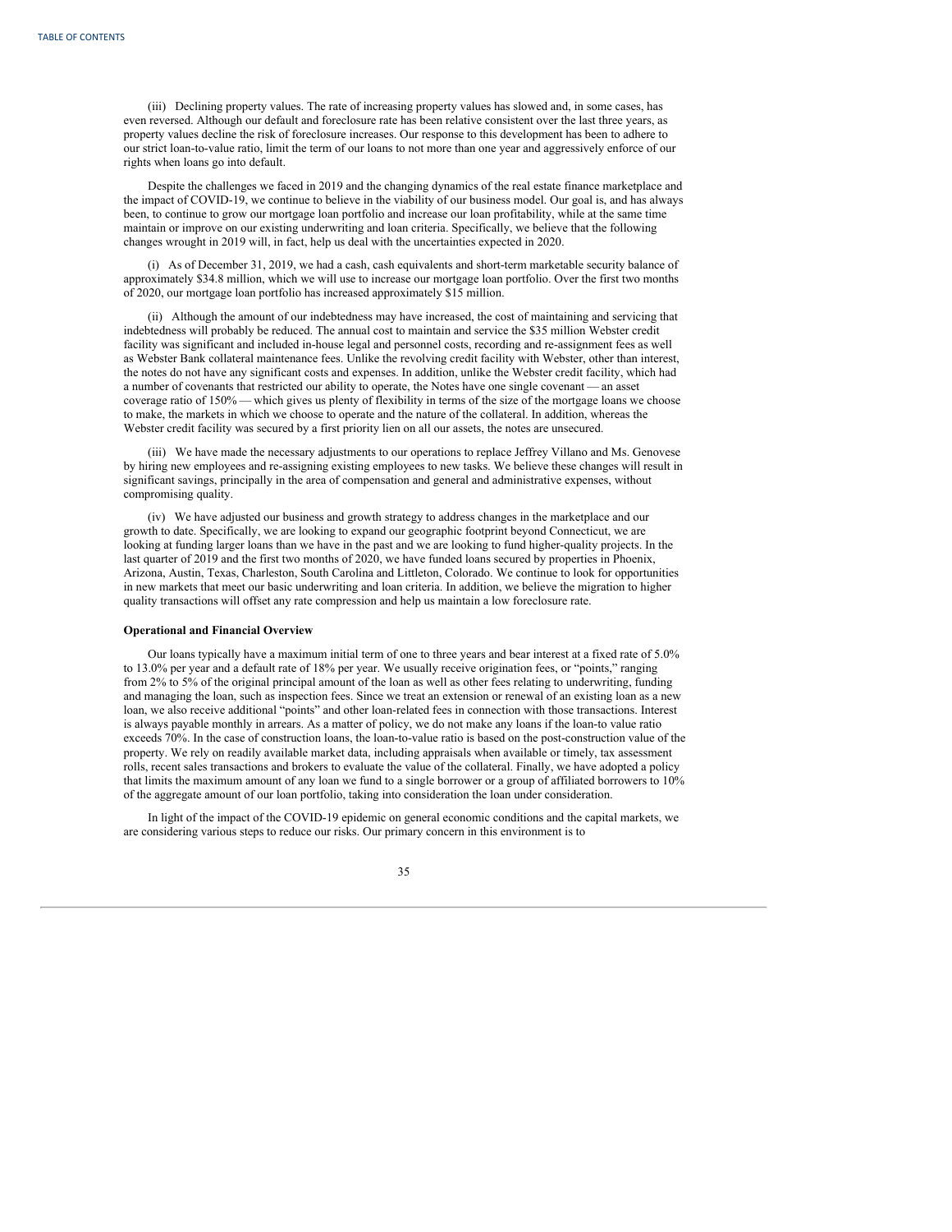(iii) Declining property values. The rate of increasing property values has slowed and, in some cases, has even reversed. Although our default and foreclosure rate has been relative consistent over the last three years, as property values decline the risk of foreclosure increases. Our response to this development has been to adhere to our strict loan-to-value ratio, limit the term of our loans to not more than one year and aggressively enforce of our rights when loans go into default.

Despite the challenges we faced in 2019 and the changing dynamics of the real estate finance marketplace and the impact of COVID-19, we continue to believe in the viability of our business model. Our goal is, and has always been, to continue to grow our mortgage loan portfolio and increase our loan profitability, while at the same time maintain or improve on our existing underwriting and loan criteria. Specifically, we believe that the following changes wrought in 2019 will, in fact, help us deal with the uncertainties expected in 2020.

(i) As of December 31, 2019, we had a cash, cash equivalents and short-term marketable security balance of approximately $34.8 million, which we will use to increase our mortgage loan portfolio. Over the first two months of 2020, our mortgage loan portfolio has increased approximately $15 million.

(ii) Although the amount of our indebtedness may have increased, the cost of maintaining and servicing that indebtedness will probably be reduced. The annual cost to maintain and service the $35 million Webster credit facility was significant and included in-house legal and personnel costs, recording and re-assignment fees as well as Webster Bank collateral maintenance fees. Unlike the revolving credit facility with Webster, other than interest, the notes do not have any significant costs and expenses. In addition, unlike the Webster credit facility, which had a number of covenants that restricted our ability to operate, the Notes have one single covenant — an asset coverage ratio of 150% — which gives us plenty of flexibility in terms of the size of the mortgage loans we choose to make, the markets in which we choose to operate and the nature of the collateral. In addition, whereas the Webster credit facility was secured by a first priority lien on all our assets, the notes are unsecured.

(iii) We have made the necessary adjustments to our operations to replace Jeffrey Villano and Ms. Genovese by hiring new employees and re-assigning existing employees to new tasks. We believe these changes will result in significant savings, principally in the area of compensation and general and administrative expenses, without compromising quality.

(iv) We have adjusted our business and growth strategy to address changes in the marketplace and our growth to date. Specifically, we are looking to expand our geographic footprint beyond Connecticut, we are looking at funding larger loans than we have in the past and we are looking to fund higher-quality projects. In the last quarter of 2019 and the first two months of 2020, we have funded loans secured by properties in Phoenix, Arizona, Austin, Texas, Charleston, South Carolina and Littleton, Colorado. We continue to look for opportunities in new markets that meet our basic underwriting and loan criteria. In addition, we believe the migration to higher quality transactions will offset any rate compression and help us maintain a low foreclosure rate.

**Operational and Financial Overview**

Our loans typically have a maximum initial term of one to three years and bear interest at a fixed rate of 5.0% to 13.0% per year and a default rate of 18% per year. We usually receive origination fees, or "points," ranging from 2% to 5% of the original principal amount of the loan as well as other fees relating to underwriting, funding and managing the loan, such as inspection fees. Since we treat an extension or renewal of an existing loan as a new loan, we also receive additional "points" and other loan-related fees in connection with those transactions. Interest is always payable monthly in arrears. As a matter of policy, we do not make any loans if the loan-to value ratio exceeds 70%. In the case of construction loans, the loan-to-value ratio is based on the post-construction value of the property. We rely on readily available market data, including appraisals when available or timely, tax assessment rolls, recent sales transactions and brokers to evaluate the value of the collateral. Finally, we have adopted a policy that limits the maximum amount of any loan we fund to a single borrower or a group of affiliated borrowers to 10% of the aggregate amount of our loan portfolio, taking into consideration the loan under consideration.

In light of the impact of the COVID-19 epidemic on general economic conditions and the capital markets, we are considering various steps to reduce our risks. Our primary concern in this environment is to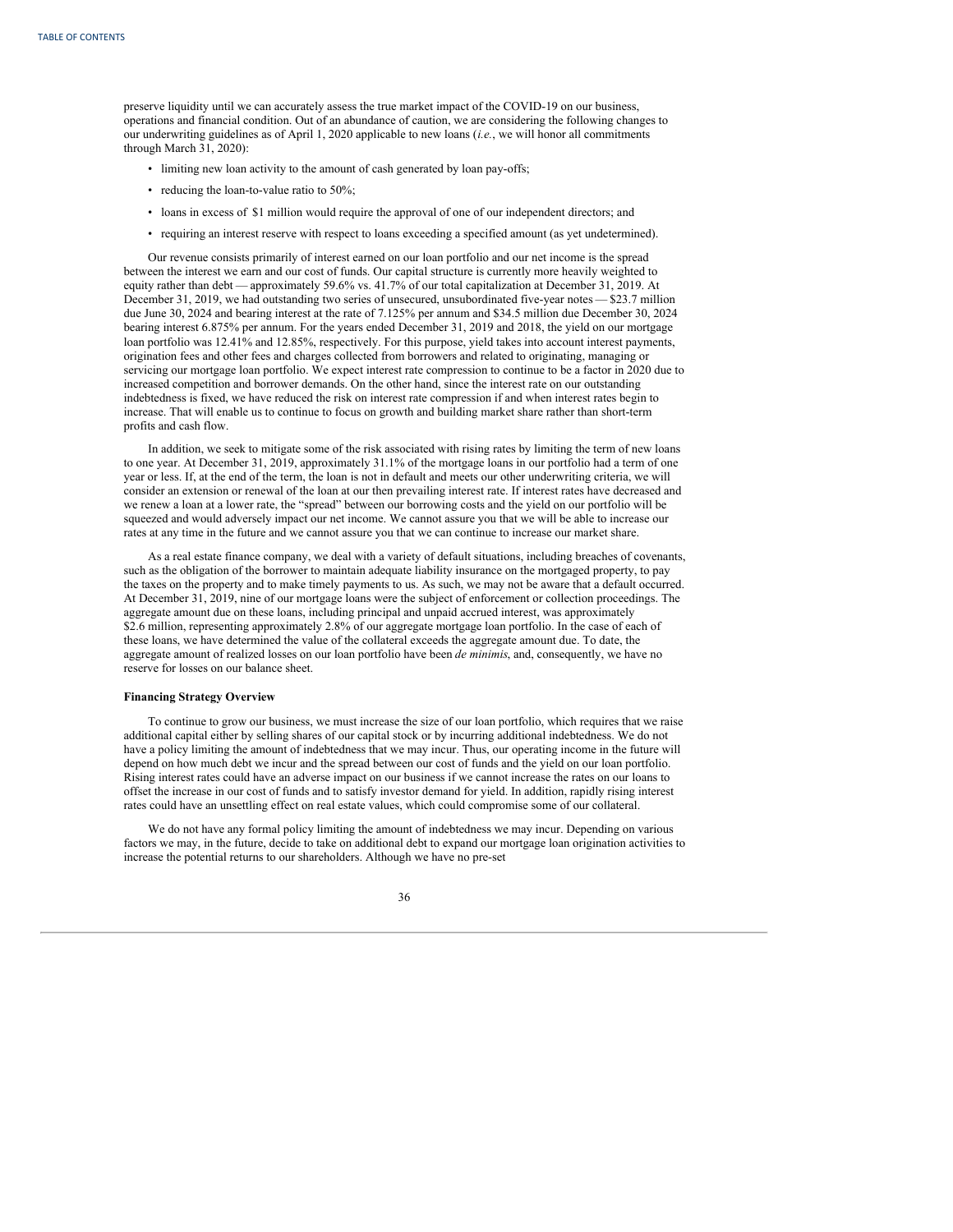preserve liquidity until we can accurately assess the true market impact of the COVID-19 on our business, operations and financial condition. Out of an abundance of caution, we are considering the following changes to our underwriting guidelines as of April 1, 2020 applicable to new loans (*i.e.*, we will honor all commitments through March 31, 2020):

- limiting new loan activity to the amount of cash generated by loan pay-offs;
- reducing the loan-to-value ratio to 50%;
- loans in excess of $1 million would require the approval of one of our independent directors; and
- requiring an interest reserve with respect to loans exceeding a specified amount (as yet undetermined).

Our revenue consists primarily of interest earned on our loan portfolio and our net income is the spread between the interest we earn and our cost of funds. Our capital structure is currently more heavily weighted to equity rather than debt — approximately 59.6% vs. 41.7% of our total capitalization at December 31, 2019. At December 31, 2019, we had outstanding two series of unsecured, unsubordinated five-year notes — $23.7 million due June 30, 2024 and bearing interest at the rate of 7.125% per annum and $34.5 million due December 30, 2024 bearing interest 6.875% per annum. For the years ended December 31, 2019 and 2018, the yield on our mortgage loan portfolio was 12.41% and 12.85%, respectively. For this purpose, yield takes into account interest payments, origination fees and other fees and charges collected from borrowers and related to originating, managing or servicing our mortgage loan portfolio. We expect interest rate compression to continue to be a factor in 2020 due to increased competition and borrower demands. On the other hand, since the interest rate on our outstanding indebtedness is fixed, we have reduced the risk on interest rate compression if and when interest rates begin to increase. That will enable us to continue to focus on growth and building market share rather than short-term profits and cash flow.

In addition, we seek to mitigate some of the risk associated with rising rates by limiting the term of new loans to one year. At December 31, 2019, approximately 31.1% of the mortgage loans in our portfolio had a term of one year or less. If, at the end of the term, the loan is not in default and meets our other underwriting criteria, we will consider an extension or renewal of the loan at our then prevailing interest rate. If interest rates have decreased and we renew a loan at a lower rate, the "spread" between our borrowing costs and the yield on our portfolio will be squeezed and would adversely impact our net income. We cannot assure you that we will be able to increase our rates at any time in the future and we cannot assure you that we can continue to increase our market share.

As a real estate finance company, we deal with a variety of default situations, including breaches of covenants, such as the obligation of the borrower to maintain adequate liability insurance on the mortgaged property, to pay the taxes on the property and to make timely payments to us. As such, we may not be aware that a default occurred. At December 31, 2019, nine of our mortgage loans were the subject of enforcement or collection proceedings. The aggregate amount due on these loans, including principal and unpaid accrued interest, was approximately $2.6 million, representing approximately 2.8% of our aggregate mortgage loan portfolio. In the case of each of these loans, we have determined the value of the collateral exceeds the aggregate amount due. To date, the aggregate amount of realized losses on our loan portfolio have been *de minimis*, and, consequently, we have no reserve for losses on our balance sheet.

**Financing Strategy Overview**

To continue to grow our business, we must increase the size of our loan portfolio, which requires that we raise additional capital either by selling shares of our capital stock or by incurring additional indebtedness. We do not have a policy limiting the amount of indebtedness that we may incur. Thus, our operating income in the future will depend on how much debt we incur and the spread between our cost of funds and the yield on our loan portfolio. Rising interest rates could have an adverse impact on our business if we cannot increase the rates on our loans to offset the increase in our cost of funds and to satisfy investor demand for yield. In addition, rapidly rising interest rates could have an unsettling effect on real estate values, which could compromise some of our collateral.

We do not have any formal policy limiting the amount of indebtedness we may incur. Depending on various factors we may, in the future, decide to take on additional debt to expand our mortgage loan origination activities to increase the potential returns to our shareholders. Although we have no pre-set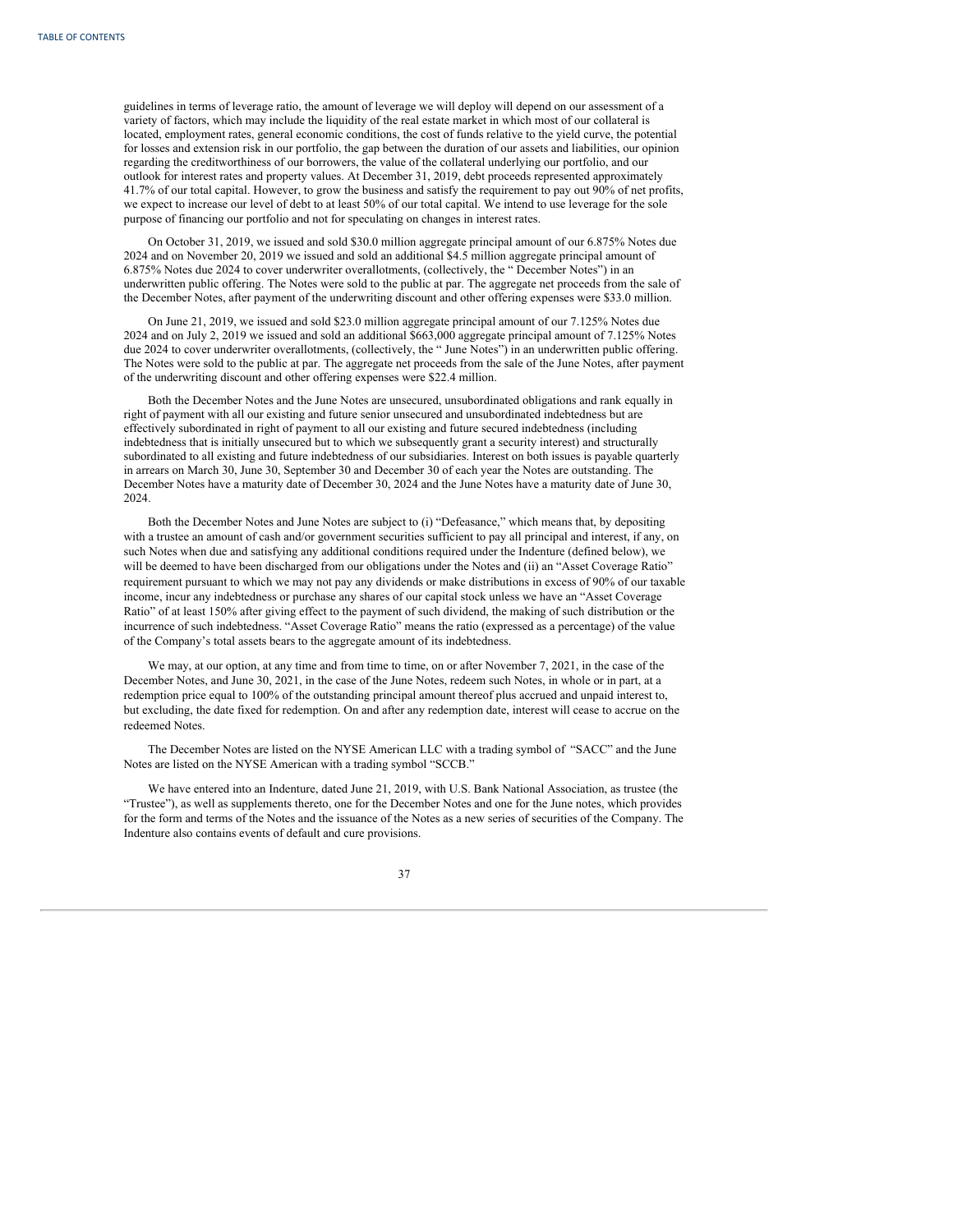guidelines in terms of leverage ratio, the amount of leverage we will deploy will depend on our assessment of a variety of factors, which may include the liquidity of the real estate market in which most of our collateral is located, employment rates, general economic conditions, the cost of funds relative to the yield curve, the potential for losses and extension risk in our portfolio, the gap between the duration of our assets and liabilities, our opinion regarding the creditworthiness of our borrowers, the value of the collateral underlying our portfolio, and our outlook for interest rates and property values. At December 31, 2019, debt proceeds represented approximately 41.7% of our total capital. However, to grow the business and satisfy the requirement to pay out 90% of net profits, we expect to increase our level of debt to at least 50% of our total capital. We intend to use leverage for the sole purpose of financing our portfolio and not for speculating on changes in interest rates.

On October 31, 2019, we issued and sold $30.0 million aggregate principal amount of our 6.875% Notes due 2024 and on November 20, 2019 we issued and sold an additional $4.5 million aggregate principal amount of 6.875% Notes due 2024 to cover underwriter overallotments, (collectively, the " December Notes") in an underwritten public offering. The Notes were sold to the public at par. The aggregate net proceeds from the sale of the December Notes, after payment of the underwriting discount and other offering expenses were $33.0 million.

On June 21, 2019, we issued and sold $23.0 million aggregate principal amount of our 7.125% Notes due 2024 and on July 2, 2019 we issued and sold an additional $663,000 aggregate principal amount of 7.125% Notes due 2024 to cover underwriter overallotments, (collectively, the " June Notes") in an underwritten public offering. The Notes were sold to the public at par. The aggregate net proceeds from the sale of the June Notes, after payment of the underwriting discount and other offering expenses were $22.4 million.

Both the December Notes and the June Notes are unsecured, unsubordinated obligations and rank equally in right of payment with all our existing and future senior unsecured and unsubordinated indebtedness but are effectively subordinated in right of payment to all our existing and future secured indebtedness (including indebtedness that is initially unsecured but to which we subsequently grant a security interest) and structurally subordinated to all existing and future indebtedness of our subsidiaries. Interest on both issues is payable quarterly in arrears on March 30, June 30, September 30 and December 30 of each year the Notes are outstanding. The December Notes have a maturity date of December 30, 2024 and the June Notes have a maturity date of June 30, 2024.

Both the December Notes and June Notes are subject to (i) "Defeasance," which means that, by depositing with a trustee an amount of cash and/or government securities sufficient to pay all principal and interest, if any, on such Notes when due and satisfying any additional conditions required under the Indenture (defined below), we will be deemed to have been discharged from our obligations under the Notes and (ii) an "Asset Coverage Ratio" requirement pursuant to which we may not pay any dividends or make distributions in excess of 90% of our taxable income, incur any indebtedness or purchase any shares of our capital stock unless we have an "Asset Coverage Ratio" of at least 150% after giving effect to the payment of such dividend, the making of such distribution or the incurrence of such indebtedness. "Asset Coverage Ratio" means the ratio (expressed as a percentage) of the value of the Company's total assets bears to the aggregate amount of its indebtedness.

We may, at our option, at any time and from time to time, on or after November 7, 2021, in the case of the December Notes, and June 30, 2021, in the case of the June Notes, redeem such Notes, in whole or in part, at a redemption price equal to 100% of the outstanding principal amount thereof plus accrued and unpaid interest to, but excluding, the date fixed for redemption. On and after any redemption date, interest will cease to accrue on the redeemed Notes.

The December Notes are listed on the NYSE American LLC with a trading symbol of "SACC" and the June Notes are listed on the NYSE American with a trading symbol "SCCB."

We have entered into an Indenture, dated June 21, 2019, with U.S. Bank National Association, as trustee (the "Trustee"), as well as supplements thereto, one for the December Notes and one for the June notes, which provides for the form and terms of the Notes and the issuance of the Notes as a new series of securities of the Company. The Indenture also contains events of default and cure provisions.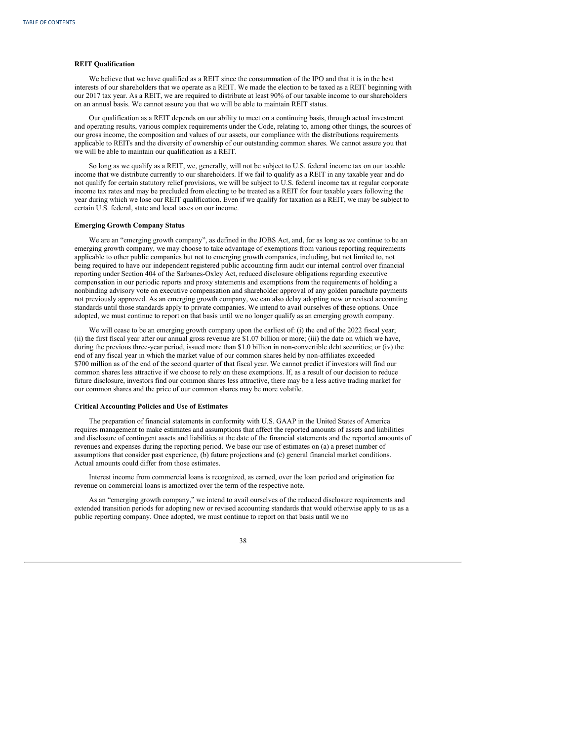### REIT Qualification

We believe that we have qualified as a REIT since the consummation of the IPO and that it is in the best interests of our shareholders that we operate as a REIT. We made the election to be taxed as a REIT beginning with our 2017 tax year. As a REIT, we are required to distribute at least 90% of our taxable income to our shareholders on an annual basis. We cannot assure you that we will be able to maintain REIT status.

Our qualification as a REIT depends on our ability to meet on a continuing basis, through actual investment and operating results, various complex requirements under the Code, relating to, among other things, the sources of our gross income, the composition and values of our assets, our compliance with the distributions requirements applicable to REITs and the diversity of ownership of our outstanding common shares. We cannot assure you that we will be able to maintain our qualification as a REIT.

So long as we qualify as a REIT, we, generally, will not be subject to U.S. federal income tax on our taxable income that we distribute currently to our shareholders. If we fail to qualify as a REIT in any taxable year and do not qualify for certain statutory relief provisions, we will be subject to U.S. federal income tax at regular corporate income tax rates and may be precluded from electing to be treated as a REIT for four taxable years following the year during which we lose our REIT qualification. Even if we qualify for taxation as a REIT, we may be subject to certain U.S. federal, state and local taxes on our income.

### Emerging Growth Company Status

We are an "emerging growth company", as defined in the JOBS Act, and, for as long as we continue to be an emerging growth company, we may choose to take advantage of exemptions from various reporting requirements applicable to other public companies but not to emerging growth companies, including, but not limited to, not being required to have our independent registered public accounting firm audit our internal control over financial reporting under Section 404 of the Sarbanes-Oxley Act, reduced disclosure obligations regarding executive compensation in our periodic reports and proxy statements and exemptions from the requirements of holding a nonbinding advisory vote on executive compensation and shareholder approval of any golden parachute payments not previously approved. As an emerging growth company, we can also delay adopting new or revised accounting standards until those standards apply to private companies. We intend to avail ourselves of these options. Once adopted, we must continue to report on that basis until we no longer qualify as an emerging growth company.

We will cease to be an emerging growth company upon the earliest of: (i) the end of the 2022 fiscal year; (ii) the first fiscal year after our annual gross revenue are $1.07 billion or more; (iii) the date on which we have, during the previous three-year period, issued more than $1.0 billion in non-convertible debt securities; or (iv) the end of any fiscal year in which the market value of our common shares held by non-affiliates exceeded $700 million as of the end of the second quarter of that fiscal year. We cannot predict if investors will find our common shares less attractive if we choose to rely on these exemptions. If, as a result of our decision to reduce future disclosure, investors find our common shares less attractive, there may be a less active trading market for our common shares and the price of our common shares may be more volatile.

### Critical Accounting Policies and Use of Estimates

The preparation of financial statements in conformity with U.S. GAAP in the United States of America requires management to make estimates and assumptions that affect the reported amounts of assets and liabilities and disclosure of contingent assets and liabilities at the date of the financial statements and the reported amounts of revenues and expenses during the reporting period. We base our use of estimates on (a) a preset number of assumptions that consider past experience, (b) future projections and (c) general financial market conditions. Actual amounts could differ from those estimates.

Interest income from commercial loans is recognized, as earned, over the loan period and origination fee revenue on commercial loans is amortized over the term of the respective note.

As an "emerging growth company," we intend to avail ourselves of the reduced disclosure requirements and extended transition periods for adopting new or revised accounting standards that would otherwise apply to us as a public reporting company. Once adopted, we must continue to report on that basis until we no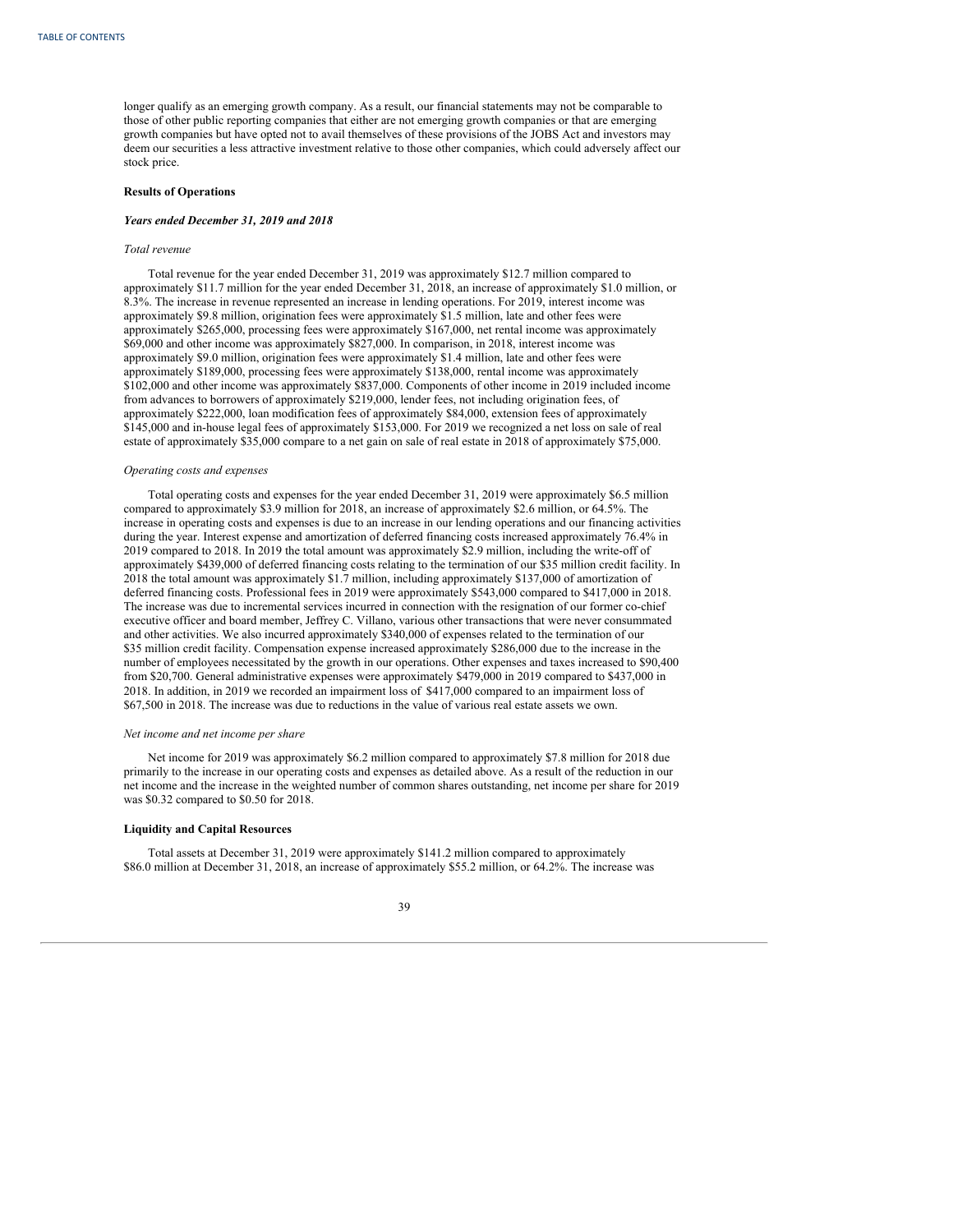longer qualify as an emerging growth company. As a result, our financial statements may not be comparable to those of other public reporting companies that either are not emerging growth companies or that are emerging growth companies but have opted not to avail themselves of these provisions of the JOBS Act and investors may deem our securities a less attractive investment relative to those other companies, which could adversely affect our stock price.

**Results of Operations**

***Years ended December 31, 2019 and 2018***

*Total revenue*

Total revenue for the year ended December 31, 2019 was approximately $12.7 million compared to approximately $11.7 million for the year ended December 31, 2018, an increase of approximately $1.0 million, or 8.3%. The increase in revenue represented an increase in lending operations. For 2019, interest income was approximately $9.8 million, origination fees were approximately $1.5 million, late and other fees were approximately $265,000, processing fees were approximately $167,000, net rental income was approximately $69,000 and other income was approximately $827,000. In comparison, in 2018, interest income was approximately $9.0 million, origination fees were approximately $1.4 million, late and other fees were approximately $189,000, processing fees were approximately $138,000, rental income was approximately $102,000 and other income was approximately $837,000. Components of other income in 2019 included income from advances to borrowers of approximately $219,000, lender fees, not including origination fees, of approximately $222,000, loan modification fees of approximately $84,000, extension fees of approximately $145,000 and in-house legal fees of approximately $153,000. For 2019 we recognized a net loss on sale of real estate of approximately $35,000 compare to a net gain on sale of real estate in 2018 of approximately $75,000.

*Operating costs and expenses*

Total operating costs and expenses for the year ended December 31, 2019 were approximately $6.5 million compared to approximately $3.9 million for 2018, an increase of approximately $2.6 million, or 64.5%. The increase in operating costs and expenses is due to an increase in our lending operations and our financing activities during the year. Interest expense and amortization of deferred financing costs increased approximately 76.4% in 2019 compared to 2018. In 2019 the total amount was approximately $2.9 million, including the write-off of approximately $439,000 of deferred financing costs relating to the termination of our $35 million credit facility. In 2018 the total amount was approximately $1.7 million, including approximately $137,000 of amortization of deferred financing costs. Professional fees in 2019 were approximately $543,000 compared to $417,000 in 2018. The increase was due to incremental services incurred in connection with the resignation of our former co-chief executive officer and board member, Jeffrey C. Villano, various other transactions that were never consummated and other activities. We also incurred approximately $340,000 of expenses related to the termination of our $35 million credit facility. Compensation expense increased approximately $286,000 due to the increase in the number of employees necessitated by the growth in our operations. Other expenses and taxes increased to $90,400 from $20,700. General administrative expenses were approximately $479,000 in 2019 compared to $437,000 in 2018. In addition, in 2019 we recorded an impairment loss of $417,000 compared to an impairment loss of $67,500 in 2018. The increase was due to reductions in the value of various real estate assets we own.

*Net income and net income per share*

Net income for 2019 was approximately $6.2 million compared to approximately $7.8 million for 2018 due primarily to the increase in our operating costs and expenses as detailed above. As a result of the reduction in our net income and the increase in the weighted number of common shares outstanding, net income per share for 2019 was $0.32 compared to $0.50 for 2018.

**Liquidity and Capital Resources**

Total assets at December 31, 2019 were approximately $141.2 million compared to approximately $86.0 million at December 31, 2018, an increase of approximately $55.2 million, or 64.2%. The increase was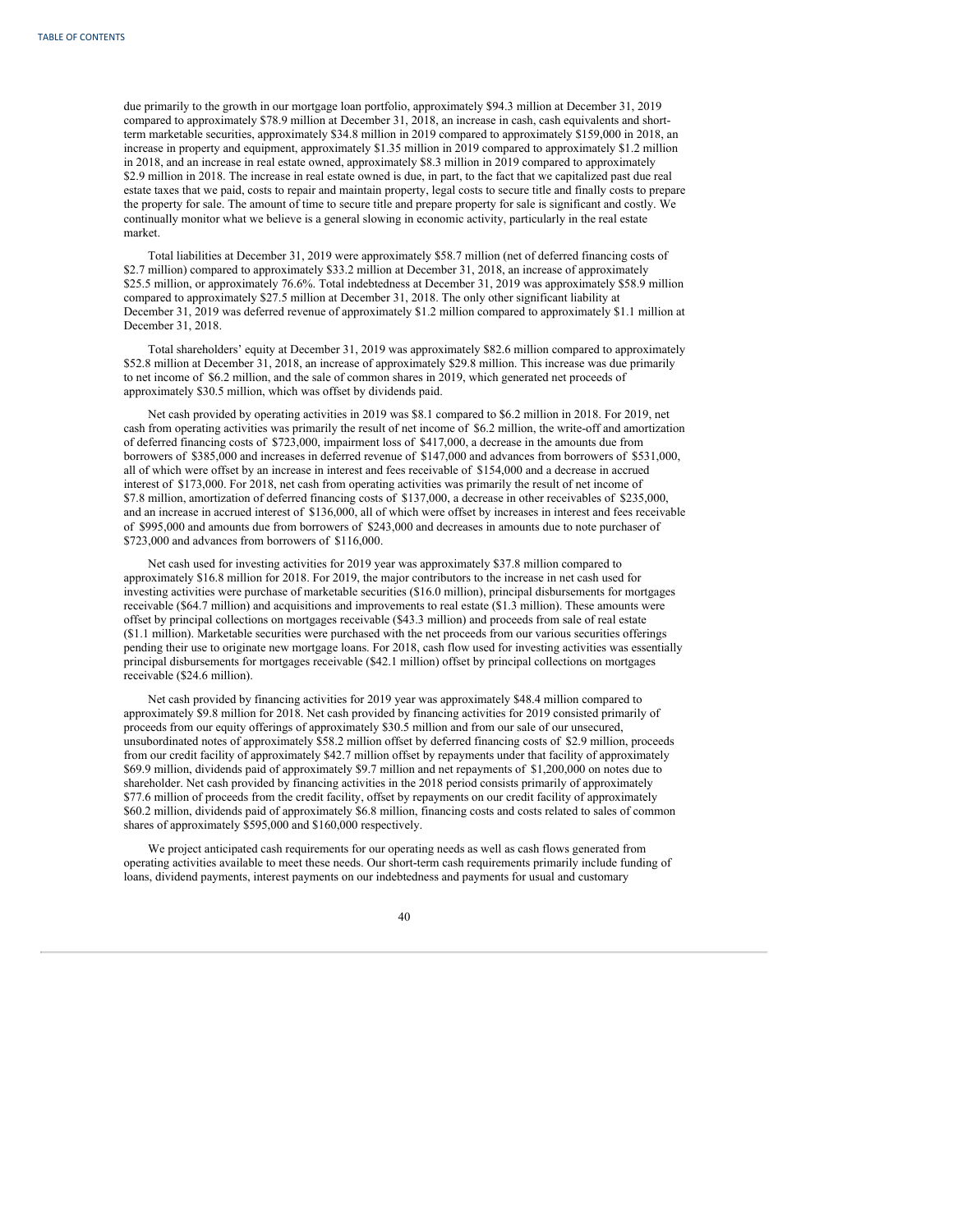due primarily to the growth in our mortgage loan portfolio, approximately $94.3 million at December 31, 2019 compared to approximately $78.9 million at December 31, 2018, an increase in cash, cash equivalents and short-term marketable securities, approximately $34.8 million in 2019 compared to approximately $159,000 in 2018, an increase in property and equipment, approximately $1.35 million in 2019 compared to approximately $1.2 million in 2018, and an increase in real estate owned, approximately $8.3 million in 2019 compared to approximately $2.9 million in 2018. The increase in real estate owned is due, in part, to the fact that we capitalized past due real estate taxes that we paid, costs to repair and maintain property, legal costs to secure title and finally costs to prepare the property for sale. The amount of time to secure title and prepare property for sale is significant and costly. We continually monitor what we believe is a general slowing in economic activity, particularly in the real estate market.

Total liabilities at December 31, 2019 were approximately $58.7 million (net of deferred financing costs of $2.7 million) compared to approximately $33.2 million at December 31, 2018, an increase of approximately $25.5 million, or approximately 76.6%. Total indebtedness at December 31, 2019 was approximately $58.9 million compared to approximately $27.5 million at December 31, 2018. The only other significant liability at December 31, 2019 was deferred revenue of approximately $1.2 million compared to approximately $1.1 million at December 31, 2018.

Total shareholders' equity at December 31, 2019 was approximately $82.6 million compared to approximately $52.8 million at December 31, 2018, an increase of approximately $29.8 million. This increase was due primarily to net income of $6.2 million, and the sale of common shares in 2019, which generated net proceeds of approximately $30.5 million, which was offset by dividends paid.

Net cash provided by operating activities in 2019 was $8.1 compared to $6.2 million in 2018. For 2019, net cash from operating activities was primarily the result of net income of $6.2 million, the write-off and amortization of deferred financing costs of $723,000, impairment loss of $417,000, a decrease in the amounts due from borrowers of $385,000 and increases in deferred revenue of $147,000 and advances from borrowers of $531,000, all of which were offset by an increase in interest and fees receivable of $154,000 and a decrease in accrued interest of $173,000. For 2018, net cash from operating activities was primarily the result of net income of $7.8 million, amortization of deferred financing costs of $137,000, a decrease in other receivables of $235,000, and an increase in accrued interest of $136,000, all of which were offset by increases in interest and fees receivable of $995,000 and amounts due from borrowers of $243,000 and decreases in amounts due to note purchaser of $723,000 and advances from borrowers of $116,000.

Net cash used for investing activities for 2019 year was approximately $37.8 million compared to approximately $16.8 million for 2018. For 2019, the major contributors to the increase in net cash used for investing activities were purchase of marketable securities ($16.0 million), principal disbursements for mortgages receivable ($64.7 million) and acquisitions and improvements to real estate ($1.3 million). These amounts were offset by principal collections on mortgages receivable ($43.3 million) and proceeds from sale of real estate ($1.1 million). Marketable securities were purchased with the net proceeds from our various securities offerings pending their use to originate new mortgage loans. For 2018, cash flow used for investing activities was essentially principal disbursements for mortgages receivable ($42.1 million) offset by principal collections on mortgages receivable ($24.6 million).

Net cash provided by financing activities for 2019 year was approximately $48.4 million compared to approximately $9.8 million for 2018. Net cash provided by financing activities for 2019 consisted primarily of proceeds from our equity offerings of approximately $30.5 million and from our sale of our unsecured, unsubordinated notes of approximately $58.2 million offset by deferred financing costs of $2.9 million, proceeds from our credit facility of approximately $42.7 million offset by repayments under that facility of approximately $69.9 million, dividends paid of approximately $9.7 million and net repayments of $1,200,000 on notes due to shareholder. Net cash provided by financing activities in the 2018 period consists primarily of approximately $77.6 million of proceeds from the credit facility, offset by repayments on our credit facility of approximately $60.2 million, dividends paid of approximately $6.8 million, financing costs and costs related to sales of common shares of approximately $595,000 and $160,000 respectively.

We project anticipated cash requirements for our operating needs as well as cash flows generated from operating activities available to meet these needs. Our short-term cash requirements primarily include funding of loans, dividend payments, interest payments on our indebtedness and payments for usual and customary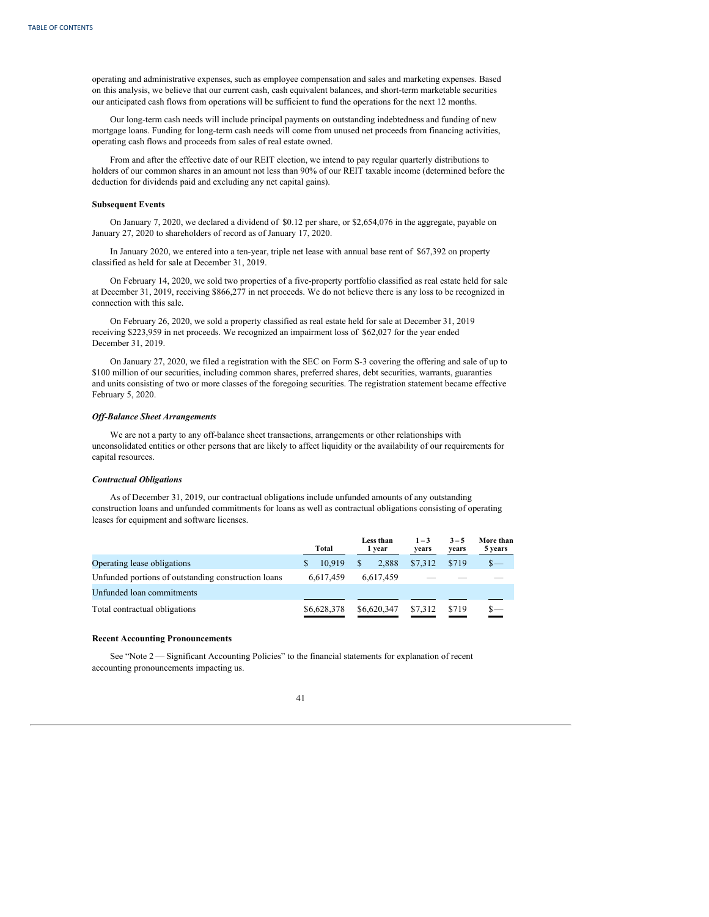operating and administrative expenses, such as employee compensation and sales and marketing expenses. Based on this analysis, we believe that our current cash, cash equivalent balances, and short-term marketable securities our anticipated cash flows from operations will be sufficient to fund the operations for the next 12 months.

Our long-term cash needs will include principal payments on outstanding indebtedness and funding of new mortgage loans. Funding for long-term cash needs will come from unused net proceeds from financing activities, operating cash flows and proceeds from sales of real estate owned.

From and after the effective date of our REIT election, we intend to pay regular quarterly distributions to holders of our common shares in an amount not less than 90% of our REIT taxable income (determined before the deduction for dividends paid and excluding any net capital gains).

**Subsequent Events**

On January 7, 2020, we declared a dividend of $0.12 per share, or $2,654,076 in the aggregate, payable on January 27, 2020 to shareholders of record as of January 17, 2020.

In January 2020, we entered into a ten-year, triple net lease with annual base rent of $67,392 on property classified as held for sale at December 31, 2019.

On February 14, 2020, we sold two properties of a five-property portfolio classified as real estate held for sale at December 31, 2019, receiving $866,277 in net proceeds. We do not believe there is any loss to be recognized in connection with this sale.

On February 26, 2020, we sold a property classified as real estate held for sale at December 31, 2019 receiving $223,959 in net proceeds. We recognized an impairment loss of $62,027 for the year ended December 31, 2019.

On January 27, 2020, we filed a registration with the SEC on Form S-3 covering the offering and sale of up to $100 million of our securities, including common shares, preferred shares, debt securities, warrants, guarantees and units consisting of two or more classes of the foregoing securities. The registration statement became effective February 5, 2020.

***Off-Balance Sheet Arrangements***

We are not a party to any off-balance sheet transactions, arrangements or other relationships with unconsolidated entities or other persons that are likely to affect liquidity or the availability of our requirements for capital resources.

***Contractual Obligations***

As of December 31, 2019, our contractual obligations include unfunded amounts of any outstanding construction loans and unfunded commitments for loans as well as contractual obligations consisting of operating leases for equipment and software licenses.

| | Total | Less than 1 year | 1 – 3 years | 3 – 5 years | More than 5 years |
|---|---|---|---|---|---|
| Operating lease obligations | $ 10,919 | $ 2,888 | $7,312 | $719 | $— |
| Unfunded portions of outstanding construction loans | 6,617,459 | 6,617,459 | — | — | — |
| Unfunded loan commitments | | | | | |
| Total contractual obligations | $6,628,378 | $6,620,347 | $7,312 | $719 | $— |

**Recent Accounting Pronouncements**

See "Note 2 — Significant Accounting Policies" to the financial statements for explanation of recent accounting pronouncements impacting us.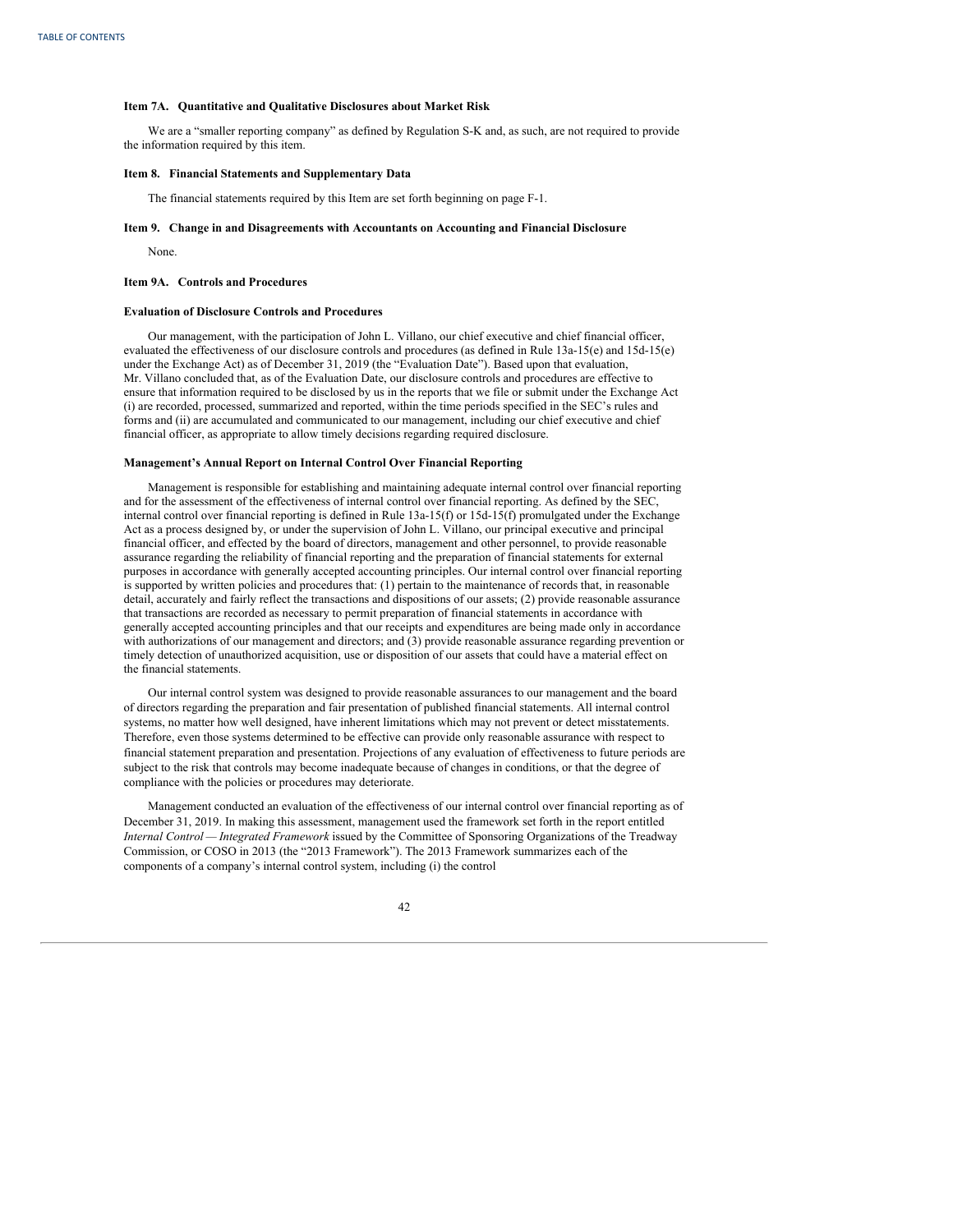### Item 7A. Quantitative and Qualitative Disclosures about Market Risk

We are a "smaller reporting company" as defined by Regulation S-K and, as such, are not required to provide the information required by this item.

### Item 8. Financial Statements and Supplementary Data

The financial statements required by this Item are set forth beginning on page F-1.

### Item 9. Change in and Disagreements with Accountants on Accounting and Financial Disclosure

None.

### Item 9A. Controls and Procedures

#### Evaluation of Disclosure Controls and Procedures

Our management, with the participation of John L. Villano, our chief executive and chief financial officer, evaluated the effectiveness of our disclosure controls and procedures (as defined in Rule 13a-15(e) and 15d-15(e) under the Exchange Act) as of December 31, 2019 (the "Evaluation Date"). Based upon that evaluation, Mr. Villano concluded that, as of the Evaluation Date, our disclosure controls and procedures are effective to ensure that information required to be disclosed by us in the reports that we file or submit under the Exchange Act (i) are recorded, processed, summarized and reported, within the time periods specified in the SEC's rules and forms and (ii) are accumulated and communicated to our management, including our chief executive and chief financial officer, as appropriate to allow timely decisions regarding required disclosure.

#### Management's Annual Report on Internal Control Over Financial Reporting

Management is responsible for establishing and maintaining adequate internal control over financial reporting and for the assessment of the effectiveness of internal control over financial reporting. As defined by the SEC, internal control over financial reporting is defined in Rule 13a-15(f) or 15d-15(f) promulgated under the Exchange Act as a process designed by, or under the supervision of John L. Villano, our principal executive and principal financial officer, and effected by the board of directors, management and other personnel, to provide reasonable assurance regarding the reliability of financial reporting and the preparation of financial statements for external purposes in accordance with generally accepted accounting principles. Our internal control over financial reporting is supported by written policies and procedures that: (1) pertain to the maintenance of records that, in reasonable detail, accurately and fairly reflect the transactions and dispositions of our assets; (2) provide reasonable assurance that transactions are recorded as necessary to permit preparation of financial statements in accordance with generally accepted accounting principles and that our receipts and expenditures are being made only in accordance with authorizations of our management and directors; and (3) provide reasonable assurance regarding prevention or timely detection of unauthorized acquisition, use or disposition of our assets that could have a material effect on the financial statements.

Our internal control system was designed to provide reasonable assurances to our management and the board of directors regarding the preparation and fair presentation of published financial statements. All internal control systems, no matter how well designed, have inherent limitations which may not prevent or detect misstatements. Therefore, even those systems determined to be effective can provide only reasonable assurance with respect to financial statement preparation and presentation. Projections of any evaluation of effectiveness to future periods are subject to the risk that controls may become inadequate because of changes in conditions, or that the degree of compliance with the policies or procedures may deteriorate.

Management conducted an evaluation of the effectiveness of our internal control over financial reporting as of December 31, 2019. In making this assessment, management used the framework set forth in the report entitled *Internal Control — Integrated Framework* issued by the Committee of Sponsoring Organizations of the Treadway Commission, or COSO in 2013 (the "2013 Framework"). The 2013 Framework summarizes each of the components of a company's internal control system, including (i) the control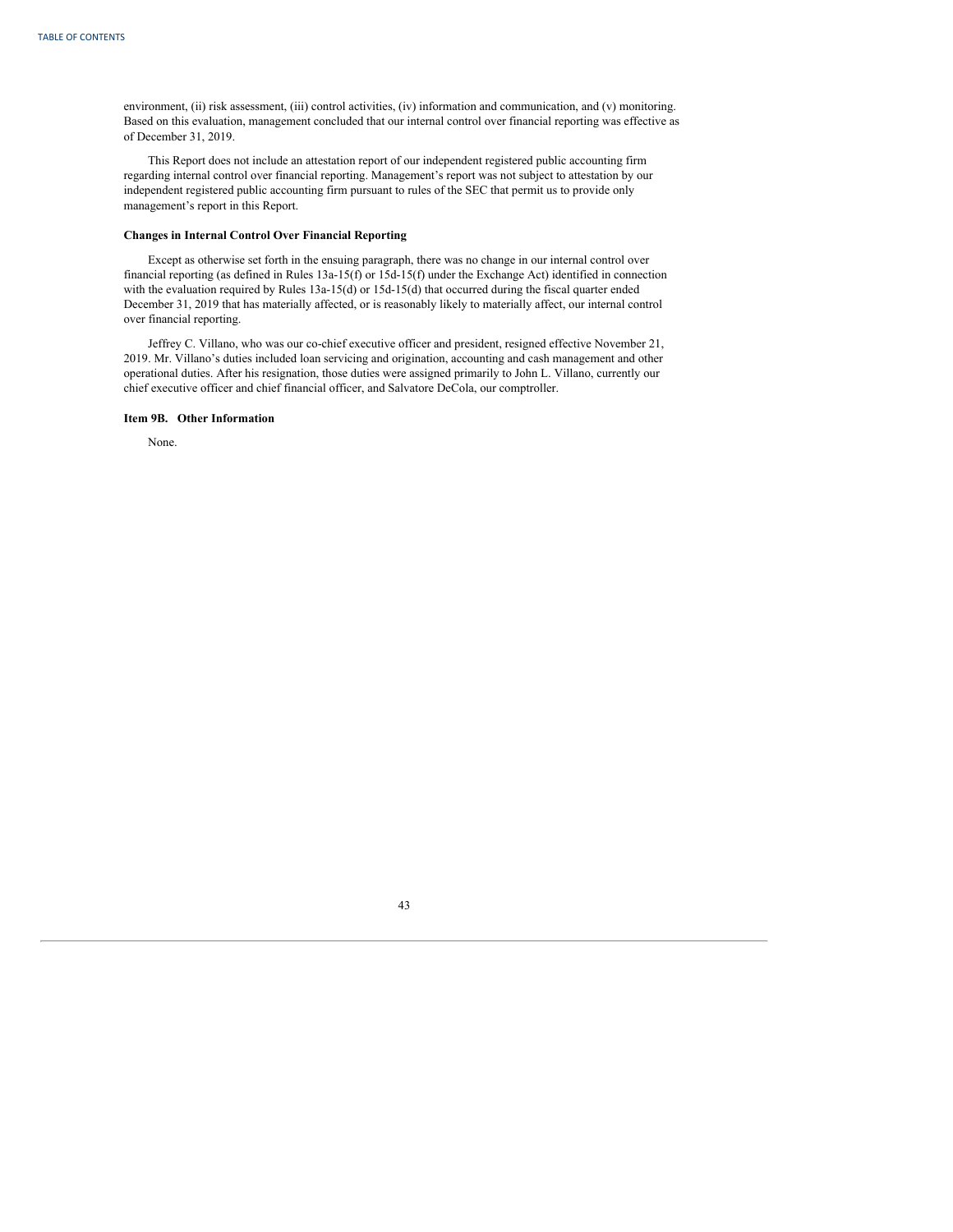environment, (ii) risk assessment, (iii) control activities, (iv) information and communication, and (v) monitoring. Based on this evaluation, management concluded that our internal control over financial reporting was effective as of December 31, 2019.

This Report does not include an attestation report of our independent registered public accounting firm regarding internal control over financial reporting. Management's report was not subject to attestation by our independent registered public accounting firm pursuant to rules of the SEC that permit us to provide only management's report in this Report.

**Changes in Internal Control Over Financial Reporting**

Except as otherwise set forth in the ensuing paragraph, there was no change in our internal control over financial reporting (as defined in Rules 13a-15(f) or 15d-15(f) under the Exchange Act) identified in connection with the evaluation required by Rules 13a-15(d) or 15d-15(d) that occurred during the fiscal quarter ended December 31, 2019 that has materially affected, or is reasonably likely to materially affect, our internal control over financial reporting.

Jeffrey C. Villano, who was our co-chief executive officer and president, resigned effective November 21, 2019. Mr. Villano's duties included loan servicing and origination, accounting and cash management and other operational duties. After his resignation, those duties were assigned primarily to John L. Villano, currently our chief executive officer and chief financial officer, and Salvatore DeCola, our comptroller.

**Item 9B. Other Information**

None.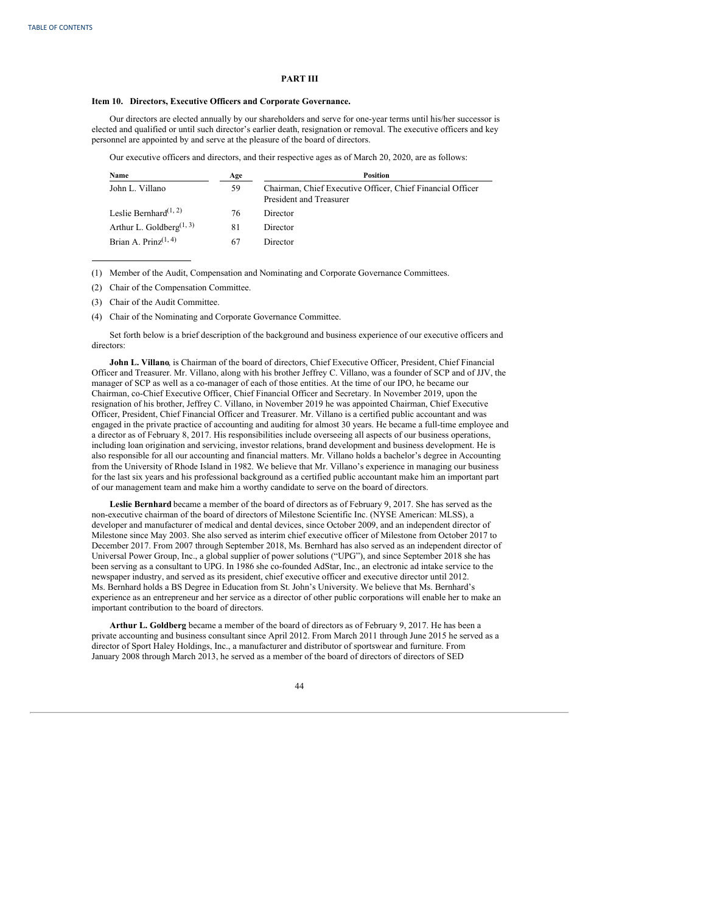## PART III

### Item 10. Directors, Executive Officers and Corporate Governance.

Our directors are elected annually by our shareholders and serve for one-year terms until his/her successor is elected and qualified or until such director's earlier death, resignation or removal. The executive officers and key personnel are appointed by and serve at the pleasure of the board of directors.

Our executive officers and directors, and their respective ages as of March 20, 2020, are as follows:

| Name | Age | Position |
|---|---|---|
| John L. Villano | 59 | Chairman, Chief Executive Officer, Chief Financial Officer President and Treasurer |
| Leslie Bernhard[1, 2] | 76 | Director |
| Arthur L. Goldberg[1, 3] | 81 | Director |
| Brian A. Prinz[1, 4] | 67 | Director |

(1) Member of the Audit, Compensation and Nominating and Corporate Governance Committees.

(2) Chair of the Compensation Committee.

(3) Chair of the Audit Committee.

(4) Chair of the Nominating and Corporate Governance Committee.

Set forth below is a brief description of the background and business experience of our executive officers and directors:

**John L. Villano**, is Chairman of the board of directors, Chief Executive Officer, President, Chief Financial Officer and Treasurer. Mr. Villano, along with his brother Jeffrey C. Villano, was a founder of SCP and of JJV, the manager of SCP as well as a co-manager of each of those entities. At the time of our IPO, he became our Chairman, co-Chief Executive Officer, Chief Financial Officer and Secretary. In November 2019, upon the resignation of his brother, Jeffrey C. Villano, in November 2019 he was appointed Chairman, Chief Executive Officer, President, Chief Financial Officer and Treasurer. Mr. Villano is a certified public accountant and was engaged in the private practice of accounting and auditing for almost 30 years. He became a full-time employee and a director as of February 8, 2017. His responsibilities include overseeing all aspects of our business operations, including loan origination and servicing, investor relations, brand development and business development. He is also responsible for all our accounting and financial matters. Mr. Villano holds a bachelor's degree in Accounting from the University of Rhode Island in 1982. We believe that Mr. Villano's experience in managing our business for the last six years and his professional background as a certified public accountant make him an important part of our management team and make him a worthy candidate to serve on the board of directors.

**Leslie Bernhard** became a member of the board of directors as of February 9, 2017. She has served as the non-executive chairman of the board of directors of Milestone Scientific Inc. (NYSE American: MLSS), a developer and manufacturer of medical and dental devices, since October 2009, and an independent director of Milestone since May 2003. She also served as interim chief executive officer of Milestone from October 2017 to December 2017. From 2007 through September 2018, Ms. Bernhard has also served as an independent director of Universal Power Group, Inc., a global supplier of power solutions ("UPG"), and since September 2018 she has been serving as a consultant to UPG. In 1986 she co-founded AdStar, Inc., an electronic ad intake service to the newspaper industry, and served as its president, chief executive officer and executive director until 2012. Ms. Bernhard holds a BS Degree in Education from St. John's University. We believe that Ms. Bernhard's experience as an entrepreneur and her service as a director of other public corporations will enable her to make an important contribution to the board of directors.

**Arthur L. Goldberg** became a member of the board of directors as of February 9, 2017. He has been a private accounting and business consultant since April 2012. From March 2011 through June 2015 he served as a director of Sport Haley Holdings, Inc., a manufacturer and distributor of sportswear and furniture. From January 2008 through March 2013, he served as a member of the board of directors of directors of SED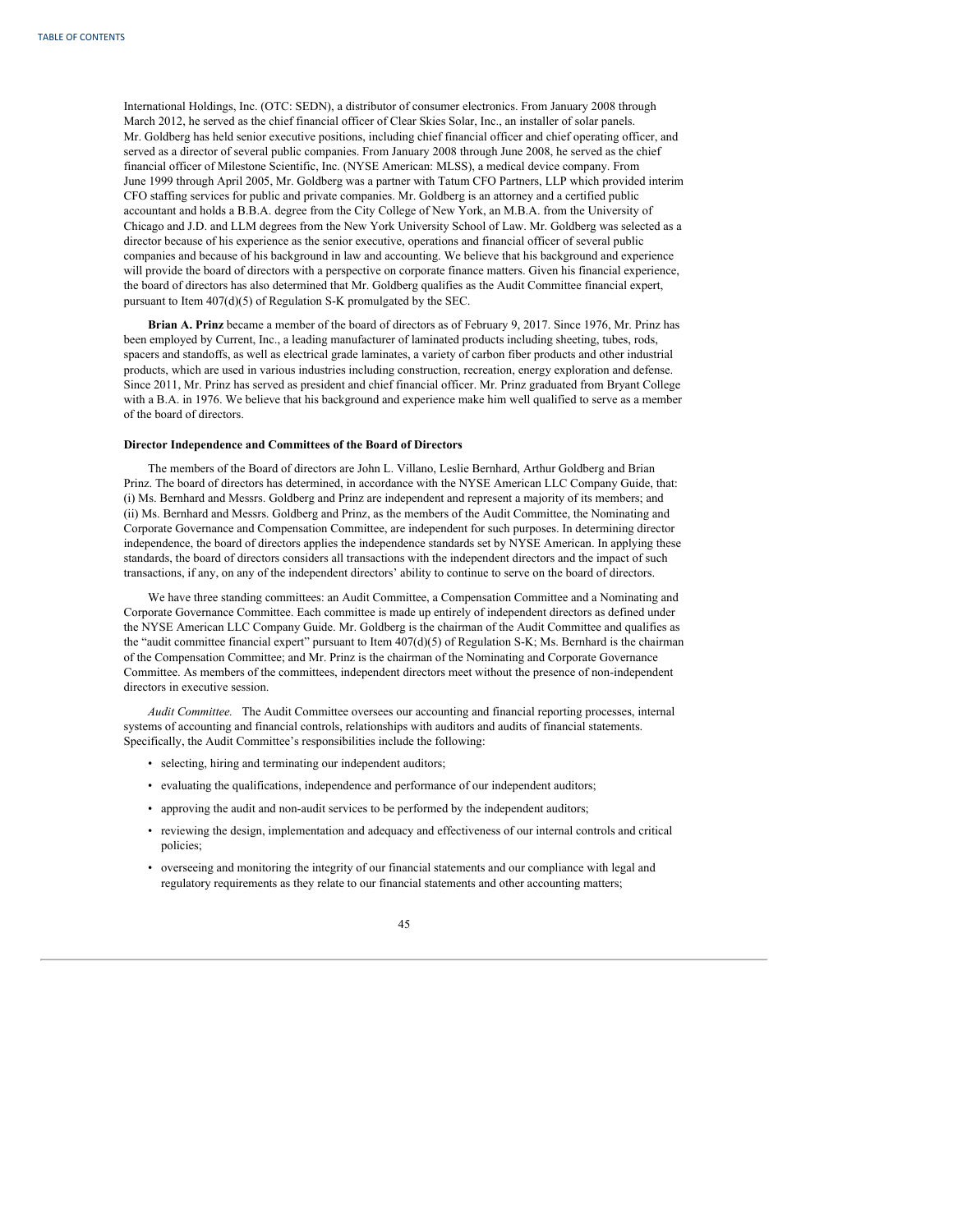International Holdings, Inc. (OTC: SEDN), a distributor of consumer electronics. From January 2008 through March 2012, he served as the chief financial officer of Clear Skies Solar, Inc., an installer of solar panels. Mr. Goldberg has held senior executive positions, including chief financial officer and chief operating officer, and served as a director of several public companies. From January 2008 through June 2008, he served as the chief financial officer of Milestone Scientific, Inc. (NYSE American: MLSS), a medical device company. From June 1999 through April 2005, Mr. Goldberg was a partner with Tatum CFO Partners, LLP which provided interim CFO staffing services for public and private companies. Mr. Goldberg is an attorney and a certified public accountant and holds a B.B.A. degree from the City College of New York, an M.B.A. from the University of Chicago and J.D. and LLM degrees from the New York University School of Law. Mr. Goldberg was selected as a director because of his experience as the senior executive, operations and financial officer of several public companies and because of his background in law and accounting. We believe that his background and experience will provide the board of directors with a perspective on corporate finance matters. Given his financial experience, the board of directors has also determined that Mr. Goldberg qualifies as the Audit Committee financial expert, pursuant to Item 407(d)(5) of Regulation S-K promulgated by the SEC.

**Brian A. Prinz** became a member of the board of directors as of February 9, 2017. Since 1976, Mr. Prinz has been employed by Current, Inc., a leading manufacturer of laminated products including sheeting, tubes, rods, spacers and standoffs, as well as electrical grade laminates, a variety of carbon fiber products and other industrial products, which are used in various industries including construction, recreation, energy exploration and defense. Since 2011, Mr. Prinz has served as president and chief financial officer. Mr. Prinz graduated from Bryant College with a B.A. in 1976. We believe that his background and experience make him well qualified to serve as a member of the board of directors.

**Director Independence and Committees of the Board of Directors**

The members of the Board of directors are John L. Villano, Leslie Bernhard, Arthur Goldberg and Brian Prinz. The board of directors has determined, in accordance with the NYSE American LLC Company Guide, that: (i) Ms. Bernhard and Messrs. Goldberg and Prinz are independent and represent a majority of its members; and (ii) Ms. Bernhard and Messrs. Goldberg and Prinz, as the members of the Audit Committee, the Nominating and Corporate Governance and Compensation Committee, are independent for such purposes. In determining director independence, the board of directors applies the independence standards set by NYSE American. In applying these standards, the board of directors considers all transactions with the independent directors and the impact of such transactions, if any, on any of the independent directors' ability to continue to serve on the board of directors.

We have three standing committees: an Audit Committee, a Compensation Committee and a Nominating and Corporate Governance Committee. Each committee is made up entirely of independent directors as defined under the NYSE American LLC Company Guide. Mr. Goldberg is the chairman of the Audit Committee and qualifies as the "audit committee financial expert" pursuant to Item 407(d)(5) of Regulation S-K; Ms. Bernhard is the chairman of the Compensation Committee; and Mr. Prinz is the chairman of the Nominating and Corporate Governance Committee. As members of the committees, independent directors meet without the presence of non-independent directors in executive session.

*Audit Committee.* The Audit Committee oversees our accounting and financial reporting processes, internal systems of accounting and financial controls, relationships with auditors and audits of financial statements. Specifically, the Audit Committee's responsibilities include the following:

- selecting, hiring and terminating our independent auditors;
- evaluating the qualifications, independence and performance of our independent auditors;
- approving the audit and non-audit services to be performed by the independent auditors;
- reviewing the design, implementation and adequacy and effectiveness of our internal controls and critical policies;
- overseeing and monitoring the integrity of our financial statements and our compliance with legal and regulatory requirements as they relate to our financial statements and other accounting matters;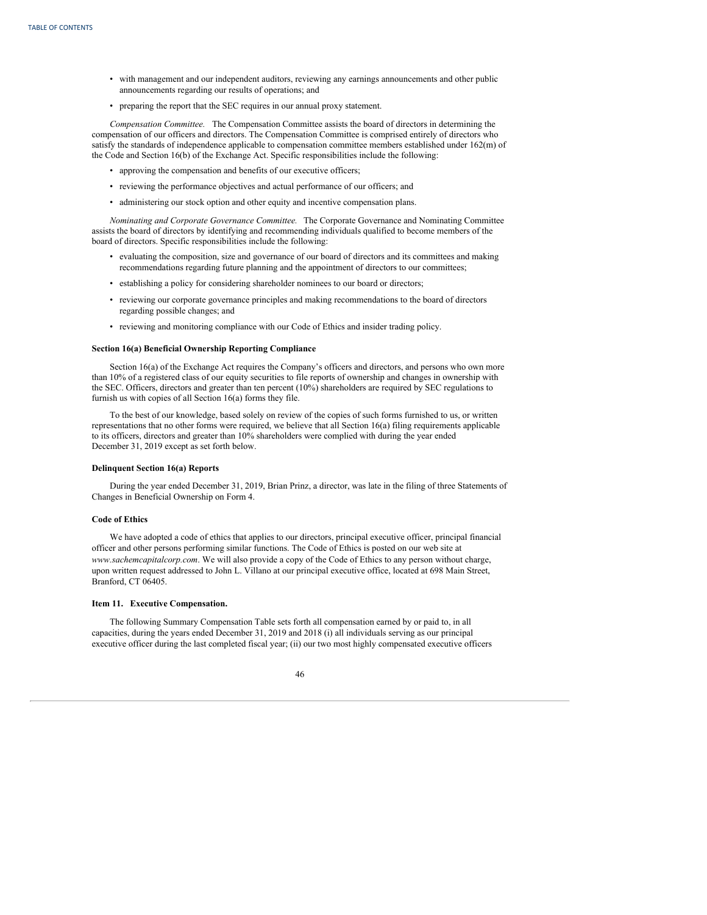- with management and our independent auditors, reviewing any earnings announcements and other public announcements regarding our results of operations; and
- preparing the report that the SEC requires in our annual proxy statement.

*Compensation Committee.* The Compensation Committee assists the board of directors in determining the compensation of our officers and directors. The Compensation Committee is comprised entirely of directors who satisfy the standards of independence applicable to compensation committee members established under 162(m) of the Code and Section 16(b) of the Exchange Act. Specific responsibilities include the following:

- approving the compensation and benefits of our executive officers;
- reviewing the performance objectives and actual performance of our officers; and
- administering our stock option and other equity and incentive compensation plans.

*Nominating and Corporate Governance Committee.* The Corporate Governance and Nominating Committee assists the board of directors by identifying and recommending individuals qualified to become members of the board of directors. Specific responsibilities include the following:

- evaluating the composition, size and governance of our board of directors and its committees and making recommendations regarding future planning and the appointment of directors to our committees;
- establishing a policy for considering shareholder nominees to our board or directors;
- reviewing our corporate governance principles and making recommendations to the board of directors regarding possible changes; and
- reviewing and monitoring compliance with our Code of Ethics and insider trading policy.

**Section 16(a) Beneficial Ownership Reporting Compliance**

Section 16(a) of the Exchange Act requires the Company's officers and directors, and persons who own more than 10% of a registered class of our equity securities to file reports of ownership and changes in ownership with the SEC. Officers, directors and greater than ten percent (10%) shareholders are required by SEC regulations to furnish us with copies of all Section 16(a) forms they file.

To the best of our knowledge, based solely on review of the copies of such forms furnished to us, or written representations that no other forms were required, we believe that all Section 16(a) filing requirements applicable to its officers, directors and greater than 10% shareholders were complied with during the year ended December 31, 2019 except as set forth below.

**Delinquent Section 16(a) Reports**

During the year ended December 31, 2019, Brian Prinz, a director, was late in the filing of three Statements of Changes in Beneficial Ownership on Form 4.

**Code of Ethics**

We have adopted a code of ethics that applies to our directors, principal executive officer, principal financial officer and other persons performing similar functions. The Code of Ethics is posted on our web site at *www.sachemcapitalcorp.com*. We will also provide a copy of the Code of Ethics to any person without charge, upon written request addressed to John L. Villano at our principal executive office, located at 698 Main Street, Branford, CT 06405.

**Item 11. Executive Compensation.**

The following Summary Compensation Table sets forth all compensation earned by or paid to, in all capacities, during the years ended December 31, 2019 and 2018 (i) all individuals serving as our principal executive officer during the last completed fiscal year; (ii) our two most highly compensated executive officers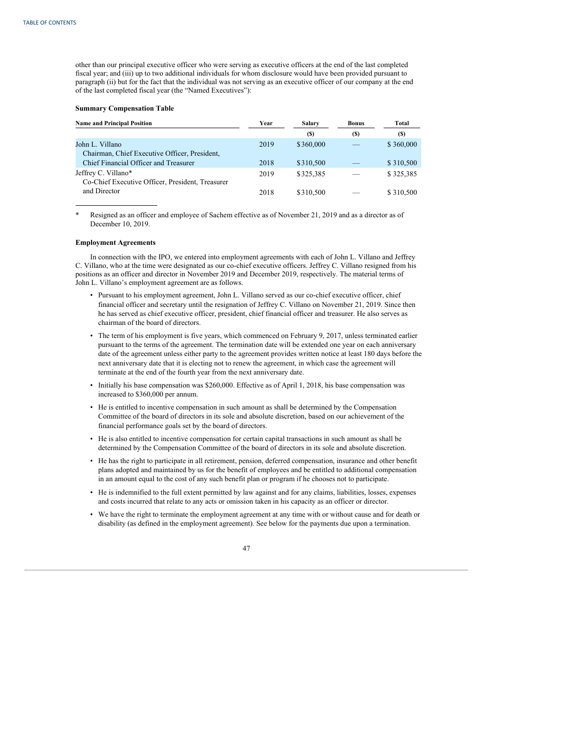other than our principal executive officer who were serving as executive officers at the end of the last completed fiscal year; and (iii) up to two additional individuals for whom disclosure would have been provided pursuant to paragraph (ii) but for the fact that the individual was not serving as an executive officer of our company at the end of the last completed fiscal year (the "Named Executives"):

**Summary Compensation Table**

| Name and Principal Position | Year | Salary | Bonus | Total |
|---|---|---|---|---|
| | | ($) | ($) | ($) |
| John L. Villano<br>Chairman, Chief Executive Officer, President, | 2019 | $360,000 | — | $ 360,000 |
| Chief Financial Officer and Treasurer | 2018 | $310,500 | — | $ 310,500 |
| Jeffrey C. Villano*<br>Co-Chief Executive Officer, President, Treasurer | 2019 | $325,385 | — | $ 325,385 |
| and Director | 2018 | $310,500 | — | $ 310,500 |

\* Resigned as an officer and employee of Sachem effective as of November 21, 2019 and as a director as of December 10, 2019.

**Employment Agreements**

In connection with the IPO, we entered into employment agreements with each of John L. Villano and Jeffrey C. Villano, who at the time were designated as our co-chief executive officers. Jeffrey C. Villano resigned from his positions as an officer and director in November 2019 and December 2019, respectively. The material terms of John L. Villano's employment agreement are as follows.

- Pursuant to his employment agreement, John L. Villano served as our co-chief executive officer, chief financial officer and secretary until the resignation of Jeffrey C. Villano on November 21, 2019. Since then he has served as chief executive officer, president, chief financial officer and treasurer. He also serves as chairman of the board of directors.
- The term of his employment is five years, which commenced on February 9, 2017, unless terminated earlier pursuant to the terms of the agreement. The termination date will be extended one year on each anniversary date of the agreement unless either party to the agreement provides written notice at least 180 days before the next anniversary date that it is electing not to renew the agreement, in which case the agreement will terminate at the end of the fourth year from the next anniversary date.
- Initially his base compensation was $260,000. Effective as of April 1, 2018, his base compensation was increased to $360,000 per annum.
- He is entitled to incentive compensation in such amount as shall be determined by the Compensation Committee of the board of directors in its sole and absolute discretion, based on our achievement of the financial performance goals set by the board of directors.
- He is also entitled to incentive compensation for certain capital transactions in such amount as shall be determined by the Compensation Committee of the board of directors in its sole and absolute discretion.
- He has the right to participate in all retirement, pension, deferred compensation, insurance and other benefit plans adopted and maintained by us for the benefit of employees and be entitled to additional compensation in an amount equal to the cost of any such benefit plan or program if he chooses not to participate.
- He is indemnified to the full extent permitted by law against and for any claims, liabilities, losses, expenses and costs incurred that relate to any acts or omission taken in his capacity as an officer or director.
- We have the right to terminate the employment agreement at any time with or without cause and for death or disability (as defined in the employment agreement). See below for the payments due upon a termination.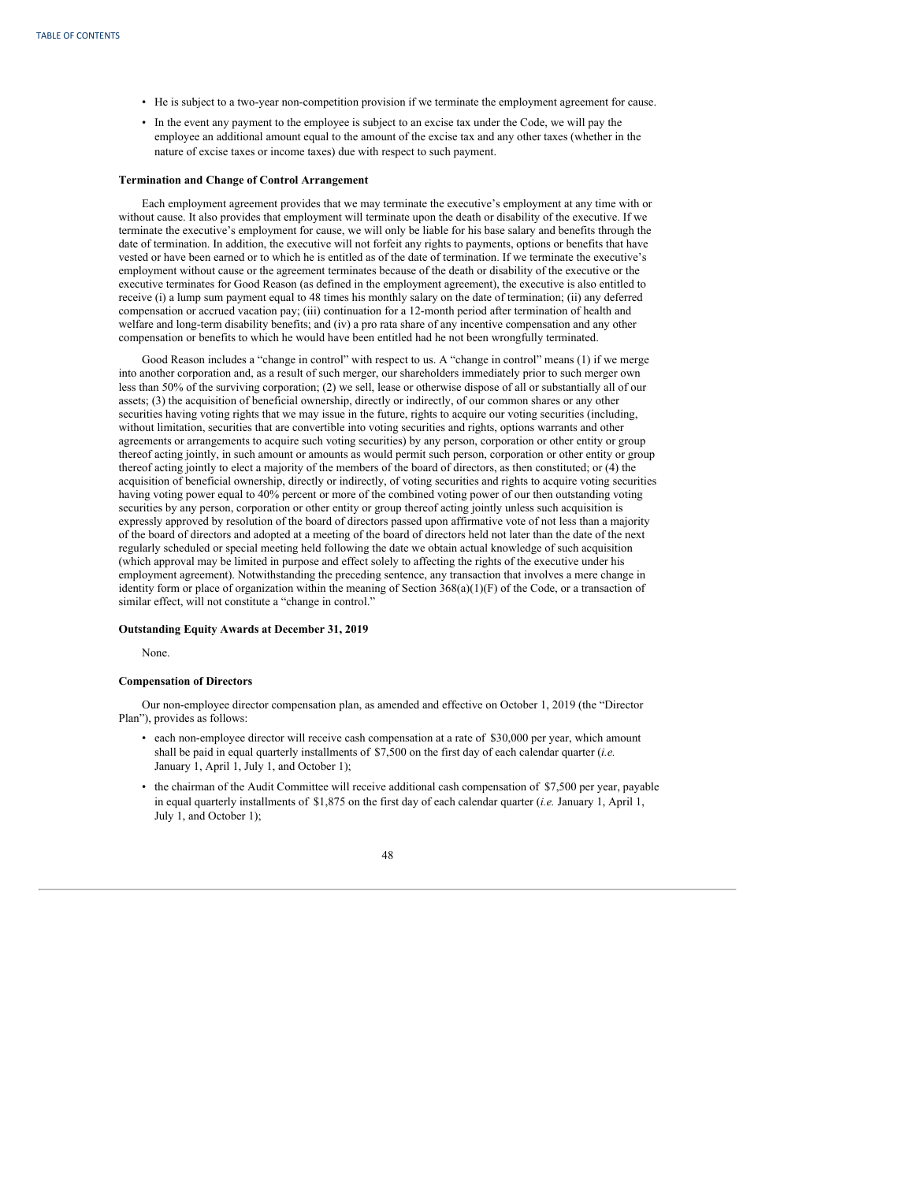- He is subject to a two-year non-competition provision if we terminate the employment agreement for cause.
- In the event any payment to the employee is subject to an excise tax under the Code, we will pay the employee an additional amount equal to the amount of the excise tax and any other taxes (whether in the nature of excise taxes or income taxes) due with respect to such payment.

**Termination and Change of Control Arrangement**

Each employment agreement provides that we may terminate the executive's employment at any time with or without cause. It also provides that employment will terminate upon the death or disability of the executive. If we terminate the executive's employment for cause, we will only be liable for his base salary and benefits through the date of termination. In addition, the executive will not forfeit any rights to payments, options or benefits that have vested or have been earned or to which he is entitled as of the date of termination. If we terminate the executive's employment without cause or the agreement terminates because of the death or disability of the executive or the executive terminates for Good Reason (as defined in the employment agreement), the executive is also entitled to receive (i) a lump sum payment equal to 48 times his monthly salary on the date of termination; (ii) any deferred compensation or accrued vacation pay; (iii) continuation for a 12-month period after termination of health and welfare and long-term disability benefits; and (iv) a pro rata share of any incentive compensation and any other compensation or benefits to which he would have been entitled had he not been wrongfully terminated.

Good Reason includes a "change in control" with respect to us. A "change in control" means (1) if we merge into another corporation and, as a result of such merger, our shareholders immediately prior to such merger own less than 50% of the surviving corporation; (2) we sell, lease or otherwise dispose of all or substantially all of our assets; (3) the acquisition of beneficial ownership, directly or indirectly, of our common shares or any other securities having voting rights that we may issue in the future, rights to acquire our voting securities (including, without limitation, securities that are convertible into voting securities and rights, options warrants and other agreements or arrangements to acquire such voting securities) by any person, corporation or other entity or group thereof acting jointly, in such amount or amounts as would permit such person, corporation or other entity or group thereof acting jointly to elect a majority of the members of the board of directors, as then constituted; or (4) the acquisition of beneficial ownership, directly or indirectly, of voting securities and rights to acquire voting securities having voting power equal to 40% percent or more of the combined voting power of our then outstanding voting securities by any person, corporation or other entity or group thereof acting jointly unless such acquisition is expressly approved by resolution of the board of directors passed upon affirmative vote of not less than a majority of the board of directors and adopted at a meeting of the board of directors held not later than the date of the next regularly scheduled or special meeting held following the date we obtain actual knowledge of such acquisition (which approval may be limited in purpose and effect solely to affecting the rights of the executive under his employment agreement). Notwithstanding the preceding sentence, any transaction that involves a mere change in identity form or place of organization within the meaning of Section 368(a)(1)(F) of the Code, or a transaction of similar effect, will not constitute a "change in control."

**Outstanding Equity Awards at December 31, 2019**

None.

**Compensation of Directors**

Our non-employee director compensation plan, as amended and effective on October 1, 2019 (the "Director Plan"), provides as follows:

- each non-employee director will receive cash compensation at a rate of $30,000 per year, which amount shall be paid in equal quarterly installments of $7,500 on the first day of each calendar quarter (*i.e.* January 1, April 1, July 1, and October 1);
- the chairman of the Audit Committee will receive additional cash compensation of $7,500 per year, payable in equal quarterly installments of $1,875 on the first day of each calendar quarter (*i.e.* January 1, April 1, July 1, and October 1);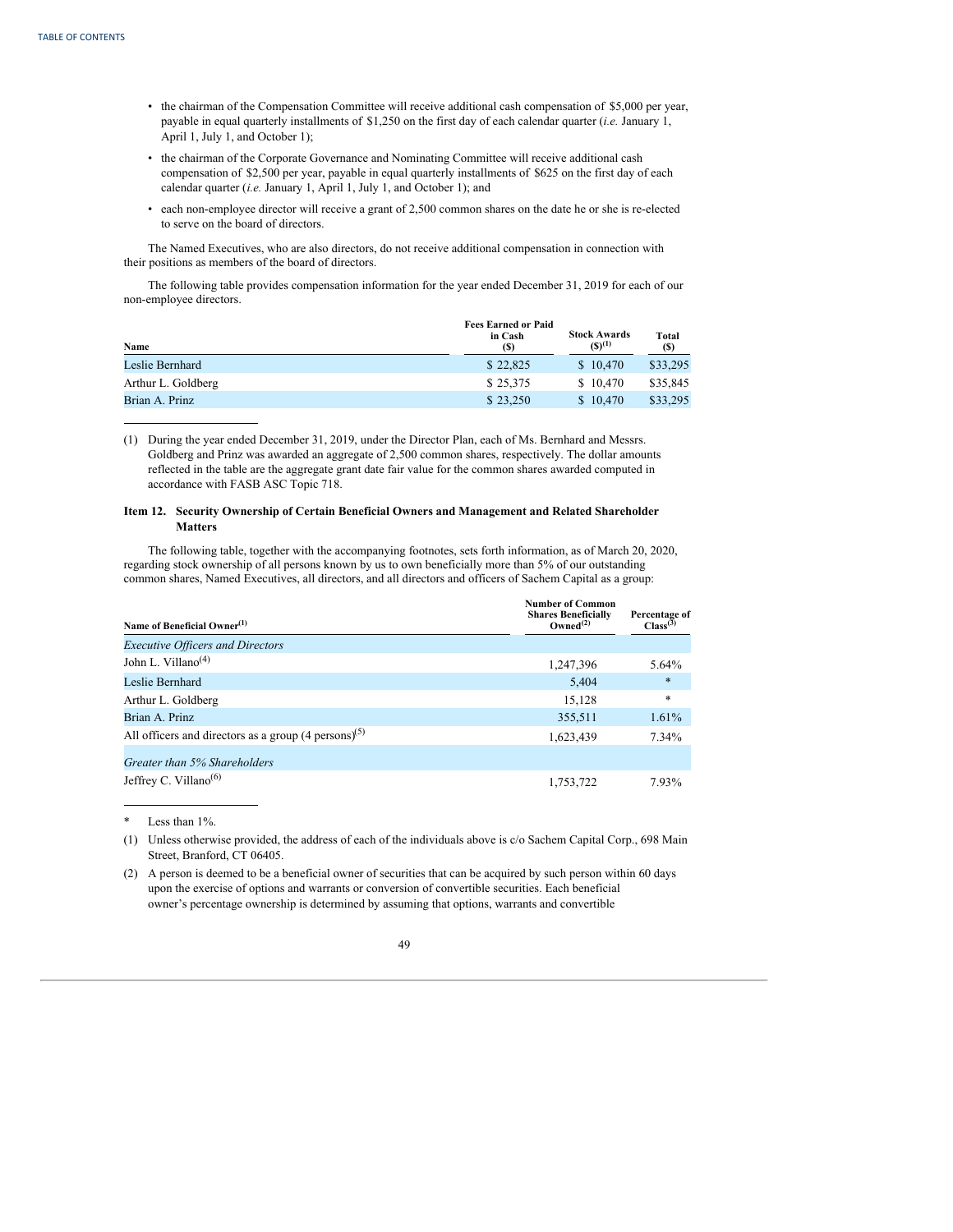- the chairman of the Compensation Committee will receive additional cash compensation of $5,000 per year, payable in equal quarterly installments of $1,250 on the first day of each calendar quarter (*i.e.* January 1, April 1, July 1, and October 1);
- the chairman of the Corporate Governance and Nominating Committee will receive additional cash compensation of $2,500 per year, payable in equal quarterly installments of $625 on the first day of each calendar quarter (*i.e.* January 1, April 1, July 1, and October 1); and
- each non-employee director will receive a grant of 2,500 common shares on the date he or she is re-elected to serve on the board of directors.

The Named Executives, who are also directors, do not receive additional compensation in connection with their positions as members of the board of directors.

The following table provides compensation information for the year ended December 31, 2019 for each of our non-employee directors.

| Name | Fees Earned or Paid in Cash ($) | Stock Awards ($)[1] | Total ($) |
|---|---|---|---|
| Leslie Bernhard | $ 22,825 | $ 10,470 | $33,295 |
| Arthur L. Goldberg | $ 25,375 | $ 10,470 | $35,845 |
| Brian A. Prinz | $ 23,250 | $ 10,470 | $33,295 |

(1) During the year ended December 31, 2019, under the Director Plan, each of Ms. Bernhard and Messrs. Goldberg and Prinz was awarded an aggregate of 2,500 common shares, respectively. The dollar amounts reflected in the table are the aggregate grant date fair value for the common shares awarded computed in accordance with FASB ASC Topic 718.

### Item 12. Security Ownership of Certain Beneficial Owners and Management and Related Shareholder Matters

The following table, together with the accompanying footnotes, sets forth information, as of March 20, 2020, regarding stock ownership of all persons known by us to own beneficially more than 5% of our outstanding common shares, Named Executives, all directors, and all directors and officers of Sachem Capital as a group:

| Name of Beneficial Owner[1] | Number of Common Shares Beneficially Owned[2] | Percentage of Class[3] |
|---|---|---|
| *Executive Officers and Directors* | | |
| John L. Villano[4] | 1,247,396 | 5.64% |
| Leslie Bernhard | 5,404 | * |
| Arthur L. Goldberg | 15,128 | * |
| Brian A. Prinz | 355,511 | 1.61% |
| All officers and directors as a group (4 persons)[5] | 1,623,439 | 7.34% |
| *Greater than 5% Shareholders* | | |
| Jeffrey C. Villano[6] | 1,753,722 | 7.93% |

\* Less than 1%.

(1) Unless otherwise provided, the address of each of the individuals above is c/o Sachem Capital Corp., 698 Main Street, Branford, CT 06405.

(2) A person is deemed to be a beneficial owner of securities that can be acquired by such person within 60 days upon the exercise of options and warrants or conversion of convertible securities. Each beneficial owner's percentage ownership is determined by assuming that options, warrants and convertible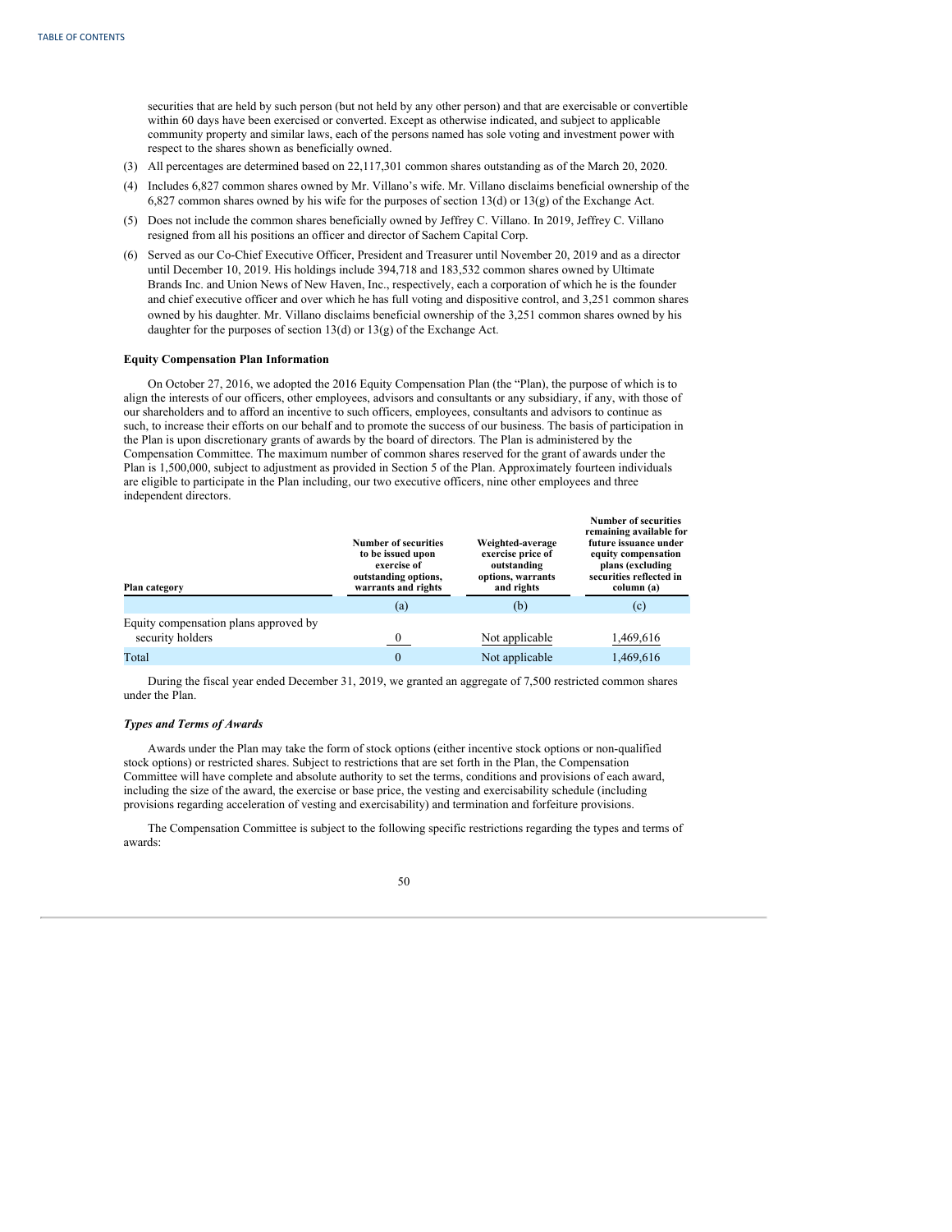securities that are held by such person (but not held by any other person) and that are exercisable or convertible within 60 days have been exercised or converted. Except as otherwise indicated, and subject to applicable community property and similar laws, each of the persons named has sole voting and investment power with respect to the shares shown as beneficially owned.

(3) All percentages are determined based on 22,117,301 common shares outstanding as of the March 20, 2020.

(4) Includes 6,827 common shares owned by Mr. Villano's wife. Mr. Villano disclaims beneficial ownership of the 6,827 common shares owned by his wife for the purposes of section 13(d) or 13(g) of the Exchange Act.

(5) Does not include the common shares beneficially owned by Jeffrey C. Villano. In 2019, Jeffrey C. Villano resigned from all his positions an officer and director of Sachem Capital Corp.

(6) Served as our Co-Chief Executive Officer, President and Treasurer until November 20, 2019 and as a director until December 10, 2019. His holdings include 394,718 and 183,532 common shares owned by Ultimate Brands Inc. and Union News of New Haven, Inc., respectively, each a corporation of which he is the founder and chief executive officer and over which he has full voting and dispositive control, and 3,251 common shares owned by his daughter. Mr. Villano disclaims beneficial ownership of the 3,251 common shares owned by his daughter for the purposes of section 13(d) or 13(g) of the Exchange Act.

**Equity Compensation Plan Information**

On October 27, 2016, we adopted the 2016 Equity Compensation Plan (the "Plan), the purpose of which is to align the interests of our officers, other employees, advisors and consultants or any subsidiary, if any, with those of our shareholders and to afford an incentive to such officers, employees, consultants and advisors to continue as such, to increase their efforts on our behalf and to promote the success of our business. The basis of participation in the Plan is upon discretionary grants of awards by the board of directors. The Plan is administered by the Compensation Committee. The maximum number of common shares reserved for the grant of awards under the Plan is 1,500,000, subject to adjustment as provided in Section 5 of the Plan. Approximately fourteen individuals are eligible to participate in the Plan including, our two executive officers, nine other employees and three independent directors.

| Plan category | Number of securities to be issued upon exercise of outstanding options, warrants and rights | Weighted-average exercise price of outstanding options, warrants and rights | Number of securities remaining available for future issuance under equity compensation plans (excluding securities reflected in column (a) |
|---|---|---|---|
| | (a) | (b) | (c) |
| Equity compensation plans approved by security holders | 0 | Not applicable | 1,469,616 |
| Total | 0 | Not applicable | 1,469,616 |

During the fiscal year ended December 31, 2019, we granted an aggregate of 7,500 restricted common shares under the Plan.

***Types and Terms of Awards***

Awards under the Plan may take the form of stock options (either incentive stock options or non-qualified stock options) or restricted shares. Subject to restrictions that are set forth in the Plan, the Compensation Committee will have complete and absolute authority to set the terms, conditions and provisions of each award, including the size of the award, the exercise or base price, the vesting and exercisability schedule (including provisions regarding acceleration of vesting and exercisability) and termination and forfeiture provisions.

The Compensation Committee is subject to the following specific restrictions regarding the types and terms of awards: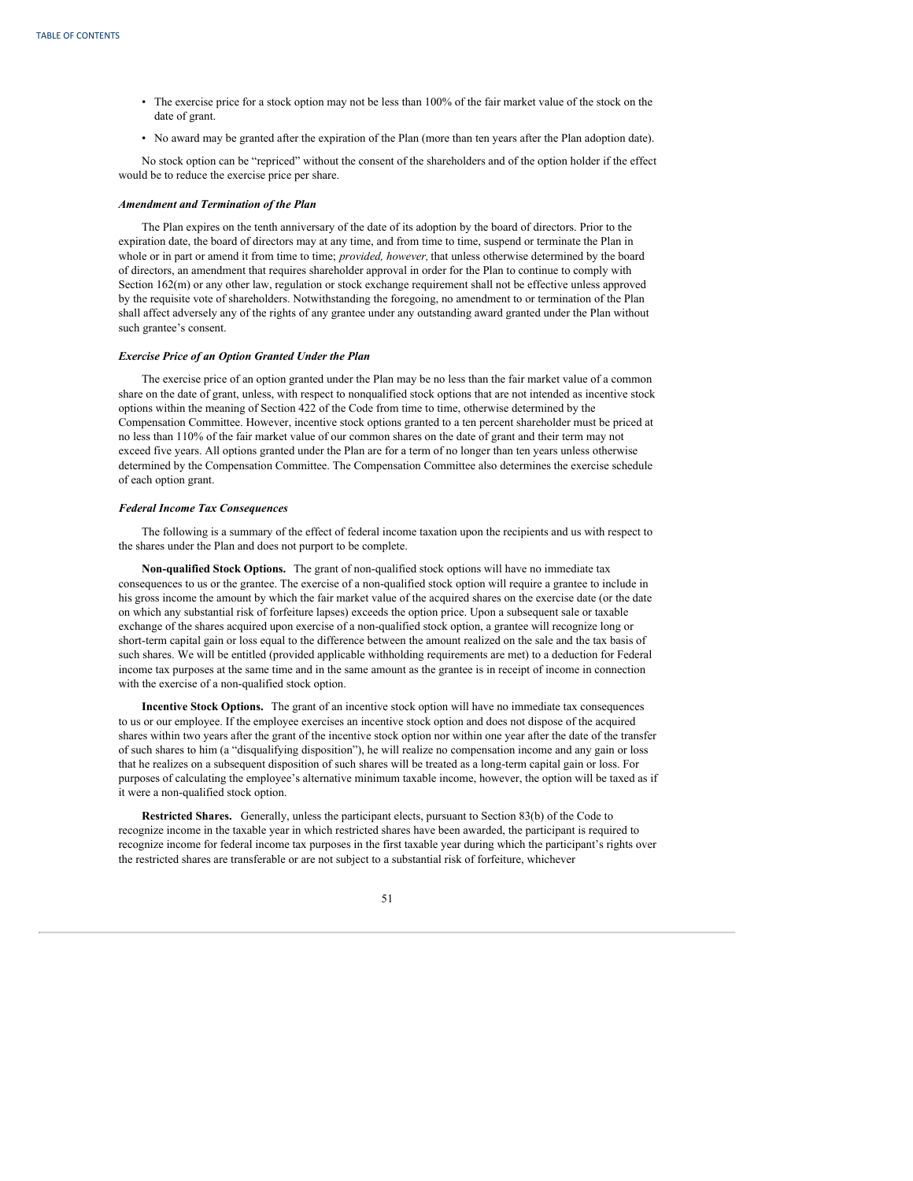- The exercise price for a stock option may not be less than 100% of the fair market value of the stock on the date of grant.
- No award may be granted after the expiration of the Plan (more than ten years after the Plan adoption date).

No stock option can be "repriced" without the consent of the shareholders and of the option holder if the effect would be to reduce the exercise price per share.

***Amendment and Termination of the Plan***

The Plan expires on the tenth anniversary of the date of its adoption by the board of directors. Prior to the expiration date, the board of directors may at any time, and from time to time, suspend or terminate the Plan in whole or in part or amend it from time to time; *provided, however,* that unless otherwise determined by the board of directors, an amendment that requires shareholder approval in order for the Plan to continue to comply with Section 162(m) or any other law, regulation or stock exchange requirement shall not be effective unless approved by the requisite vote of shareholders. Notwithstanding the foregoing, no amendment to or termination of the Plan shall affect adversely any of the rights of any grantee under any outstanding award granted under the Plan without such grantee's consent.

***Exercise Price of an Option Granted Under the Plan***

The exercise price of an option granted under the Plan may be no less than the fair market value of a common share on the date of grant, unless, with respect to nonqualified stock options that are not intended as incentive stock options within the meaning of Section 422 of the Code from time to time, otherwise determined by the Compensation Committee. However, incentive stock options granted to a ten percent shareholder must be priced at no less than 110% of the fair market value of our common shares on the date of grant and their term may not exceed five years. All options granted under the Plan are for a term of no longer than ten years unless otherwise determined by the Compensation Committee. The Compensation Committee also determines the exercise schedule of each option grant.

***Federal Income Tax Consequences***

The following is a summary of the effect of federal income taxation upon the recipients and us with respect to the shares under the Plan and does not purport to be complete.

**Non-qualified Stock Options.** The grant of non-qualified stock options will have no immediate tax consequences to us or the grantee. The exercise of a non-qualified stock option will require a grantee to include in his gross income the amount by which the fair market value of the acquired shares on the exercise date (or the date on which any substantial risk of forfeiture lapses) exceeds the option price. Upon a subsequent sale or taxable exchange of the shares acquired upon exercise of a non-qualified stock option, a grantee will recognize long or short-term capital gain or loss equal to the difference between the amount realized on the sale and the tax basis of such shares. We will be entitled (provided applicable withholding requirements are met) to a deduction for Federal income tax purposes at the same time and in the same amount as the grantee is in receipt of income in connection with the exercise of a non-qualified stock option.

**Incentive Stock Options.** The grant of an incentive stock option will have no immediate tax consequences to us or our employee. If the employee exercises an incentive stock option and does not dispose of the acquired shares within two years after the grant of the incentive stock option nor within one year after the date of the transfer of such shares to him (a "disqualifying disposition"), he will realize no compensation income and any gain or loss that he realizes on a subsequent disposition of such shares will be treated as a long-term capital gain or loss. For purposes of calculating the employee's alternative minimum taxable income, however, the option will be taxed as if it were a non-qualified stock option.

**Restricted Shares.** Generally, unless the participant elects, pursuant to Section 83(b) of the Code to recognize income in the taxable year in which restricted shares have been awarded, the participant is required to recognize income for federal income tax purposes in the first taxable year during which the participant's rights over the restricted shares are transferable or are not subject to a substantial risk of forfeiture, whichever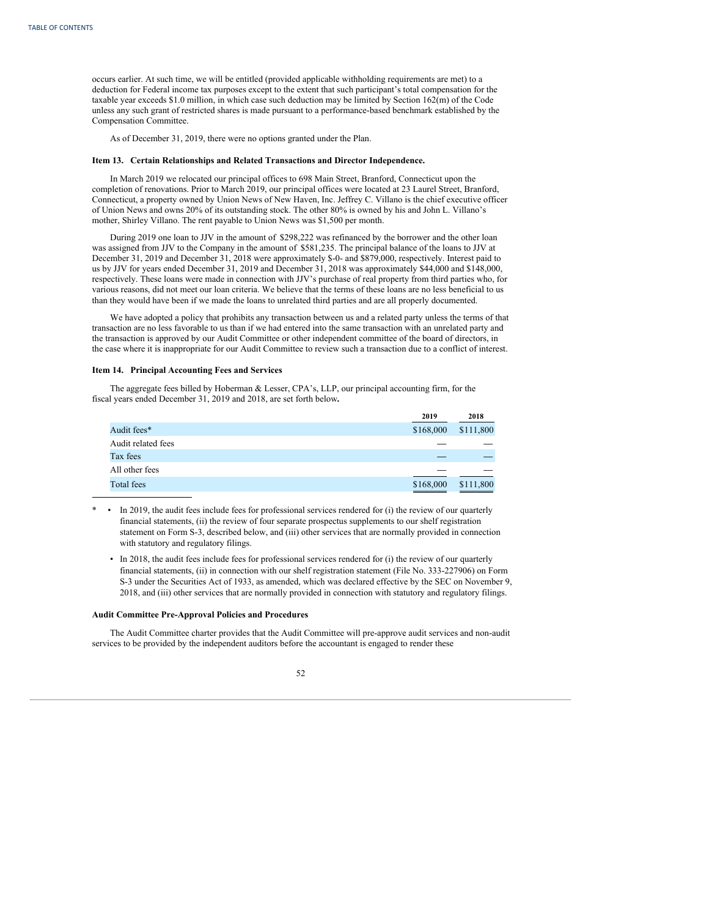occurs earlier. At such time, we will be entitled (provided applicable withholding requirements are met) to a deduction for Federal income tax purposes except to the extent that such participant's total compensation for the taxable year exceeds $1.0 million, in which case such deduction may be limited by Section 162(m) of the Code unless any such grant of restricted shares is made pursuant to a performance-based benchmark established by the Compensation Committee.

As of December 31, 2019, there were no options granted under the Plan.

### Item 13. Certain Relationships and Related Transactions and Director Independence.

In March 2019 we relocated our principal offices to 698 Main Street, Branford, Connecticut upon the completion of renovations. Prior to March 2019, our principal offices were located at 23 Laurel Street, Branford, Connecticut, a property owned by Union News of New Haven, Inc. Jeffrey C. Villano is the chief executive officer of Union News and owns 20% of its outstanding stock. The other 80% is owned by his and John L. Villano's mother, Shirley Villano. The rent payable to Union News was $1,500 per month.

During 2019 one loan to JJV in the amount of $298,222 was refinanced by the borrower and the other loan was assigned from JJV to the Company in the amount of $581,235. The principal balance of the loans to JJV at December 31, 2019 and December 31, 2018 were approximately $-0- and $879,000, respectively. Interest paid to us by JJV for years ended December 31, 2019 and December 31, 2018 was approximately $44,000 and $148,000, respectively. These loans were made in connection with JJV's purchase of real property from third parties who, for various reasons, did not meet our loan criteria. We believe that the terms of these loans are no less beneficial to us than they would have been if we made the loans to unrelated third parties and are all properly documented.

We have adopted a policy that prohibits any transaction between us and a related party unless the terms of that transaction are no less favorable to us than if we had entered into the same transaction with an unrelated party and the transaction is approved by our Audit Committee or other independent committee of the board of directors, in the case where it is inappropriate for our Audit Committee to review such a transaction due to a conflict of interest.

### Item 14. Principal Accounting Fees and Services

The aggregate fees billed by Hoberman & Lesser, CPA's, LLP, our principal accounting firm, for the fiscal years ended December 31, 2019 and 2018, are set forth below.

| | 2019 | 2018 |
|---|---|---|
| Audit fees* | $168,000 | $111,800 |
| Audit related fees | — | — |
| Tax fees | — | — |
| All other fees | — | — |
| Total fees | $168,000 | $111,800 |

\* • In 2019, the audit fees include fees for professional services rendered for (i) the review of our quarterly financial statements, (ii) the review of four separate prospectus supplements to our shelf registration statement on Form S-3, described below, and (iii) other services that are normally provided in connection with statutory and regulatory filings.

• In 2018, the audit fees include fees for professional services rendered for (i) the review of our quarterly financial statements, (ii) in connection with our shelf registration statement (File No. 333-227906) on Form S-3 under the Securities Act of 1933, as amended, which was declared effective by the SEC on November 9, 2018, and (iii) other services that are normally provided in connection with statutory and regulatory filings.

#### Audit Committee Pre-Approval Policies and Procedures

The Audit Committee charter provides that the Audit Committee will pre-approve audit services and non-audit services to be provided by the independent auditors before the accountant is engaged to render these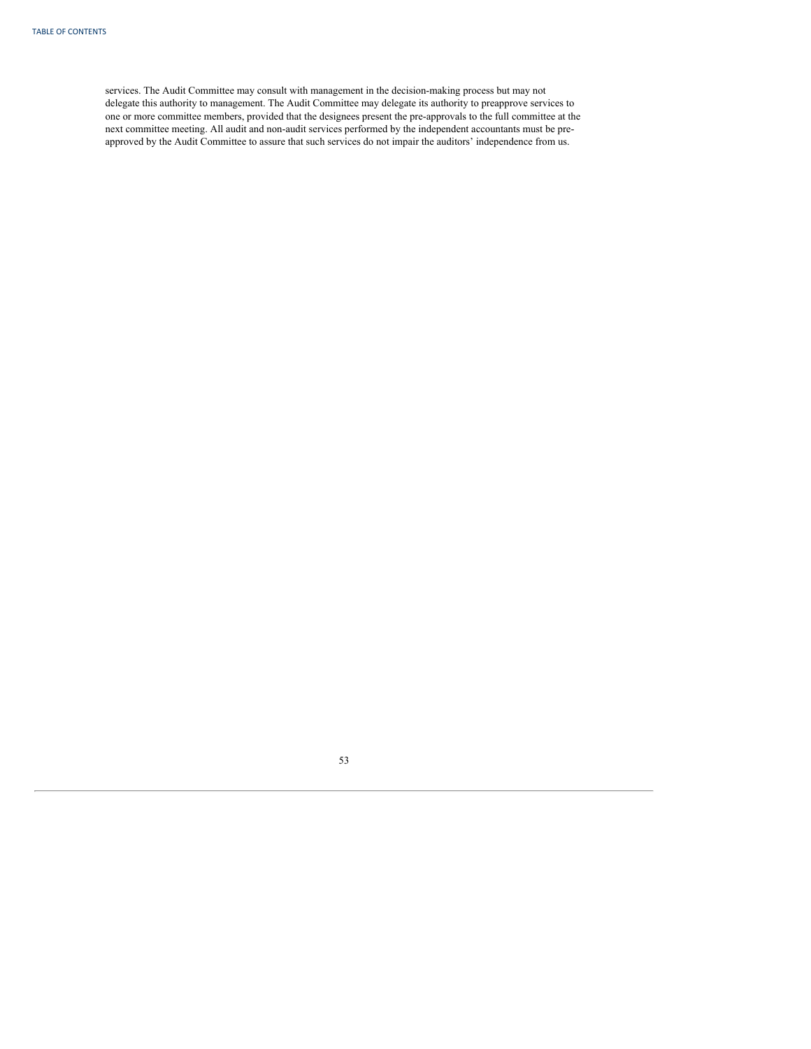services. The Audit Committee may consult with management in the decision-making process but may not delegate this authority to management. The Audit Committee may delegate its authority to preapprove services to one or more committee members, provided that the designees present the pre-approvals to the full committee at the next committee meeting. All audit and non-audit services performed by the independent accountants must be pre-approved by the Audit Committee to assure that such services do not impair the auditors' independence from us.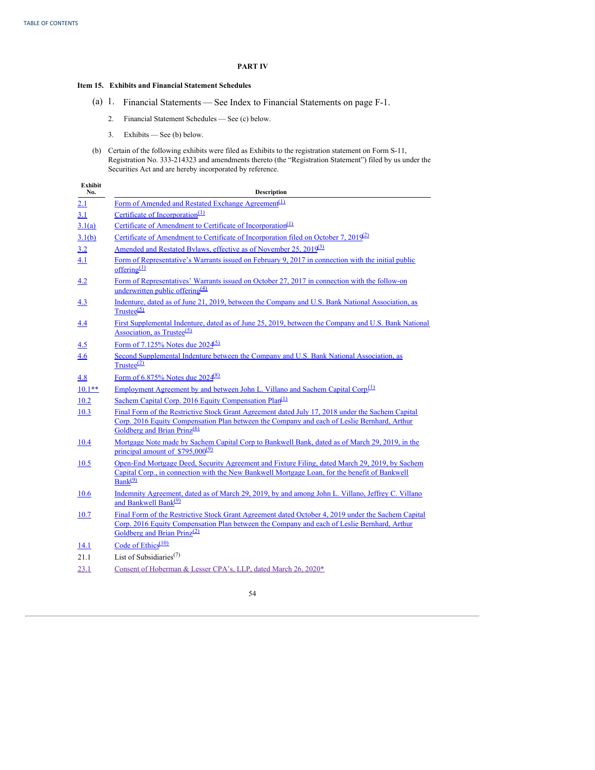## PART IV

### Item 15. Exhibits and Financial Statement Schedules

(a) 1. Financial Statements — See Index to Financial Statements on page F-1.

2. Financial Statement Schedules — See (c) below.

3. Exhibits — See (b) below.

(b) Certain of the following exhibits were filed as Exhibits to the registration statement on Form S-11, Registration No. 333-214323 and amendments thereto (the "Registration Statement") filed by us under the Securities Act and are hereby incorporated by reference.

| Exhibit No. | Description |
|---|---|
| 2.1 | Form of Amended and Restated Exchange Agreement[(1)] |
| 3.1 | Certificate of Incorporation[(1)] |
| 3.1(a) | Certificate of Amendment to Certificate of Incorporation[(1)] |
| 3.1(b) | Certificate of Amendment to Certificate of Incorporation filed on October 7, 2019[(2)] |
| 3.2 | Amended and Restated Bylaws, effective as of November 25, 2019[(3)] |
| 4.1 | Form of Representative's Warrants issued on February 9, 2017 in connection with the initial public offering[(1)] |
| 4.2 | Form of Representatives' Warrants issued on October 27, 2017 in connection with the follow-on underwritten public offering[(4)] |
| 4.3 | Indenture, dated as of June 21, 2019, between the Company and U.S. Bank National Association, as Trustee[(5)] |
| 4.4 | First Supplemental Indenture, dated as of June 25, 2019, between the Company and U.S. Bank National Association, as Trustee[(5)] |
| 4.5 | Form of 7.125% Notes due 2024[(5)] |
| 4.6 | Second Supplemental Indenture between the Company and U.S. Bank National Association, as Trustee[(2)] |
| 4.8 | Form of 6.875% Notes due 2024[(8)] |
| 10.1** | Employment Agreement by and between John L. Villano and Sachem Capital Corp.[(1)] |
| 10.2 | Sachem Capital Corp. 2016 Equity Compensation Plan[(1)] |
| 10.3 | Final Form of the Restrictive Stock Grant Agreement dated July 17, 2018 under the Sachem Capital Corp. 2016 Equity Compensation Plan between the Company and each of Leslie Bernhard, Arthur Goldberg and Brian Prinz[(6)] |
| 10.4 | Mortgage Note made by Sachem Capital Corp to Bankwell Bank, dated as of March 29, 2019, in the principal amount of $795,000[(9)] |
| 10.5 | Open-End Mortgage Deed, Security Agreement and Fixture Filing, dated March 29, 2019, by Sachem Capital Corp., in connection with the New Bankwell Mortgage Loan, for the benefit of Bankwell Bank[(9)] |
| 10.6 | Indemnity Agreement, dated as of March 29, 2019, by and among John L. Villano, Jeffrey C. Villano and Bankwell Bank[(9)] |
| 10.7 | Final Form of the Restrictive Stock Grant Agreement dated October 4, 2019 under the Sachem Capital Corp. 2016 Equity Compensation Plan between the Company and each of Leslie Bernhard, Arthur Goldberg and Brian Prinz[(2)] |
| 14.1 | Code of Ethics[(10)] |
| 21.1 | List of Subsidiaries[(7)] |
| 23.1 | Consent of Hoberman & Lesser CPA's, LLP, dated March 26, 2020* |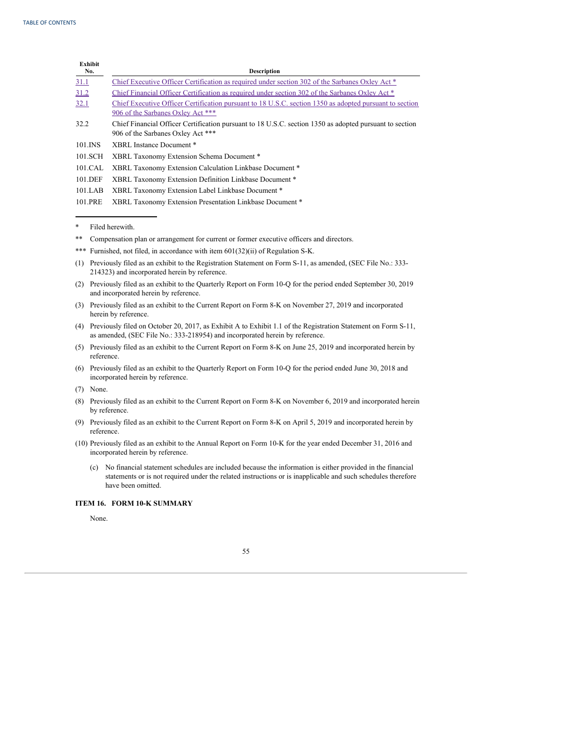| Exhibit No. | Description |
|---|---|
| 31.1 | Chief Executive Officer Certification as required under section 302 of the Sarbanes Oxley Act * |
| 31.2 | Chief Financial Officer Certification as required under section 302 of the Sarbanes Oxley Act * |
| 32.1 | Chief Executive Officer Certification pursuant to 18 U.S.C. section 1350 as adopted pursuant to section 906 of the Sarbanes Oxley Act *** |
| 32.2 | Chief Financial Officer Certification pursuant to 18 U.S.C. section 1350 as adopted pursuant to section 906 of the Sarbanes Oxley Act *** |
| 101.INS | XBRL Instance Document * |
| 101.SCH | XBRL Taxonomy Extension Schema Document * |
| 101.CAL | XBRL Taxonomy Extension Calculation Linkbase Document * |
| 101.DEF | XBRL Taxonomy Extension Definition Linkbase Document * |
| 101.LAB | XBRL Taxonomy Extension Label Linkbase Document * |
| 101.PRE | XBRL Taxonomy Extension Presentation Linkbase Document * |

---

\* Filed herewith.

** Compensation plan or arrangement for current or former executive officers and directors.

*** Furnished, not filed, in accordance with item 601(32)(ii) of Regulation S-K.

(1) Previously filed as an exhibit to the Registration Statement on Form S-11, as amended, (SEC File No.: 333-214323) and incorporated herein by reference.

(2) Previously filed as an exhibit to the Quarterly Report on Form 10-Q for the period ended September 30, 2019 and incorporated herein by reference.

(3) Previously filed as an exhibit to the Current Report on Form 8-K on November 27, 2019 and incorporated herein by reference.

(4) Previously filed on October 20, 2017, as Exhibit A to Exhibit 1.1 of the Registration Statement on Form S-11, as amended, (SEC File No.: 333-218954) and incorporated herein by reference.

(5) Previously filed as an exhibit to the Current Report on Form 8-K on June 25, 2019 and incorporated herein by reference.

(6) Previously filed as an exhibit to the Quarterly Report on Form 10-Q for the period ended June 30, 2018 and incorporated herein by reference.

(7) None.

(8) Previously filed as an exhibit to the Current Report on Form 8-K on November 6, 2019 and incorporated herein by reference.

(9) Previously filed as an exhibit to the Current Report on Form 8-K on April 5, 2019 and incorporated herein by reference.

(10) Previously filed as an exhibit to the Annual Report on Form 10-K for the year ended December 31, 2016 and incorporated herein by reference.

(c) No financial statement schedules are included because the information is either provided in the financial statements or is not required under the related instructions or is inapplicable and such schedules therefore have been omitted.

### ITEM 16. FORM 10-K SUMMARY

None.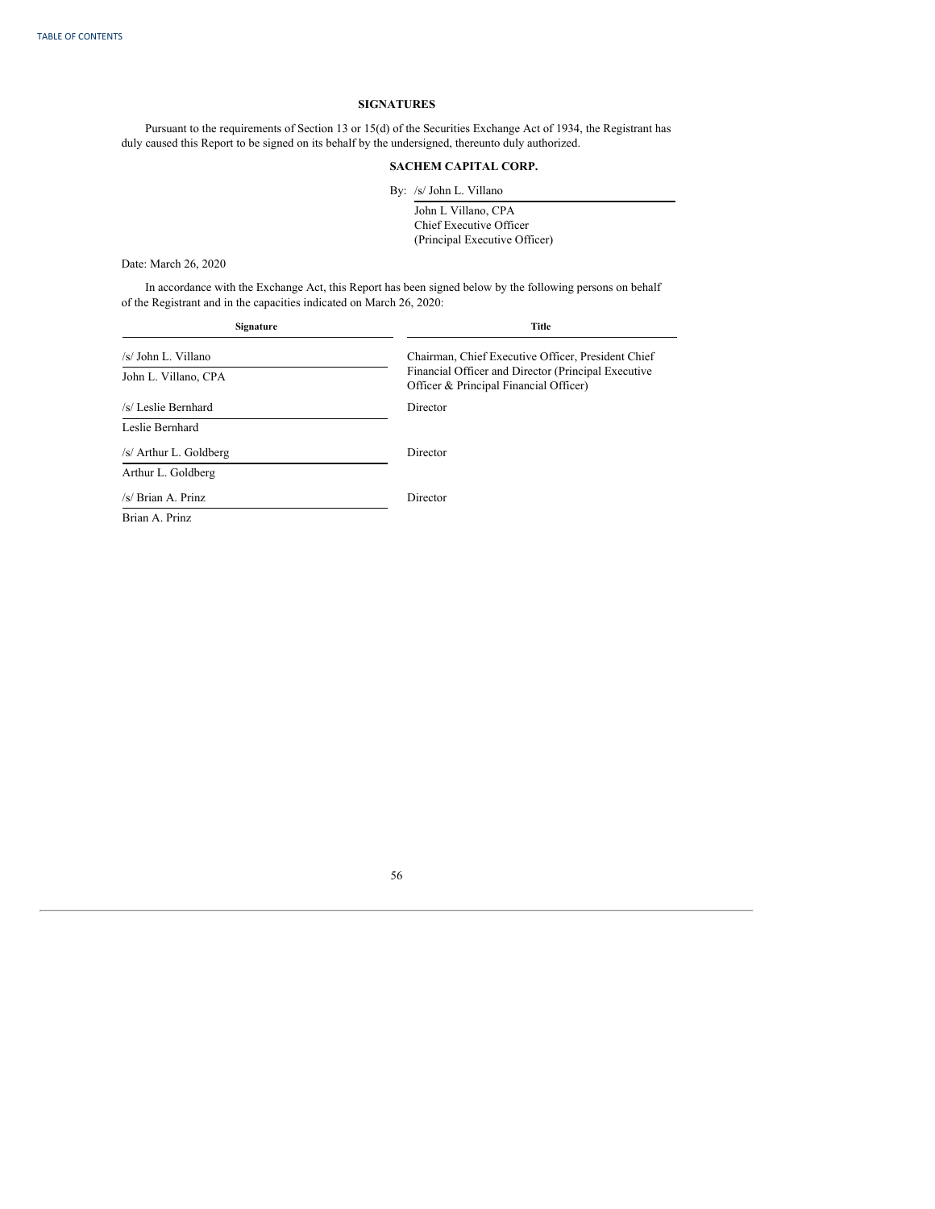## SIGNATURES

Pursuant to the requirements of Section 13 or 15(d) of the Securities Exchange Act of 1934, the Registrant has duly caused this Report to be signed on its behalf by the undersigned, thereunto duly authorized.

**SACHEM CAPITAL CORP.**

By: /s/ John L. Villano

John L Villano, CPA
Chief Executive Officer
(Principal Executive Officer)

Date: March 26, 2020

In accordance with the Exchange Act, this Report has been signed below by the following persons on behalf of the Registrant and in the capacities indicated on March 26, 2020:

| Signature | Title |
| --- | --- |
| /s/ John L. Villano<br>John L. Villano, CPA | Chairman, Chief Executive Officer, President Chief Financial Officer and Director (Principal Executive Officer & Principal Financial Officer) |
| /s/ Leslie Bernhard<br>Leslie Bernhard | Director |
| /s/ Arthur L. Goldberg<br>Arthur L. Goldberg | Director |
| /s/ Brian A. Prinz<br>Brian A. Prinz | Director |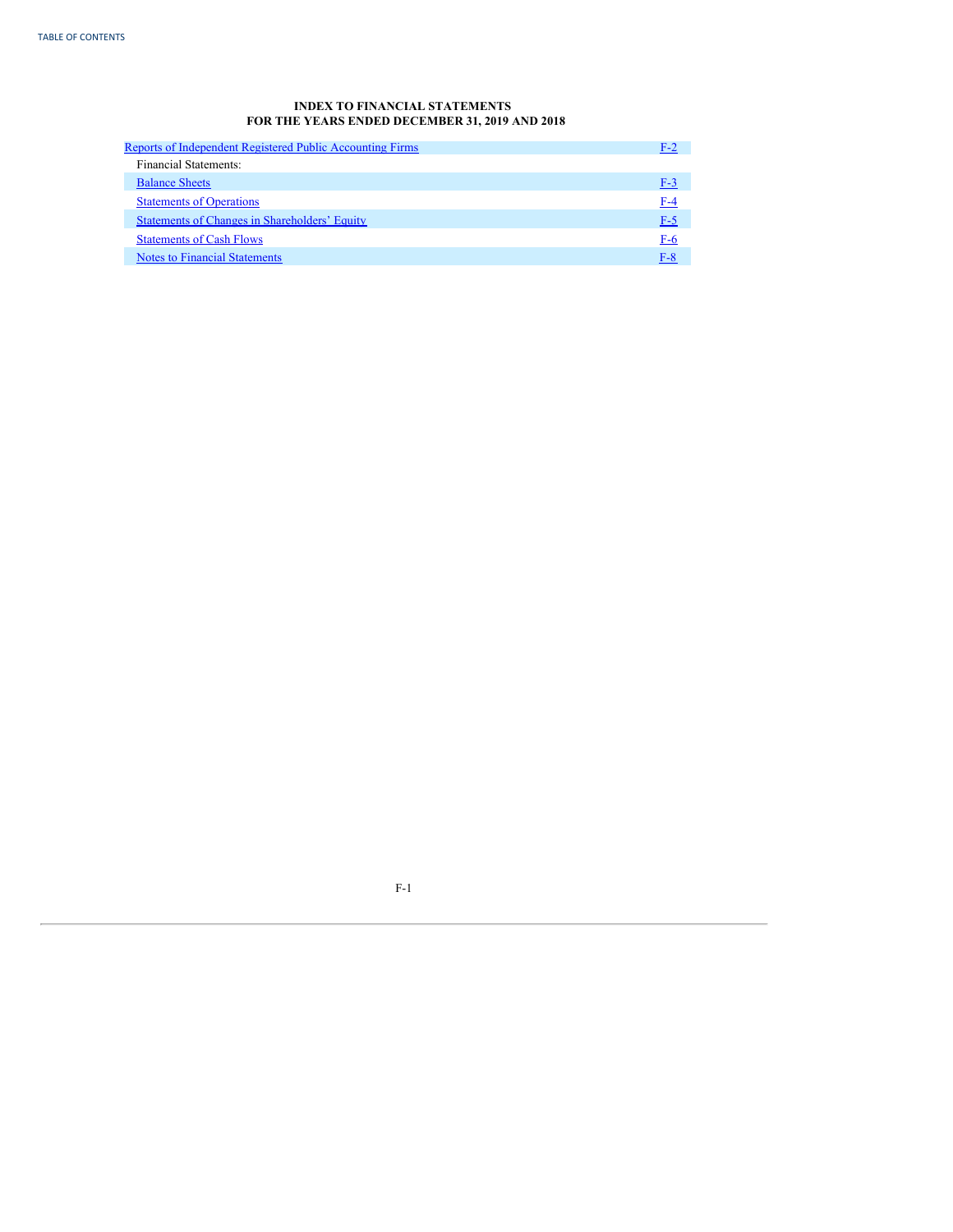**INDEX TO FINANCIAL STATEMENTS**
**FOR THE YEARS ENDED DECEMBER 31, 2019 AND 2018**

| | |
|---|---|
| Reports of Independent Registered Public Accounting Firms | F-2 |
| Financial Statements: | |
| Balance Sheets | F-3 |
| Statements of Operations | F-4 |
| Statements of Changes in Shareholders' Equity | F-5 |
| Statements of Cash Flows | F-6 |
| Notes to Financial Statements | F-8 |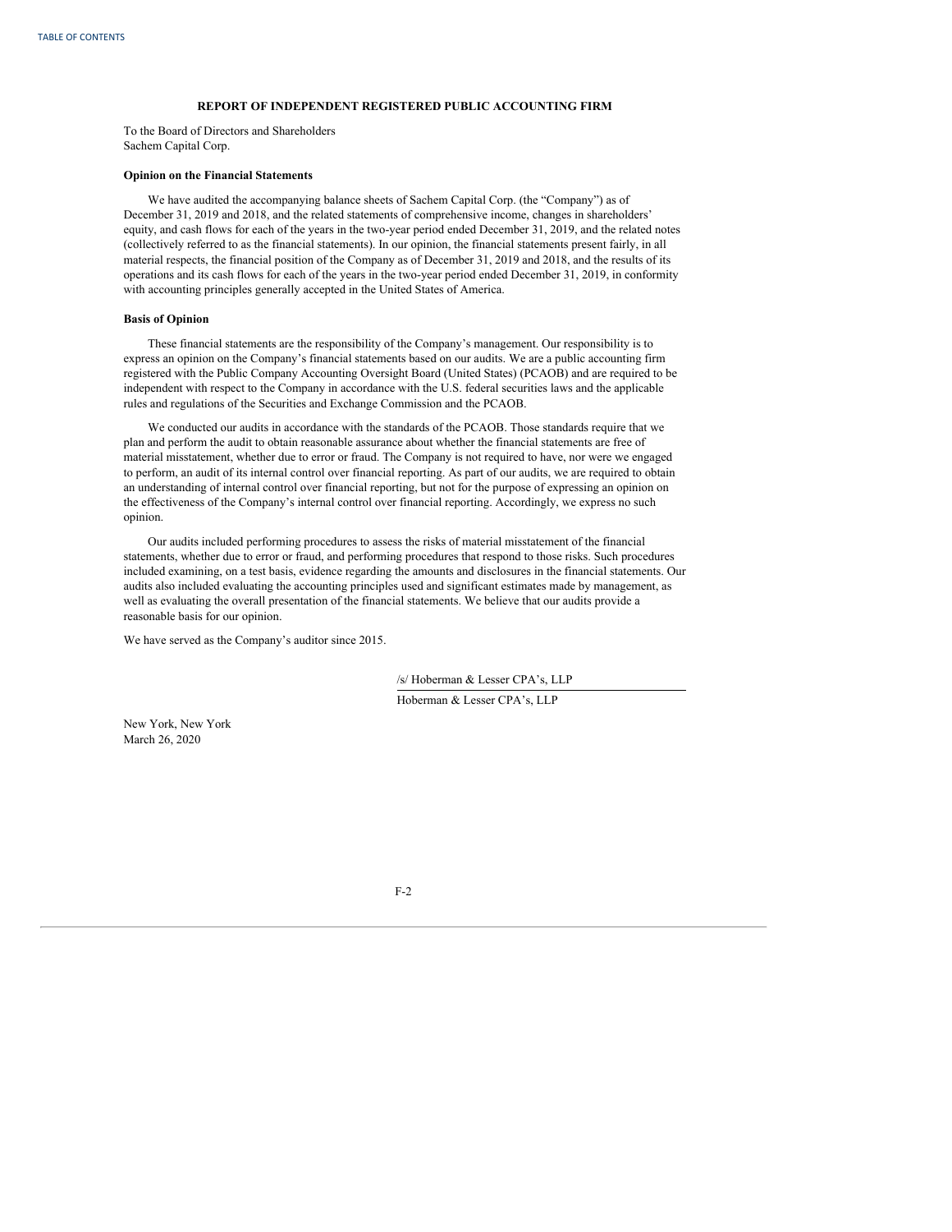## REPORT OF INDEPENDENT REGISTERED PUBLIC ACCOUNTING FIRM

To the Board of Directors and Shareholders
Sachem Capital Corp.

**Opinion on the Financial Statements**

We have audited the accompanying balance sheets of Sachem Capital Corp. (the "Company") as of December 31, 2019 and 2018, and the related statements of comprehensive income, changes in shareholders' equity, and cash flows for each of the years in the two-year period ended December 31, 2019, and the related notes (collectively referred to as the financial statements). In our opinion, the financial statements present fairly, in all material respects, the financial position of the Company as of December 31, 2019 and 2018, and the results of its operations and its cash flows for each of the years in the two-year period ended December 31, 2019, in conformity with accounting principles generally accepted in the United States of America.

**Basis of Opinion**

These financial statements are the responsibility of the Company's management. Our responsibility is to express an opinion on the Company's financial statements based on our audits. We are a public accounting firm registered with the Public Company Accounting Oversight Board (United States) (PCAOB) and are required to be independent with respect to the Company in accordance with the U.S. federal securities laws and the applicable rules and regulations of the Securities and Exchange Commission and the PCAOB.

We conducted our audits in accordance with the standards of the PCAOB. Those standards require that we plan and perform the audit to obtain reasonable assurance about whether the financial statements are free of material misstatement, whether due to error or fraud. The Company is not required to have, nor were we engaged to perform, an audit of its internal control over financial reporting. As part of our audits, we are required to obtain an understanding of internal control over financial reporting, but not for the purpose of expressing an opinion on the effectiveness of the Company's internal control over financial reporting. Accordingly, we express no such opinion.

Our audits included performing procedures to assess the risks of material misstatement of the financial statements, whether due to error or fraud, and performing procedures that respond to those risks. Such procedures included examining, on a test basis, evidence regarding the amounts and disclosures in the financial statements. Our audits also included evaluating the accounting principles used and significant estimates made by management, as well as evaluating the overall presentation of the financial statements. We believe that our audits provide a reasonable basis for our opinion.

We have served as the Company's auditor since 2015.

/s/ Hoberman & Lesser CPA's, LLP

Hoberman & Lesser CPA's, LLP

New York, New York
March 26, 2020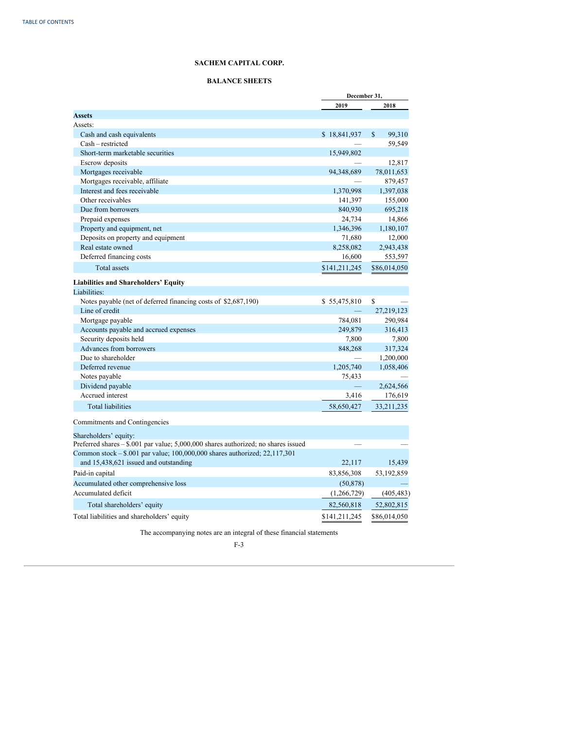# SACHEM CAPITAL CORP.

## BALANCE SHEETS

| | December 31, 2019 | December 31, 2018 |
|---|---|---|
| **Assets** | | |
| Assets: | | |
| Cash and cash equivalents | $ 18,841,937 | $ 99,310 |
| Cash – restricted | — | 59,549 |
| Short-term marketable securities | 15,949,802 | |
| Escrow deposits | — | 12,817 |
| Mortgages receivable | 94,348,689 | 78,011,653 |
| Mortgages receivable, affiliate | — | 879,457 |
| Interest and fees receivable | 1,370,998 | 1,397,038 |
| Other receivables | 141,397 | 155,000 |
| Due from borrowers | 840,930 | 695,218 |
| Prepaid expenses | 24,734 | 14,866 |
| Property and equipment, net | 1,346,396 | 1,180,107 |
| Deposits on property and equipment | 71,680 | 12,000 |
| Real estate owned | 8,258,082 | 2,943,438 |
| Deferred financing costs | 16,600 | 553,597 |
| Total assets | $141,211,245 | $86,014,050 |
| **Liabilities and Shareholders' Equity** | | |
| Liabilities: | | |
| Notes payable (net of deferred financing costs of $2,687,190) | $ 55,475,810 | $ — |
| Line of credit | — | 27,219,123 |
| Mortgage payable | 784,081 | 290,984 |
| Accounts payable and accrued expenses | 249,879 | 316,413 |
| Security deposits held | 7,800 | 7,800 |
| Advances from borrowers | 848,268 | 317,324 |
| Due to shareholder | — | 1,200,000 |
| Deferred revenue | 1,205,740 | 1,058,406 |
| Notes payable | 75,433 | — |
| Dividend payable | — | 2,624,566 |
| Accrued interest | 3,416 | 176,619 |
| Total liabilities | 58,650,427 | 33,211,235 |
| Commitments and Contingencies | | |
| Shareholders' equity: | | |
| Preferred shares – $.001 par value; 5,000,000 shares authorized; no shares issued | — | — |
| Common stock – $.001 par value; 100,000,000 shares authorized; 22,117,301 and 15,438,621 issued and outstanding | 22,117 | 15,439 |
| Paid-in capital | 83,856,308 | 53,192,859 |
| Accumulated other comprehensive loss | (50,878) | — |
| Accumulated deficit | (1,266,729) | (405,483) |
| Total shareholders' equity | 82,560,818 | 52,802,815 |
| Total liabilities and shareholders' equity | $141,211,245 | $86,014,050 |

The accompanying notes are an integral of these financial statements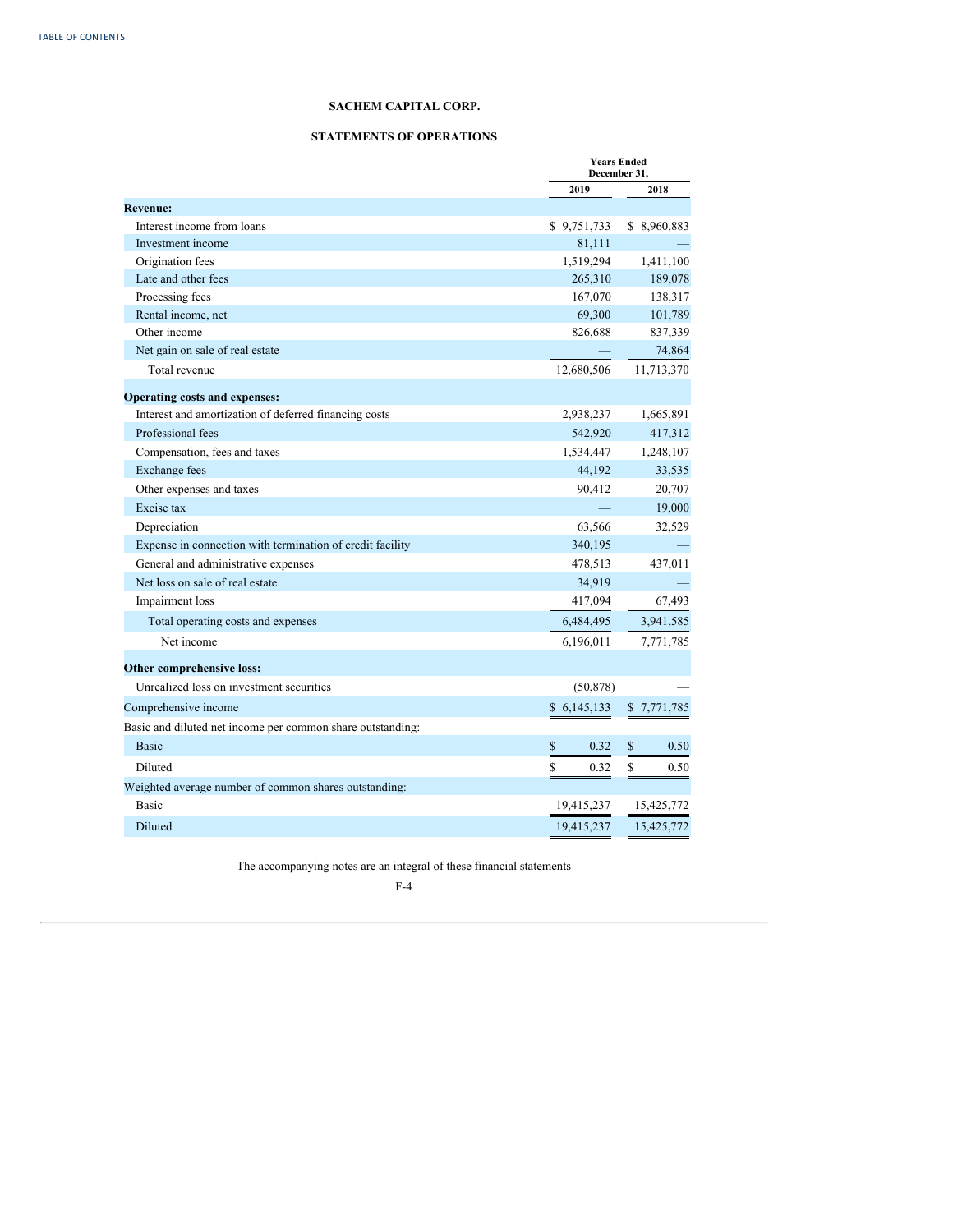**SACHEM CAPITAL CORP.**

**STATEMENTS OF OPERATIONS**

| | Years Ended December 31, | |
|---|---|---|
| | **2019** | **2018** |
| **Revenue:** | | |
| Interest income from loans | $ 9,751,733 | $ 8,960,883 |
| Investment income | 81,111 | — |
| Origination fees | 1,519,294 | 1,411,100 |
| Late and other fees | 265,310 | 189,078 |
| Processing fees | 167,070 | 138,317 |
| Rental income, net | 69,300 | 101,789 |
| Other income | 826,688 | 837,339 |
| Net gain on sale of real estate | — | 74,864 |
| Total revenue | 12,680,506 | 11,713,370 |
| **Operating costs and expenses:** | | |
| Interest and amortization of deferred financing costs | 2,938,237 | 1,665,891 |
| Professional fees | 542,920 | 417,312 |
| Compensation, fees and taxes | 1,534,447 | 1,248,107 |
| Exchange fees | 44,192 | 33,535 |
| Other expenses and taxes | 90,412 | 20,707 |
| Excise tax | — | 19,000 |
| Depreciation | 63,566 | 32,529 |
| Expense in connection with termination of credit facility | 340,195 | — |
| General and administrative expenses | 478,513 | 437,011 |
| Net loss on sale of real estate | 34,919 | — |
| Impairment loss | 417,094 | 67,493 |
| Total operating costs and expenses | 6,484,495 | 3,941,585 |
| Net income | 6,196,011 | 7,771,785 |
| **Other comprehensive loss:** | | |
| Unrealized loss on investment securities | (50,878) | — |
| Comprehensive income | $ 6,145,133 | $ 7,771,785 |
| Basic and diluted net income per common share outstanding: | | |
| Basic | $ 0.32 | $ 0.50 |
| Diluted | $ 0.32 | $ 0.50 |
| Weighted average number of common shares outstanding: | | |
| Basic | 19,415,237 | 15,425,772 |
| Diluted | 19,415,237 | 15,425,772 |

The accompanying notes are an integral of these financial statements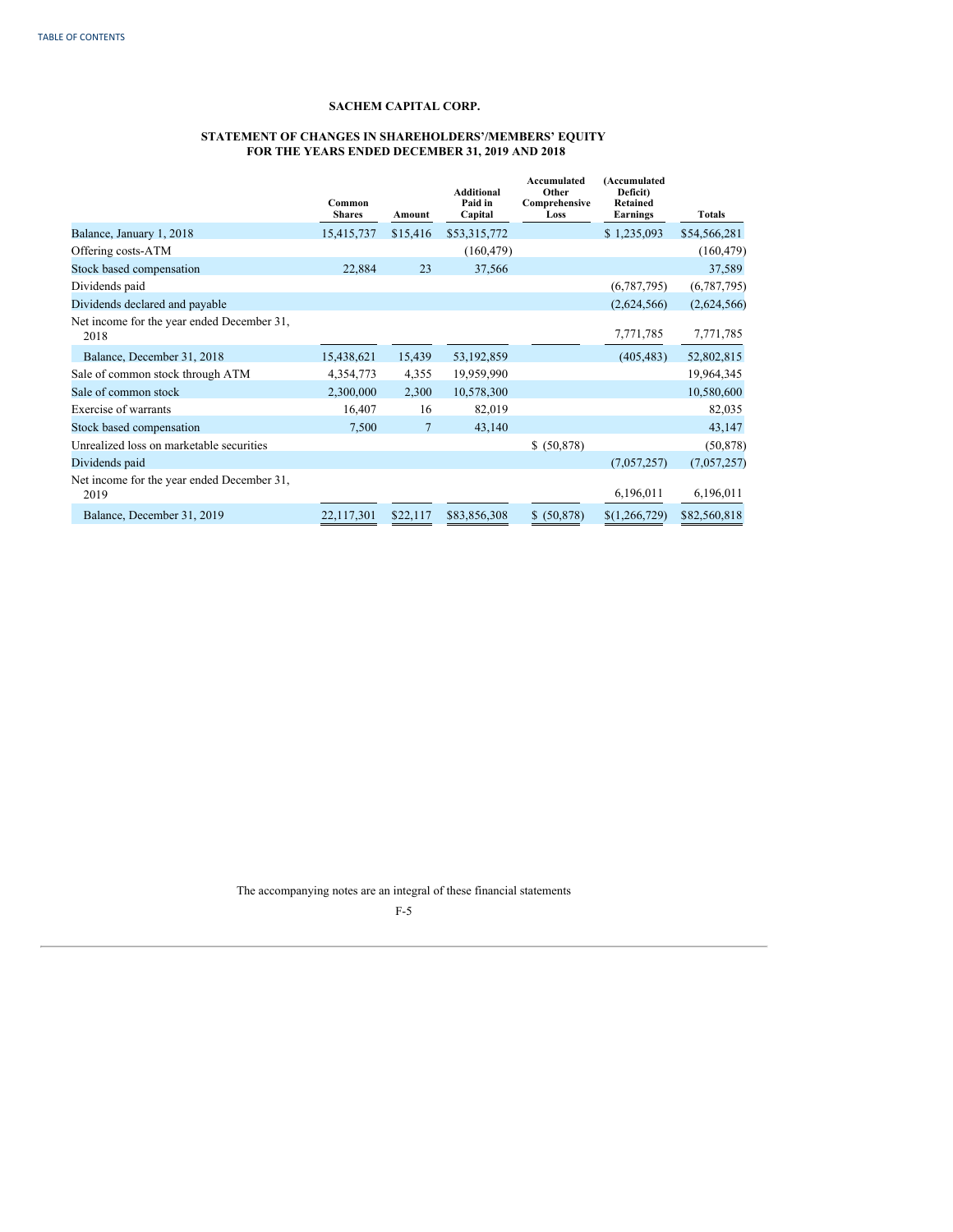**SACHEM CAPITAL CORP.**

**STATEMENT OF CHANGES IN SHAREHOLDERS'/MEMBERS' EQUITY FOR THE YEARS ENDED DECEMBER 31, 2019 AND 2018**

| | Common Shares | Amount | Additional Paid in Capital | Accumulated Other Comprehensive Loss | (Accumulated Deficit) Retained Earnings | Totals |
|---|---|---|---|---|---|---|
| Balance, January 1, 2018 | 15,415,737 | $15,416 | $53,315,772 | | $ 1,235,093 | $54,566,281 |
| Offering costs-ATM | | | (160,479) | | | (160,479) |
| Stock based compensation | 22,884 | 23 | 37,566 | | | 37,589 |
| Dividends paid | | | | | (6,787,795) | (6,787,795) |
| Dividends declared and payable | | | | | (2,624,566) | (2,624,566) |
| Net income for the year ended December 31, 2018 | | | | | 7,771,785 | 7,771,785 |
| Balance, December 31, 2018 | 15,438,621 | 15,439 | 53,192,859 | | (405,483) | 52,802,815 |
| Sale of common stock through ATM | 4,354,773 | 4,355 | 19,959,990 | | | 19,964,345 |
| Sale of common stock | 2,300,000 | 2,300 | 10,578,300 | | | 10,580,600 |
| Exercise of warrants | 16,407 | 16 | 82,019 | | | 82,035 |
| Stock based compensation | 7,500 | 7 | 43,140 | | | 43,147 |
| Unrealized loss on marketable securities | | | | $ (50,878) | | (50,878) |
| Dividends paid | | | | | (7,057,257) | (7,057,257) |
| Net income for the year ended December 31, 2019 | | | | | 6,196,011 | 6,196,011 |
| Balance, December 31, 2019 | 22,117,301 | $22,117 | $83,856,308 | $ (50,878) | $(1,266,729) | $82,560,818 |

The accompanying notes are an integral of these financial statements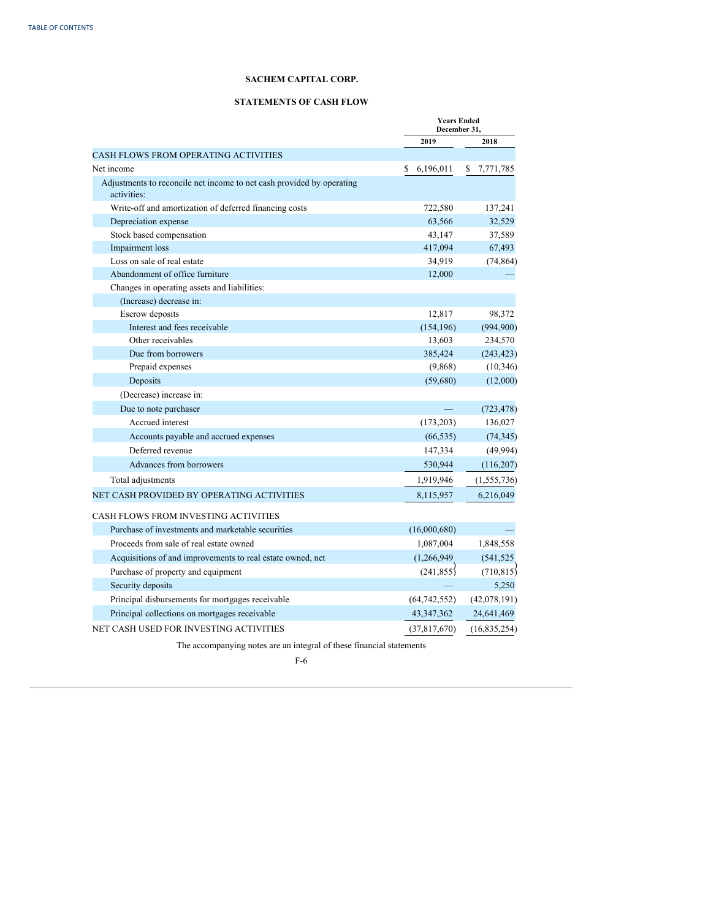**SACHEM CAPITAL CORP.**

**STATEMENTS OF CASH FLOW**

| | Years Ended December 31, | |
|---|---|---|
| | **2019** | **2018** |
| CASH FLOWS FROM OPERATING ACTIVITIES | | |
| Net income | $ 6,196,011 | $ 7,771,785 |
| Adjustments to reconcile net income to net cash provided by operating activities: | | |
| Write-off and amortization of deferred financing costs | 722,580 | 137,241 |
| Depreciation expense | 63,566 | 32,529 |
| Stock based compensation | 43,147 | 37,589 |
| Impairment loss | 417,094 | 67,493 |
| Loss on sale of real estate | 34,919 | (74,864) |
| Abandonment of office furniture | 12,000 | — |
| Changes in operating assets and liabilities: | | |
| (Increase) decrease in: | | |
| Escrow deposits | 12,817 | 98,372 |
| Interest and fees receivable | (154,196) | (994,900) |
| Other receivables | 13,603 | 234,570 |
| Due from borrowers | 385,424 | (243,423) |
| Prepaid expenses | (9,868) | (10,346) |
| Deposits | (59,680) | (12,000) |
| (Decrease) increase in: | | |
| Due to note purchaser | — | (723,478) |
| Accrued interest | (173,203) | 136,027 |
| Accounts payable and accrued expenses | (66,535) | (74,345) |
| Deferred revenue | 147,334 | (49,994) |
| Advances from borrowers | 530,944 | (116,207) |
| Total adjustments | 1,919,946 | (1,555,736) |
| NET CASH PROVIDED BY OPERATING ACTIVITIES | 8,115,957 | 6,216,049 |
| CASH FLOWS FROM INVESTING ACTIVITIES | | |
| Purchase of investments and marketable securities | (16,000,680) | — |
| Proceeds from sale of real estate owned | 1,087,004 | 1,848,558 |
| Acquisitions of and improvements to real estate owned, net | (1,266,949) | (541,525) |
| Purchase of property and equipment | (241,855) | (710,815) |
| Security deposits | — | 5,250 |
| Principal disbursements for mortgages receivable | (64,742,552) | (42,078,191) |
| Principal collections on mortgages receivable | 43,347,362 | 24,641,469 |
| NET CASH USED FOR INVESTING ACTIVITIES | (37,817,670) | (16,835,254) |

The accompanying notes are an integral of these financial statements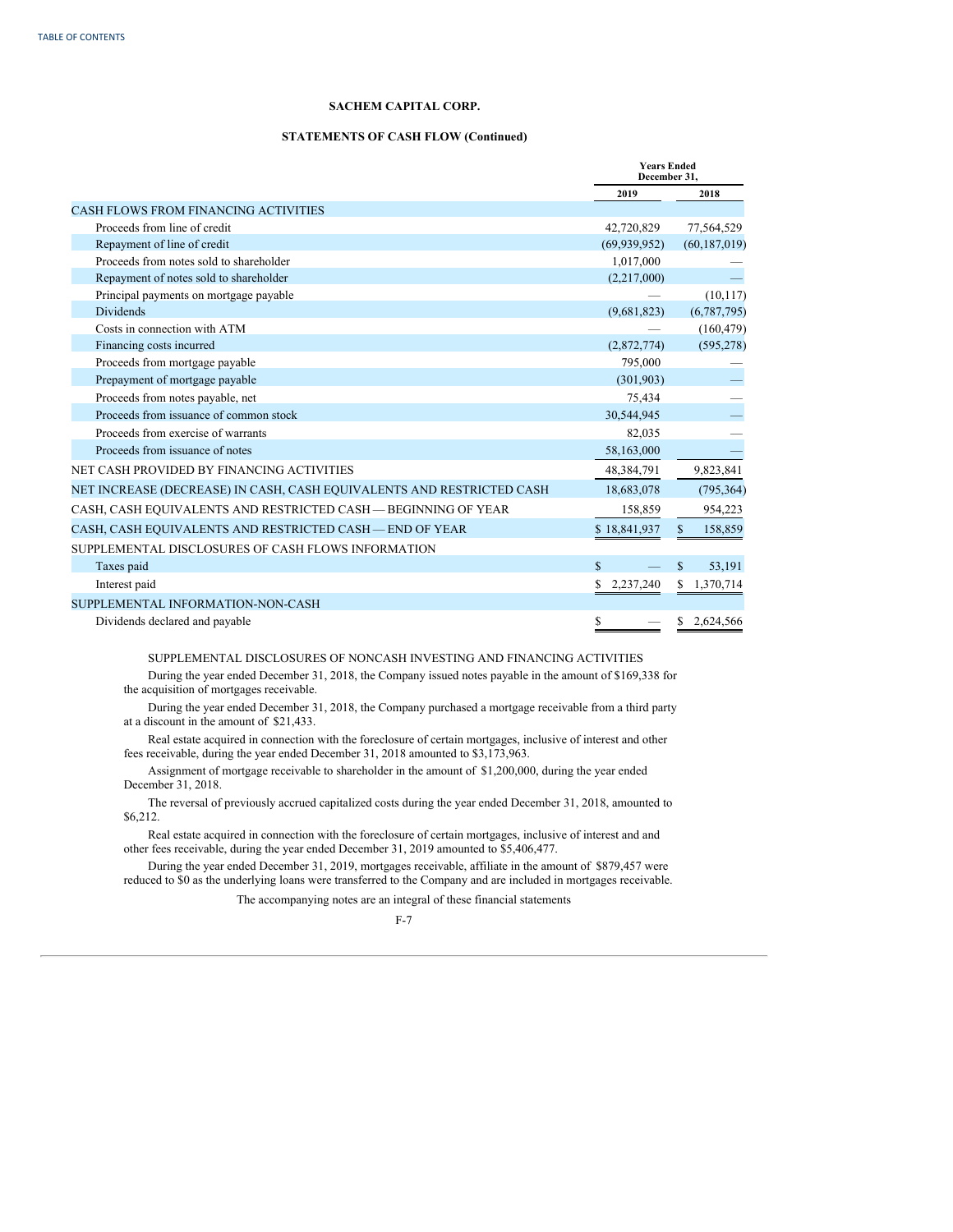**SACHEM CAPITAL CORP.**

**STATEMENTS OF CASH FLOW (Continued)**

| | Years Ended December 31, | |
|---|---|---|
| | **2019** | **2018** |
| CASH FLOWS FROM FINANCING ACTIVITIES | | |
| Proceeds from line of credit | 42,720,829 | 77,564,529 |
| Repayment of line of credit | (69,939,952) | (60,187,019) |
| Proceeds from notes sold to shareholder | 1,017,000 | — |
| Repayment of notes sold to shareholder | (2,217,000) | — |
| Principal payments on mortgage payable | — | (10,117) |
| Dividends | (9,681,823) | (6,787,795) |
| Costs in connection with ATM | — | (160,479) |
| Financing costs incurred | (2,872,774) | (595,278) |
| Proceeds from mortgage payable | 795,000 | — |
| Prepayment of mortgage payable | (301,903) | — |
| Proceeds from notes payable, net | 75,434 | — |
| Proceeds from issuance of common stock | 30,544,945 | — |
| Proceeds from exercise of warrants | 82,035 | — |
| Proceeds from issuance of notes | 58,163,000 | — |
| NET CASH PROVIDED BY FINANCING ACTIVITIES | 48,384,791 | 9,823,841 |
| NET INCREASE (DECREASE) IN CASH, CASH EQUIVALENTS AND RESTRICTED CASH | 18,683,078 | (795,364) |
| CASH, CASH EQUIVALENTS AND RESTRICTED CASH — BEGINNING OF YEAR | 158,859 | 954,223 |
| CASH, CASH EQUIVALENTS AND RESTRICTED CASH — END OF YEAR | $ 18,841,937 | $ 158,859 |
| SUPPLEMENTAL DISCLOSURES OF CASH FLOWS INFORMATION | | |
| Taxes paid | $ — | $ 53,191 |
| Interest paid | $ 2,237,240 | $ 1,370,714 |
| SUPPLEMENTAL INFORMATION-NON-CASH | | |
| Dividends declared and payable | $ — | $ 2,624,566 |

SUPPLEMENTAL DISCLOSURES OF NONCASH INVESTING AND FINANCING ACTIVITIES

During the year ended December 31, 2018, the Company issued notes payable in the amount of $169,338 for the acquisition of mortgages receivable.

During the year ended December 31, 2018, the Company purchased a mortgage receivable from a third party at a discount in the amount of $21,433.

Real estate acquired in connection with the foreclosure of certain mortgages, inclusive of interest and other fees receivable, during the year ended December 31, 2018 amounted to $3,173,963.

Assignment of mortgage receivable to shareholder in the amount of $1,200,000, during the year ended December 31, 2018.

The reversal of previously accrued capitalized costs during the year ended December 31, 2018, amounted to $6,212.

Real estate acquired in connection with the foreclosure of certain mortgages, inclusive of interest and and other fees receivable, during the year ended December 31, 2019 amounted to $5,406,477.

During the year ended December 31, 2019, mortgages receivable, affiliate in the amount of $879,457 were reduced to $0 as the underlying loans were transferred to the Company and are included in mortgages receivable.

The accompanying notes are an integral of these financial statements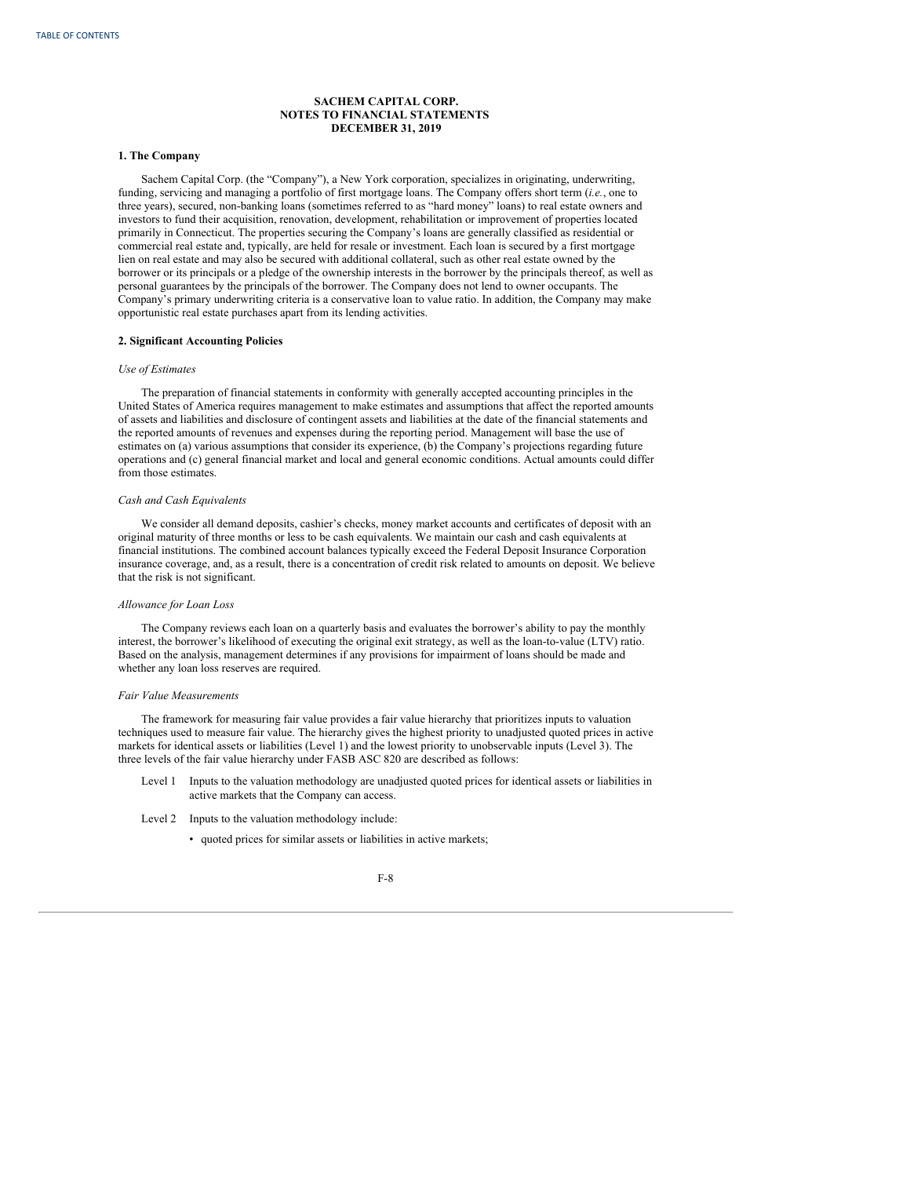**SACHEM CAPITAL CORP.**
**NOTES TO FINANCIAL STATEMENTS**
**DECEMBER 31, 2019**

**1. The Company**

Sachem Capital Corp. (the "Company"), a New York corporation, specializes in originating, underwriting, funding, servicing and managing a portfolio of first mortgage loans. The Company offers short term (*i.e.*, one to three years), secured, non-banking loans (sometimes referred to as "hard money" loans) to real estate owners and investors to fund their acquisition, renovation, development, rehabilitation or improvement of properties located primarily in Connecticut. The properties securing the Company's loans are generally classified as residential or commercial real estate and, typically, are held for resale or investment. Each loan is secured by a first mortgage lien on real estate and may also be secured with additional collateral, such as other real estate owned by the borrower or its principals or a pledge of the ownership interests in the borrower by the principals thereof, as well as personal guarantees by the principals of the borrower. The Company does not lend to owner occupants. The Company's primary underwriting criteria is a conservative loan to value ratio. In addition, the Company may make opportunistic real estate purchases apart from its lending activities.

**2. Significant Accounting Policies**

*Use of Estimates*

The preparation of financial statements in conformity with generally accepted accounting principles in the United States of America requires management to make estimates and assumptions that affect the reported amounts of assets and liabilities and disclosure of contingent assets and liabilities at the date of the financial statements and the reported amounts of revenues and expenses during the reporting period. Management will base the use of estimates on (a) various assumptions that consider its experience, (b) the Company's projections regarding future operations and (c) general financial market and local and general economic conditions. Actual amounts could differ from those estimates.

*Cash and Cash Equivalents*

We consider all demand deposits, cashier's checks, money market accounts and certificates of deposit with an original maturity of three months or less to be cash equivalents. We maintain our cash and cash equivalents at financial institutions. The combined account balances typically exceed the Federal Deposit Insurance Corporation insurance coverage, and, as a result, there is a concentration of credit risk related to amounts on deposit. We believe that the risk is not significant.

*Allowance for Loan Loss*

The Company reviews each loan on a quarterly basis and evaluates the borrower's ability to pay the monthly interest, the borrower's likelihood of executing the original exit strategy, as well as the loan-to-value (LTV) ratio. Based on the analysis, management determines if any provisions for impairment of loans should be made and whether any loan loss reserves are required.

*Fair Value Measurements*

The framework for measuring fair value provides a fair value hierarchy that prioritizes inputs to valuation techniques used to measure fair value. The hierarchy gives the highest priority to unadjusted quoted prices in active markets for identical assets or liabilities (Level 1) and the lowest priority to unobservable inputs (Level 3). The three levels of the fair value hierarchy under FASB ASC 820 are described as follows:

Level 1 Inputs to the valuation methodology are unadjusted quoted prices for identical assets or liabilities in active markets that the Company can access.

Level 2 Inputs to the valuation methodology include:

- quoted prices for similar assets or liabilities in active markets;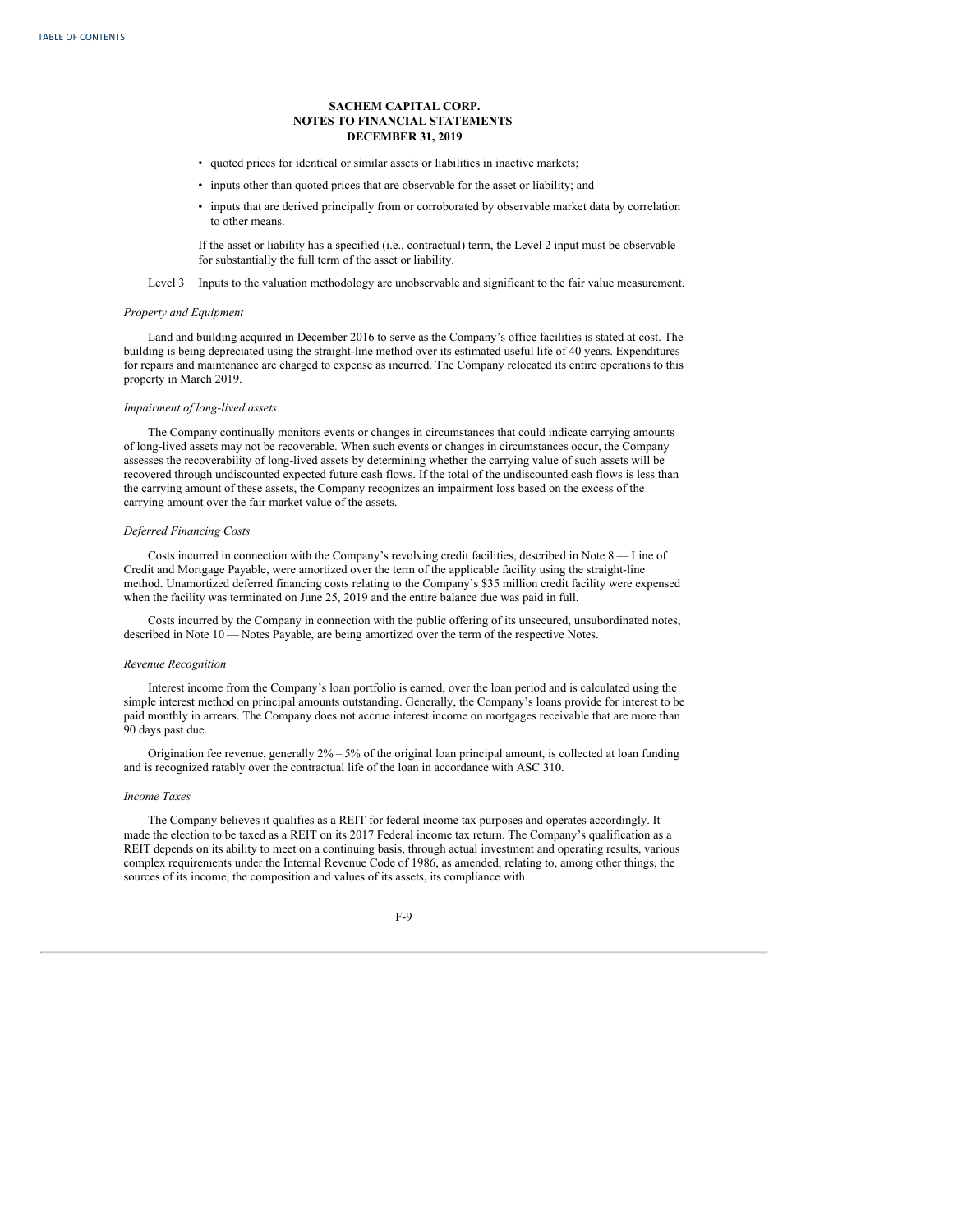- quoted prices for identical or similar assets or liabilities in inactive markets;
- inputs other than quoted prices that are observable for the asset or liability; and
- inputs that are derived principally from or corroborated by observable market data by correlation to other means.

If the asset or liability has a specified (i.e., contractual) term, the Level 2 input must be observable for substantially the full term of the asset or liability.

Level 3 Inputs to the valuation methodology are unobservable and significant to the fair value measurement.

*Property and Equipment*

Land and building acquired in December 2016 to serve as the Company's office facilities is stated at cost. The building is being depreciated using the straight-line method over its estimated useful life of 40 years. Expenditures for repairs and maintenance are charged to expense as incurred. The Company relocated its entire operations to this property in March 2019.

*Impairment of long-lived assets*

The Company continually monitors events or changes in circumstances that could indicate carrying amounts of long-lived assets may not be recoverable. When such events or changes in circumstances occur, the Company assesses the recoverability of long-lived assets by determining whether the carrying value of such assets will be recovered through undiscounted expected future cash flows. If the total of the undiscounted cash flows is less than the carrying amount of these assets, the Company recognizes an impairment loss based on the excess of the carrying amount over the fair market value of the assets.

*Deferred Financing Costs*

Costs incurred in connection with the Company's revolving credit facilities, described in Note 8 — Line of Credit and Mortgage Payable, were amortized over the term of the applicable facility using the straight-line method. Unamortized deferred financing costs relating to the Company's $35 million credit facility were expensed when the facility was terminated on June 25, 2019 and the entire balance due was paid in full.

Costs incurred by the Company in connection with the public offering of its unsecured, unsubordinated notes, described in Note 10 — Notes Payable, are being amortized over the term of the respective Notes.

*Revenue Recognition*

Interest income from the Company's loan portfolio is earned, over the loan period and is calculated using the simple interest method on principal amounts outstanding. Generally, the Company's loans provide for interest to be paid monthly in arrears. The Company does not accrue interest income on mortgages receivable that are more than 90 days past due.

Origination fee revenue, generally 2% – 5% of the original loan principal amount, is collected at loan funding and is recognized ratably over the contractual life of the loan in accordance with ASC 310.

*Income Taxes*

The Company believes it qualifies as a REIT for federal income tax purposes and operates accordingly. It made the election to be taxed as a REIT on its 2017 Federal income tax return. The Company's qualification as a REIT depends on its ability to meet on a continuing basis, through actual investment and operating results, various complex requirements under the Internal Revenue Code of 1986, as amended, relating to, among other things, the sources of its income, the composition and values of its assets, its compliance with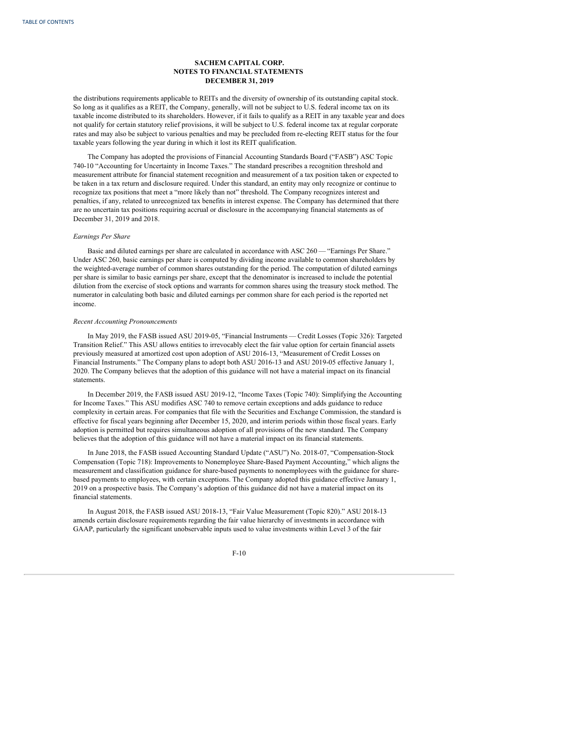the distributions requirements applicable to REITs and the diversity of ownership of its outstanding capital stock. So long as it qualifies as a REIT, the Company, generally, will not be subject to U.S. federal income tax on its taxable income distributed to its shareholders. However, if it fails to qualify as a REIT in any taxable year and does not qualify for certain statutory relief provisions, it will be subject to U.S. federal income tax at regular corporate rates and may also be subject to various penalties and may be precluded from re-electing REIT status for the four taxable years following the year during in which it lost its REIT qualification.

The Company has adopted the provisions of Financial Accounting Standards Board ("FASB") ASC Topic 740-10 "Accounting for Uncertainty in Income Taxes." The standard prescribes a recognition threshold and measurement attribute for financial statement recognition and measurement of a tax position taken or expected to be taken in a tax return and disclosure required. Under this standard, an entity may only recognize or continue to recognize tax positions that meet a "more likely than not" threshold. The Company recognizes interest and penalties, if any, related to unrecognized tax benefits in interest expense. The Company has determined that there are no uncertain tax positions requiring accrual or disclosure in the accompanying financial statements as of December 31, 2019 and 2018.

*Earnings Per Share*

Basic and diluted earnings per share are calculated in accordance with ASC 260 — "Earnings Per Share." Under ASC 260, basic earnings per share is computed by dividing income available to common shareholders by the weighted-average number of common shares outstanding for the period. The computation of diluted earnings per share is similar to basic earnings per share, except that the denominator is increased to include the potential dilution from the exercise of stock options and warrants for common shares using the treasury stock method. The numerator in calculating both basic and diluted earnings per common share for each period is the reported net income.

*Recent Accounting Pronouncements*

In May 2019, the FASB issued ASU 2019-05, "Financial Instruments — Credit Losses (Topic 326): Targeted Transition Relief." This ASU allows entities to irrevocably elect the fair value option for certain financial assets previously measured at amortized cost upon adoption of ASU 2016-13, "Measurement of Credit Losses on Financial Instruments." The Company plans to adopt both ASU 2016-13 and ASU 2019-05 effective January 1, 2020. The Company believes that the adoption of this guidance will not have a material impact on its financial statements.

In December 2019, the FASB issued ASU 2019-12, "Income Taxes (Topic 740): Simplifying the Accounting for Income Taxes." This ASU modifies ASC 740 to remove certain exceptions and adds guidance to reduce complexity in certain areas. For companies that file with the Securities and Exchange Commission, the standard is effective for fiscal years beginning after December 15, 2020, and interim periods within those fiscal years. Early adoption is permitted but requires simultaneous adoption of all provisions of the new standard. The Company believes that the adoption of this guidance will not have a material impact on its financial statements.

In June 2018, the FASB issued Accounting Standard Update ("ASU") No. 2018-07, "Compensation-Stock Compensation (Topic 718): Improvements to Nonemployee Share-Based Payment Accounting," which aligns the measurement and classification guidance for share-based payments to nonemployees with the guidance for share-based payments to employees, with certain exceptions. The Company adopted this guidance effective January 1, 2019 on a prospective basis. The Company's adoption of this guidance did not have a material impact on its financial statements.

In August 2018, the FASB issued ASU 2018-13, "Fair Value Measurement (Topic 820)." ASU 2018-13 amends certain disclosure requirements regarding the fair value hierarchy of investments in accordance with GAAP, particularly the significant unobservable inputs used to value investments within Level 3 of the fair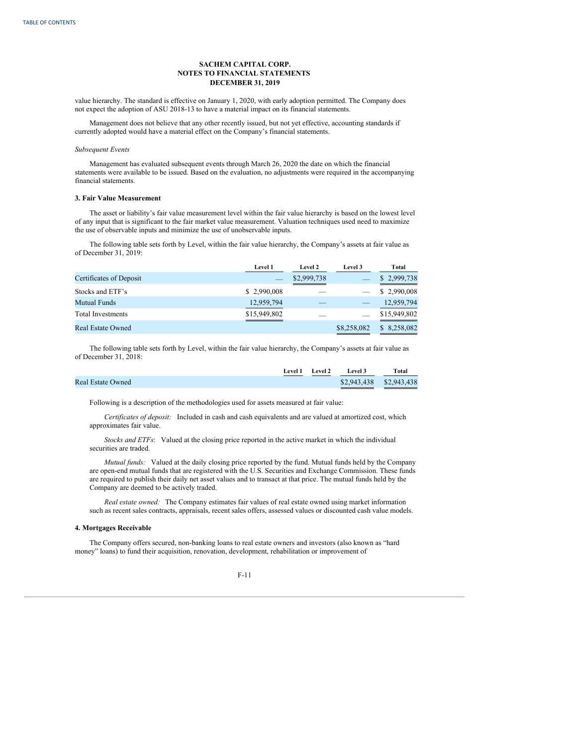value hierarchy. The standard is effective on January 1, 2020, with early adoption permitted. The Company does not expect the adoption of ASU 2018-13 to have a material impact on its financial statements.

Management does not believe that any other recently issued, but not yet effective, accounting standards if currently adopted would have a material effect on the Company's financial statements.

*Subsequent Events*

Management has evaluated subsequent events through March 26, 2020 the date on which the financial statements were available to be issued. Based on the evaluation, no adjustments were required in the accompanying financial statements.

**3. Fair Value Measurement**

The asset or liability's fair value measurement level within the fair value hierarchy is based on the lowest level of any input that is significant to the fair market value measurement. Valuation techniques used need to maximize the use of observable inputs and minimize the use of unobservable inputs.

The following table sets forth by Level, within the fair value hierarchy, the Company's assets at fair value as of December 31, 2019:

| | Level 1 | Level 2 | Level 3 | Total |
|---|---|---|---|---|
| Certificates of Deposit | — | $2,999,738 | — | $ 2,999,738 |
| Stocks and ETF's | $ 2,990,008 | — | — | $ 2,990,008 |
| Mutual Funds | 12,959,794 | — | — | 12,959,794 |
| Total Investments | $15,949,802 | — | — | $15,949,802 |
| Real Estate Owned | | | $8,258,082 | $ 8,258,082 |

The following table sets forth by Level, within the fair value hierarchy, the Company's assets at fair value as of December 31, 2018:

| | Level 1 | Level 2 | Level 3 | Total |
|---|---|---|---|---|
| Real Estate Owned | | | $2,943,438 | $2,943,438 |

Following is a description of the methodologies used for assets measured at fair value:

*Certificates of deposit:* Included in cash and cash equivalents and are valued at amortized cost, which approximates fair value.

*Stocks and ETFs*: Valued at the closing price reported in the active market in which the individual securities are traded.

*Mutual funds:* Valued at the daily closing price reported by the fund. Mutual funds held by the Company are open-end mutual funds that are registered with the U.S. Securities and Exchange Commission. These funds are required to publish their daily net asset values and to transact at that price. The mutual funds held by the Company are deemed to be actively traded.

*Real estate owned:* The Company estimates fair values of real estate owned using market information such as recent sales contracts, appraisals, recent sales offers, assessed values or discounted cash value models.

**4. Mortgages Receivable**

The Company offers secured, non-banking loans to real estate owners and investors (also known as "hard money" loans) to fund their acquisition, renovation, development, rehabilitation or improvement of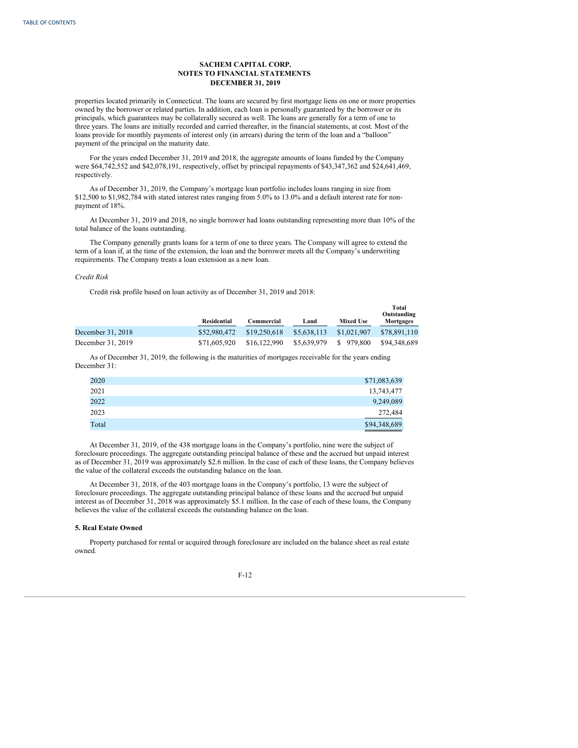properties located primarily in Connecticut. The loans are secured by first mortgage liens on one or more properties owned by the borrower or related parties. In addition, each loan is personally guaranteed by the borrower or its principals, which guarantees may be collaterally secured as well. The loans are generally for a term of one to three years. The loans are initially recorded and carried thereafter, in the financial statements, at cost. Most of the loans provide for monthly payments of interest only (in arrears) during the term of the loan and a "balloon" payment of the principal on the maturity date.

For the years ended December 31, 2019 and 2018, the aggregate amounts of loans funded by the Company were $64,742,552 and $42,078,191, respectively, offset by principal repayments of $43,347,362 and $24,641,469, respectively.

As of December 31, 2019, the Company's mortgage loan portfolio includes loans ranging in size from $12,500 to $1,982,784 with stated interest rates ranging from 5.0% to 13.0% and a default interest rate for non-payment of 18%.

At December 31, 2019 and 2018, no single borrower had loans outstanding representing more than 10% of the total balance of the loans outstanding.

The Company generally grants loans for a term of one to three years. The Company will agree to extend the term of a loan if, at the time of the extension, the loan and the borrower meets all the Company's underwriting requirements. The Company treats a loan extension as a new loan.

*Credit Risk*

Credit risk profile based on loan activity as of December 31, 2019 and 2018:

| | Residential | Commercial | Land | Mixed Use | Total Outstanding Mortgages |
|---|---|---|---|---|---|
| December 31, 2018 | $52,980,472 | $19,250,618 | $5,638,113 | $1,021,907 | $78,891,110 |
| December 31, 2019 | $71,605,920 | $16,122,990 | $5,639,979 | $ 979,800 | $94,348,689 |

As of December 31, 2019, the following is the maturities of mortgages receivable for the years ending December 31:

| | |
|---|---|
| 2020 | $71,083,639 |
| 2021 | 13,743,477 |
| 2022 | 9,249,089 |
| 2023 | 272,484 |
| Total | $94,348,689 |

At December 31, 2019, of the 438 mortgage loans in the Company's portfolio, nine were the subject of foreclosure proceedings. The aggregate outstanding principal balance of these and the accrued but unpaid interest as of December 31, 2019 was approximately $2.6 million. In the case of each of these loans, the Company believes the value of the collateral exceeds the outstanding balance on the loan.

At December 31, 2018, of the 403 mortgage loans in the Company's portfolio, 13 were the subject of foreclosure proceedings. The aggregate outstanding principal balance of these loans and the accrued but unpaid interest as of December 31, 2018 was approximately $5.1 million. In the case of each of these loans, the Company believes the value of the collateral exceeds the outstanding balance on the loan.

**5. Real Estate Owned**

Property purchased for rental or acquired through foreclosure are included on the balance sheet as real estate owned.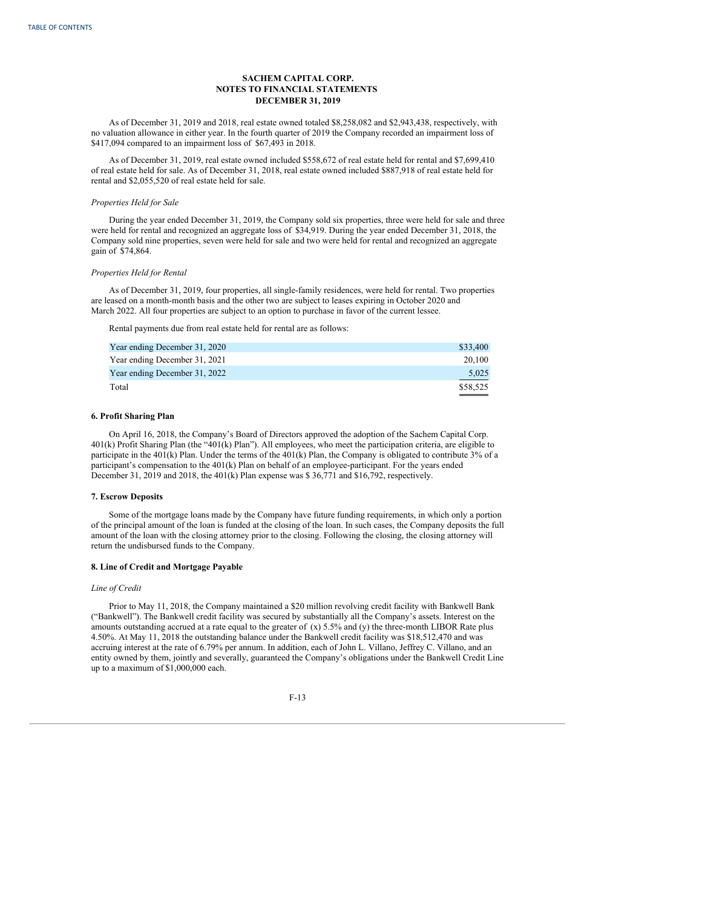**SACHEM CAPITAL CORP.**
**NOTES TO FINANCIAL STATEMENTS**
**DECEMBER 31, 2019**

As of December 31, 2019 and 2018, real estate owned totaled $8,258,082 and $2,943,438, respectively, with no valuation allowance in either year. In the fourth quarter of 2019 the Company recorded an impairment loss of $417,094 compared to an impairment loss of $67,493 in 2018.

As of December 31, 2019, real estate owned included $558,672 of real estate held for rental and $7,699,410 of real estate held for sale. As of December 31, 2018, real estate owned included $887,918 of real estate held for rental and $2,055,520 of real estate held for sale.

*Properties Held for Sale*

During the year ended December 31, 2019, the Company sold six properties, three were held for sale and three were held for rental and recognized an aggregate loss of $34,919. During the year ended December 31, 2018, the Company sold nine properties, seven were held for sale and two were held for rental and recognized an aggregate gain of $74,864.

*Properties Held for Rental*

As of December 31, 2019, four properties, all single-family residences, were held for rental. Two properties are leased on a month-month basis and the other two are subject to leases expiring in October 2020 and March 2022. All four properties are subject to an option to purchase in favor of the current lessee.

Rental payments due from real estate held for rental are as follows:

| | |
|---|---|
| Year ending December 31, 2020 | $33,400 |
| Year ending December 31, 2021 | 20,100 |
| Year ending December 31, 2022 | 5,025 |
| Total | $58,525 |

### 6. Profit Sharing Plan

On April 16, 2018, the Company's Board of Directors approved the adoption of the Sachem Capital Corp. 401(k) Profit Sharing Plan (the "401(k) Plan"). All employees, who meet the participation criteria, are eligible to participate in the 401(k) Plan. Under the terms of the 401(k) Plan, the Company is obligated to contribute 3% of a participant's compensation to the 401(k) Plan on behalf of an employee-participant. For the years ended December 31, 2019 and 2018, the 401(k) Plan expense was $ 36,771 and $16,792, respectively.

### 7. Escrow Deposits

Some of the mortgage loans made by the Company have future funding requirements, in which only a portion of the principal amount of the loan is funded at the closing of the loan. In such cases, the Company deposits the full amount of the loan with the closing attorney prior to the closing. Following the closing, the closing attorney will return the undisbursed funds to the Company.

### 8. Line of Credit and Mortgage Payable

*Line of Credit*

Prior to May 11, 2018, the Company maintained a $20 million revolving credit facility with Bankwell Bank ("Bankwell"). The Bankwell credit facility was secured by substantially all the Company's assets. Interest on the amounts outstanding accrued at a rate equal to the greater of (x) 5.5% and (y) the three-month LIBOR Rate plus 4.50%. At May 11, 2018 the outstanding balance under the Bankwell credit facility was $18,512,470 and was accruing interest at the rate of 6.79% per annum. In addition, each of John L. Villano, Jeffrey C. Villano, and an entity owned by them, jointly and severally, guaranteed the Company's obligations under the Bankwell Credit Line up to a maximum of $1,000,000 each.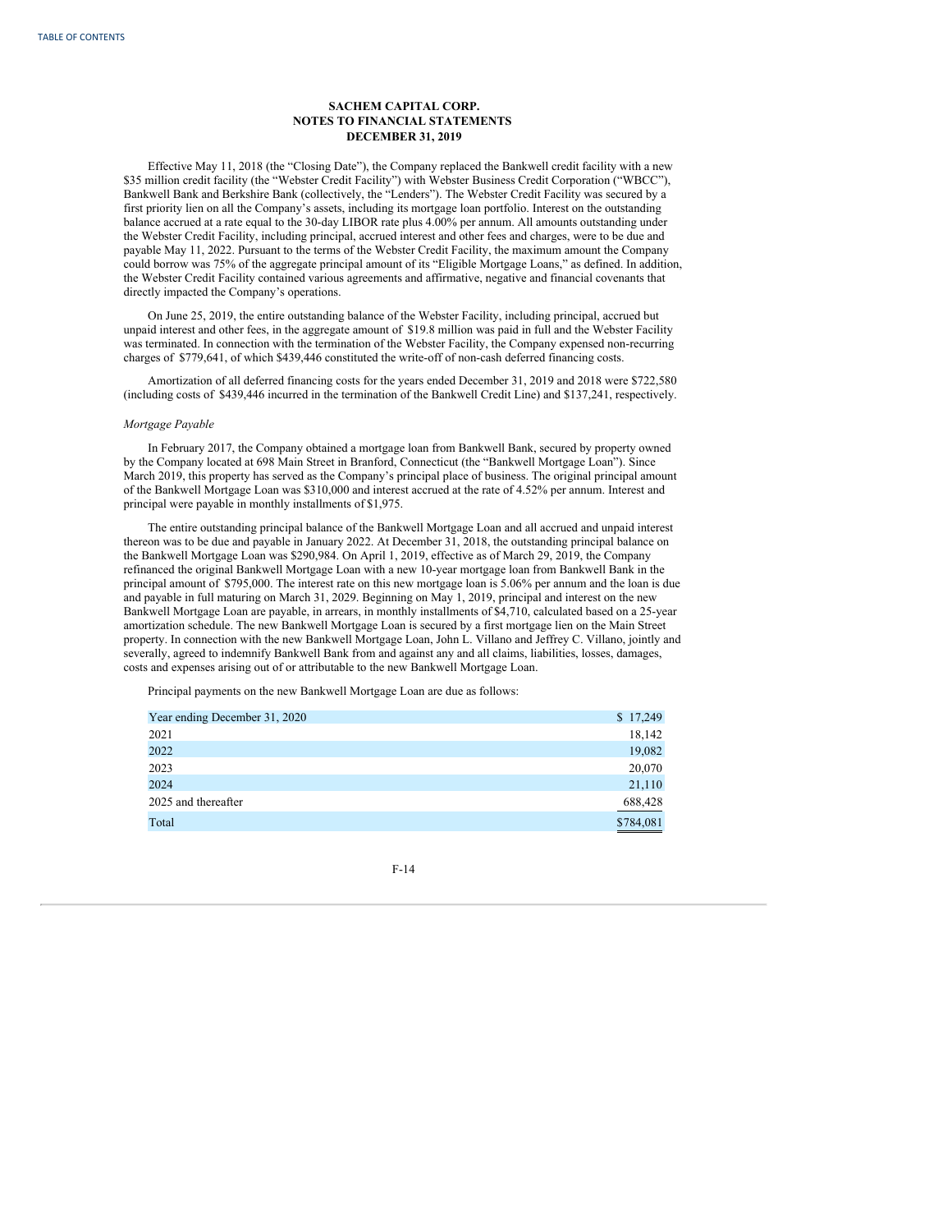**SACHEM CAPITAL CORP.**
**NOTES TO FINANCIAL STATEMENTS**
**DECEMBER 31, 2019**

Effective May 11, 2018 (the "Closing Date"), the Company replaced the Bankwell credit facility with a new $35 million credit facility (the "Webster Credit Facility") with Webster Business Credit Corporation ("WBCC"), Bankwell Bank and Berkshire Bank (collectively, the "Lenders"). The Webster Credit Facility was secured by a first priority lien on all the Company's assets, including its mortgage loan portfolio. Interest on the outstanding balance accrued at a rate equal to the 30-day LIBOR rate plus 4.00% per annum. All amounts outstanding under the Webster Credit Facility, including principal, accrued interest and other fees and charges, were to be due and payable May 11, 2022. Pursuant to the terms of the Webster Credit Facility, the maximum amount the Company could borrow was 75% of the aggregate principal amount of its "Eligible Mortgage Loans," as defined. In addition, the Webster Credit Facility contained various agreements and affirmative, negative and financial covenants that directly impacted the Company's operations.

On June 25, 2019, the entire outstanding balance of the Webster Facility, including principal, accrued but unpaid interest and other fees, in the aggregate amount of $19.8 million was paid in full and the Webster Facility was terminated. In connection with the termination of the Webster Facility, the Company expensed non-recurring charges of $779,641, of which $439,446 constituted the write-off of non-cash deferred financing costs.

Amortization of all deferred financing costs for the years ended December 31, 2019 and 2018 were $722,580 (including costs of $439,446 incurred in the termination of the Bankwell Credit Line) and $137,241, respectively.

*Mortgage Payable*

In February 2017, the Company obtained a mortgage loan from Bankwell Bank, secured by property owned by the Company located at 698 Main Street in Branford, Connecticut (the "Bankwell Mortgage Loan"). Since March 2019, this property has served as the Company's principal place of business. The original principal amount of the Bankwell Mortgage Loan was $310,000 and interest accrued at the rate of 4.52% per annum. Interest and principal were payable in monthly installments of $1,975.

The entire outstanding principal balance of the Bankwell Mortgage Loan and all accrued and unpaid interest thereon was to be due and payable in January 2022. At December 31, 2018, the outstanding principal balance on the Bankwell Mortgage Loan was $290,984. On April 1, 2019, effective as of March 29, 2019, the Company refinanced the original Bankwell Mortgage Loan with a new 10-year mortgage loan from Bankwell Bank in the principal amount of $795,000. The interest rate on this new mortgage loan is 5.06% per annum and the loan is due and payable in full maturing on March 31, 2029. Beginning on May 1, 2019, principal and interest on the new Bankwell Mortgage Loan are payable, in arrears, in monthly installments of $4,710, calculated based on a 25-year amortization schedule. The new Bankwell Mortgage Loan is secured by a first mortgage lien on the Main Street property. In connection with the new Bankwell Mortgage Loan, John L. Villano and Jeffrey C. Villano, jointly and severally, agreed to indemnify Bankwell Bank from and against any and all claims, liabilities, losses, damages, costs and expenses arising out of or attributable to the new Bankwell Mortgage Loan.

Principal payments on the new Bankwell Mortgage Loan are due as follows:

| | |
|---|---|
| Year ending December 31, 2020 | $ 17,249 |
| 2021 | 18,142 |
| 2022 | 19,082 |
| 2023 | 20,070 |
| 2024 | 21,110 |
| 2025 and thereafter | 688,428 |
| Total | $784,081 |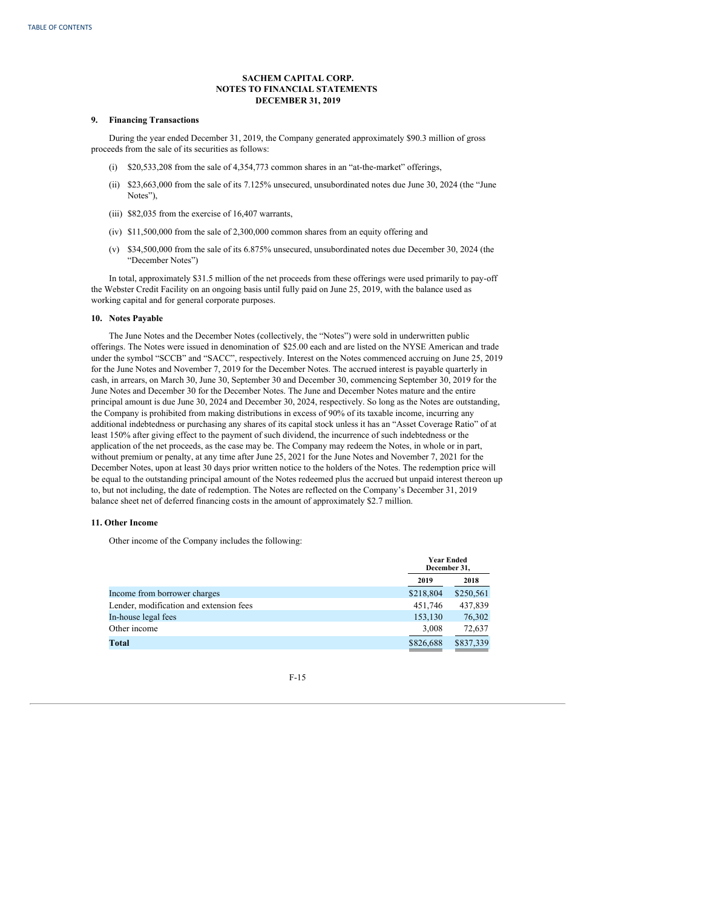**SACHEM CAPITAL CORP.**
**NOTES TO FINANCIAL STATEMENTS**
**DECEMBER 31, 2019**

### 9. Financing Transactions

During the year ended December 31, 2019, the Company generated approximately $90.3 million of gross proceeds from the sale of its securities as follows:

(i) $20,533,208 from the sale of 4,354,773 common shares in an "at-the-market" offerings,

(ii) $23,663,000 from the sale of its 7.125% unsecured, unsubordinated notes due June 30, 2024 (the "June Notes"),

(iii) $82,035 from the exercise of 16,407 warrants,

(iv) $11,500,000 from the sale of 2,300,000 common shares from an equity offering and

(v) $34,500,000 from the sale of its 6.875% unsecured, unsubordinated notes due December 30, 2024 (the "December Notes")

In total, approximately $31.5 million of the net proceeds from these offerings were used primarily to pay-off the Webster Credit Facility on an ongoing basis until fully paid on June 25, 2019, with the balance used as working capital and for general corporate purposes.

### 10. Notes Payable

The June Notes and the December Notes (collectively, the "Notes") were sold in underwritten public offerings. The Notes were issued in denomination of $25.00 each and are listed on the NYSE American and trade under the symbol "SCCB" and "SACC", respectively. Interest on the Notes commenced accruing on June 25, 2019 for the June Notes and November 7, 2019 for the December Notes. The accrued interest is payable quarterly in cash, in arrears, on March 30, June 30, September 30 and December 30, commencing September 30, 2019 for the June Notes and December 30 for the December Notes. The June and December Notes mature and the entire principal amount is due June 30, 2024 and December 30, 2024, respectively. So long as the Notes are outstanding, the Company is prohibited from making distributions in excess of 90% of its taxable income, incurring any additional indebtedness or purchasing any shares of its capital stock unless it has an "Asset Coverage Ratio" of at least 150% after giving effect to the payment of such dividend, the incurrence of such indebtedness or the application of the net proceeds, as the case may be. The Company may redeem the Notes, in whole or in part, without premium or penalty, at any time after June 25, 2021 for the June Notes and November 7, 2021 for the December Notes, upon at least 30 days prior written notice to the holders of the Notes. The redemption price will be equal to the outstanding principal amount of the Notes redeemed plus the accrued but unpaid interest thereon up to, but not including, the date of redemption. The Notes are reflected on the Company's December 31, 2019 balance sheet net of deferred financing costs in the amount of approximately $2.7 million.

### 11. Other Income

Other income of the Company includes the following:

| | Year Ended December 31, | |
|---|---|---|
| | 2019 | 2018 |
| Income from borrower charges | $218,804 | $250,561 |
| Lender, modification and extension fees | 451,746 | 437,839 |
| In-house legal fees | 153,130 | 76,302 |
| Other income | 3,008 | 72,637 |
| **Total** | $826,688 | $837,339 |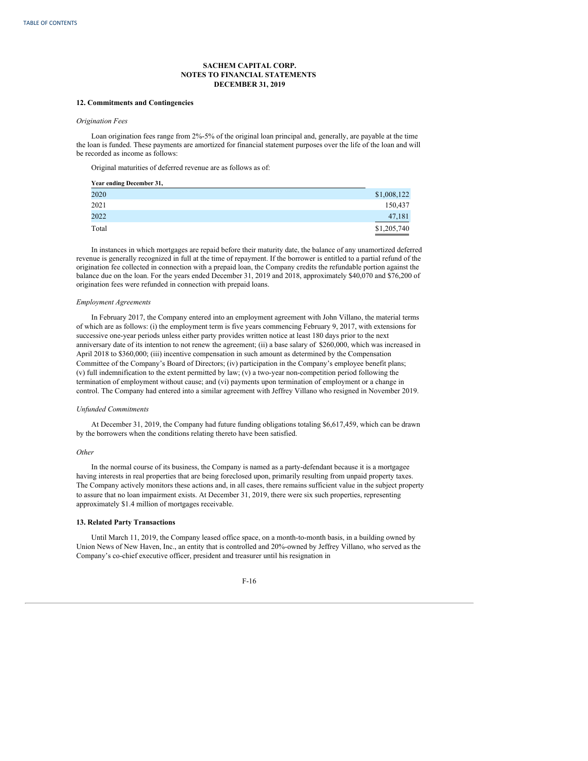**SACHEM CAPITAL CORP.**
**NOTES TO FINANCIAL STATEMENTS**
**DECEMBER 31, 2019**

### 12. Commitments and Contingencies

*Origination Fees*

Loan origination fees range from 2%-5% of the original loan principal and, generally, are payable at the time the loan is funded. These payments are amortized for financial statement purposes over the life of the loan and will be recorded as income as follows:

Original maturities of deferred revenue are as follows as of:

| Year ending December 31, | |
|---|---|
| 2020 | $1,008,122 |
| 2021 | 150,437 |
| 2022 | 47,181 |
| Total | $1,205,740 |

In instances in which mortgages are repaid before their maturity date, the balance of any unamortized deferred revenue is generally recognized in full at the time of repayment. If the borrower is entitled to a partial refund of the origination fee collected in connection with a prepaid loan, the Company credits the refundable portion against the balance due on the loan. For the years ended December 31, 2019 and 2018, approximately $40,070 and $76,200 of origination fees were refunded in connection with prepaid loans.

*Employment Agreements*

In February 2017, the Company entered into an employment agreement with John Villano, the material terms of which are as follows: (i) the employment term is five years commencing February 9, 2017, with extensions for successive one-year periods unless either party provides written notice at least 180 days prior to the next anniversary date of its intention to not renew the agreement; (ii) a base salary of $260,000, which was increased in April 2018 to $360,000; (iii) incentive compensation in such amount as determined by the Compensation Committee of the Company's Board of Directors; (iv) participation in the Company's employee benefit plans; (v) full indemnification to the extent permitted by law; (v) a two-year non-competition period following the termination of employment without cause; and (vi) payments upon termination of employment or a change in control. The Company had entered into a similar agreement with Jeffrey Villano who resigned in November 2019.

*Unfunded Commitments*

At December 31, 2019, the Company had future funding obligations totaling $6,617,459, which can be drawn by the borrowers when the conditions relating thereto have been satisfied.

*Other*

In the normal course of its business, the Company is named as a party-defendant because it is a mortgagee having interests in real properties that are being foreclosed upon, primarily resulting from unpaid property taxes. The Company actively monitors these actions and, in all cases, there remains sufficient value in the subject property to assure that no loan impairment exists. At December 31, 2019, there were six such properties, representing approximately $1.4 million of mortgages receivable.

### 13. Related Party Transactions

Until March 11, 2019, the Company leased office space, on a month-to-month basis, in a building owned by Union News of New Haven, Inc., an entity that is controlled and 20%-owned by Jeffrey Villano, who served as the Company's co-chief executive officer, president and treasurer until his resignation in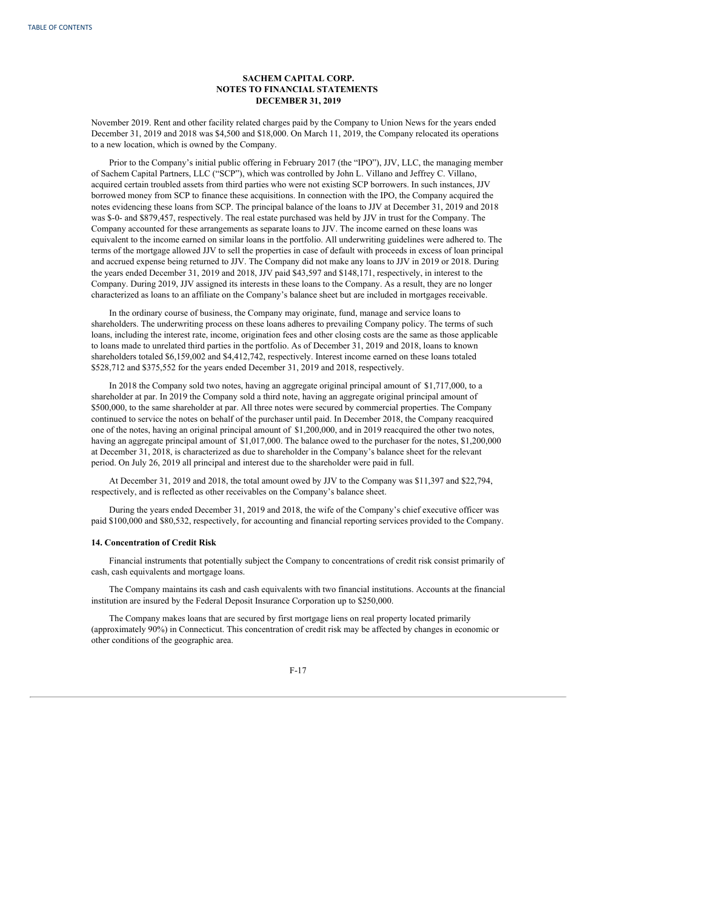November 2019. Rent and other facility related charges paid by the Company to Union News for the years ended December 31, 2019 and 2018 was $4,500 and $18,000. On March 11, 2019, the Company relocated its operations to a new location, which is owned by the Company.

Prior to the Company's initial public offering in February 2017 (the "IPO"), JJV, LLC, the managing member of Sachem Capital Partners, LLC ("SCP"), which was controlled by John L. Villano and Jeffrey C. Villano, acquired certain troubled assets from third parties who were not existing SCP borrowers. In such instances, JJV borrowed money from SCP to finance these acquisitions. In connection with the IPO, the Company acquired the notes evidencing these loans from SCP. The principal balance of the loans to JJV at December 31, 2019 and 2018 was $-0- and $879,457, respectively. The real estate purchased was held by JJV in trust for the Company. The Company accounted for these arrangements as separate loans to JJV. The income earned on these loans was equivalent to the income earned on similar loans in the portfolio. All underwriting guidelines were adhered to. The terms of the mortgage allowed JJV to sell the properties in case of default with proceeds in excess of loan principal and accrued expense being returned to JJV. The Company did not make any loans to JJV in 2019 or 2018. During the years ended December 31, 2019 and 2018, JJV paid $43,597 and $148,171, respectively, in interest to the Company. During 2019, JJV assigned its interests in these loans to the Company. As a result, they are no longer characterized as loans to an affiliate on the Company's balance sheet but are included in mortgages receivable.

In the ordinary course of business, the Company may originate, fund, manage and service loans to shareholders. The underwriting process on these loans adheres to prevailing Company policy. The terms of such loans, including the interest rate, income, origination fees and other closing costs are the same as those applicable to loans made to unrelated third parties in the portfolio. As of December 31, 2019 and 2018, loans to known shareholders totaled $6,159,002 and $4,412,742, respectively. Interest income earned on these loans totaled $528,712 and $375,552 for the years ended December 31, 2019 and 2018, respectively.

In 2018 the Company sold two notes, having an aggregate original principal amount of $1,717,000, to a shareholder at par. In 2019 the Company sold a third note, having an aggregate original principal amount of $500,000, to the same shareholder at par. All three notes were secured by commercial properties. The Company continued to service the notes on behalf of the purchaser until paid. In December 2018, the Company reacquired one of the notes, having an original principal amount of $1,200,000, and in 2019 reacquired the other two notes, having an aggregate principal amount of $1,017,000. The balance owed to the purchaser for the notes, $1,200,000 at December 31, 2018, is characterized as due to shareholder in the Company's balance sheet for the relevant period. On July 26, 2019 all principal and interest due to the shareholder were paid in full.

At December 31, 2019 and 2018, the total amount owed by JJV to the Company was $11,397 and $22,794, respectively, and is reflected as other receivables on the Company's balance sheet.

During the years ended December 31, 2019 and 2018, the wife of the Company's chief executive officer was paid $100,000 and $80,532, respectively, for accounting and financial reporting services provided to the Company.

### 14. Concentration of Credit Risk

Financial instruments that potentially subject the Company to concentrations of credit risk consist primarily of cash, cash equivalents and mortgage loans.

The Company maintains its cash and cash equivalents with two financial institutions. Accounts at the financial institution are insured by the Federal Deposit Insurance Corporation up to $250,000.

The Company makes loans that are secured by first mortgage liens on real property located primarily (approximately 90%) in Connecticut. This concentration of credit risk may be affected by changes in economic or other conditions of the geographic area.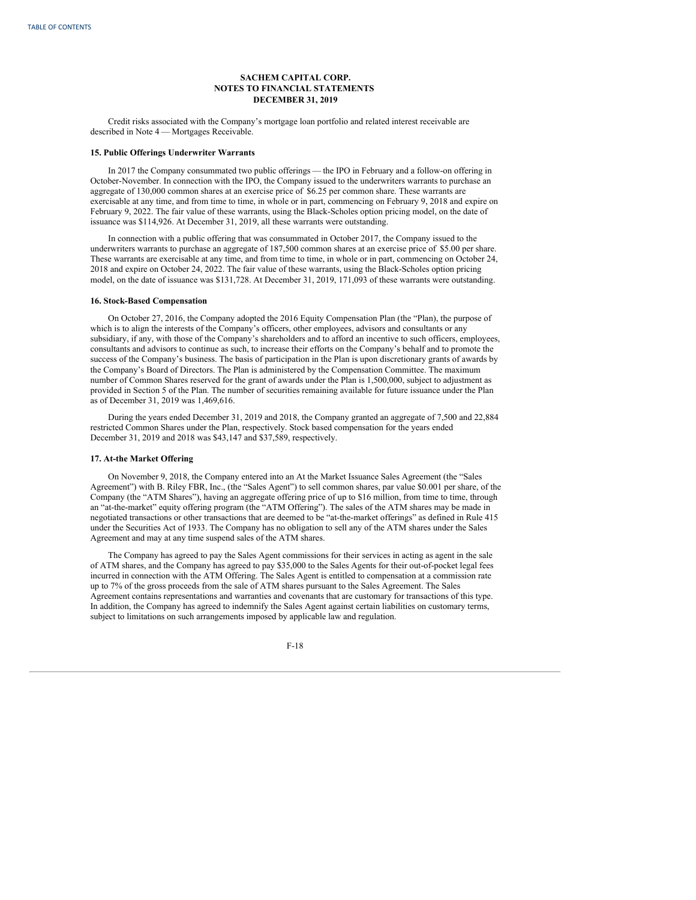Credit risks associated with the Company's mortgage loan portfolio and related interest receivable are described in Note 4 — Mortgages Receivable.

**15. Public Offerings Underwriter Warrants**

In 2017 the Company consummated two public offerings — the IPO in February and a follow-on offering in October-November. In connection with the IPO, the Company issued to the underwriters warrants to purchase an aggregate of 130,000 common shares at an exercise price of $6.25 per common share. These warrants are exercisable at any time, and from time to time, in whole or in part, commencing on February 9, 2018 and expire on February 9, 2022. The fair value of these warrants, using the Black-Scholes option pricing model, on the date of issuance was $114,926. At December 31, 2019, all these warrants were outstanding.

In connection with a public offering that was consummated in October 2017, the Company issued to the underwriters warrants to purchase an aggregate of 187,500 common shares at an exercise price of $5.00 per share. These warrants are exercisable at any time, and from time to time, in whole or in part, commencing on October 24, 2018 and expire on October 24, 2022. The fair value of these warrants, using the Black-Scholes option pricing model, on the date of issuance was $131,728. At December 31, 2019, 171,093 of these warrants were outstanding.

**16. Stock-Based Compensation**

On October 27, 2016, the Company adopted the 2016 Equity Compensation Plan (the "Plan), the purpose of which is to align the interests of the Company's officers, other employees, advisors and consultants or any subsidiary, if any, with those of the Company's shareholders and to afford an incentive to such officers, employees, consultants and advisors to continue as such, to increase their efforts on the Company's behalf and to promote the success of the Company's business. The basis of participation in the Plan is upon discretionary grants of awards by the Company's Board of Directors. The Plan is administered by the Compensation Committee. The maximum number of Common Shares reserved for the grant of awards under the Plan is 1,500,000, subject to adjustment as provided in Section 5 of the Plan. The number of securities remaining available for future issuance under the Plan as of December 31, 2019 was 1,469,616.

During the years ended December 31, 2019 and 2018, the Company granted an aggregate of 7,500 and 22,884 restricted Common Shares under the Plan, respectively. Stock based compensation for the years ended December 31, 2019 and 2018 was $43,147 and $37,589, respectively.

**17. At-the Market Offering**

On November 9, 2018, the Company entered into an At the Market Issuance Sales Agreement (the "Sales Agreement") with B. Riley FBR, Inc., (the "Sales Agent") to sell common shares, par value $0.001 per share, of the Company (the "ATM Shares"), having an aggregate offering price of up to $16 million, from time to time, through an "at-the-market" equity offering program (the "ATM Offering"). The sales of the ATM shares may be made in negotiated transactions or other transactions that are deemed to be "at-the-market offerings" as defined in Rule 415 under the Securities Act of 1933. The Company has no obligation to sell any of the ATM shares under the Sales Agreement and may at any time suspend sales of the ATM shares.

The Company has agreed to pay the Sales Agent commissions for their services in acting as agent in the sale of ATM shares, and the Company has agreed to pay $35,000 to the Sales Agents for their out-of-pocket legal fees incurred in connection with the ATM Offering. The Sales Agent is entitled to compensation at a commission rate up to 7% of the gross proceeds from the sale of ATM shares pursuant to the Sales Agreement. The Sales Agreement contains representations and warranties and covenants that are customary for transactions of this type. In addition, the Company has agreed to indemnify the Sales Agent against certain liabilities on customary terms, subject to limitations on such arrangements imposed by applicable law and regulation.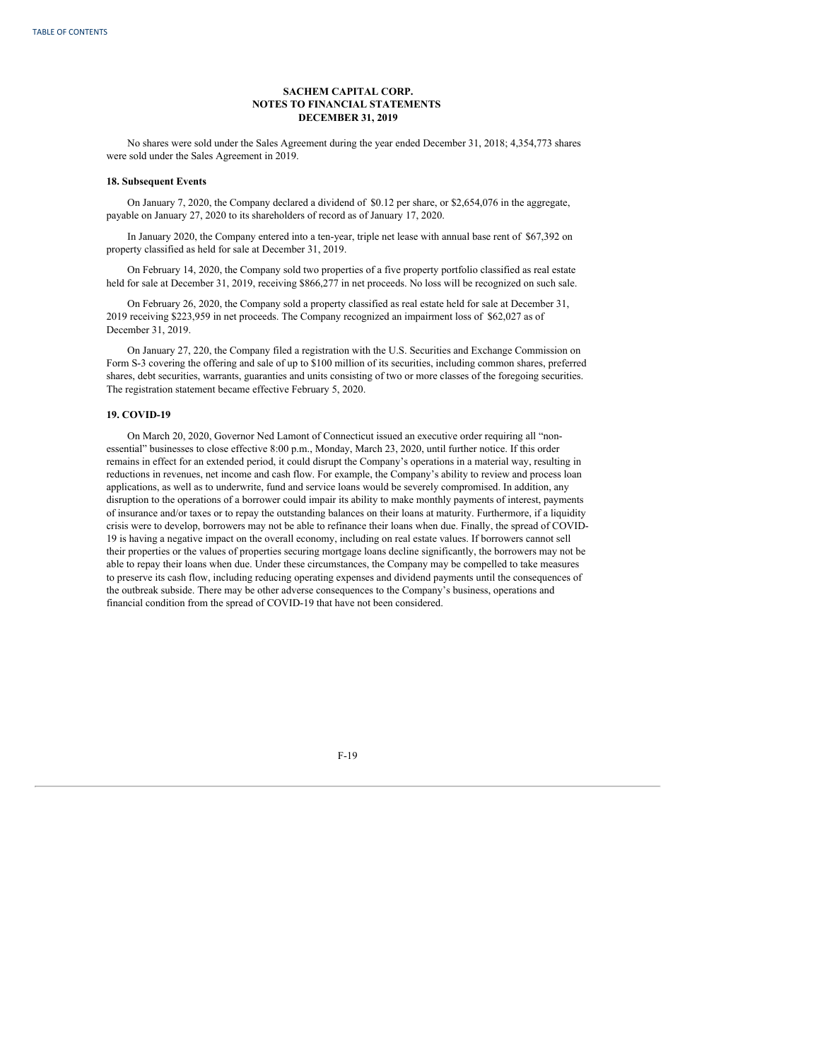**SACHEM CAPITAL CORP.**
**NOTES TO FINANCIAL STATEMENTS**
**DECEMBER 31, 2019**

No shares were sold under the Sales Agreement during the year ended December 31, 2018; 4,354,773 shares were sold under the Sales Agreement in 2019.

### 18. Subsequent Events

On January 7, 2020, the Company declared a dividend of $0.12 per share, or $2,654,076 in the aggregate, payable on January 27, 2020 to its shareholders of record as of January 17, 2020.

In January 2020, the Company entered into a ten-year, triple net lease with annual base rent of $67,392 on property classified as held for sale at December 31, 2019.

On February 14, 2020, the Company sold two properties of a five property portfolio classified as real estate held for sale at December 31, 2019, receiving $866,277 in net proceeds. No loss will be recognized on such sale.

On February 26, 2020, the Company sold a property classified as real estate held for sale at December 31, 2019 receiving $223,959 in net proceeds. The Company recognized an impairment loss of $62,027 as of December 31, 2019.

On January 27, 220, the Company filed a registration with the U.S. Securities and Exchange Commission on Form S-3 covering the offering and sale of up to $100 million of its securities, including common shares, preferred shares, debt securities, warrants, guaranties and units consisting of two or more classes of the foregoing securities. The registration statement became effective February 5, 2020.

### 19. COVID-19

On March 20, 2020, Governor Ned Lamont of Connecticut issued an executive order requiring all "non-essential" businesses to close effective 8:00 p.m., Monday, March 23, 2020, until further notice. If this order remains in effect for an extended period, it could disrupt the Company's operations in a material way, resulting in reductions in revenues, net income and cash flow. For example, the Company's ability to review and process loan applications, as well as to underwrite, fund and service loans would be severely compromised. In addition, any disruption to the operations of a borrower could impair its ability to make monthly payments of interest, payments of insurance and/or taxes or to repay the outstanding balances on their loans at maturity. Furthermore, if a liquidity crisis were to develop, borrowers may not be able to refinance their loans when due. Finally, the spread of COVID-19 is having a negative impact on the overall economy, including on real estate values. If borrowers cannot sell their properties or the values of properties securing mortgage loans decline significantly, the borrowers may not be able to repay their loans when due. Under these circumstances, the Company may be compelled to take measures to preserve its cash flow, including reducing operating expenses and dividend payments until the consequences of the outbreak subside. There may be other adverse consequences to the Company's business, operations and financial condition from the spread of COVID-19 that have not been considered.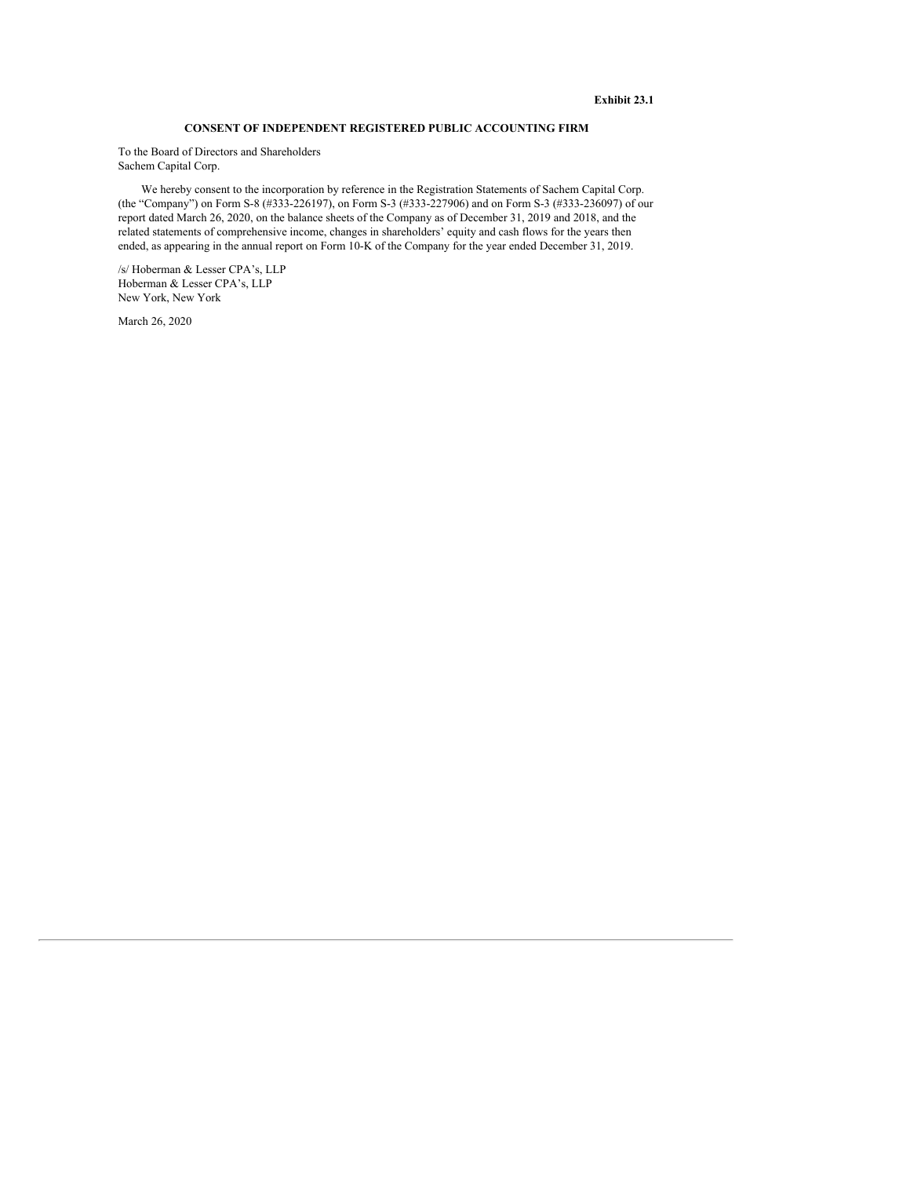**Exhibit 23.1**

**CONSENT OF INDEPENDENT REGISTERED PUBLIC ACCOUNTING FIRM**

To the Board of Directors and Shareholders
Sachem Capital Corp.

We hereby consent to the incorporation by reference in the Registration Statements of Sachem Capital Corp. (the "Company") on Form S-8 (#333-226197), on Form S-3 (#333-227906) and on Form S-3 (#333-236097) of our report dated March 26, 2020, on the balance sheets of the Company as of December 31, 2019 and 2018, and the related statements of comprehensive income, changes in shareholders' equity and cash flows for the years then ended, as appearing in the annual report on Form 10-K of the Company for the year ended December 31, 2019.

/s/ Hoberman & Lesser CPA's, LLP
Hoberman & Lesser CPA's, LLP
New York, New York

March 26, 2020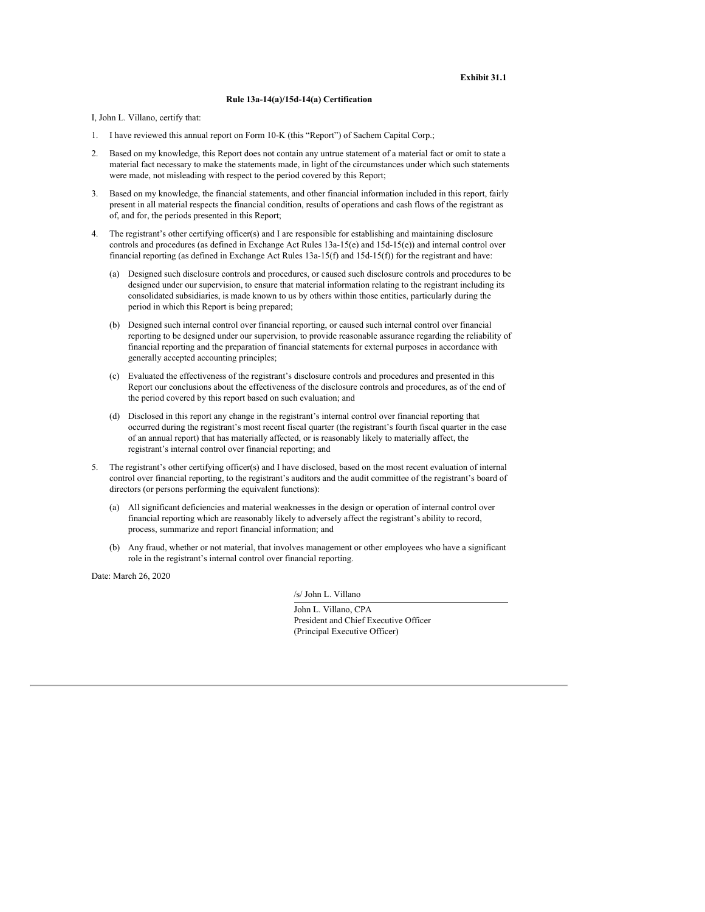**Exhibit 31.1**

**Rule 13a-14(a)/15d-14(a) Certification**

I, John L. Villano, certify that:

1. I have reviewed this annual report on Form 10-K (this "Report") of Sachem Capital Corp.;

2. Based on my knowledge, this Report does not contain any untrue statement of a material fact or omit to state a material fact necessary to make the statements made, in light of the circumstances under which such statements were made, not misleading with respect to the period covered by this Report;

3. Based on my knowledge, the financial statements, and other financial information included in this report, fairly present in all material respects the financial condition, results of operations and cash flows of the registrant as of, and for, the periods presented in this Report;

4. The registrant's other certifying officer(s) and I are responsible for establishing and maintaining disclosure controls and procedures (as defined in Exchange Act Rules 13a-15(e) and 15d-15(e)) and internal control over financial reporting (as defined in Exchange Act Rules 13a-15(f) and 15d-15(f)) for the registrant and have:

   (a) Designed such disclosure controls and procedures, or caused such disclosure controls and procedures to be designed under our supervision, to ensure that material information relating to the registrant including its consolidated subsidiaries, is made known to us by others within those entities, particularly during the period in which this Report is being prepared;

   (b) Designed such internal control over financial reporting, or caused such internal control over financial reporting to be designed under our supervision, to provide reasonable assurance regarding the reliability of financial reporting and the preparation of financial statements for external purposes in accordance with generally accepted accounting principles;

   (c) Evaluated the effectiveness of the registrant's disclosure controls and procedures and presented in this Report our conclusions about the effectiveness of the disclosure controls and procedures, as of the end of the period covered by this report based on such evaluation; and

   (d) Disclosed in this report any change in the registrant's internal control over financial reporting that occurred during the registrant's most recent fiscal quarter (the registrant's fourth fiscal quarter in the case of an annual report) that has materially affected, or is reasonably likely to materially affect, the registrant's internal control over financial reporting; and

5. The registrant's other certifying officer(s) and I have disclosed, based on the most recent evaluation of internal control over financial reporting, to the registrant's auditors and the audit committee of the registrant's board of directors (or persons performing the equivalent functions):

   (a) All significant deficiencies and material weaknesses in the design or operation of internal control over financial reporting which are reasonably likely to adversely affect the registrant's ability to record, process, summarize and report financial information; and

   (b) Any fraud, whether or not material, that involves management or other employees who have a significant role in the registrant's internal control over financial reporting.

Date: March 26, 2020

/s/ John L. Villano

John L. Villano, CPA
President and Chief Executive Officer
(Principal Executive Officer)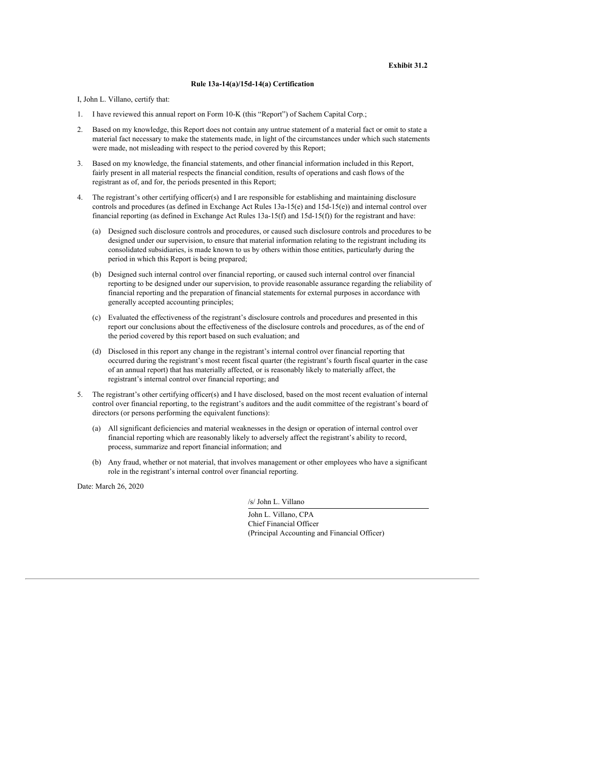**Exhibit 31.2**

**Rule 13a-14(a)/15d-14(a) Certification**

I, John L. Villano, certify that:

1. I have reviewed this annual report on Form 10-K (this "Report") of Sachem Capital Corp.;

2. Based on my knowledge, this Report does not contain any untrue statement of a material fact or omit to state a material fact necessary to make the statements made, in light of the circumstances under which such statements were made, not misleading with respect to the period covered by this Report;

3. Based on my knowledge, the financial statements, and other financial information included in this Report, fairly present in all material respects the financial condition, results of operations and cash flows of the registrant as of, and for, the periods presented in this Report;

4. The registrant's other certifying officer(s) and I are responsible for establishing and maintaining disclosure controls and procedures (as defined in Exchange Act Rules 13a-15(e) and 15d-15(e)) and internal control over financial reporting (as defined in Exchange Act Rules 13a-15(f) and 15d-15(f)) for the registrant and have:

   (a) Designed such disclosure controls and procedures, or caused such disclosure controls and procedures to be designed under our supervision, to ensure that material information relating to the registrant including its consolidated subsidiaries, is made known to us by others within those entities, particularly during the period in which this Report is being prepared;

   (b) Designed such internal control over financial reporting, or caused such internal control over financial reporting to be designed under our supervision, to provide reasonable assurance regarding the reliability of financial reporting and the preparation of financial statements for external purposes in accordance with generally accepted accounting principles;

   (c) Evaluated the effectiveness of the registrant's disclosure controls and procedures and presented in this report our conclusions about the effectiveness of the disclosure controls and procedures, as of the end of the period covered by this report based on such evaluation; and

   (d) Disclosed in this report any change in the registrant's internal control over financial reporting that occurred during the registrant's most recent fiscal quarter (the registrant's fourth fiscal quarter in the case of an annual report) that has materially affected, or is reasonably likely to materially affect, the registrant's internal control over financial reporting; and

5. The registrant's other certifying officer(s) and I have disclosed, based on the most recent evaluation of internal control over financial reporting, to the registrant's auditors and the audit committee of the registrant's board of directors (or persons performing the equivalent functions):

   (a) All significant deficiencies and material weaknesses in the design or operation of internal control over financial reporting which are reasonably likely to adversely affect the registrant's ability to record, process, summarize and report financial information; and

   (b) Any fraud, whether or not material, that involves management or other employees who have a significant role in the registrant's internal control over financial reporting.

Date: March 26, 2020

/s/ John L. Villano

John L. Villano, CPA
Chief Financial Officer
(Principal Accounting and Financial Officer)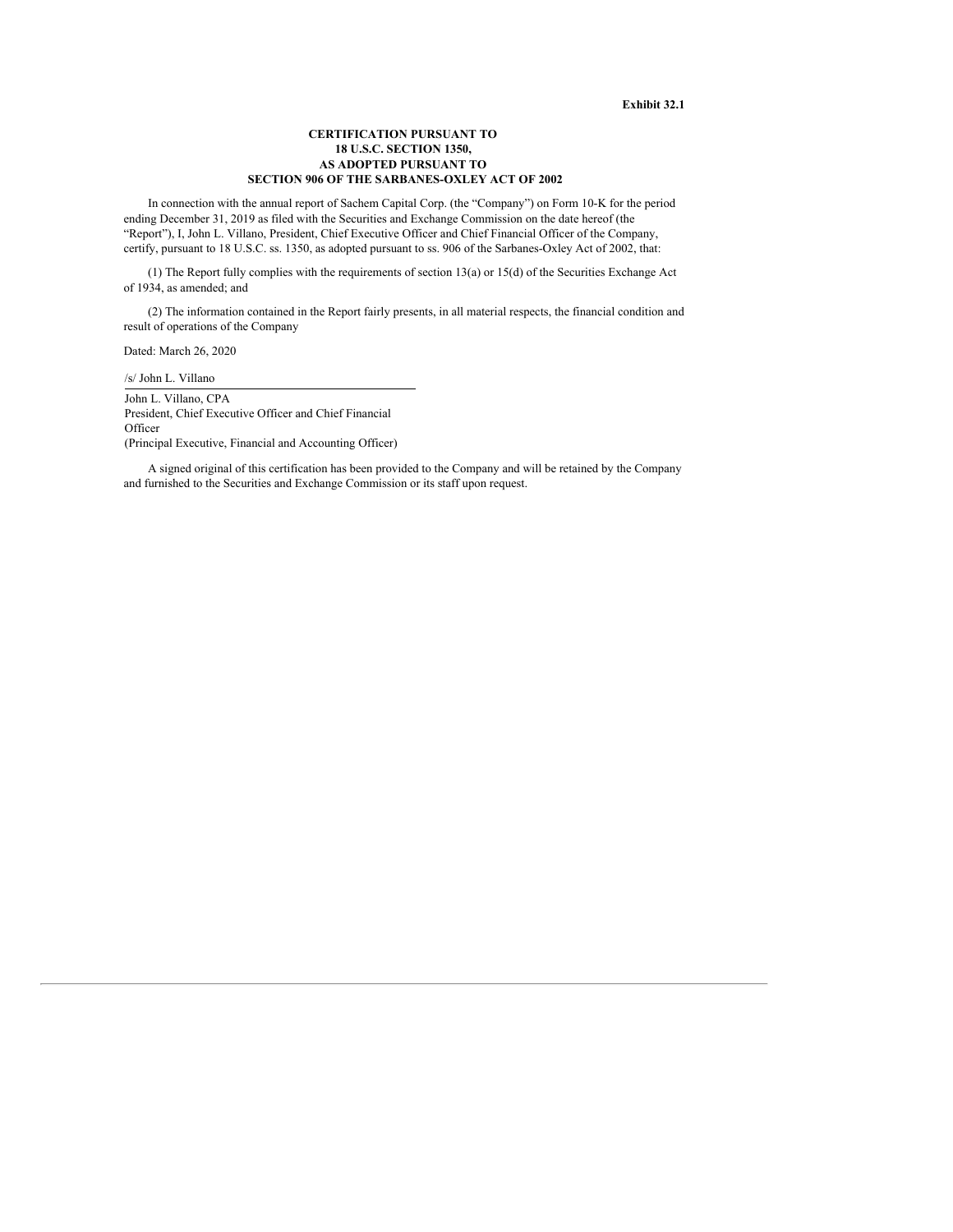**Exhibit 32.1**

**CERTIFICATION PURSUANT TO**
**18 U.S.C. SECTION 1350,**
**AS ADOPTED PURSUANT TO**
**SECTION 906 OF THE SARBANES-OXLEY ACT OF 2002**

In connection with the annual report of Sachem Capital Corp. (the "Company") on Form 10-K for the period ending December 31, 2019 as filed with the Securities and Exchange Commission on the date hereof (the "Report"), I, John L. Villano, President, Chief Executive Officer and Chief Financial Officer of the Company, certify, pursuant to 18 U.S.C. ss. 1350, as adopted pursuant to ss. 906 of the Sarbanes-Oxley Act of 2002, that:

(1) The Report fully complies with the requirements of section 13(a) or 15(d) of the Securities Exchange Act of 1934, as amended; and

(2) The information contained in the Report fairly presents, in all material respects, the financial condition and result of operations of the Company

Dated: March 26, 2020

/s/ John L. Villano

John L. Villano, CPA
President, Chief Executive Officer and Chief Financial Officer
(Principal Executive, Financial and Accounting Officer)

A signed original of this certification has been provided to the Company and will be retained by the Company and furnished to the Securities and Exchange Commission or its staff upon request.